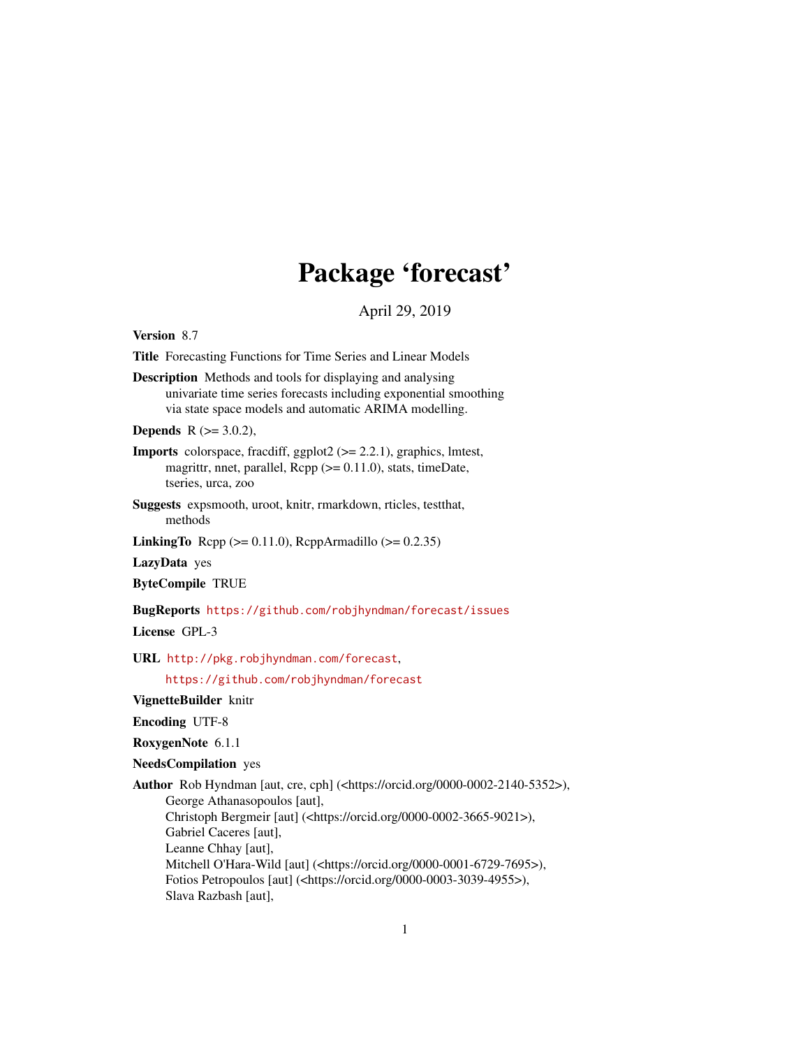# Package 'forecast'

April 29, 2019

**Version** 8.7

**Title** Forecasting Functions for Time Series and Linear Models

**Description** Methods and tools for displaying and analysing univariate time series forecasts including exponential smoothing via state space models and automatic ARIMA modelling.

**Depends** R (>= 3.0.2),

**Imports** colorspace, fracdiff, ggplot2 (>= 2.2.1), graphics, lmtest, magrittr, nnet, parallel, Rcpp (>= 0.11.0), stats, timeDate, tseries, urca, zoo

**Suggests** expsmooth, uroot, knitr, rmarkdown, rticles, testthat, methods

**LinkingTo** Rcpp (>= 0.11.0), RcppArmadillo (>= 0.2.35)

**LazyData** yes

**ByteCompile** TRUE

**BugReports** https://github.com/robjhyndman/forecast/issues

**License** GPL-3

**URL** http://pkg.robjhyndman.com/forecast,
https://github.com/robjhyndman/forecast

**VignetteBuilder** knitr

**Encoding** UTF-8

**RoxygenNote** 6.1.1

**NeedsCompilation** yes

**Author** Rob Hyndman [aut, cre, cph] (<https://orcid.org/0000-0002-2140-5352>),
George Athanasopoulos [aut],
Christoph Bergmeir [aut] (<https://orcid.org/0000-0002-3665-9021>),
Gabriel Caceres [aut],
Leanne Chhay [aut],
Mitchell O'Hara-Wild [aut] (<https://orcid.org/0000-0001-6729-7695>),
Fotios Petropoulos [aut] (<https://orcid.org/0000-0003-3039-4955>),
Slava Razbash [aut],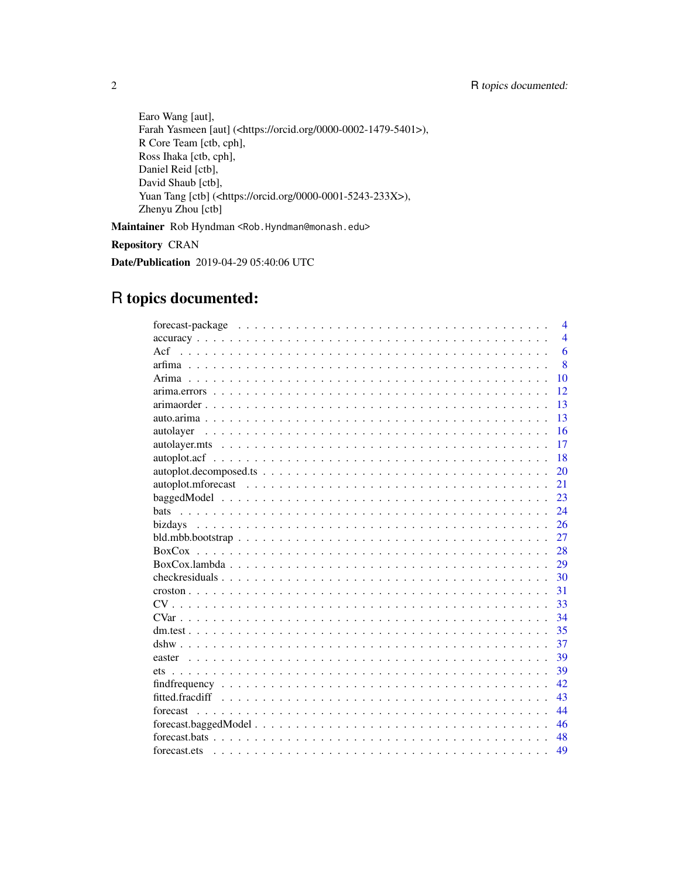Earo Wang [aut],
Farah Yasmeen [aut] (<https://orcid.org/0000-0002-1479-5401>),
R Core Team [ctb, cph],
Ross Ihaka [ctb, cph],
Daniel Reid [ctb],
David Shaub [ctb],
Yuan Tang [ctb] (<https://orcid.org/0000-0001-5243-233X>),
Zhenyu Zhou [ctb]

**Maintainer** Rob Hyndman <Rob.Hyndman@monash.edu>

**Repository** CRAN

**Date/Publication** 2019-04-29 05:40:06 UTC

# R topics documented:

| | |
|---|---|
| forecast-package | 4 |
| accuracy | 4 |
| Acf | 6 |
| arfima | 8 |
| Arima | 10 |
| arima.errors | 12 |
| arimaorder | 13 |
| auto.arima | 13 |
| autolayer | 16 |
| autolayer.mts | 17 |
| autoplot.acf | 18 |
| autoplot.decomposed.ts | 20 |
| autoplot.mforecast | 21 |
| baggedModel | 23 |
| bats | 24 |
| bizdays | 26 |
| bld.mbb.bootstrap | 27 |
| BoxCox | 28 |
| BoxCox.lambda | 29 |
| checkresiduals | 30 |
| croston | 31 |
| CV | 33 |
| CVar | 34 |
| dm.test | 35 |
| dshw | 37 |
| easter | 39 |
| ets | 39 |
| findfrequency | 42 |
| fitted.fracdiff | 43 |
| forecast | 44 |
| forecast.baggedModel | 46 |
| forecast.bats | 48 |
| forecast.ets | 49 |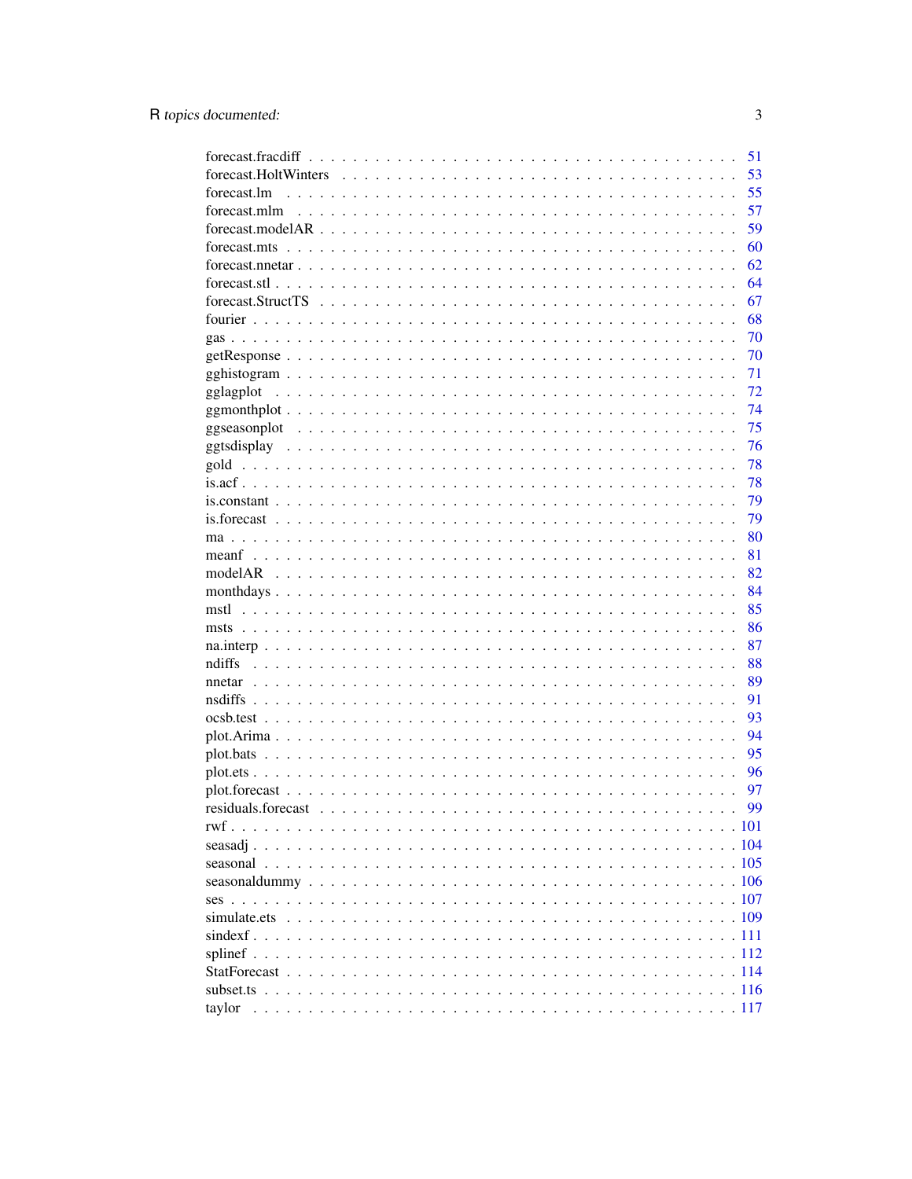| | |
|---|---|
| forecast.fracdiff | 51 |
| forecast.HoltWinters | 53 |
| forecast.lm | 55 |
| forecast.mlm | 57 |
| forecast.modelAR | 59 |
| forecast.mts | 60 |
| forecast.nnetar | 62 |
| forecast.stl | 64 |
| forecast.StructTS | 67 |
| fourier | 68 |
| gas | 70 |
| getResponse | 70 |
| gghistogram | 71 |
| gglagplot | 72 |
| ggmonthplot | 74 |
| ggseasonplot | 75 |
| ggtsdisplay | 76 |
| gold | 78 |
| is.acf | 78 |
| is.constant | 79 |
| is.forecast | 79 |
| ma | 80 |
| meanf | 81 |
| modelAR | 82 |
| monthdays | 84 |
| mstl | 85 |
| msts | 86 |
| na.interp | 87 |
| ndiffs | 88 |
| nnetar | 89 |
| nsdiffs | 91 |
| ocsb.test | 93 |
| plot.Arima | 94 |
| plot.bats | 95 |
| plot.ets | 96 |
| plot.forecast | 97 |
| residuals.forecast | 99 |
| rwf | 101 |
| seasadj | 104 |
| seasonal | 105 |
| seasonaldummy | 106 |
| ses | 107 |
| simulate.ets | 109 |
| sindexf | 111 |
| splinef | 112 |
| StatForecast | 114 |
| subset.ts | 116 |
| taylor | 117 |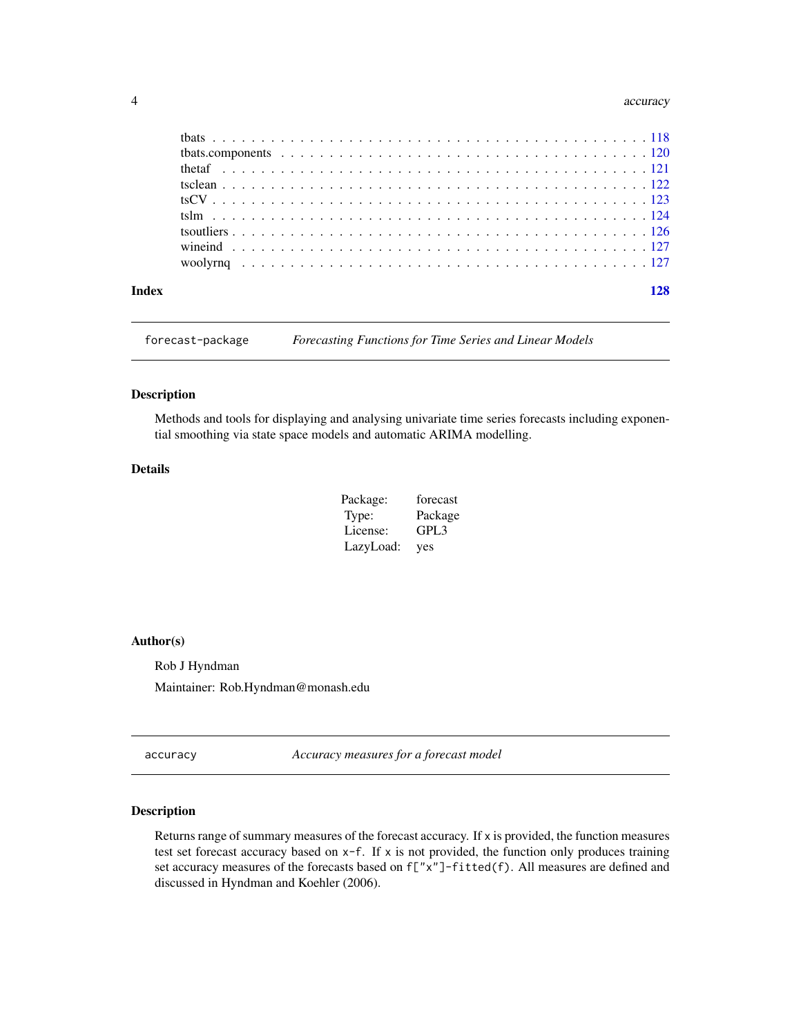tbats . . . . . . . . . . . . . . . . . . . . . . . . . . . . . . . . . . . . . . . . . . . 118
tbats.components . . . . . . . . . . . . . . . . . . . . . . . . . . . . . . . . . . . . . 120
thetaf . . . . . . . . . . . . . . . . . . . . . . . . . . . . . . . . . . . . . . . . . . . 121
tsclean . . . . . . . . . . . . . . . . . . . . . . . . . . . . . . . . . . . . . . . . . . 122
tsCV . . . . . . . . . . . . . . . . . . . . . . . . . . . . . . . . . . . . . . . . . . . 123
tslm . . . . . . . . . . . . . . . . . . . . . . . . . . . . . . . . . . . . . . . . . . . 124
tsoutliers . . . . . . . . . . . . . . . . . . . . . . . . . . . . . . . . . . . . . . . . 126
wineind . . . . . . . . . . . . . . . . . . . . . . . . . . . . . . . . . . . . . . . . . 127
woolyrnq . . . . . . . . . . . . . . . . . . . . . . . . . . . . . . . . . . . . . . . . 127

**Index** **128**

---

`forecast-package` *Forecasting Functions for Time Series and Linear Models*

---

### Description

Methods and tools for displaying and analysing univariate time series forecasts including exponential smoothing via state space models and automatic ARIMA modelling.

### Details

| | |
|---|---|
| Package: | forecast |
| Type: | Package |
| License: | GPL3 |
| LazyLoad: | yes |

### Author(s)

Rob J Hyndman

Maintainer: Rob.Hyndman@monash.edu

---

`accuracy` *Accuracy measures for a forecast model*

---

### Description

Returns range of summary measures of the forecast accuracy. If `x` is provided, the function measures test set forecast accuracy based on `x-f`. If `x` is not provided, the function only produces training set accuracy measures of the forecasts based on `f["x"]-fitted(f)`. All measures are defined and discussed in Hyndman and Koehler (2006).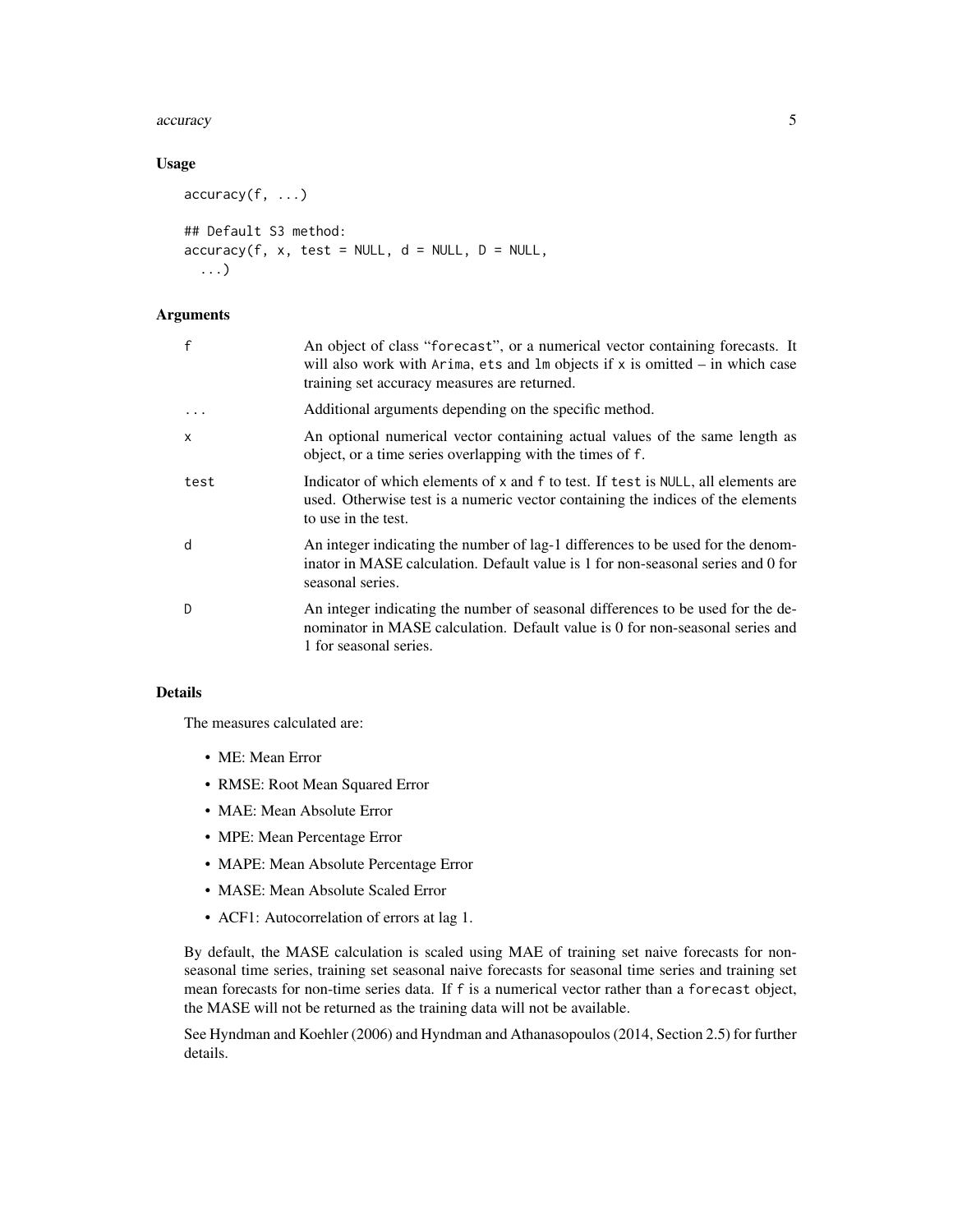### Usage

```
accuracy(f, ...)

## Default S3 method:
accuracy(f, x, test = NULL, d = NULL, D = NULL,
  ...)
```

### Arguments

| | |
|---|---|
| `f` | An object of class "`forecast`", or a numerical vector containing forecasts. It will also work with `Arima`, `ets` and `lm` objects if `x` is omitted – in which case training set accuracy measures are returned. |
| `...` | Additional arguments depending on the specific method. |
| `x` | An optional numerical vector containing actual values of the same length as object, or a time series overlapping with the times of `f`. |
| `test` | Indicator of which elements of `x` and `f` to test. If `test` is `NULL`, all elements are used. Otherwise test is a numeric vector containing the indices of the elements to use in the test. |
| `d` | An integer indicating the number of lag-1 differences to be used for the denominator in MASE calculation. Default value is 1 for non-seasonal series and 0 for seasonal series. |
| `D` | An integer indicating the number of seasonal differences to be used for the denominator in MASE calculation. Default value is 0 for non-seasonal series and 1 for seasonal series. |

### Details

The measures calculated are:

- ME: Mean Error
- RMSE: Root Mean Squared Error
- MAE: Mean Absolute Error
- MPE: Mean Percentage Error
- MAPE: Mean Absolute Percentage Error
- MASE: Mean Absolute Scaled Error
- ACF1: Autocorrelation of errors at lag 1.

By default, the MASE calculation is scaled using MAE of training set naive forecasts for non-seasonal time series, training set seasonal naive forecasts for seasonal time series and training set mean forecasts for non-time series data. If `f` is a numerical vector rather than a `forecast` object, the MASE will not be returned as the training data will not be available.

See Hyndman and Koehler (2006) and Hyndman and Athanasopoulos (2014, Section 2.5) for further details.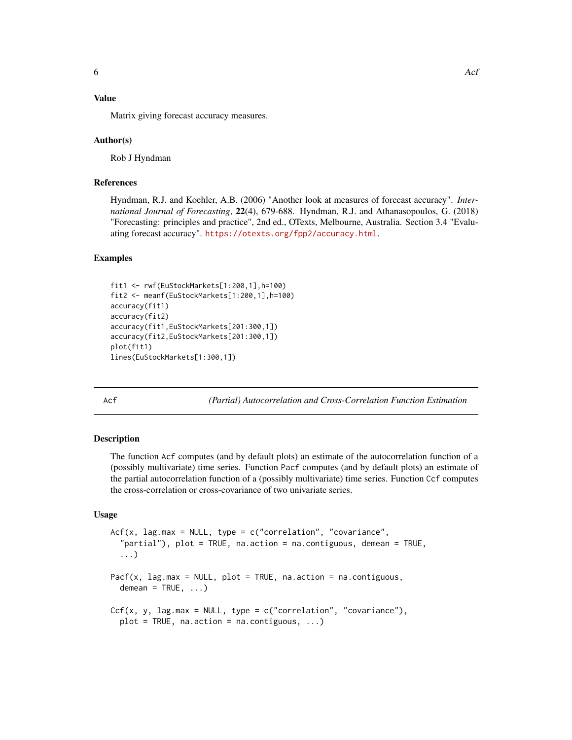### Value

Matrix giving forecast accuracy measures.

### Author(s)

Rob J Hyndman

### References

Hyndman, R.J. and Koehler, A.B. (2006) "Another look at measures of forecast accuracy". *International Journal of Forecasting*, **22**(4), 679-688. Hyndman, R.J. and Athanasopoulos, G. (2018) "Forecasting: principles and practice", 2nd ed., OTexts, Melbourne, Australia. Section 3.4 "Evaluating forecast accuracy". https://otexts.org/fpp2/accuracy.html.

### Examples

```
fit1 <- rwf(EuStockMarkets[1:200,1],h=100)
fit2 <- meanf(EuStockMarkets[1:200,1],h=100)
accuracy(fit1)
accuracy(fit2)
accuracy(fit1,EuStockMarkets[201:300,1])
accuracy(fit2,EuStockMarkets[201:300,1])
plot(fit1)
lines(EuStockMarkets[1:300,1])
```

---

## Acf — *(Partial) Autocorrelation and Cross-Correlation Function Estimation*

---

### Description

The function Acf computes (and by default plots) an estimate of the autocorrelation function of a (possibly multivariate) time series. Function Pacf computes (and by default plots) an estimate of the partial autocorrelation function of a (possibly multivariate) time series. Function Ccf computes the cross-correlation or cross-covariance of two univariate series.

### Usage

```
Acf(x, lag.max = NULL, type = c("correlation", "covariance",
  "partial"), plot = TRUE, na.action = na.contiguous, demean = TRUE,
  ...)

Pacf(x, lag.max = NULL, plot = TRUE, na.action = na.contiguous,
  demean = TRUE, ...)

Ccf(x, y, lag.max = NULL, type = c("correlation", "covariance"),
  plot = TRUE, na.action = na.contiguous, ...)
```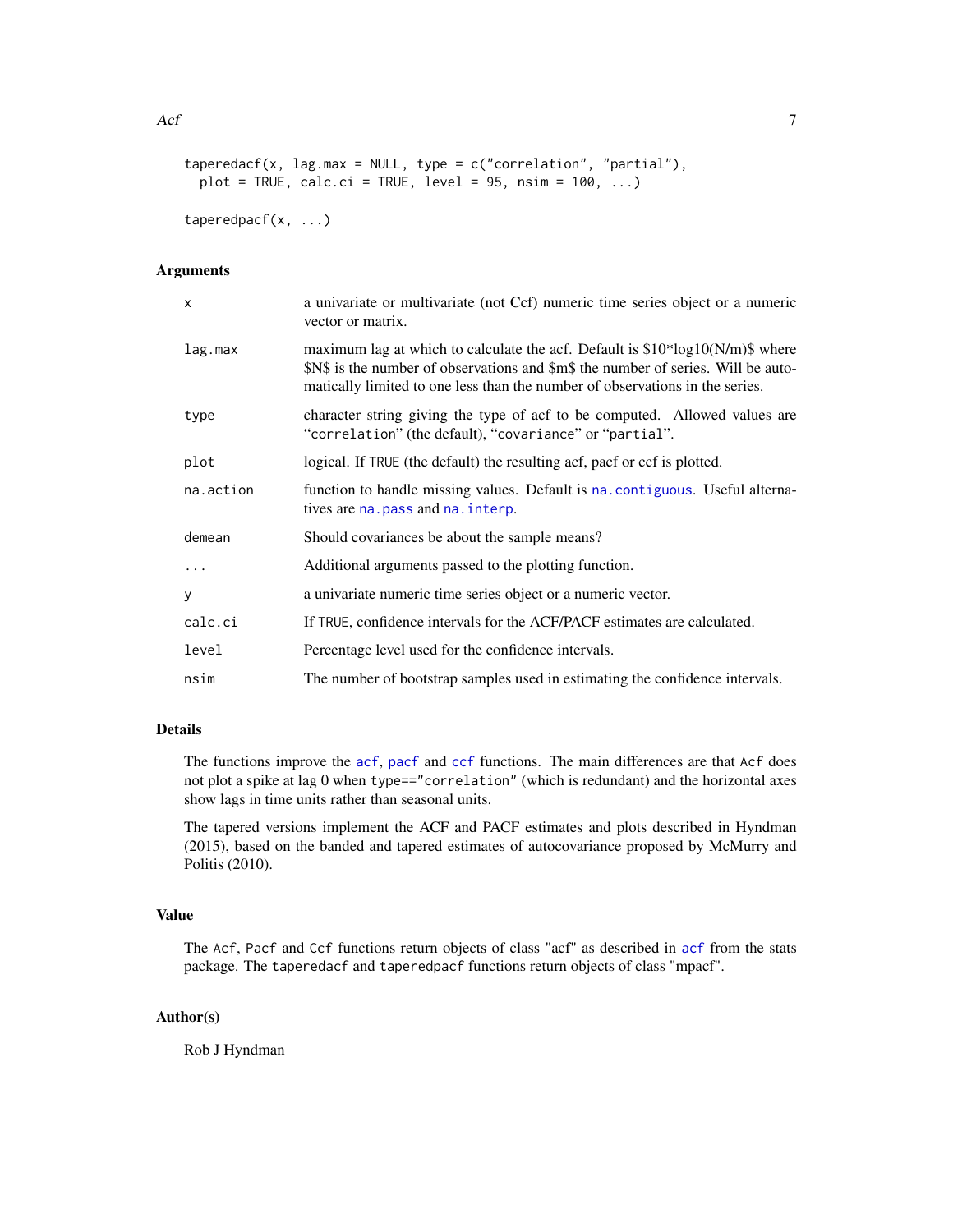```
taperedacf(x, lag.max = NULL, type = c("correlation", "partial"),
  plot = TRUE, calc.ci = TRUE, level = 95, nsim = 100, ...)

taperedpacf(x, ...)
```

### Arguments

| | |
|---|---|
| `x` | a univariate or multivariate (not Ccf) numeric time series object or a numeric vector or matrix. |
| `lag.max` | maximum lag at which to calculate the acf. Default is $10*log10(N/m)$ where $N$ is the number of observations and $m$ the number of series. Will be automatically limited to one less than the number of observations in the series. |
| `type` | character string giving the type of acf to be computed. Allowed values are "`correlation`" (the default), "`covariance`" or "`partial`". |
| `plot` | logical. If `TRUE` (the default) the resulting acf, pacf or ccf is plotted. |
| `na.action` | function to handle missing values. Default is `na.contiguous`. Useful alternatives are `na.pass` and `na.interp`. |
| `demean` | Should covariances be about the sample means? |
| `...` | Additional arguments passed to the plotting function. |
| `y` | a univariate numeric time series object or a numeric vector. |
| `calc.ci` | If `TRUE`, confidence intervals for the ACF/PACF estimates are calculated. |
| `level` | Percentage level used for the confidence intervals. |
| `nsim` | The number of bootstrap samples used in estimating the confidence intervals. |

### Details

The functions improve the `acf`, `pacf` and `ccf` functions. The main differences are that `Acf` does not plot a spike at lag 0 when `type=="correlation"` (which is redundant) and the horizontal axes show lags in time units rather than seasonal units.

The tapered versions implement the ACF and PACF estimates and plots described in Hyndman (2015), based on the banded and tapered estimates of autocovariance proposed by McMurry and Politis (2010).

### Value

The `Acf`, `Pacf` and `Ccf` functions return objects of class "acf" as described in `acf` from the stats package. The `taperedacf` and `taperedpacf` functions return objects of class "mpacf".

### Author(s)

Rob J Hyndman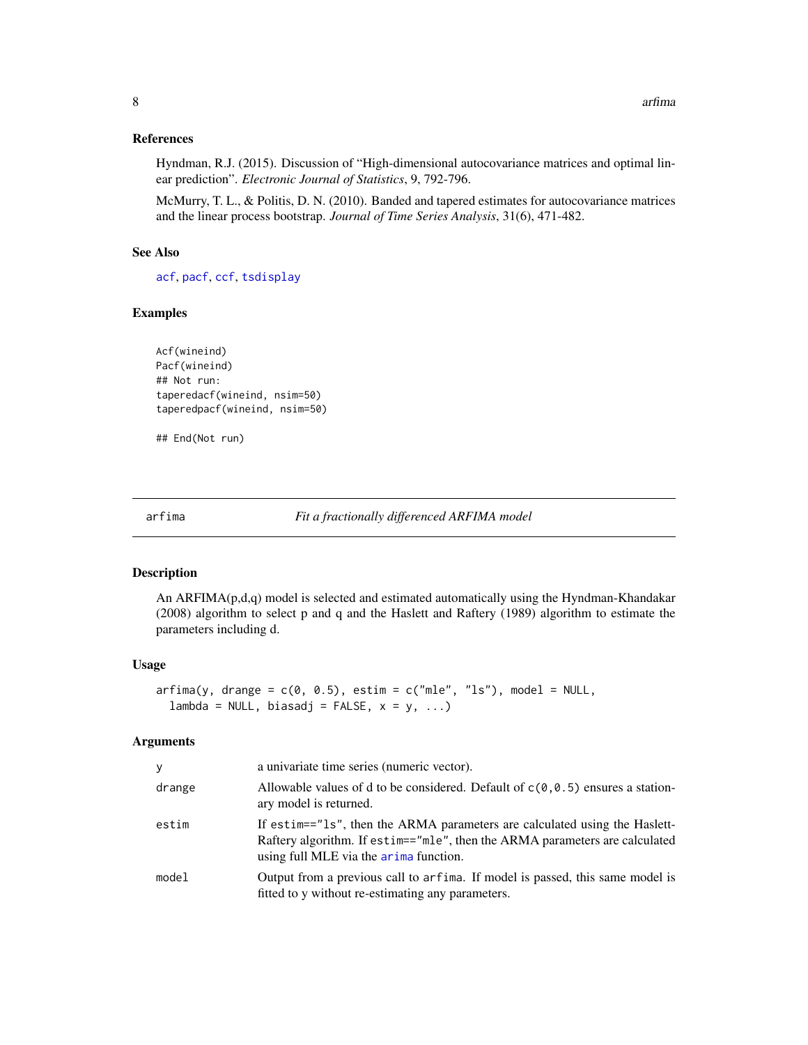### References

Hyndman, R.J. (2015). Discussion of "High-dimensional autocovariance matrices and optimal linear prediction". *Electronic Journal of Statistics*, 9, 792-796.

McMurry, T. L., & Politis, D. N. (2010). Banded and tapered estimates for autocovariance matrices and the linear process bootstrap. *Journal of Time Series Analysis*, 31(6), 471-482.

### See Also

`acf`, `pacf`, `ccf`, `tsdisplay`

### Examples

```
Acf(wineind)
Pacf(wineind)
## Not run:
taperedacf(wineind, nsim=50)
taperedpacf(wineind, nsim=50)

## End(Not run)
```

---

## arfima — *Fit a fractionally differenced ARFIMA model*

### Description

An ARFIMA(p,d,q) model is selected and estimated automatically using the Hyndman-Khandakar (2008) algorithm to select p and q and the Haslett and Raftery (1989) algorithm to estimate the parameters including d.

### Usage

```
arfima(y, drange = c(0, 0.5), estim = c("mle", "ls"), model = NULL,
  lambda = NULL, biasadj = FALSE, x = y, ...)
```

### Arguments

| | |
|---|---|
| `y` | a univariate time series (numeric vector). |
| `drange` | Allowable values of d to be considered. Default of `c(0,0.5)` ensures a stationary model is returned. |
| `estim` | If `estim=="ls"`, then the ARMA parameters are calculated using the Haslett-Raftery algorithm. If `estim=="mle"`, then the ARMA parameters are calculated using full MLE via the `arima` function. |
| `model` | Output from a previous call to `arfima`. If model is passed, this same model is fitted to y without re-estimating any parameters. |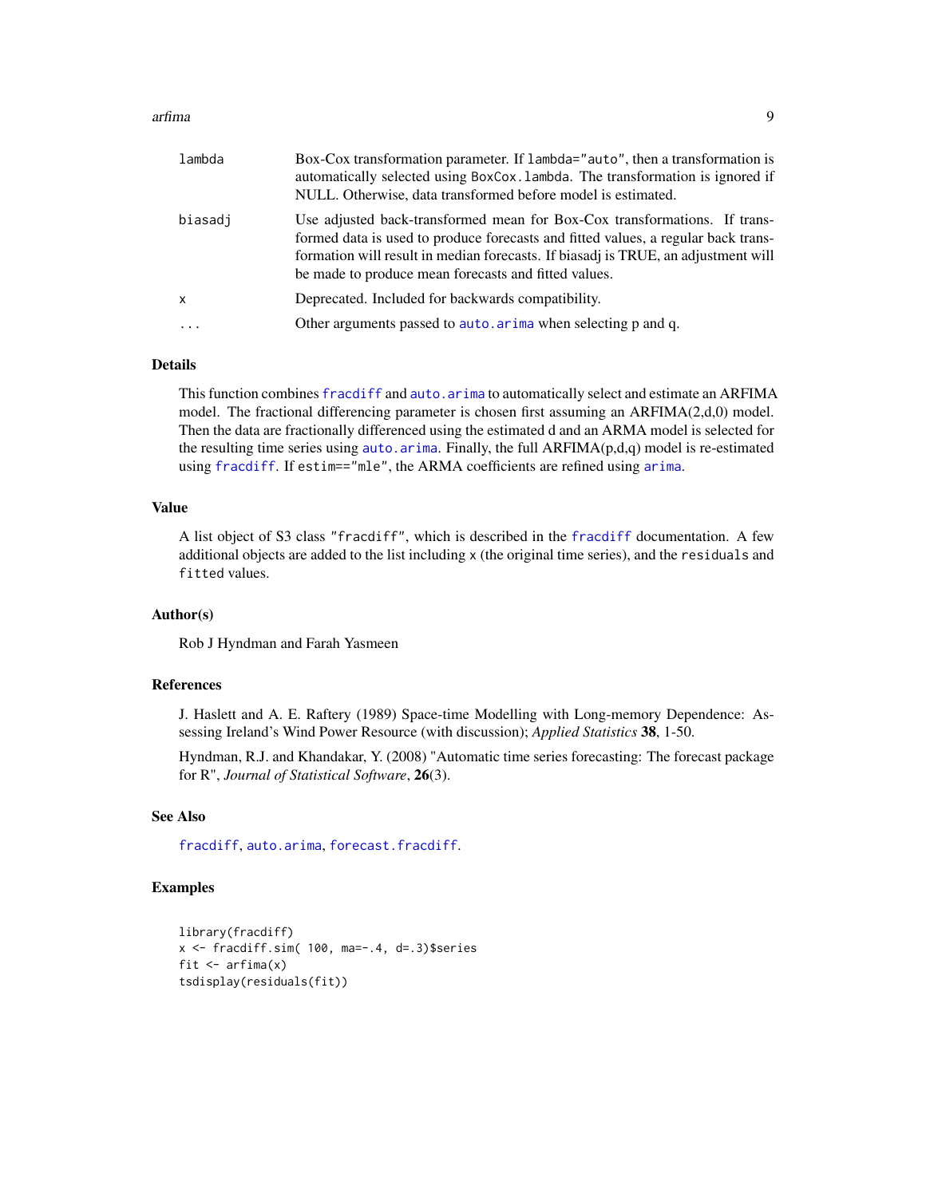| | |
|---|---|
| lambda | Box-Cox transformation parameter. If lambda="auto", then a transformation is automatically selected using BoxCox.lambda. The transformation is ignored if NULL. Otherwise, data transformed before model is estimated. |
| biasadj | Use adjusted back-transformed mean for Box-Cox transformations. If transformed data is used to produce forecasts and fitted values, a regular back transformation will result in median forecasts. If biasadj is TRUE, an adjustment will be made to produce mean forecasts and fitted values. |
| x | Deprecated. Included for backwards compatibility. |
| ... | Other arguments passed to auto.arima when selecting p and q. |

### Details

This function combines fracdiff and auto.arima to automatically select and estimate an ARFIMA model. The fractional differencing parameter is chosen first assuming an ARFIMA(2,d,0) model. Then the data are fractionally differenced using the estimated d and an ARMA model is selected for the resulting time series using auto.arima. Finally, the full ARFIMA(p,d,q) model is re-estimated using fracdiff. If estim=="mle", the ARMA coefficients are refined using arima.

### Value

A list object of S3 class "fracdiff", which is described in the fracdiff documentation. A few additional objects are added to the list including x (the original time series), and the residuals and fitted values.

### Author(s)

Rob J Hyndman and Farah Yasmeen

### References

J. Haslett and A. E. Raftery (1989) Space-time Modelling with Long-memory Dependence: Assessing Ireland's Wind Power Resource (with discussion); *Applied Statistics* **38**, 1-50.

Hyndman, R.J. and Khandakar, Y. (2008) "Automatic time series forecasting: The forecast package for R", *Journal of Statistical Software*, **26**(3).

### See Also

fracdiff, auto.arima, forecast.fracdiff.

### Examples

```
library(fracdiff)
x <- fracdiff.sim( 100, ma=-.4, d=.3)$series
fit <- arfima(x)
tsdisplay(residuals(fit))
```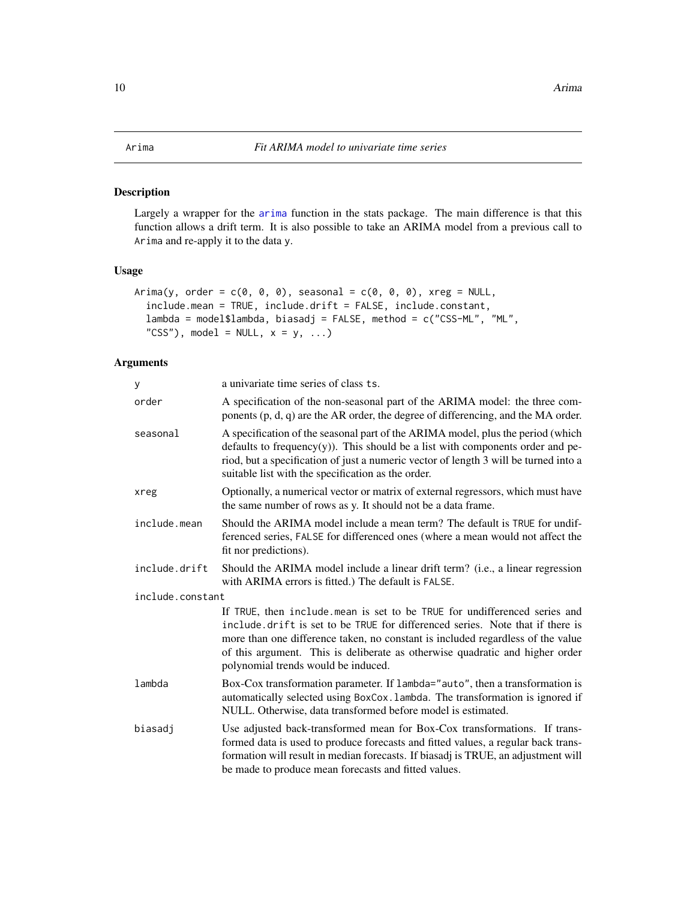# Arima — *Fit ARIMA model to univariate time series*

## Description

Largely a wrapper for the arima function in the stats package. The main difference is that this function allows a drift term. It is also possible to take an ARIMA model from a previous call to Arima and re-apply it to the data y.

## Usage

```
Arima(y, order = c(0, 0, 0), seasonal = c(0, 0, 0), xreg = NULL,
  include.mean = TRUE, include.drift = FALSE, include.constant,
  lambda = model$lambda, biasadj = FALSE, method = c("CSS-ML", "ML",
  "CSS"), model = NULL, x = y, ...)
```

## Arguments

| | |
|---|---|
| y | a univariate time series of class ts. |
| order | A specification of the non-seasonal part of the ARIMA model: the three components (p, d, q) are the AR order, the degree of differencing, and the MA order. |
| seasonal | A specification of the seasonal part of the ARIMA model, plus the period (which defaults to frequency(y)). This should be a list with components order and period, but a specification of just a numeric vector of length 3 will be turned into a suitable list with the specification as the order. |
| xreg | Optionally, a numerical vector or matrix of external regressors, which must have the same number of rows as y. It should not be a data frame. |
| include.mean | Should the ARIMA model include a mean term? The default is TRUE for undifferenced series, FALSE for differenced ones (where a mean would not affect the fit nor predictions). |
| include.drift | Should the ARIMA model include a linear drift term? (i.e., a linear regression with ARIMA errors is fitted.) The default is FALSE. |
| include.constant | If TRUE, then include.mean is set to be TRUE for undifferenced series and include.drift is set to be TRUE for differenced series. Note that if there is more than one difference taken, no constant is included regardless of the value of this argument. This is deliberate as otherwise quadratic and higher order polynomial trends would be induced. |
| lambda | Box-Cox transformation parameter. If lambda="auto", then a transformation is automatically selected using BoxCox.lambda. The transformation is ignored if NULL. Otherwise, data transformed before model is estimated. |
| biasadj | Use adjusted back-transformed mean for Box-Cox transformations. If transformed data is used to produce forecasts and fitted values, a regular back transformation will result in median forecasts. If biasadj is TRUE, an adjustment will be made to produce mean forecasts and fitted values. |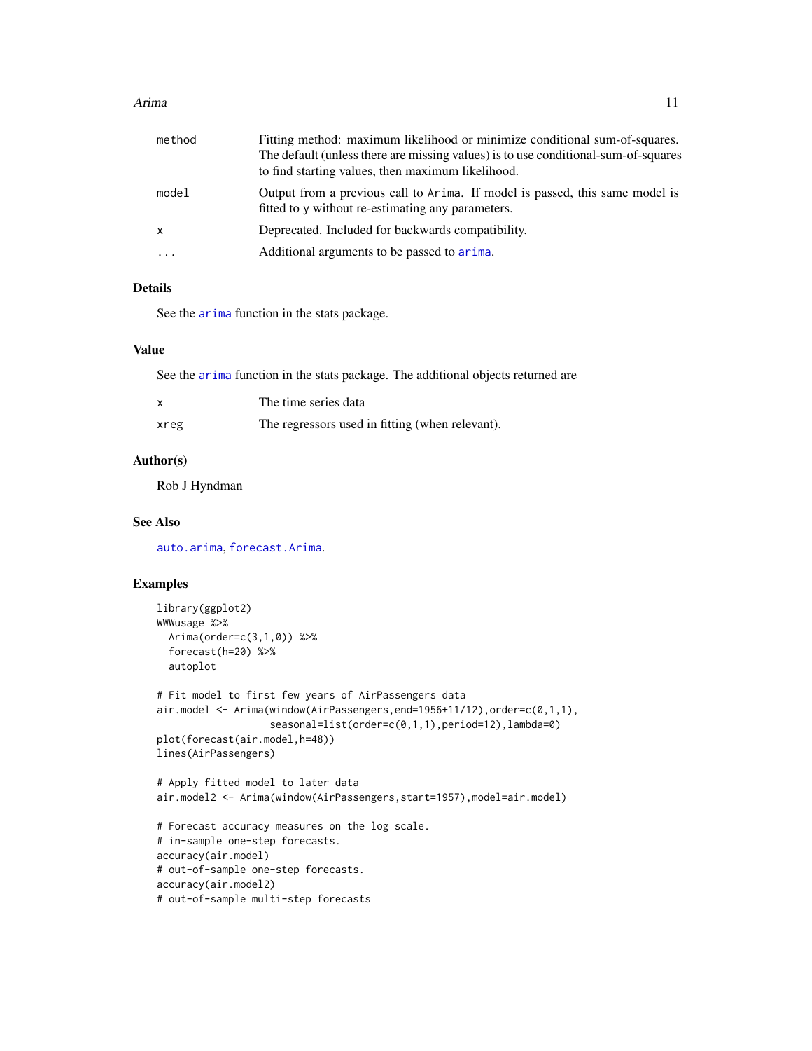| | |
|---|---|
| method | Fitting method: maximum likelihood or minimize conditional sum-of-squares. The default (unless there are missing values) is to use conditional-sum-of-squares to find starting values, then maximum likelihood. |
| model | Output from a previous call to `Arima`. If model is passed, this same model is fitted to `y` without re-estimating any parameters. |
| x | Deprecated. Included for backwards compatibility. |
| ... | Additional arguments to be passed to `arima`. |

## Details

See the `arima` function in the stats package.

## Value

See the `arima` function in the stats package. The additional objects returned are

| | |
|---|---|
| x | The time series data |
| xreg | The regressors used in fitting (when relevant). |

## Author(s)

Rob J Hyndman

## See Also

`auto.arima`, `forecast.Arima`.

## Examples

```
library(ggplot2)
WWWusage %>%
  Arima(order=c(3,1,0)) %>%
  forecast(h=20) %>%
  autoplot

# Fit model to first few years of AirPassengers data
air.model <- Arima(window(AirPassengers,end=1956+11/12),order=c(0,1,1),
                   seasonal=list(order=c(0,1,1),period=12),lambda=0)
plot(forecast(air.model,h=48))
lines(AirPassengers)

# Apply fitted model to later data
air.model2 <- Arima(window(AirPassengers,start=1957),model=air.model)

# Forecast accuracy measures on the log scale.
# in-sample one-step forecasts.
accuracy(air.model)
# out-of-sample one-step forecasts.
accuracy(air.model2)
# out-of-sample multi-step forecasts
```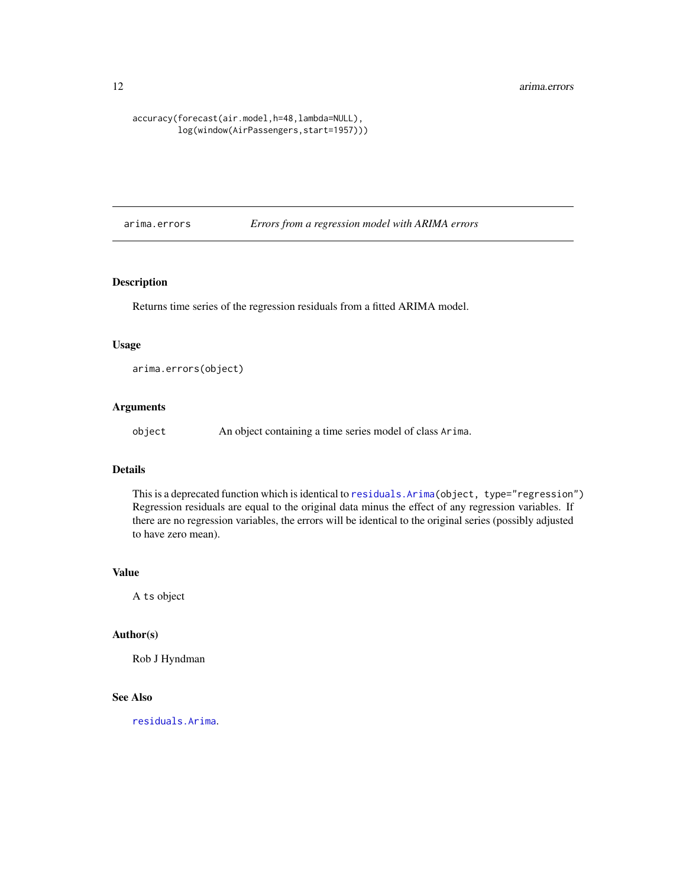```
accuracy(forecast(air.model,h=48,lambda=NULL),
         log(window(AirPassengers,start=1957)))
```

---

## arima.errors — *Errors from a regression model with ARIMA errors*

### Description

Returns time series of the regression residuals from a fitted ARIMA model.

### Usage

```
arima.errors(object)
```

### Arguments

| | |
|---|---|
| `object` | An object containing a time series model of class `Arima`. |

### Details

This is a deprecated function which is identical to `residuals.Arima(object, type="regression")` Regression residuals are equal to the original data minus the effect of any regression variables. If there are no regression variables, the errors will be identical to the original series (possibly adjusted to have zero mean).

### Value

A `ts` object

### Author(s)

Rob J Hyndman

### See Also

`residuals.Arima`.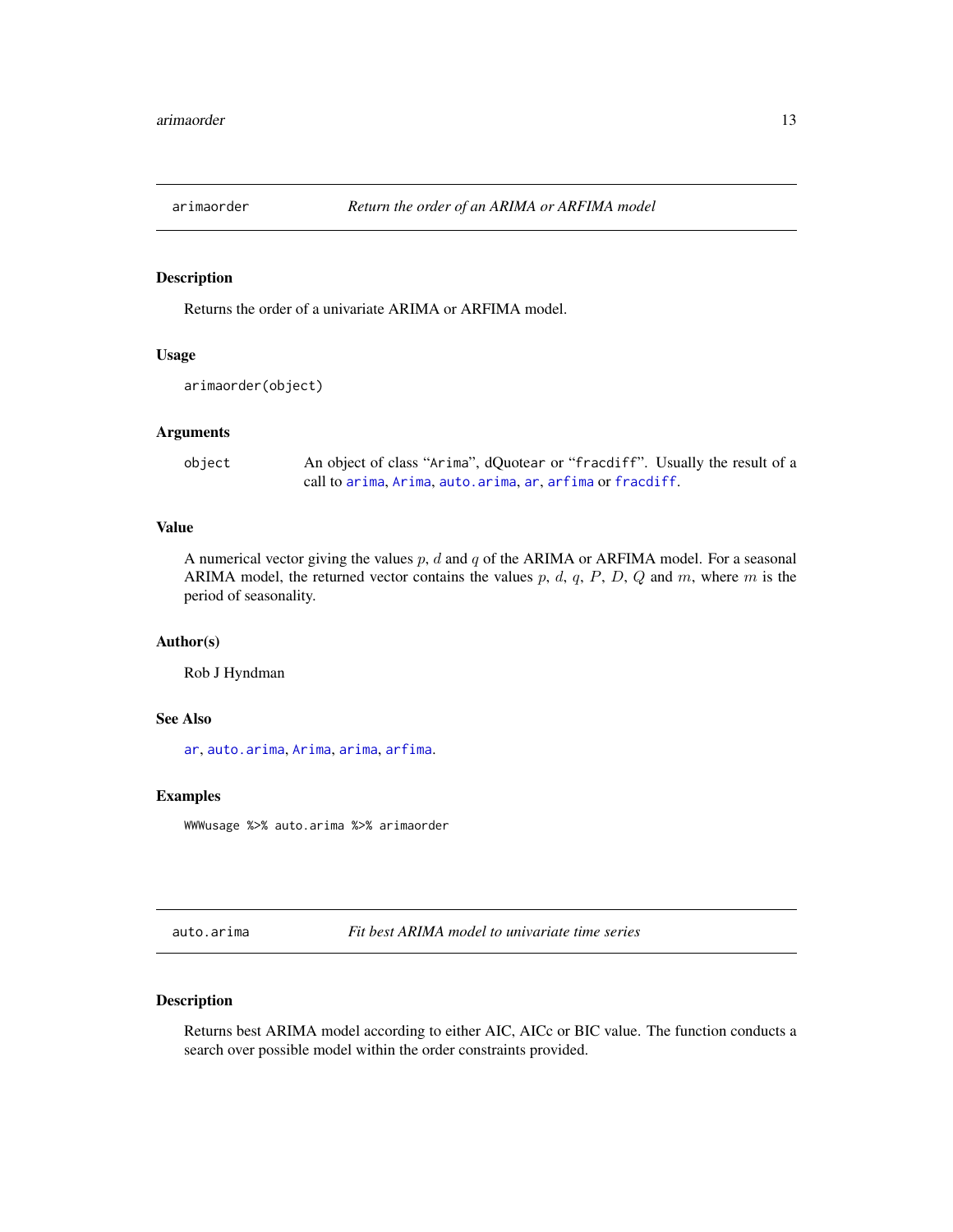## arimaorder *Return the order of an ARIMA or ARFIMA model*

### Description

Returns the order of a univariate ARIMA or ARFIMA model.

### Usage

```
arimaorder(object)
```

### Arguments

| | |
|---|---|
| object | An object of class "Arima", dQuotear or "fracdiff". Usually the result of a call to arima, Arima, auto.arima, ar, arfima or fracdiff. |

### Value

A numerical vector giving the values $p$, $d$ and $q$ of the ARIMA or ARFIMA model. For a seasonal ARIMA model, the returned vector contains the values $p$, $d$, $q$, $P$, $D$, $Q$ and $m$, where $m$ is the period of seasonality.

### Author(s)

Rob J Hyndman

### See Also

ar, auto.arima, Arima, arima, arfima.

### Examples

```
WWWusage %>% auto.arima %>% arimaorder
```

## auto.arima *Fit best ARIMA model to univariate time series*

### Description

Returns best ARIMA model according to either AIC, AICc or BIC value. The function conducts a search over possible model within the order constraints provided.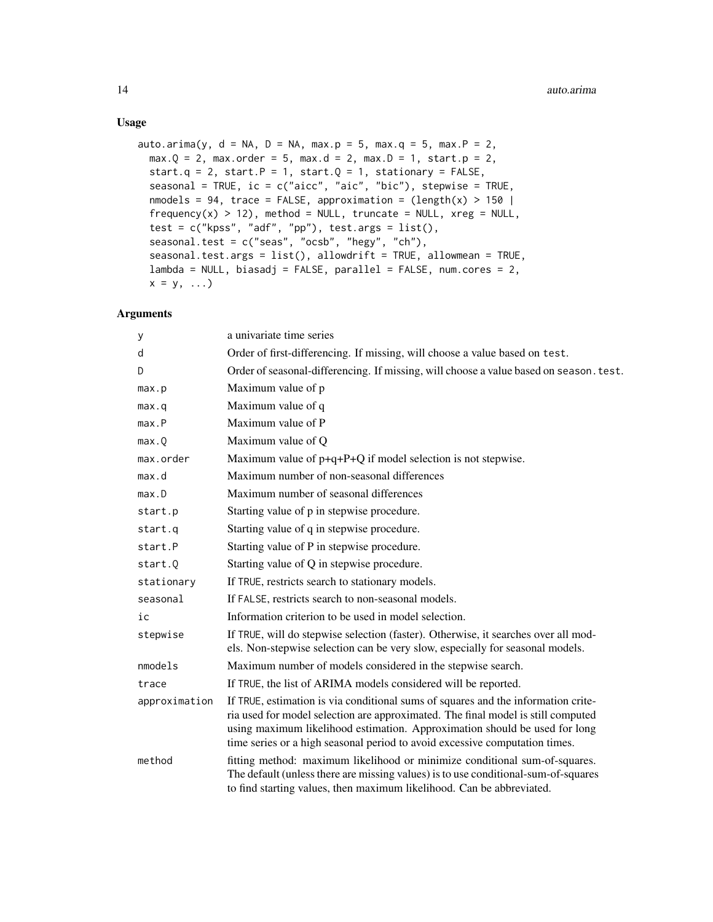### Usage

```
auto.arima(y, d = NA, D = NA, max.p = 5, max.q = 5, max.P = 2,
  max.Q = 2, max.order = 5, max.d = 2, max.D = 1, start.p = 2,
  start.q = 2, start.P = 1, start.Q = 1, stationary = FALSE,
  seasonal = TRUE, ic = c("aicc", "aic", "bic"), stepwise = TRUE,
  nmodels = 94, trace = FALSE, approximation = (length(x) > 150 |
  frequency(x) > 12), method = NULL, truncate = NULL, xreg = NULL,
  test = c("kpss", "adf", "pp"), test.args = list(),
  seasonal.test = c("seas", "ocsb", "hegy", "ch"),
  seasonal.test.args = list(), allowdrift = TRUE, allowmean = TRUE,
  lambda = NULL, biasadj = FALSE, parallel = FALSE, num.cores = 2,
  x = y, ...)
```

### Arguments

| | |
|---|---|
| `y` | a univariate time series |
| `d` | Order of first-differencing. If missing, will choose a value based on `test`. |
| `D` | Order of seasonal-differencing. If missing, will choose a value based on `season.test`. |
| `max.p` | Maximum value of p |
| `max.q` | Maximum value of q |
| `max.P` | Maximum value of P |
| `max.Q` | Maximum value of Q |
| `max.order` | Maximum value of p+q+P+Q if model selection is not stepwise. |
| `max.d` | Maximum number of non-seasonal differences |
| `max.D` | Maximum number of seasonal differences |
| `start.p` | Starting value of p in stepwise procedure. |
| `start.q` | Starting value of q in stepwise procedure. |
| `start.P` | Starting value of P in stepwise procedure. |
| `start.Q` | Starting value of Q in stepwise procedure. |
| `stationary` | If `TRUE`, restricts search to stationary models. |
| `seasonal` | If `FALSE`, restricts search to non-seasonal models. |
| `ic` | Information criterion to be used in model selection. |
| `stepwise` | If `TRUE`, will do stepwise selection (faster). Otherwise, it searches over all models. Non-stepwise selection can be very slow, especially for seasonal models. |
| `nmodels` | Maximum number of models considered in the stepwise search. |
| `trace` | If `TRUE`, the list of ARIMA models considered will be reported. |
| `approximation` | If `TRUE`, estimation is via conditional sums of squares and the information criteria used for model selection are approximated. The final model is still computed using maximum likelihood estimation. Approximation should be used for long time series or a high seasonal period to avoid excessive computation times. |
| `method` | fitting method: maximum likelihood or minimize conditional sum-of-squares. The default (unless there are missing values) is to use conditional-sum-of-squares to find starting values, then maximum likelihood. Can be abbreviated. |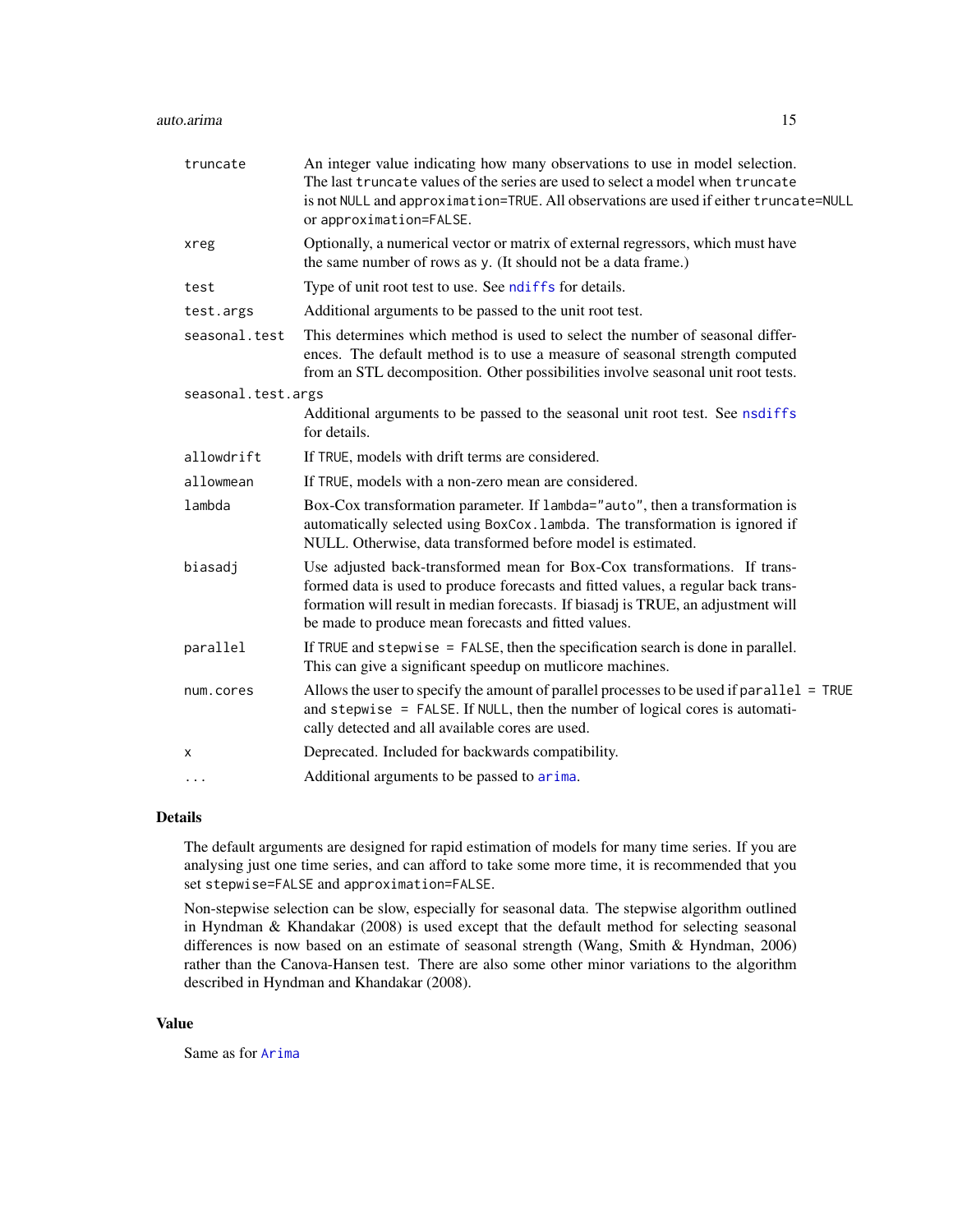| | |
|---|---|
| `truncate` | An integer value indicating how many observations to use in model selection. The last `truncate` values of the series are used to select a model when `truncate` is not `NULL` and `approximation=TRUE`. All observations are used if either `truncate=NULL` or `approximation=FALSE`. |
| `xreg` | Optionally, a numerical vector or matrix of external regressors, which must have the same number of rows as `y`. (It should not be a data frame.) |
| `test` | Type of unit root test to use. See `ndiffs` for details. |
| `test.args` | Additional arguments to be passed to the unit root test. |
| `seasonal.test` | This determines which method is used to select the number of seasonal differences. The default method is to use a measure of seasonal strength computed from an STL decomposition. Other possibilities involve seasonal unit root tests. |
| `seasonal.test.args` | Additional arguments to be passed to the seasonal unit root test. See `nsdiffs` for details. |
| `allowdrift` | If `TRUE`, models with drift terms are considered. |
| `allowmean` | If `TRUE`, models with a non-zero mean are considered. |
| `lambda` | Box-Cox transformation parameter. If `lambda="auto"`, then a transformation is automatically selected using `BoxCox.lambda`. The transformation is ignored if NULL. Otherwise, data transformed before model is estimated. |
| `biasadj` | Use adjusted back-transformed mean for Box-Cox transformations. If transformed data is used to produce forecasts and fitted values, a regular back transformation will result in median forecasts. If biasadj is TRUE, an adjustment will be made to produce mean forecasts and fitted values. |
| `parallel` | If `TRUE` and `stepwise = FALSE`, then the specification search is done in parallel. This can give a significant speedup on mutlicore machines. |
| `num.cores` | Allows the user to specify the amount of parallel processes to be used if `parallel = TRUE` and `stepwise = FALSE`. If `NULL`, then the number of logical cores is automatically detected and all available cores are used. |
| `x` | Deprecated. Included for backwards compatibility. |
| `...` | Additional arguments to be passed to `arima`. |

## Details

The default arguments are designed for rapid estimation of models for many time series. If you are analysing just one time series, and can afford to take some more time, it is recommended that you set `stepwise=FALSE` and `approximation=FALSE`.

Non-stepwise selection can be slow, especially for seasonal data. The stepwise algorithm outlined in Hyndman & Khandakar (2008) is used except that the default method for selecting seasonal differences is now based on an estimate of seasonal strength (Wang, Smith & Hyndman, 2006) rather than the Canova-Hansen test. There are also some other minor variations to the algorithm described in Hyndman and Khandakar (2008).

## Value

Same as for `Arima`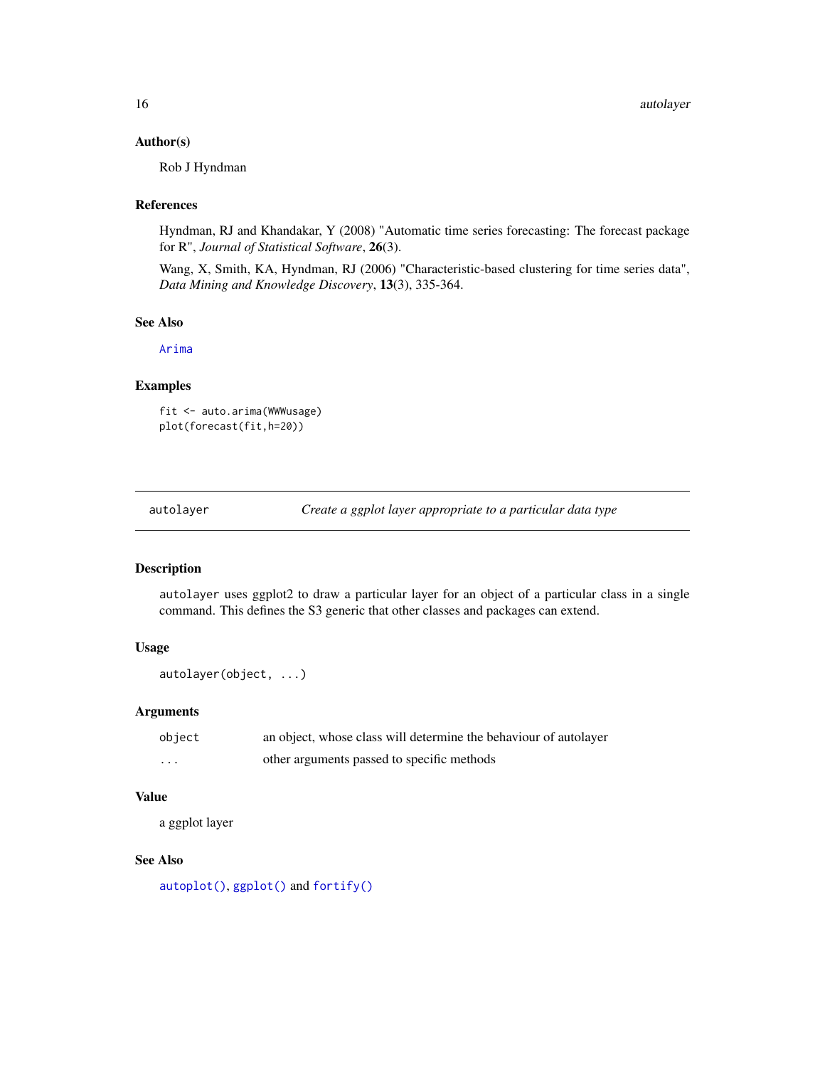### Author(s)

Rob J Hyndman

### References

Hyndman, RJ and Khandakar, Y (2008) "Automatic time series forecasting: The forecast package for R", *Journal of Statistical Software*, **26**(3).

Wang, X, Smith, KA, Hyndman, RJ (2006) "Characteristic-based clustering for time series data", *Data Mining and Knowledge Discovery*, **13**(3), 335-364.

### See Also

Arima

### Examples

```
fit <- auto.arima(WWWusage)
plot(forecast(fit,h=20))
```

---

## autolayer — *Create a ggplot layer appropriate to a particular data type*

### Description

autolayer uses ggplot2 to draw a particular layer for an object of a particular class in a single command. This defines the S3 generic that other classes and packages can extend.

### Usage

```
autolayer(object, ...)
```

### Arguments

| | |
|---|---|
| object | an object, whose class will determine the behaviour of autolayer |
| ... | other arguments passed to specific methods |

### Value

a ggplot layer

### See Also

autoplot(), ggplot() and fortify()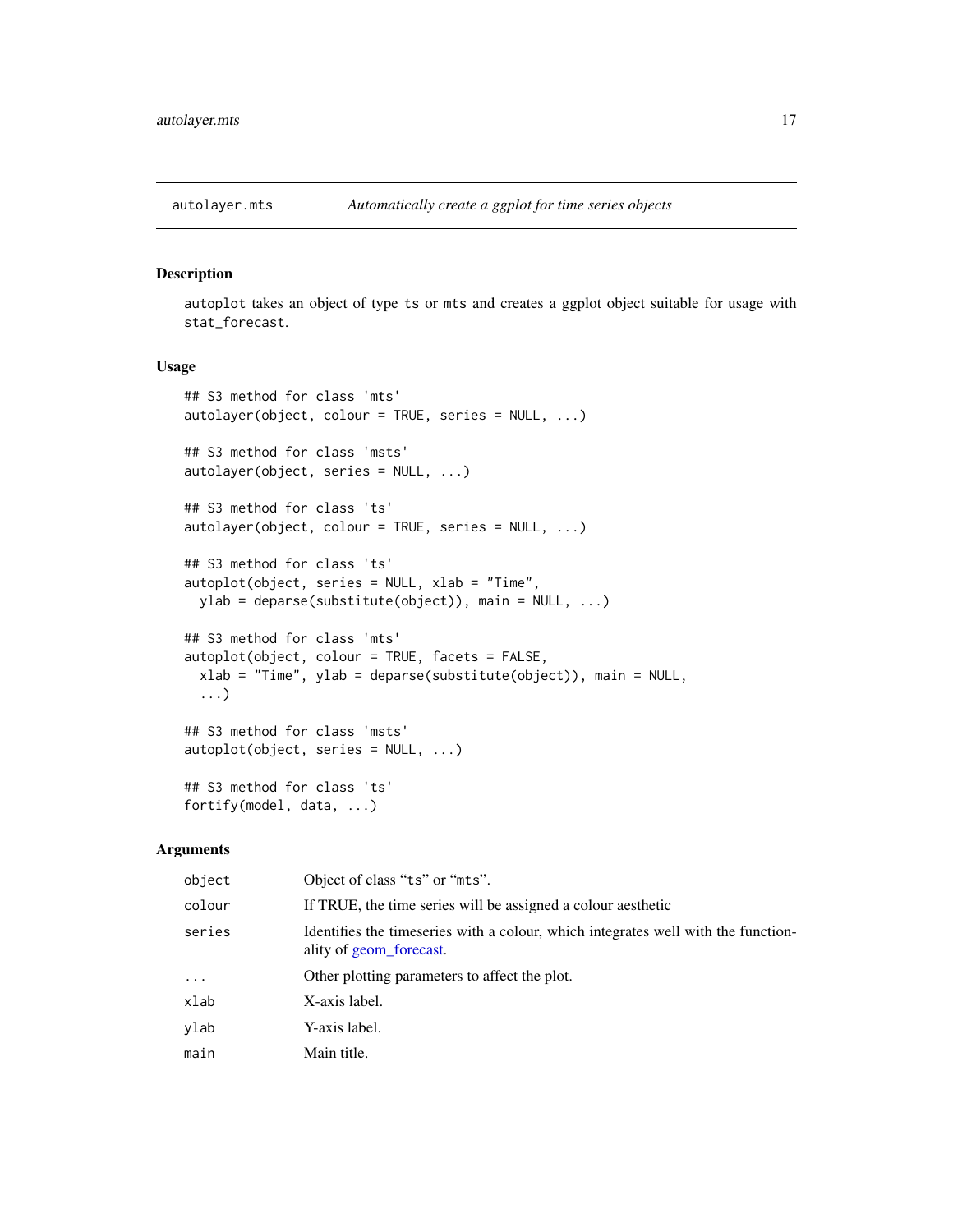autolayer.mts — *Automatically create a ggplot for time series objects*

## Description

autoplot takes an object of type ts or mts and creates a ggplot object suitable for usage with stat_forecast.

## Usage

```
## S3 method for class 'mts'
autolayer(object, colour = TRUE, series = NULL, ...)

## S3 method for class 'msts'
autolayer(object, series = NULL, ...)

## S3 method for class 'ts'
autolayer(object, colour = TRUE, series = NULL, ...)

## S3 method for class 'ts'
autoplot(object, series = NULL, xlab = "Time",
  ylab = deparse(substitute(object)), main = NULL, ...)

## S3 method for class 'mts'
autoplot(object, colour = TRUE, facets = FALSE,
  xlab = "Time", ylab = deparse(substitute(object)), main = NULL,
  ...)

## S3 method for class 'msts'
autoplot(object, series = NULL, ...)

## S3 method for class 'ts'
fortify(model, data, ...)
```

## Arguments

| | |
|---|---|
| object | Object of class "ts" or "mts". |
| colour | If TRUE, the time series will be assigned a colour aesthetic |
| series | Identifies the timeseries with a colour, which integrates well with the functionality of geom_forecast. |
| ... | Other plotting parameters to affect the plot. |
| xlab | X-axis label. |
| ylab | Y-axis label. |
| main | Main title. |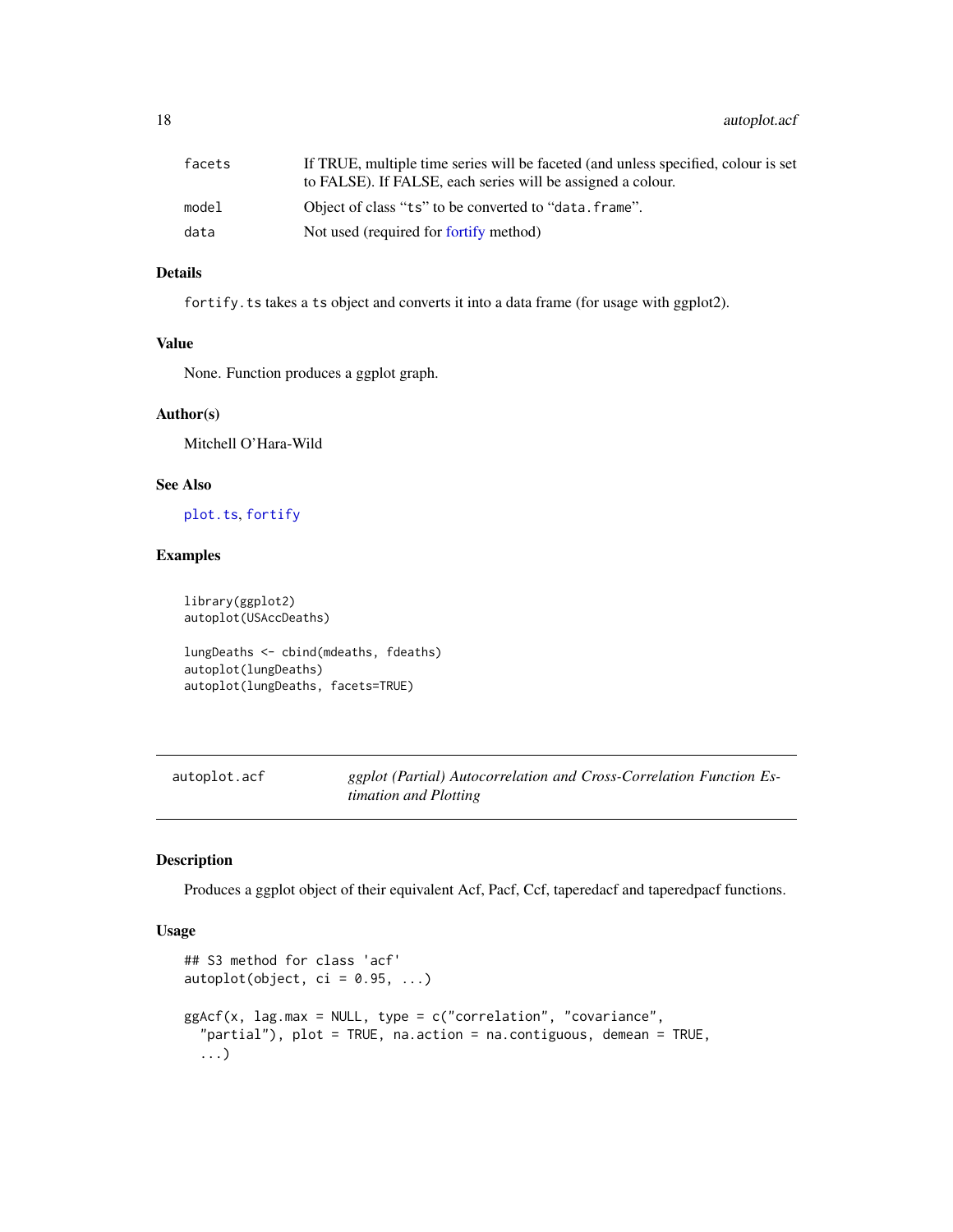| | |
|---|---|
| facets | If TRUE, multiple time series will be faceted (and unless specified, colour is set to FALSE). If FALSE, each series will be assigned a colour. |
| model | Object of class "ts" to be converted to "data.frame". |
| data | Not used (required for fortify method) |

### Details

fortify.ts takes a ts object and converts it into a data frame (for usage with ggplot2).

### Value

None. Function produces a ggplot graph.

### Author(s)

Mitchell O'Hara-Wild

### See Also

plot.ts, fortify

### Examples

```
library(ggplot2)
autoplot(USAccDeaths)

lungDeaths <- cbind(mdeaths, fdeaths)
autoplot(lungDeaths)
autoplot(lungDeaths, facets=TRUE)
```

---

## autoplot.acf — *ggplot (Partial) Autocorrelation and Cross-Correlation Function Estimation and Plotting*

---

### Description

Produces a ggplot object of their equivalent Acf, Pacf, Ccf, taperedacf and taperedpacf functions.

### Usage

```
## S3 method for class 'acf'
autoplot(object, ci = 0.95, ...)

ggAcf(x, lag.max = NULL, type = c("correlation", "covariance",
  "partial"), plot = TRUE, na.action = na.contiguous, demean = TRUE,
  ...)
```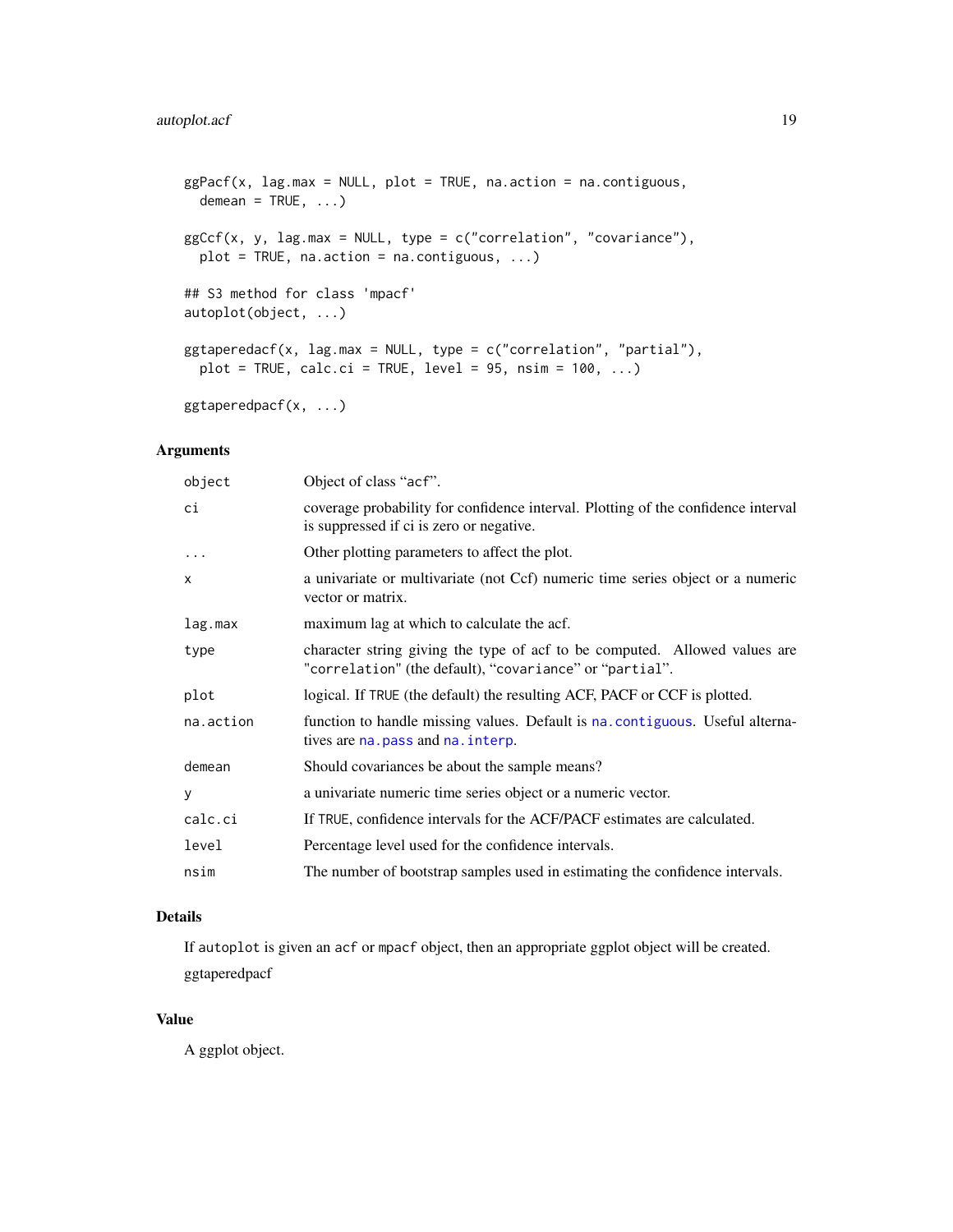```
ggPacf(x, lag.max = NULL, plot = TRUE, na.action = na.contiguous,
  demean = TRUE, ...)

ggCcf(x, y, lag.max = NULL, type = c("correlation", "covariance"),
  plot = TRUE, na.action = na.contiguous, ...)

## S3 method for class 'mpacf'
autoplot(object, ...)

ggtaperedacf(x, lag.max = NULL, type = c("correlation", "partial"),
  plot = TRUE, calc.ci = TRUE, level = 95, nsim = 100, ...)

ggtaperedpacf(x, ...)
```

## Arguments

| | |
|---|---|
| object | Object of class "acf". |
| ci | coverage probability for confidence interval. Plotting of the confidence interval is suppressed if ci is zero or negative. |
| ... | Other plotting parameters to affect the plot. |
| x | a univariate or multivariate (not Ccf) numeric time series object or a numeric vector or matrix. |
| lag.max | maximum lag at which to calculate the acf. |
| type | character string giving the type of acf to be computed. Allowed values are "correlation" (the default), "covariance" or "partial". |
| plot | logical. If TRUE (the default) the resulting ACF, PACF or CCF is plotted. |
| na.action | function to handle missing values. Default is na.contiguous. Useful alternatives are na.pass and na.interp. |
| demean | Should covariances be about the sample means? |
| y | a univariate numeric time series object or a numeric vector. |
| calc.ci | If TRUE, confidence intervals for the ACF/PACF estimates are calculated. |
| level | Percentage level used for the confidence intervals. |
| nsim | The number of bootstrap samples used in estimating the confidence intervals. |

## Details

If autoplot is given an acf or mpacf object, then an appropriate ggplot object will be created.

ggtaperedpacf

## Value

A ggplot object.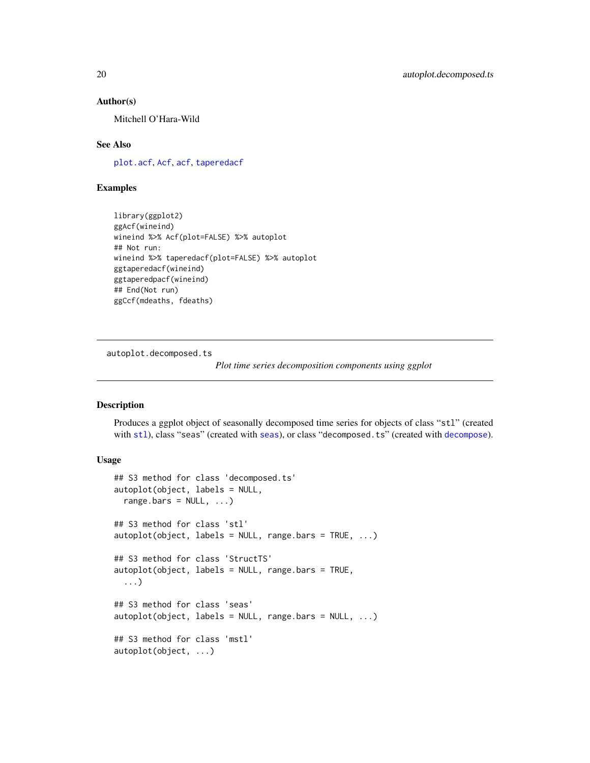### Author(s)

Mitchell O'Hara-Wild

### See Also

plot.acf, Acf, acf, taperedacf

### Examples

```
library(ggplot2)
ggAcf(wineind)
wineind %>% Acf(plot=FALSE) %>% autoplot
## Not run:
wineind %>% taperedacf(plot=FALSE) %>% autoplot
ggtaperedacf(wineind)
ggtaperedpacf(wineind)
## End(Not run)
ggCcf(mdeaths, fdeaths)
```

---

## autoplot.decomposed.ts — *Plot time series decomposition components using ggplot*

### Description

Produces a ggplot object of seasonally decomposed time series for objects of class "stl" (created with stl), class "seas" (created with seas), or class "decomposed.ts" (created with decompose).

### Usage

```
## S3 method for class 'decomposed.ts'
autoplot(object, labels = NULL,
  range.bars = NULL, ...)

## S3 method for class 'stl'
autoplot(object, labels = NULL, range.bars = TRUE, ...)

## S3 method for class 'StructTS'
autoplot(object, labels = NULL, range.bars = TRUE,
  ...)

## S3 method for class 'seas'
autoplot(object, labels = NULL, range.bars = NULL, ...)

## S3 method for class 'mstl'
autoplot(object, ...)
```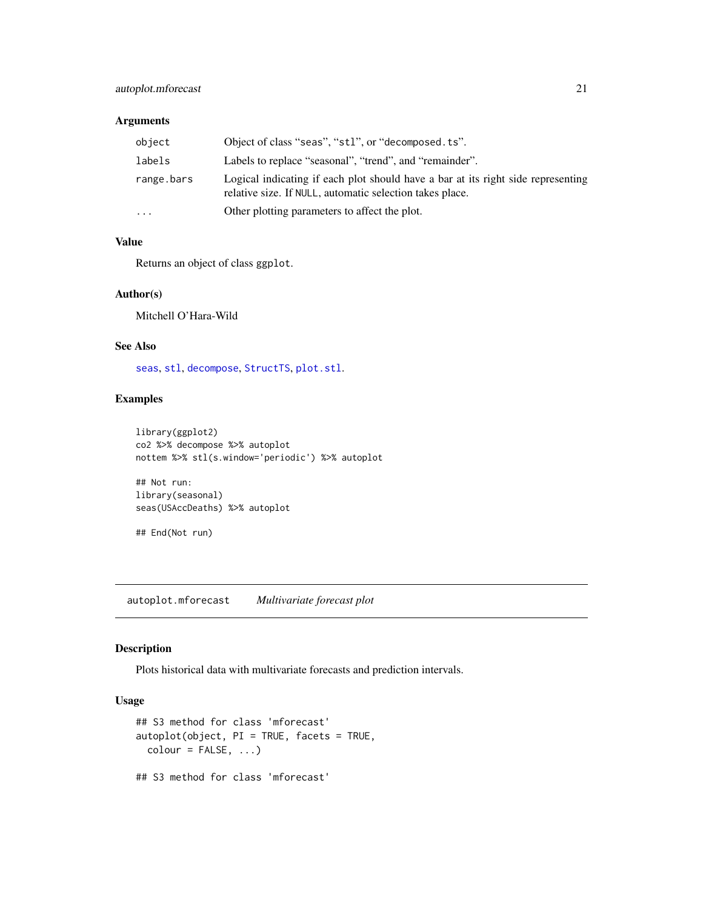### Arguments

| | |
|---|---|
| `object` | Object of class "`seas`", "`stl`", or "`decomposed.ts`". |
| `labels` | Labels to replace "seasonal", "trend", and "remainder". |
| `range.bars` | Logical indicating if each plot should have a bar at its right side representing relative size. If `NULL`, automatic selection takes place. |
| `...` | Other plotting parameters to affect the plot. |

### Value

Returns an object of class `ggplot`.

### Author(s)

Mitchell O'Hara-Wild

### See Also

`seas`, `stl`, `decompose`, `StructTS`, `plot.stl`.

### Examples

```
library(ggplot2)
co2 %>% decompose %>% autoplot
nottem %>% stl(s.window='periodic') %>% autoplot

## Not run:
library(seasonal)
seas(USAccDeaths) %>% autoplot

## End(Not run)
```

---

## `autoplot.mforecast` *Multivariate forecast plot*

### Description

Plots historical data with multivariate forecasts and prediction intervals.

### Usage

```
## S3 method for class 'mforecast'
autoplot(object, PI = TRUE, facets = TRUE,
  colour = FALSE, ...)

## S3 method for class 'mforecast'
```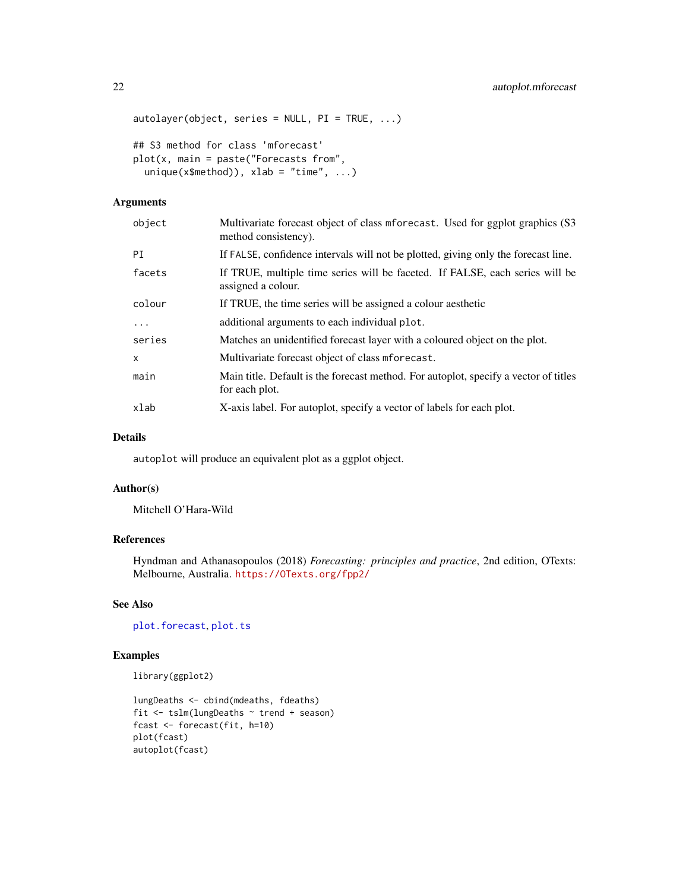```
autolayer(object, series = NULL, PI = TRUE, ...)

## S3 method for class 'mforecast'
plot(x, main = paste("Forecasts from",
  unique(x$method)), xlab = "time", ...)
```

### Arguments

| | |
|---|---|
| `object` | Multivariate forecast object of class `mforecast`. Used for ggplot graphics (S3 method consistency). |
| `PI` | If `FALSE`, confidence intervals will not be plotted, giving only the forecast line. |
| `facets` | If TRUE, multiple time series will be faceted. If FALSE, each series will be assigned a colour. |
| `colour` | If TRUE, the time series will be assigned a colour aesthetic |
| `...` | additional arguments to each individual `plot`. |
| `series` | Matches an unidentified forecast layer with a coloured object on the plot. |
| `x` | Multivariate forecast object of class `mforecast`. |
| `main` | Main title. Default is the forecast method. For autoplot, specify a vector of titles for each plot. |
| `xlab` | X-axis label. For autoplot, specify a vector of labels for each plot. |

### Details

`autoplot` will produce an equivalent plot as a ggplot object.

### Author(s)

Mitchell O'Hara-Wild

### References

Hyndman and Athanasopoulos (2018) *Forecasting: principles and practice*, 2nd edition, OTexts: Melbourne, Australia. https://OTexts.org/fpp2/

### See Also

`plot.forecast`, `plot.ts`

### Examples

```
library(ggplot2)

lungDeaths <- cbind(mdeaths, fdeaths)
fit <- tslm(lungDeaths ~ trend + season)
fcast <- forecast(fit, h=10)
plot(fcast)
autoplot(fcast)
```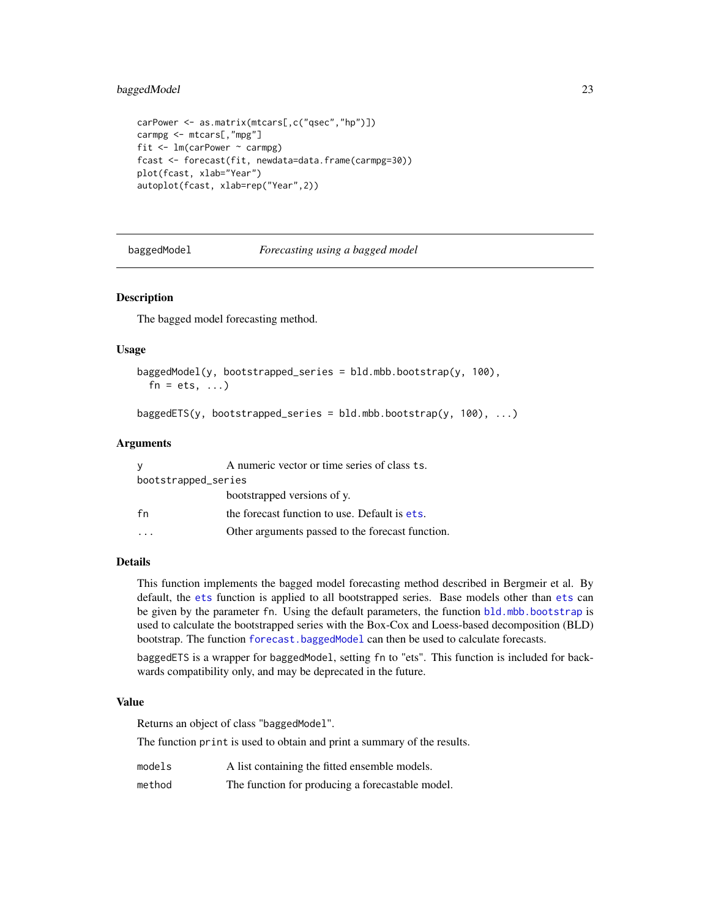```
carPower <- as.matrix(mtcars[,c("qsec","hp")])
carmpg <- mtcars[,"mpg"]
fit <- lm(carPower ~ carmpg)
fcast <- forecast(fit, newdata=data.frame(carmpg=30))
plot(fcast, xlab="Year")
autoplot(fcast, xlab=rep("Year",2))
```

---

## baggedModel — *Forecasting using a bagged model*

### Description

The bagged model forecasting method.

### Usage

```
baggedModel(y, bootstrapped_series = bld.mbb.bootstrap(y, 100),
  fn = ets, ...)

baggedETS(y, bootstrapped_series = bld.mbb.bootstrap(y, 100), ...)
```

### Arguments

| | |
|---|---|
| `y` | A numeric vector or time series of class `ts`. |
| `bootstrapped_series` | bootstrapped versions of y. |
| `fn` | the forecast function to use. Default is `ets`. |
| `...` | Other arguments passed to the forecast function. |

### Details

This function implements the bagged model forecasting method described in Bergmeir et al. By default, the `ets` function is applied to all bootstrapped series. Base models other than `ets` can be given by the parameter `fn`. Using the default parameters, the function `bld.mbb.bootstrap` is used to calculate the bootstrapped series with the Box-Cox and Loess-based decomposition (BLD) bootstrap. The function `forecast.baggedModel` can then be used to calculate forecasts.

`baggedETS` is a wrapper for `baggedModel`, setting `fn` to "ets". This function is included for backwards compatibility only, and may be deprecated in the future.

### Value

Returns an object of class "`baggedModel`".

The function `print` is used to obtain and print a summary of the results.

| | |
|---|---|
| `models` | A list containing the fitted ensemble models. |
| `method` | The function for producing a forecastable model. |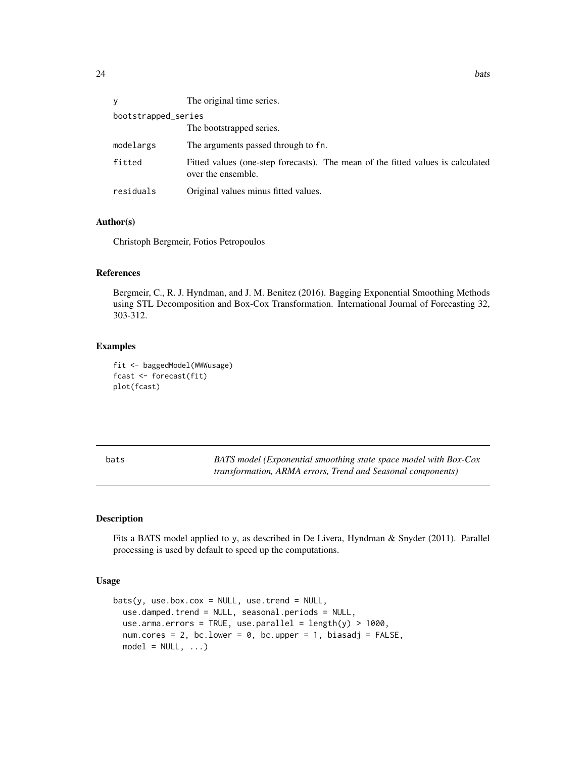| | |
|---|---|
| y | The original time series. |
| bootstrapped_series | The bootstrapped series. |
| modelargs | The arguments passed through to fn. |
| fitted | Fitted values (one-step forecasts). The mean of the fitted values is calculated over the ensemble. |
| residuals | Original values minus fitted values. |

### Author(s)

Christoph Bergmeir, Fotios Petropoulos

### References

Bergmeir, C., R. J. Hyndman, and J. M. Benitez (2016). Bagging Exponential Smoothing Methods using STL Decomposition and Box-Cox Transformation. International Journal of Forecasting 32, 303-312.

### Examples

```
fit <- baggedModel(WWWusage)
fcast <- forecast(fit)
plot(fcast)
```

---

## bats — *BATS model (Exponential smoothing state space model with Box-Cox transformation, ARMA errors, Trend and Seasonal components)*

### Description

Fits a BATS model applied to y, as described in De Livera, Hyndman & Snyder (2011). Parallel processing is used by default to speed up the computations.

### Usage

```
bats(y, use.box.cox = NULL, use.trend = NULL,
  use.damped.trend = NULL, seasonal.periods = NULL,
  use.arma.errors = TRUE, use.parallel = length(y) > 1000,
  num.cores = 2, bc.lower = 0, bc.upper = 1, biasadj = FALSE,
  model = NULL, ...)
```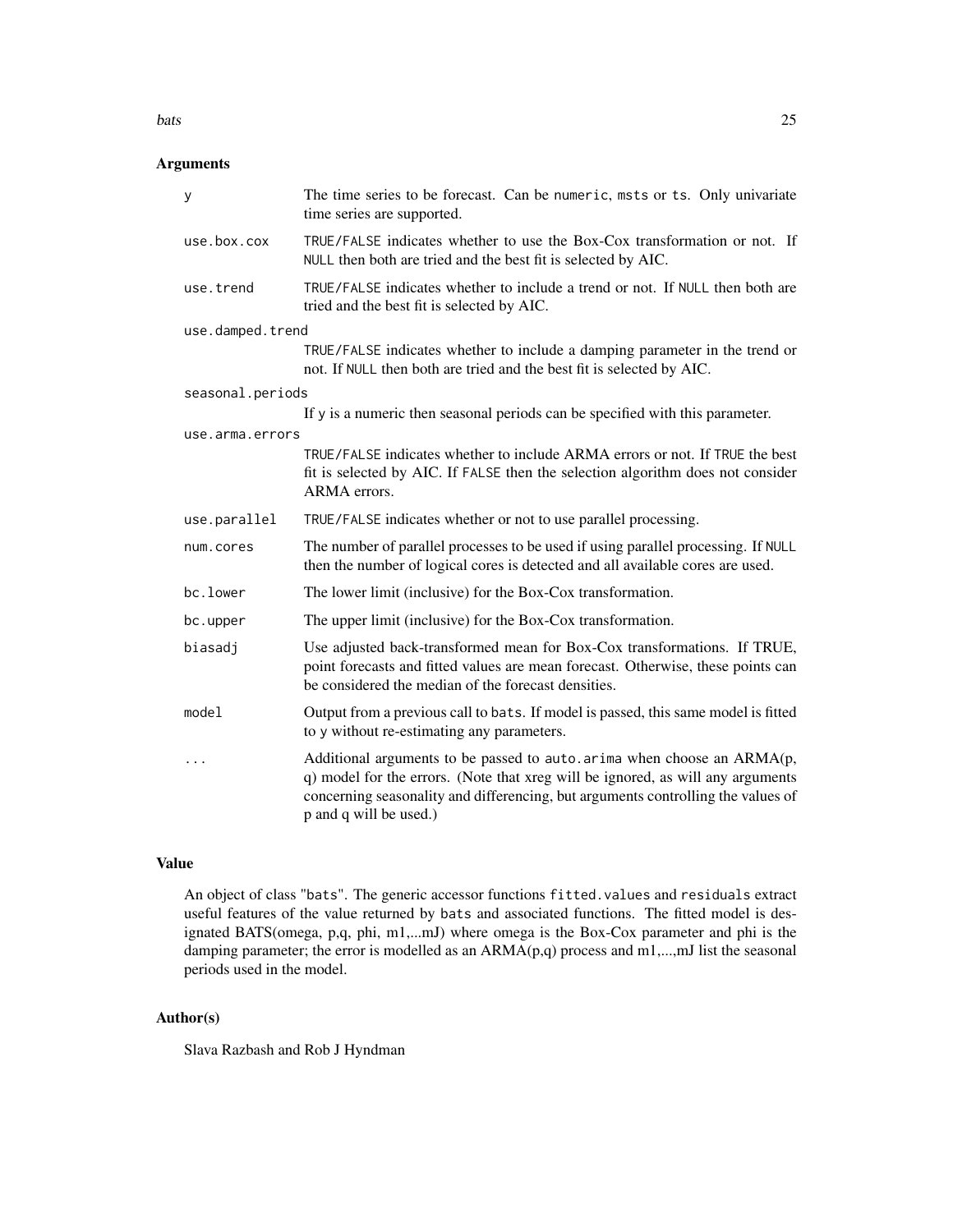## Arguments

| | |
|---|---|
| `y` | The time series to be forecast. Can be `numeric`, `msts` or `ts`. Only univariate time series are supported. |
| `use.box.cox` | `TRUE/FALSE` indicates whether to use the Box-Cox transformation or not. If `NULL` then both are tried and the best fit is selected by AIC. |
| `use.trend` | `TRUE/FALSE` indicates whether to include a trend or not. If `NULL` then both are tried and the best fit is selected by AIC. |
| `use.damped.trend` | `TRUE/FALSE` indicates whether to include a damping parameter in the trend or not. If `NULL` then both are tried and the best fit is selected by AIC. |
| `seasonal.periods` | If `y` is a numeric then seasonal periods can be specified with this parameter. |
| `use.arma.errors` | `TRUE/FALSE` indicates whether to include ARMA errors or not. If `TRUE` the best fit is selected by AIC. If `FALSE` then the selection algorithm does not consider ARMA errors. |
| `use.parallel` | `TRUE/FALSE` indicates whether or not to use parallel processing. |
| `num.cores` | The number of parallel processes to be used if using parallel processing. If `NULL` then the number of logical cores is detected and all available cores are used. |
| `bc.lower` | The lower limit (inclusive) for the Box-Cox transformation. |
| `bc.upper` | The upper limit (inclusive) for the Box-Cox transformation. |
| `biasadj` | Use adjusted back-transformed mean for Box-Cox transformations. If TRUE, point forecasts and fitted values are mean forecast. Otherwise, these points can be considered the median of the forecast densities. |
| `model` | Output from a previous call to `bats`. If model is passed, this same model is fitted to `y` without re-estimating any parameters. |
| `...` | Additional arguments to be passed to `auto.arima` when choose an ARMA(p, q) model for the errors. (Note that xreg will be ignored, as will any arguments concerning seasonality and differencing, but arguments controlling the values of p and q will be used.) |

## Value

An object of class "`bats`". The generic accessor functions `fitted.values` and `residuals` extract useful features of the value returned by `bats` and associated functions. The fitted model is designated BATS(omega, p,q, phi, m1,...mJ) where omega is the Box-Cox parameter and phi is the damping parameter; the error is modelled as an ARMA(p,q) process and m1,...,mJ list the seasonal periods used in the model.

## Author(s)

Slava Razbash and Rob J Hyndman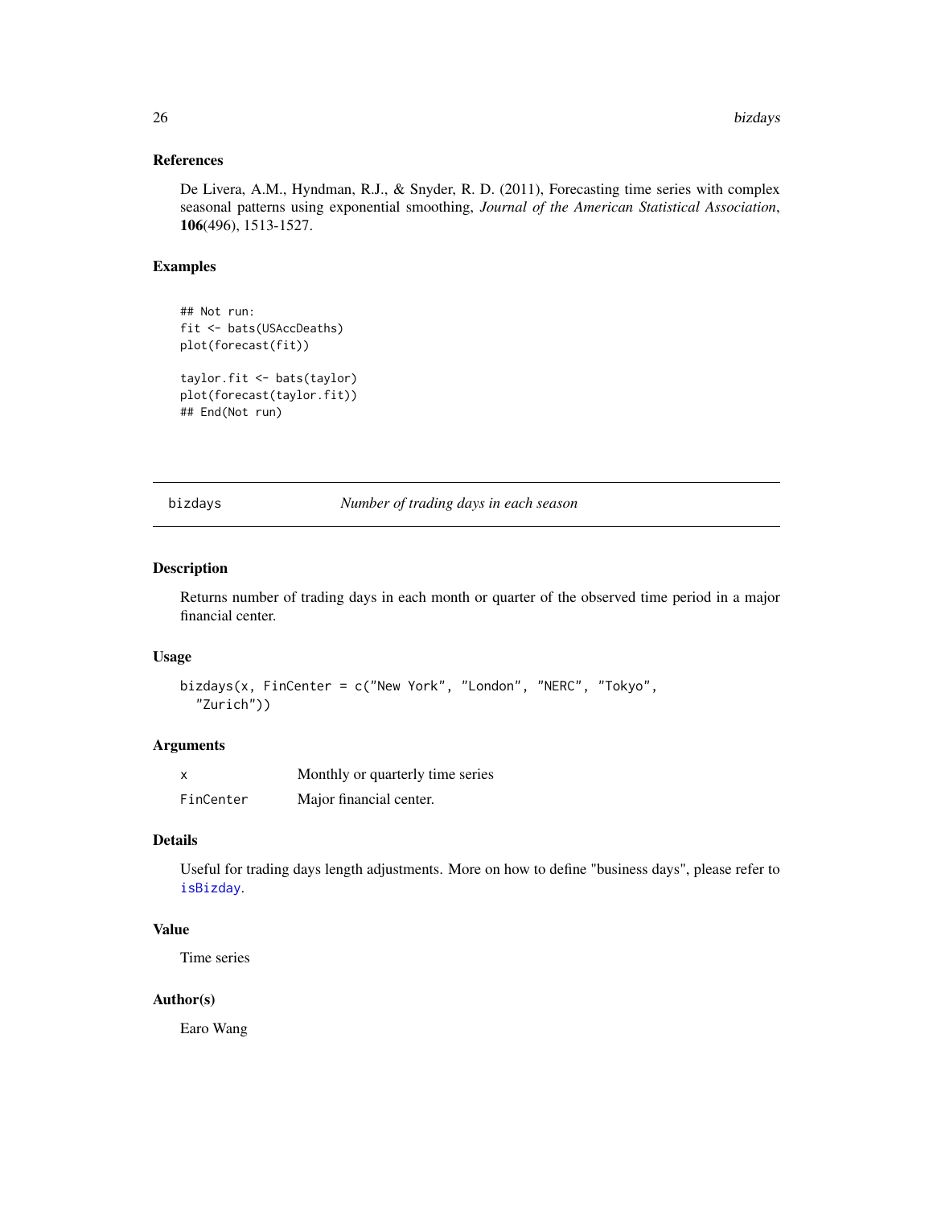### References

De Livera, A.M., Hyndman, R.J., & Snyder, R. D. (2011), Forecasting time series with complex seasonal patterns using exponential smoothing, *Journal of the American Statistical Association*, **106**(496), 1513-1527.

### Examples

```
## Not run:
fit <- bats(USAccDeaths)
plot(forecast(fit))

taylor.fit <- bats(taylor)
plot(forecast(taylor.fit))
## End(Not run)
```

---

## bizdays — *Number of trading days in each season*

### Description

Returns number of trading days in each month or quarter of the observed time period in a major financial center.

### Usage

```
bizdays(x, FinCenter = c("New York", "London", "NERC", "Tokyo",
  "Zurich"))
```

### Arguments

| | |
|---|---|
| `x` | Monthly or quarterly time series |
| `FinCenter` | Major financial center. |

### Details

Useful for trading days length adjustments. More on how to define "business days", please refer to `isBizday`.

### Value

Time series

### Author(s)

Earo Wang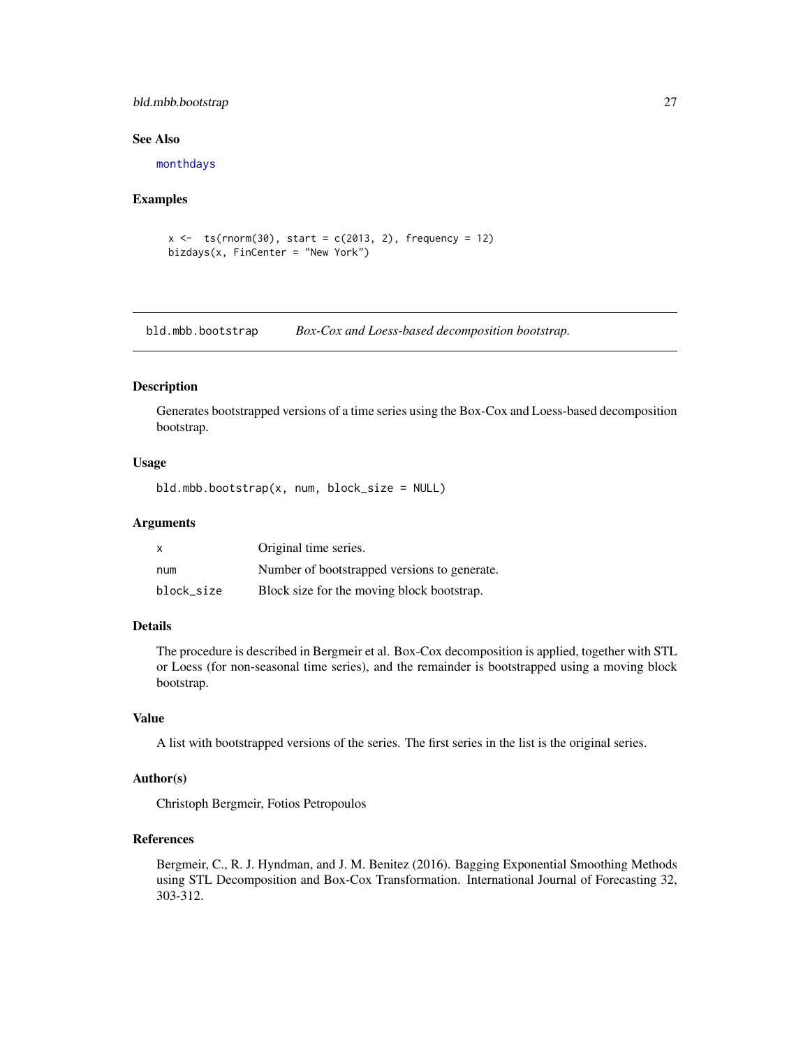### See Also

monthdays

### Examples

```
x <-  ts(rnorm(30), start = c(2013, 2), frequency = 12)
bizdays(x, FinCenter = "New York")
```

---

## bld.mbb.bootstrap    *Box-Cox and Loess-based decomposition bootstrap.*

---

### Description

Generates bootstrapped versions of a time series using the Box-Cox and Loess-based decomposition bootstrap.

### Usage

```
bld.mbb.bootstrap(x, num, block_size = NULL)
```

### Arguments

| | |
|---|---|
| x | Original time series. |
| num | Number of bootstrapped versions to generate. |
| block_size | Block size for the moving block bootstrap. |

### Details

The procedure is described in Bergmeir et al. Box-Cox decomposition is applied, together with STL or Loess (for non-seasonal time series), and the remainder is bootstrapped using a moving block bootstrap.

### Value

A list with bootstrapped versions of the series. The first series in the list is the original series.

### Author(s)

Christoph Bergmeir, Fotios Petropoulos

### References

Bergmeir, C., R. J. Hyndman, and J. M. Benitez (2016). Bagging Exponential Smoothing Methods using STL Decomposition and Box-Cox Transformation. International Journal of Forecasting 32, 303-312.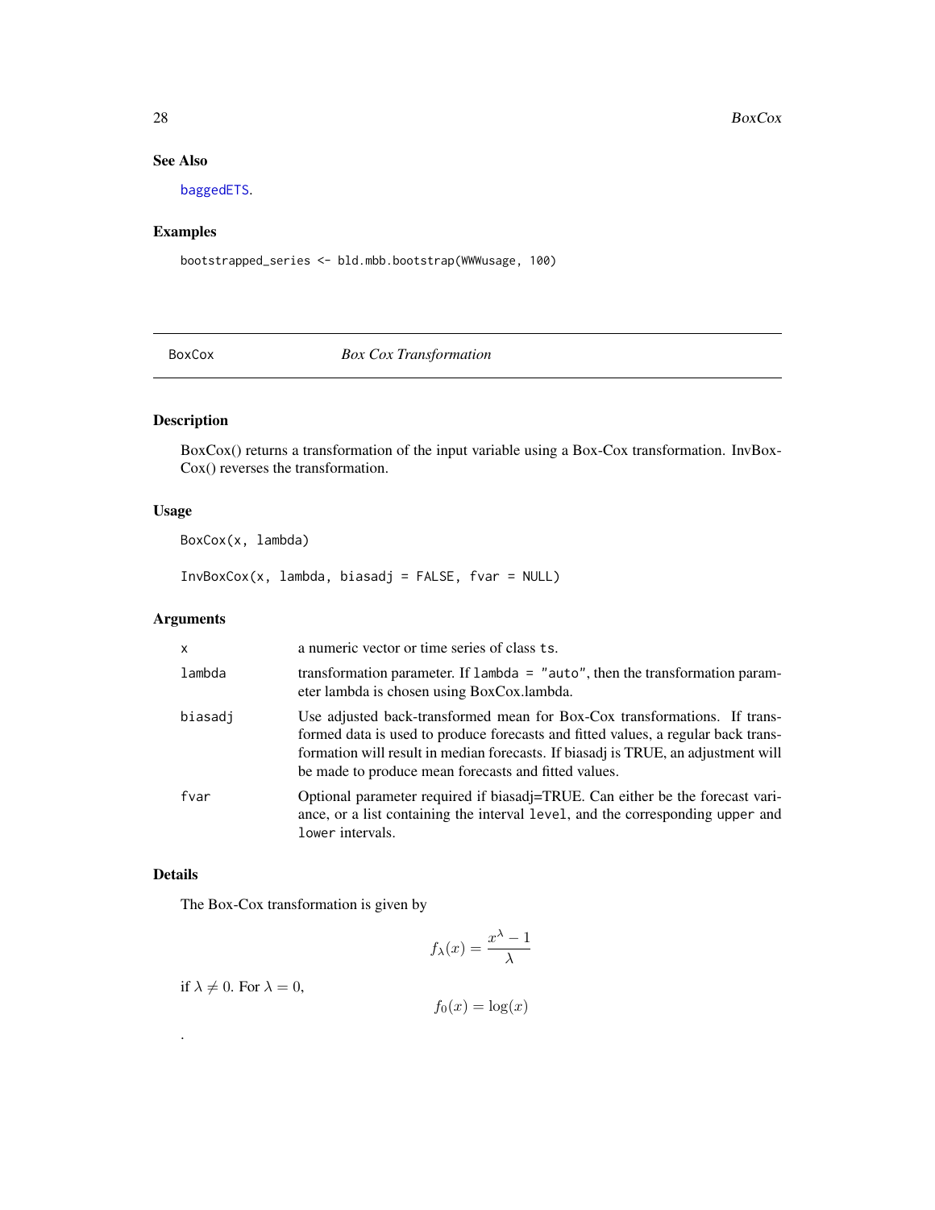## See Also

baggedETS.

## Examples

```
bootstrapped_series <- bld.mbb.bootstrap(WWWusage, 100)
```

---

# BoxCox — *Box Cox Transformation*

## Description

BoxCox() returns a transformation of the input variable using a Box-Cox transformation. InvBoxCox() reverses the transformation.

## Usage

```
BoxCox(x, lambda)

InvBoxCox(x, lambda, biasadj = FALSE, fvar = NULL)
```

## Arguments

| | |
|---|---|
| x | a numeric vector or time series of class `ts`. |
| lambda | transformation parameter. If `lambda = "auto"`, then the transformation parameter lambda is chosen using BoxCox.lambda. |
| biasadj | Use adjusted back-transformed mean for Box-Cox transformations. If transformed data is used to produce forecasts and fitted values, a regular back transformation will result in median forecasts. If biasadj is TRUE, an adjustment will be made to produce mean forecasts and fitted values. |
| fvar | Optional parameter required if biasadj=TRUE. Can either be the forecast variance, or a list containing the interval `level`, and the corresponding `upper` and `lower` intervals. |

## Details

The Box-Cox transformation is given by

$$f_\lambda(x) = \frac{x^\lambda - 1}{\lambda}$$

if $\lambda \neq 0$. For $\lambda = 0$,

$$f_0(x) = \log(x)$$

.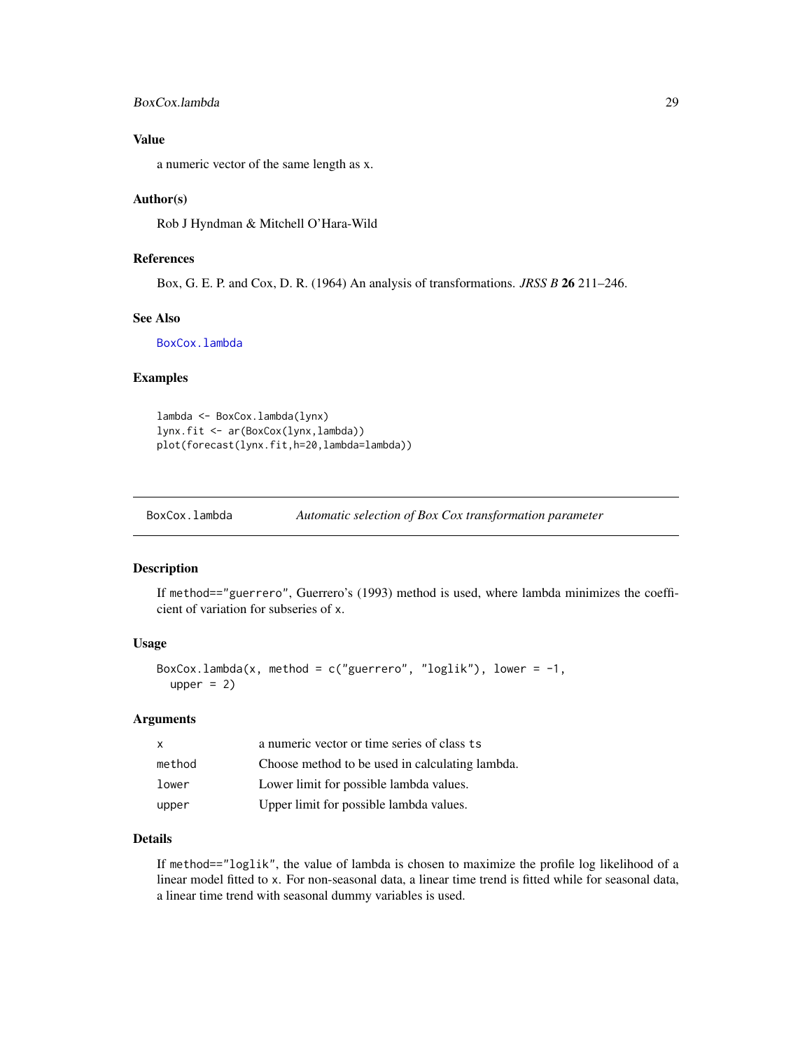### Value

a numeric vector of the same length as x.

### Author(s)

Rob J Hyndman & Mitchell O'Hara-Wild

### References

Box, G. E. P. and Cox, D. R. (1964) An analysis of transformations. *JRSS B* **26** 211–246.

### See Also

`BoxCox.lambda`

### Examples

```
lambda <- BoxCox.lambda(lynx)
lynx.fit <- ar(BoxCox(lynx,lambda))
plot(forecast(lynx.fit,h=20,lambda=lambda))
```

---

## BoxCox.lambda — *Automatic selection of Box Cox transformation parameter*

---

### Description

If `method=="guerrero"`, Guerrero's (1993) method is used, where lambda minimizes the coefficient of variation for subseries of `x`.

### Usage

```
BoxCox.lambda(x, method = c("guerrero", "loglik"), lower = -1,
  upper = 2)
```

### Arguments

| | |
|---|---|
| `x` | a numeric vector or time series of class `ts` |
| `method` | Choose method to be used in calculating lambda. |
| `lower` | Lower limit for possible lambda values. |
| `upper` | Upper limit for possible lambda values. |

### Details

If `method=="loglik"`, the value of lambda is chosen to maximize the profile log likelihood of a linear model fitted to `x`. For non-seasonal data, a linear time trend is fitted while for seasonal data, a linear time trend with seasonal dummy variables is used.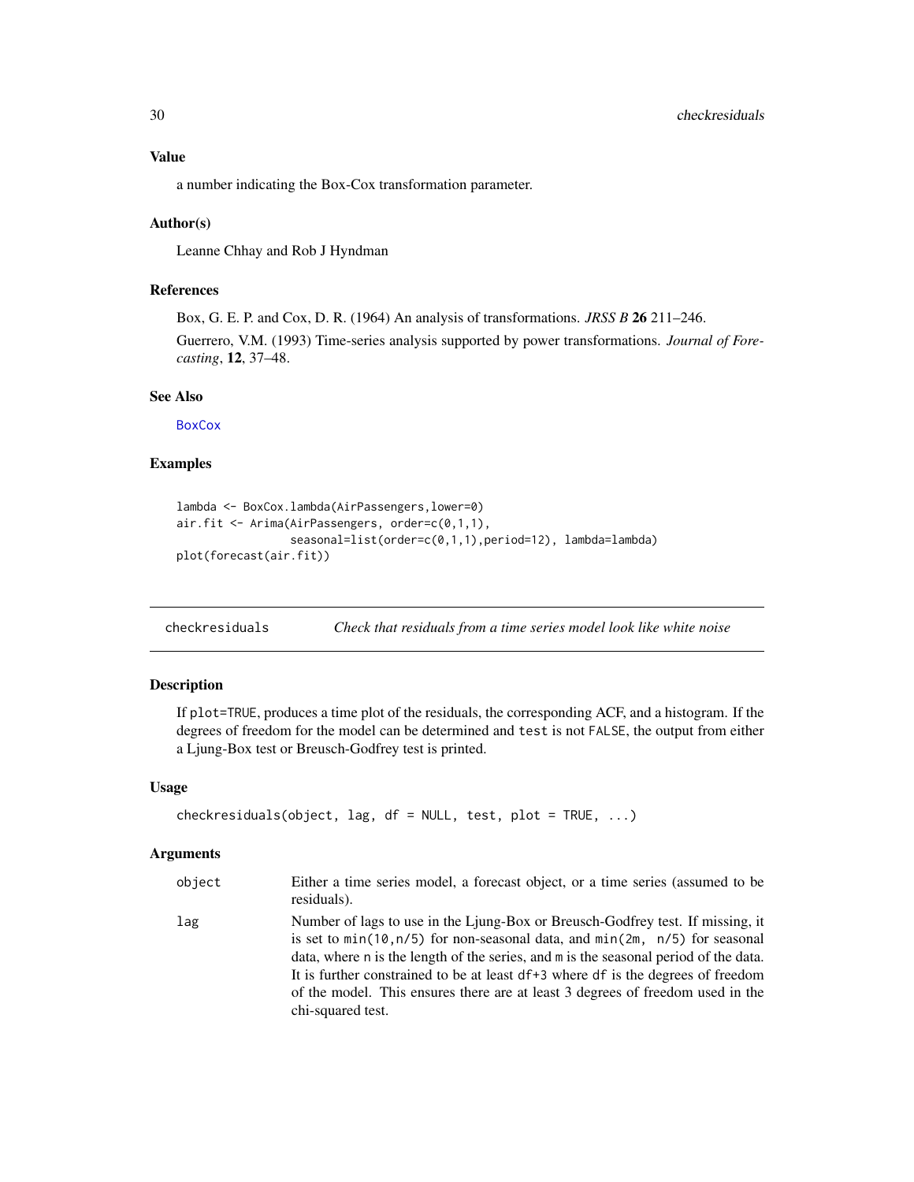### Value

a number indicating the Box-Cox transformation parameter.

### Author(s)

Leanne Chhay and Rob J Hyndman

### References

Box, G. E. P. and Cox, D. R. (1964) An analysis of transformations. *JRSS B* **26** 211–246.

Guerrero, V.M. (1993) Time-series analysis supported by power transformations. *Journal of Forecasting*, **12**, 37–48.

### See Also

BoxCox

### Examples

```
lambda <- BoxCox.lambda(AirPassengers,lower=0)
air.fit <- Arima(AirPassengers, order=c(0,1,1),
                 seasonal=list(order=c(0,1,1),period=12), lambda=lambda)
plot(forecast(air.fit))
```

---

## checkresiduals — *Check that residuals from a time series model look like white noise*

### Description

If plot=TRUE, produces a time plot of the residuals, the corresponding ACF, and a histogram. If the degrees of freedom for the model can be determined and test is not FALSE, the output from either a Ljung-Box test or Breusch-Godfrey test is printed.

### Usage

```
checkresiduals(object, lag, df = NULL, test, plot = TRUE, ...)
```

### Arguments

| | |
|---|---|
| object | Either a time series model, a forecast object, or a time series (assumed to be residuals). |
| lag | Number of lags to use in the Ljung-Box or Breusch-Godfrey test. If missing, it is set to min(10,n/5) for non-seasonal data, and min(2m, n/5) for seasonal data, where n is the length of the series, and m is the seasonal period of the data. It is further constrained to be at least df+3 where df is the degrees of freedom of the model. This ensures there are at least 3 degrees of freedom used in the chi-squared test. |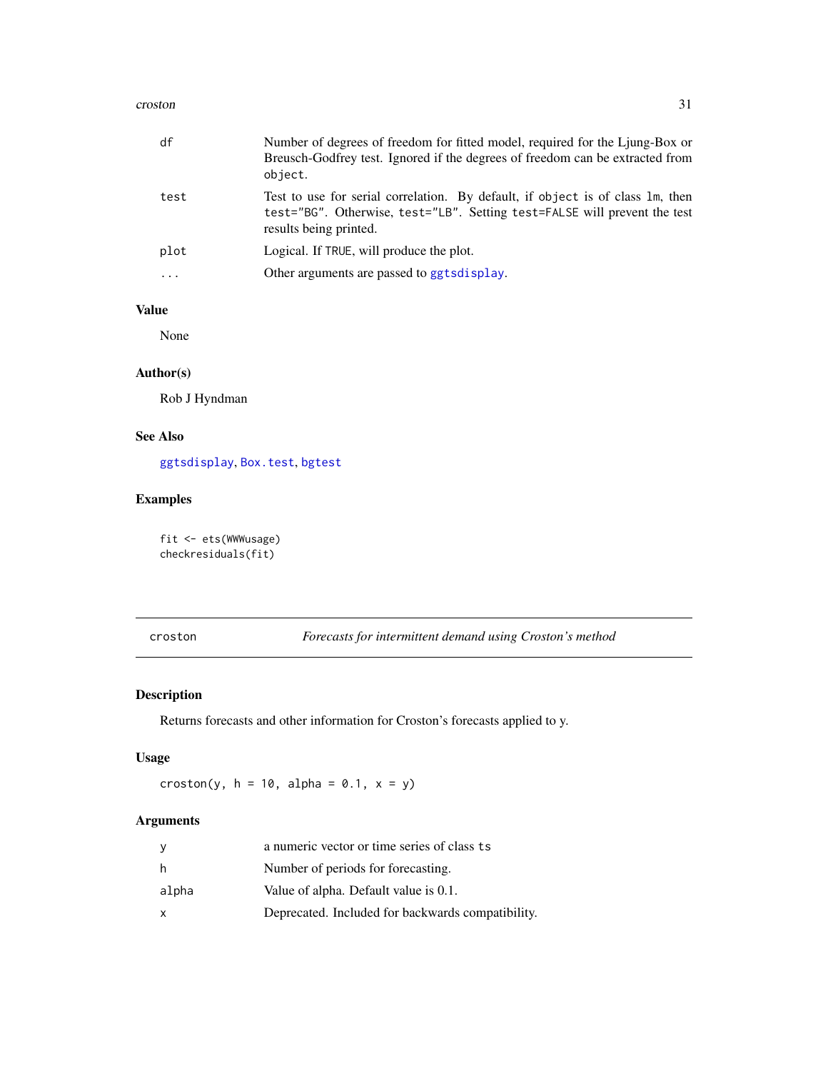| | |
|---|---|
| df | Number of degrees of freedom for fitted model, required for the Ljung-Box or Breusch-Godfrey test. Ignored if the degrees of freedom can be extracted from `object`. |
| test | Test to use for serial correlation. By default, if `object` is of class `lm`, then `test="BG"`. Otherwise, `test="LB"`. Setting `test=FALSE` will prevent the test results being printed. |
| plot | Logical. If `TRUE`, will produce the plot. |
| ... | Other arguments are passed to `ggtsdisplay`. |

### Value

None

### Author(s)

Rob J Hyndman

### See Also

`ggtsdisplay`, `Box.test`, `bgtest`

### Examples

```
fit <- ets(WWWusage)
checkresiduals(fit)
```

---

## croston — *Forecasts for intermittent demand using Croston's method*

---

### Description

Returns forecasts and other information for Croston's forecasts applied to y.

### Usage

```
croston(y, h = 10, alpha = 0.1, x = y)
```

### Arguments

| | |
|---|---|
| y | a numeric vector or time series of class `ts` |
| h | Number of periods for forecasting. |
| alpha | Value of alpha. Default value is 0.1. |
| x | Deprecated. Included for backwards compatibility. |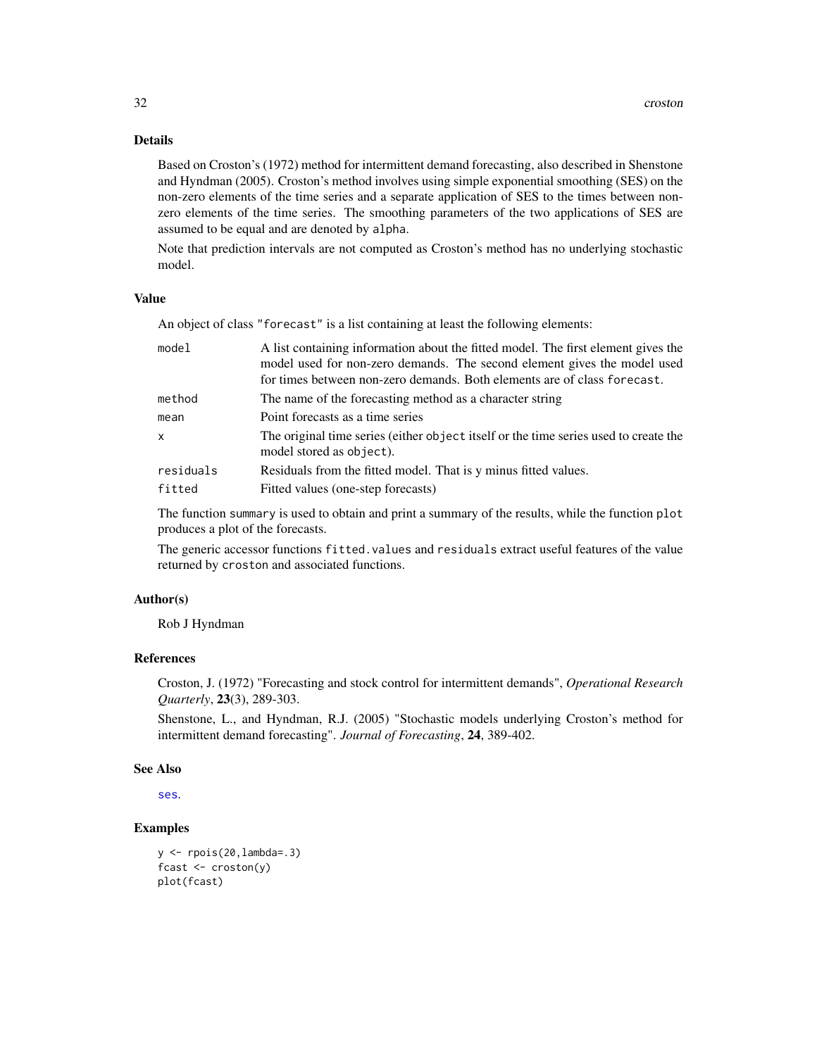## Details

Based on Croston's (1972) method for intermittent demand forecasting, also described in Shenstone and Hyndman (2005). Croston's method involves using simple exponential smoothing (SES) on the non-zero elements of the time series and a separate application of SES to the times between non-zero elements of the time series. The smoothing parameters of the two applications of SES are assumed to be equal and are denoted by `alpha`.

Note that prediction intervals are not computed as Croston's method has no underlying stochastic model.

## Value

An object of class `"forecast"` is a list containing at least the following elements:

| | |
|---|---|
| `model` | A list containing information about the fitted model. The first element gives the model used for non-zero demands. The second element gives the model used for times between non-zero demands. Both elements are of class `forecast`. |
| `method` | The name of the forecasting method as a character string |
| `mean` | Point forecasts as a time series |
| `x` | The original time series (either `object` itself or the time series used to create the model stored as `object`). |
| `residuals` | Residuals from the fitted model. That is y minus fitted values. |
| `fitted` | Fitted values (one-step forecasts) |

The function `summary` is used to obtain and print a summary of the results, while the function `plot` produces a plot of the forecasts.

The generic accessor functions `fitted.values` and `residuals` extract useful features of the value returned by `croston` and associated functions.

## Author(s)

Rob J Hyndman

## References

Croston, J. (1972) "Forecasting and stock control for intermittent demands", *Operational Research Quarterly*, **23**(3), 289-303.

Shenstone, L., and Hyndman, R.J. (2005) "Stochastic models underlying Croston's method for intermittent demand forecasting". *Journal of Forecasting*, **24**, 389-402.

## See Also

`ses`.

## Examples

```
y <- rpois(20,lambda=.3)
fcast <- croston(y)
plot(fcast)
```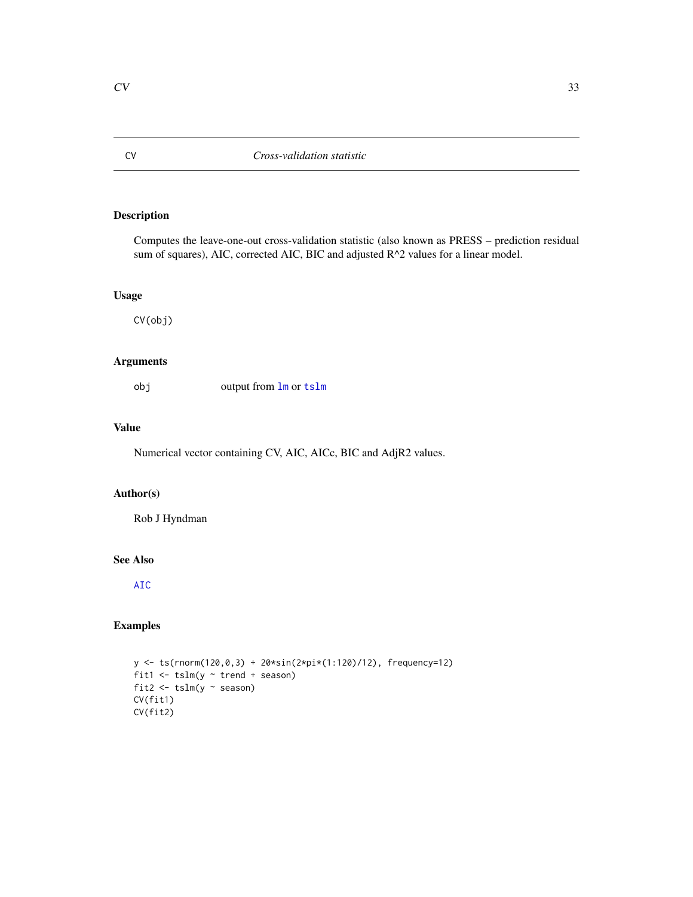# CV — *Cross-validation statistic*

## Description

Computes the leave-one-out cross-validation statistic (also known as PRESS – prediction residual sum of squares), AIC, corrected AIC, BIC and adjusted R^2 values for a linear model.

## Usage

```
CV(obj)
```

## Arguments

| | |
|---|---|
| obj | output from `lm` or `tslm` |

## Value

Numerical vector containing CV, AIC, AICc, BIC and AdjR2 values.

## Author(s)

Rob J Hyndman

## See Also

`AIC`

## Examples

```
y <- ts(rnorm(120,0,3) + 20*sin(2*pi*(1:120)/12), frequency=12)
fit1 <- tslm(y ~ trend + season)
fit2 <- tslm(y ~ season)
CV(fit1)
CV(fit2)
```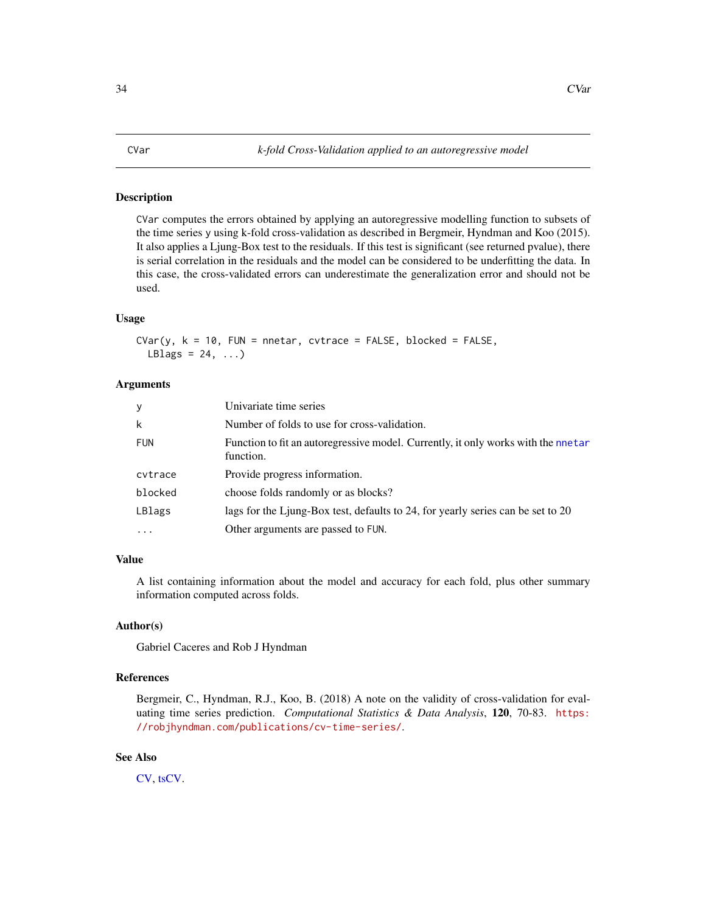# CVar — *k-fold Cross-Validation applied to an autoregressive model*

## Description

CVar computes the errors obtained by applying an autoregressive modelling function to subsets of the time series y using k-fold cross-validation as described in Bergmeir, Hyndman and Koo (2015). It also applies a Ljung-Box test to the residuals. If this test is significant (see returned pvalue), there is serial correlation in the residuals and the model can be considered to be underfitting the data. In this case, the cross-validated errors can underestimate the generalization error and should not be used.

## Usage

```
CVar(y, k = 10, FUN = nnetar, cvtrace = FALSE, blocked = FALSE,
  LBlags = 24, ...)
```

## Arguments

| | |
|---|---|
| y | Univariate time series |
| k | Number of folds to use for cross-validation. |
| FUN | Function to fit an autoregressive model. Currently, it only works with the nnetar function. |
| cvtrace | Provide progress information. |
| blocked | choose folds randomly or as blocks? |
| LBlags | lags for the Ljung-Box test, defaults to 24, for yearly series can be set to 20 |
| ... | Other arguments are passed to FUN. |

## Value

A list containing information about the model and accuracy for each fold, plus other summary information computed across folds.

## Author(s)

Gabriel Caceres and Rob J Hyndman

## References

Bergmeir, C., Hyndman, R.J., Koo, B. (2018) A note on the validity of cross-validation for evaluating time series prediction. *Computational Statistics & Data Analysis*, **120**, 70-83. https://robjhyndman.com/publications/cv-time-series/.

## See Also

CV, tsCV.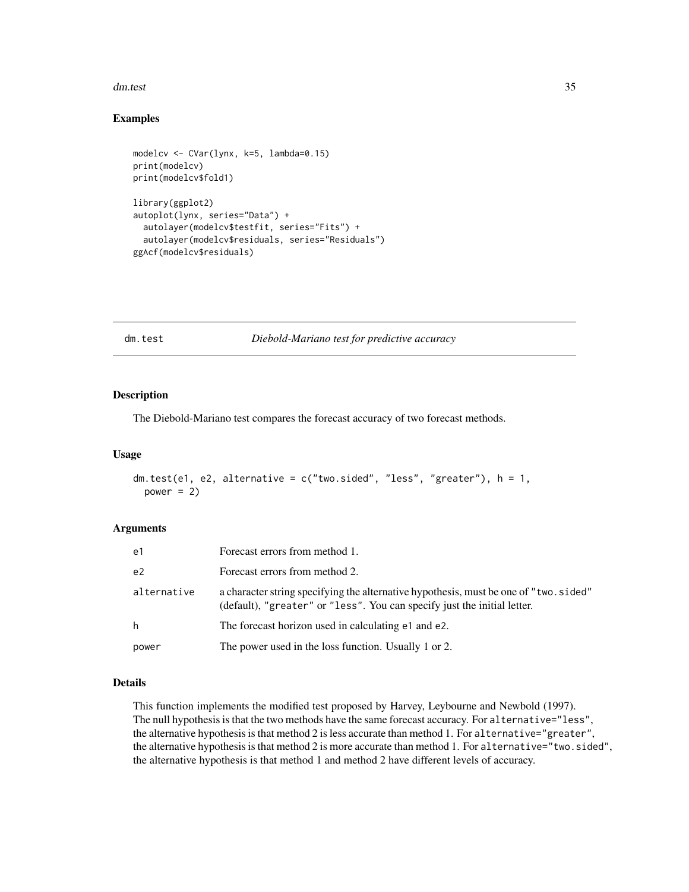## Examples

```
modelcv <- CVar(lynx, k=5, lambda=0.15)
print(modelcv)
print(modelcv$fold1)

library(ggplot2)
autoplot(lynx, series="Data") +
  autolayer(modelcv$testfit, series="Fits") +
  autolayer(modelcv$residuals, series="Residuals")
ggAcf(modelcv$residuals)
```

---

# dm.test — *Diebold-Mariano test for predictive accuracy*

---

## Description

The Diebold-Mariano test compares the forecast accuracy of two forecast methods.

## Usage

```
dm.test(e1, e2, alternative = c("two.sided", "less", "greater"), h = 1,
  power = 2)
```

## Arguments

| | |
|---|---|
| `e1` | Forecast errors from method 1. |
| `e2` | Forecast errors from method 2. |
| `alternative` | a character string specifying the alternative hypothesis, must be one of "two.sided" (default), "greater" or "less". You can specify just the initial letter. |
| `h` | The forecast horizon used in calculating `e1` and `e2`. |
| `power` | The power used in the loss function. Usually 1 or 2. |

## Details

This function implements the modified test proposed by Harvey, Leybourne and Newbold (1997). The null hypothesis is that the two methods have the same forecast accuracy. For `alternative="less"`, the alternative hypothesis is that method 2 is less accurate than method 1. For `alternative="greater"`, the alternative hypothesis is that method 2 is more accurate than method 1. For `alternative="two.sided"`, the alternative hypothesis is that method 1 and method 2 have different levels of accuracy.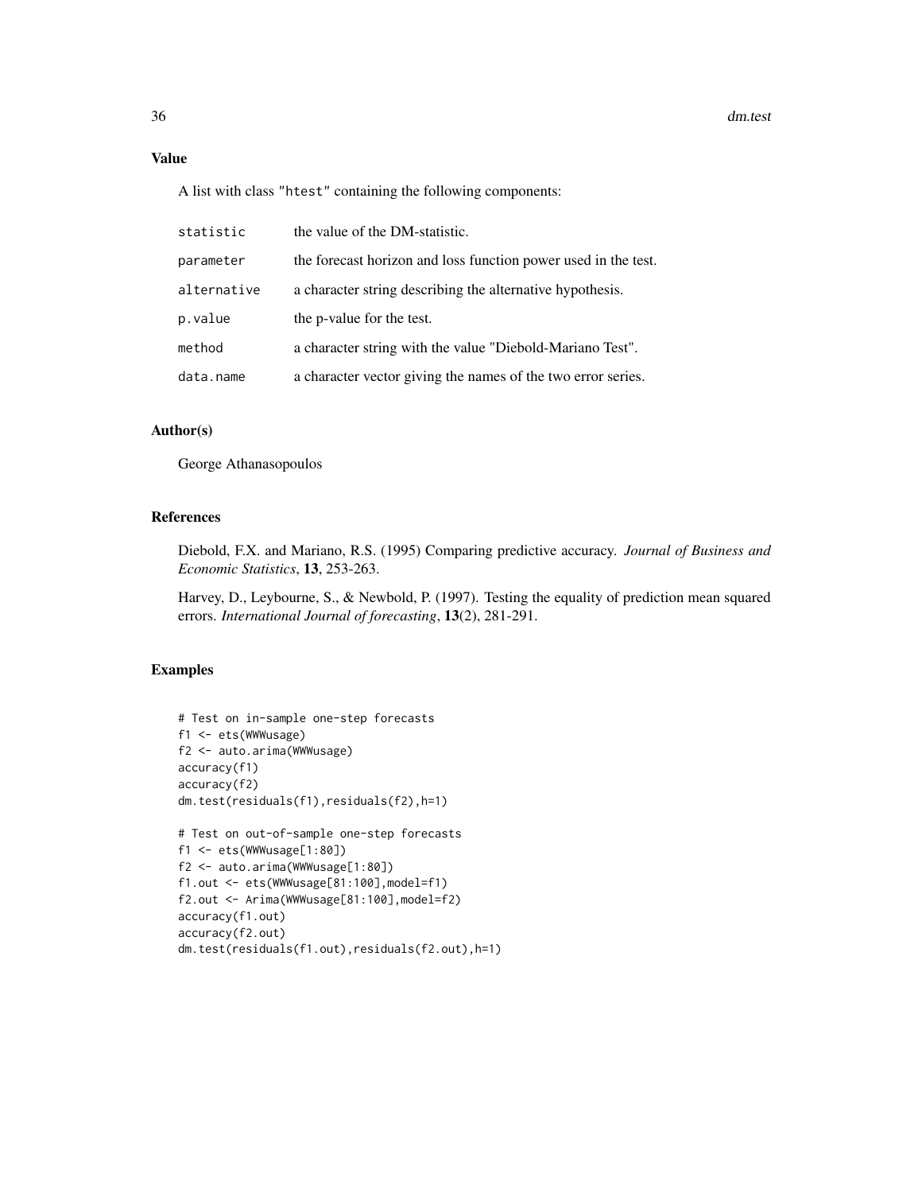## Value

A list with class "htest" containing the following components:

| | |
|---|---|
| statistic | the value of the DM-statistic. |
| parameter | the forecast horizon and loss function power used in the test. |
| alternative | a character string describing the alternative hypothesis. |
| p.value | the p-value for the test. |
| method | a character string with the value "Diebold-Mariano Test". |
| data.name | a character vector giving the names of the two error series. |

## Author(s)

George Athanasopoulos

## References

Diebold, F.X. and Mariano, R.S. (1995) Comparing predictive accuracy. *Journal of Business and Economic Statistics*, **13**, 253-263.

Harvey, D., Leybourne, S., & Newbold, P. (1997). Testing the equality of prediction mean squared errors. *International Journal of forecasting*, **13**(2), 281-291.

## Examples

```
# Test on in-sample one-step forecasts
f1 <- ets(WWWusage)
f2 <- auto.arima(WWWusage)
accuracy(f1)
accuracy(f2)
dm.test(residuals(f1),residuals(f2),h=1)

# Test on out-of-sample one-step forecasts
f1 <- ets(WWWusage[1:80])
f2 <- auto.arima(WWWusage[1:80])
f1.out <- ets(WWWusage[81:100],model=f1)
f2.out <- Arima(WWWusage[81:100],model=f2)
accuracy(f1.out)
accuracy(f2.out)
dm.test(residuals(f1.out),residuals(f2.out),h=1)
```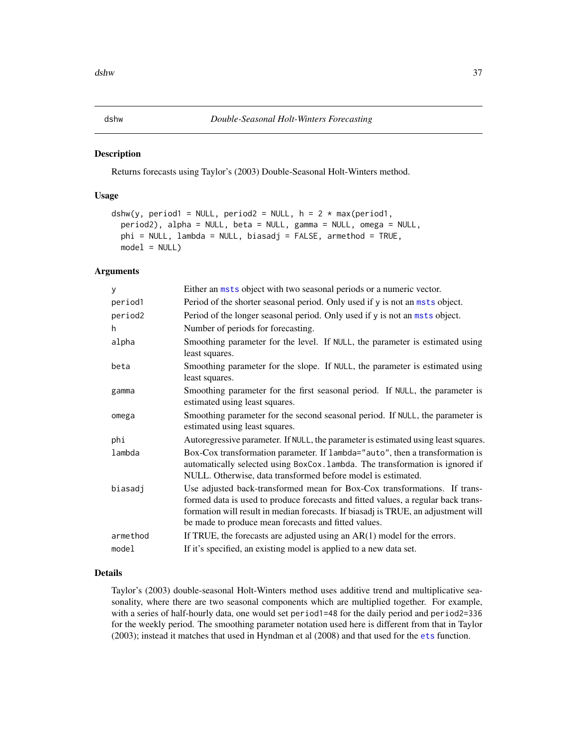dshw    *Double-Seasonal Holt-Winters Forecasting*

## Description

Returns forecasts using Taylor's (2003) Double-Seasonal Holt-Winters method.

## Usage

```
dshw(y, period1 = NULL, period2 = NULL, h = 2 * max(period1,
  period2), alpha = NULL, beta = NULL, gamma = NULL, omega = NULL,
  phi = NULL, lambda = NULL, biasadj = FALSE, armethod = TRUE,
  model = NULL)
```

## Arguments

| | |
|---|---|
| `y` | Either an `msts` object with two seasonal periods or a numeric vector. |
| `period1` | Period of the shorter seasonal period. Only used if `y` is not an `msts` object. |
| `period2` | Period of the longer seasonal period. Only used if `y` is not an `msts` object. |
| `h` | Number of periods for forecasting. |
| `alpha` | Smoothing parameter for the level. If `NULL`, the parameter is estimated using least squares. |
| `beta` | Smoothing parameter for the slope. If `NULL`, the parameter is estimated using least squares. |
| `gamma` | Smoothing parameter for the first seasonal period. If `NULL`, the parameter is estimated using least squares. |
| `omega` | Smoothing parameter for the second seasonal period. If `NULL`, the parameter is estimated using least squares. |
| `phi` | Autoregressive parameter. If `NULL`, the parameter is estimated using least squares. |
| `lambda` | Box-Cox transformation parameter. If `lambda="auto"`, then a transformation is automatically selected using `BoxCox.lambda`. The transformation is ignored if NULL. Otherwise, data transformed before model is estimated. |
| `biasadj` | Use adjusted back-transformed mean for Box-Cox transformations. If transformed data is used to produce forecasts and fitted values, a regular back transformation will result in median forecasts. If biasadj is TRUE, an adjustment will be made to produce mean forecasts and fitted values. |
| `armethod` | If TRUE, the forecasts are adjusted using an AR(1) model for the errors. |
| `model` | If it's specified, an existing model is applied to a new data set. |

## Details

Taylor's (2003) double-seasonal Holt-Winters method uses additive trend and multiplicative seasonality, where there are two seasonal components which are multiplied together. For example, with a series of half-hourly data, one would set `period1=48` for the daily period and `period2=336` for the weekly period. The smoothing parameter notation used here is different from that in Taylor (2003); instead it matches that used in Hyndman et al (2008) and that used for the `ets` function.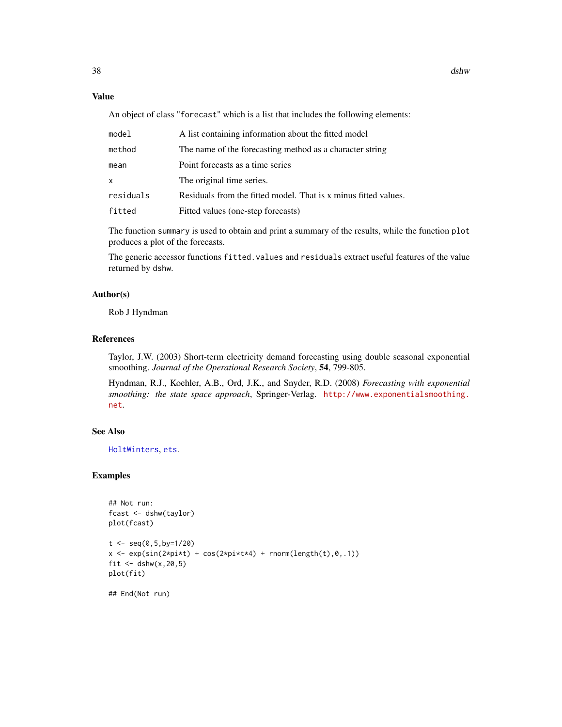### Value

An object of class "`forecast`" which is a list that includes the following elements:

| | |
|---|---|
| `model` | A list containing information about the fitted model |
| `method` | The name of the forecasting method as a character string |
| `mean` | Point forecasts as a time series |
| `x` | The original time series. |
| `residuals` | Residuals from the fitted model. That is x minus fitted values. |
| `fitted` | Fitted values (one-step forecasts) |

The function `summary` is used to obtain and print a summary of the results, while the function `plot` produces a plot of the forecasts.

The generic accessor functions `fitted.values` and `residuals` extract useful features of the value returned by `dshw`.

### Author(s)

Rob J Hyndman

### References

Taylor, J.W. (2003) Short-term electricity demand forecasting using double seasonal exponential smoothing. *Journal of the Operational Research Society*, **54**, 799-805.

Hyndman, R.J., Koehler, A.B., Ord, J.K., and Snyder, R.D. (2008) *Forecasting with exponential smoothing: the state space approach*, Springer-Verlag. http://www.exponentialsmoothing.net.

### See Also

`HoltWinters`, `ets`.

### Examples

```
## Not run:
fcast <- dshw(taylor)
plot(fcast)

t <- seq(0,5,by=1/20)
x <- exp(sin(2*pi*t) + cos(2*pi*t*4) + rnorm(length(t),0,.1))
fit <- dshw(x,20,5)
plot(fit)

## End(Not run)
```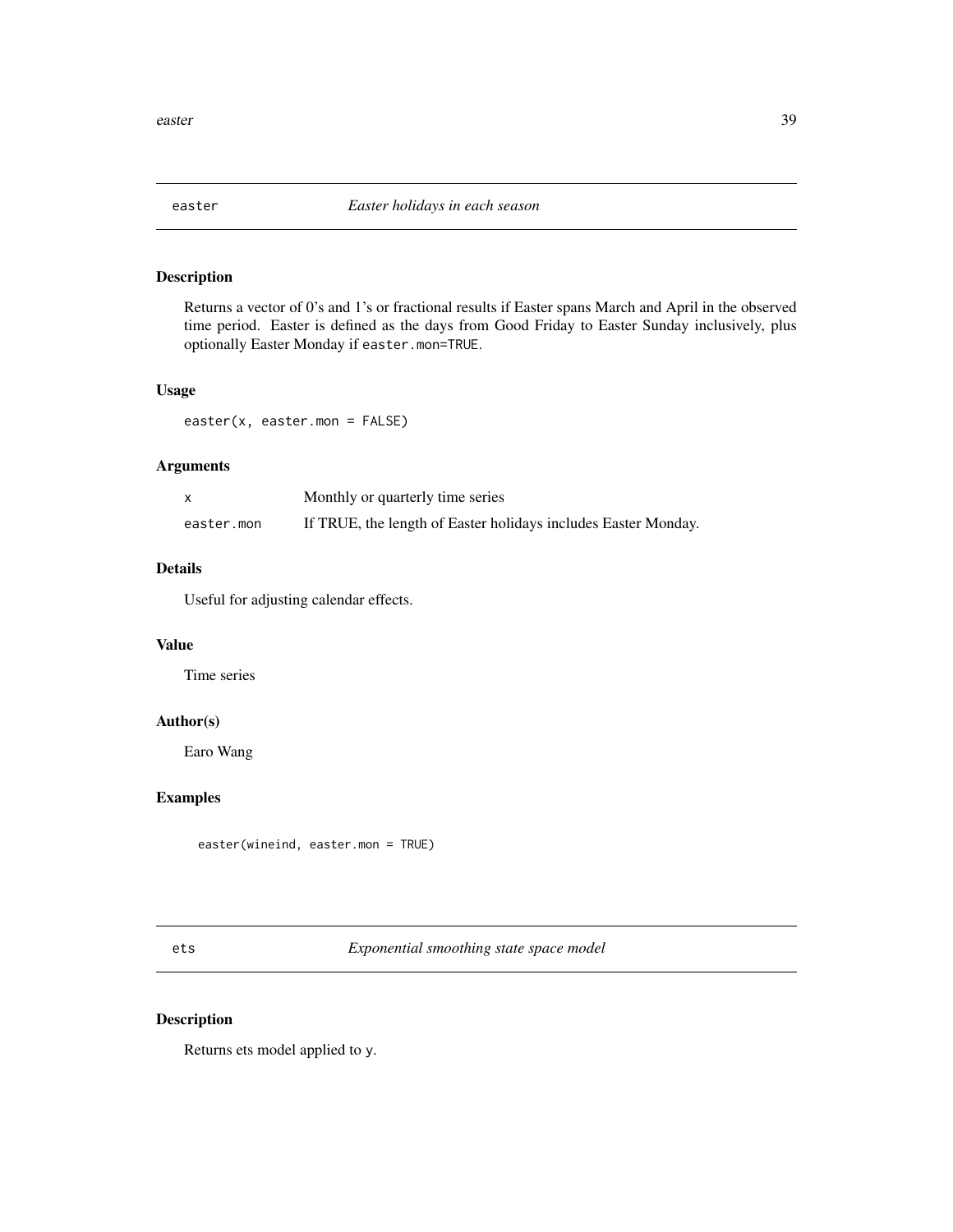## easter — *Easter holidays in each season*

### Description

Returns a vector of 0's and 1's or fractional results if Easter spans March and April in the observed time period. Easter is defined as the days from Good Friday to Easter Sunday inclusively, plus optionally Easter Monday if `easter.mon=TRUE`.

### Usage

```
easter(x, easter.mon = FALSE)
```

### Arguments

| | |
|---|---|
| `x` | Monthly or quarterly time series |
| `easter.mon` | If TRUE, the length of Easter holidays includes Easter Monday. |

### Details

Useful for adjusting calendar effects.

### Value

Time series

### Author(s)

Earo Wang

### Examples

```
easter(wineind, easter.mon = TRUE)
```

## ets — *Exponential smoothing state space model*

### Description

Returns ets model applied to `y`.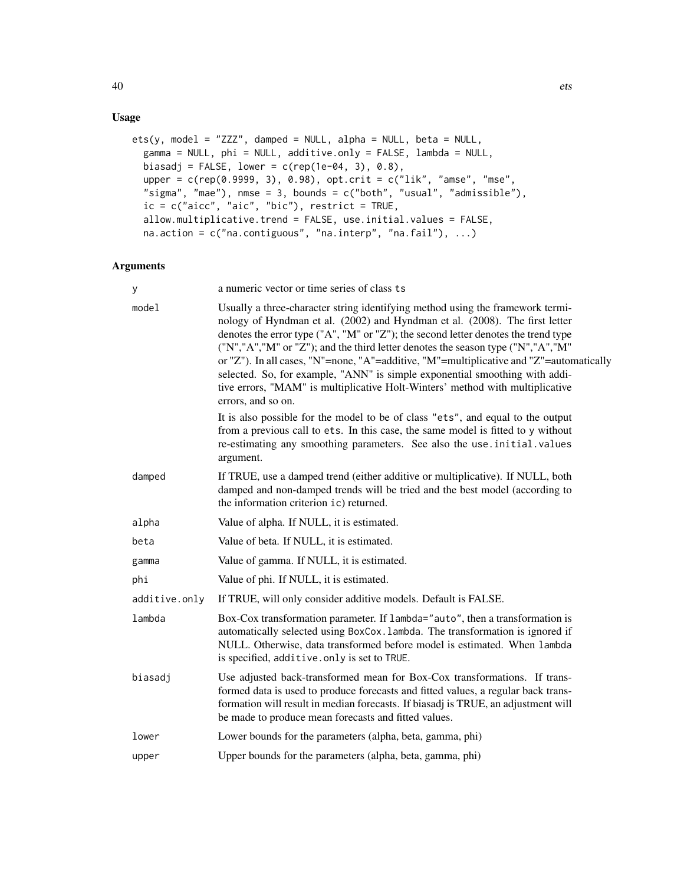## Usage

```
ets(y, model = "ZZZ", damped = NULL, alpha = NULL, beta = NULL,
  gamma = NULL, phi = NULL, additive.only = FALSE, lambda = NULL,
  biasadj = FALSE, lower = c(rep(1e-04, 3), 0.8),
  upper = c(rep(0.9999, 3), 0.98), opt.crit = c("lik", "amse", "mse",
  "sigma", "mae"), nmse = 3, bounds = c("both", "usual", "admissible"),
  ic = c("aicc", "aic", "bic"), restrict = TRUE,
  allow.multiplicative.trend = FALSE, use.initial.values = FALSE,
  na.action = c("na.contiguous", "na.interp", "na.fail"), ...)
```

## Arguments

| | |
|---|---|
| y | a numeric vector or time series of class ts |
| model | Usually a three-character string identifying method using the framework terminology of Hyndman et al. (2002) and Hyndman et al. (2008). The first letter denotes the error type ("A", "M" or "Z"); the second letter denotes the trend type ("N","A","M" or "Z"); and the third letter denotes the season type ("N","A","M" or "Z"). In all cases, "N"=none, "A"=additive, "M"=multiplicative and "Z"=automatically selected. So, for example, "ANN" is simple exponential smoothing with additive errors, "MAM" is multiplicative Holt-Winters' method with multiplicative errors, and so on.<br><br>It is also possible for the model to be of class "ets", and equal to the output from a previous call to ets. In this case, the same model is fitted to y without re-estimating any smoothing parameters. See also the use.initial.values argument. |
| damped | If TRUE, use a damped trend (either additive or multiplicative). If NULL, both damped and non-damped trends will be tried and the best model (according to the information criterion ic) returned. |
| alpha | Value of alpha. If NULL, it is estimated. |
| beta | Value of beta. If NULL, it is estimated. |
| gamma | Value of gamma. If NULL, it is estimated. |
| phi | Value of phi. If NULL, it is estimated. |
| additive.only | If TRUE, will only consider additive models. Default is FALSE. |
| lambda | Box-Cox transformation parameter. If lambda="auto", then a transformation is automatically selected using BoxCox.lambda. The transformation is ignored if NULL. Otherwise, data transformed before model is estimated. When lambda is specified, additive.only is set to TRUE. |
| biasadj | Use adjusted back-transformed mean for Box-Cox transformations. If transformed data is used to produce forecasts and fitted values, a regular back transformation will result in median forecasts. If biasadj is TRUE, an adjustment will be made to produce mean forecasts and fitted values. |
| lower | Lower bounds for the parameters (alpha, beta, gamma, phi) |
| upper | Upper bounds for the parameters (alpha, beta, gamma, phi) |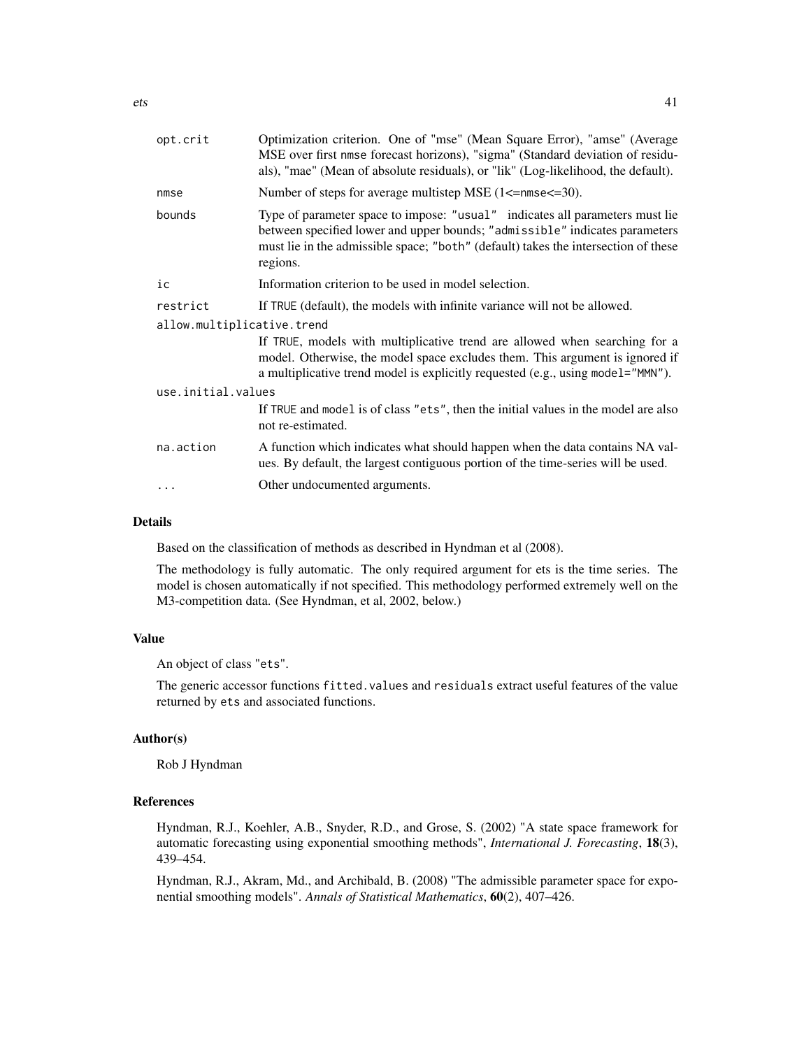| | |
|---|---|
| opt.crit | Optimization criterion. One of "mse" (Mean Square Error), "amse" (Average MSE over first nmse forecast horizons), "sigma" (Standard deviation of residuals), "mae" (Mean of absolute residuals), or "lik" (Log-likelihood, the default). |
| nmse | Number of steps for average multistep MSE (1<=nmse<=30). |
| bounds | Type of parameter space to impose: "usual" indicates all parameters must lie between specified lower and upper bounds; "admissible" indicates parameters must lie in the admissible space; "both" (default) takes the intersection of these regions. |
| ic | Information criterion to be used in model selection. |
| restrict | If TRUE (default), the models with infinite variance will not be allowed. |
| allow.multiplicative.trend | If TRUE, models with multiplicative trend are allowed when searching for a model. Otherwise, the model space excludes them. This argument is ignored if a multiplicative trend model is explicitly requested (e.g., using model="MMN"). |
| use.initial.values | If TRUE and model is of class "ets", then the initial values in the model are also not re-estimated. |
| na.action | A function which indicates what should happen when the data contains NA values. By default, the largest contiguous portion of the time-series will be used. |
| ... | Other undocumented arguments. |

## Details

Based on the classification of methods as described in Hyndman et al (2008).

The methodology is fully automatic. The only required argument for ets is the time series. The model is chosen automatically if not specified. This methodology performed extremely well on the M3-competition data. (See Hyndman, et al, 2002, below.)

## Value

An object of class "ets".

The generic accessor functions fitted.values and residuals extract useful features of the value returned by ets and associated functions.

## Author(s)

Rob J Hyndman

## References

Hyndman, R.J., Koehler, A.B., Snyder, R.D., and Grose, S. (2002) "A state space framework for automatic forecasting using exponential smoothing methods", *International J. Forecasting*, **18**(3), 439–454.

Hyndman, R.J., Akram, Md., and Archibald, B. (2008) "The admissible parameter space for exponential smoothing models". *Annals of Statistical Mathematics*, **60**(2), 407–426.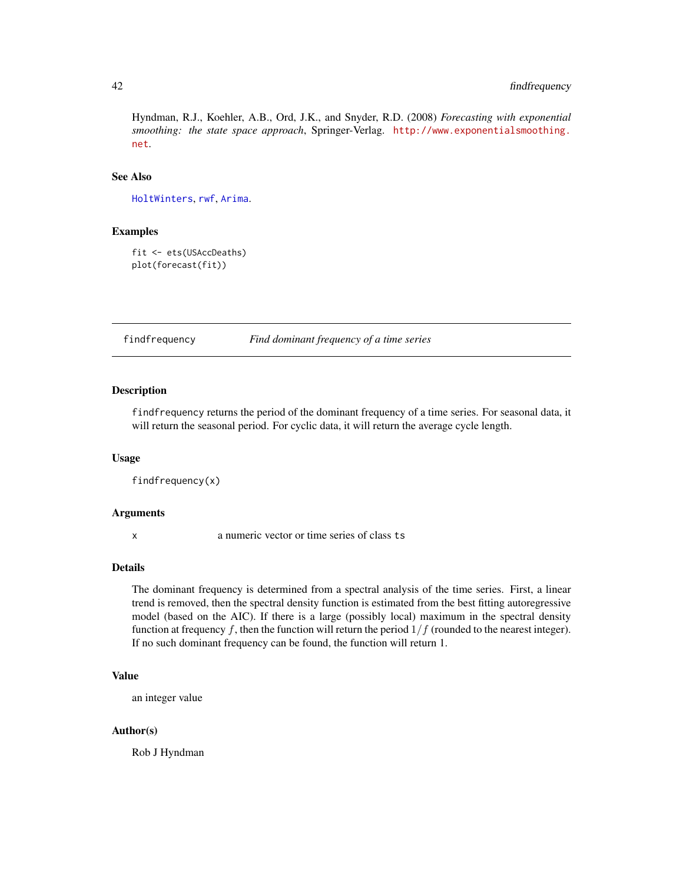Hyndman, R.J., Koehler, A.B., Ord, J.K., and Snyder, R.D. (2008) *Forecasting with exponential smoothing: the state space approach*, Springer-Verlag. http://www.exponentialsmoothing.net.

### See Also

HoltWinters, rwf, Arima.

### Examples

```
fit <- ets(USAccDeaths)
plot(forecast(fit))
```

---

## findfrequency *Find dominant frequency of a time series*

---

### Description

findfrequency returns the period of the dominant frequency of a time series. For seasonal data, it will return the seasonal period. For cyclic data, it will return the average cycle length.

### Usage

```
findfrequency(x)
```

### Arguments

| | |
|---|---|
| x | a numeric vector or time series of class ts |

### Details

The dominant frequency is determined from a spectral analysis of the time series. First, a linear trend is removed, then the spectral density function is estimated from the best fitting autoregressive model (based on the AIC). If there is a large (possibly local) maximum in the spectral density function at frequency $f$, then the function will return the period $1/f$ (rounded to the nearest integer). If no such dominant frequency can be found, the function will return 1.

### Value

an integer value

### Author(s)

Rob J Hyndman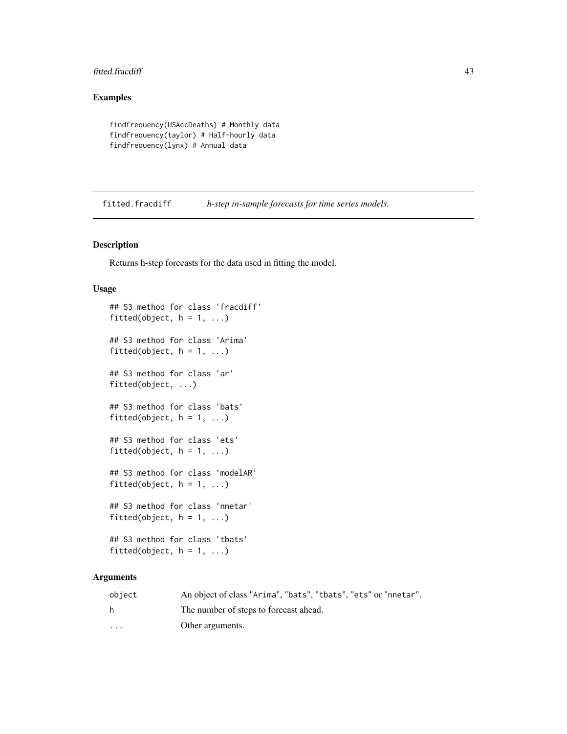### Examples

```
findfrequency(USAccDeaths) # Monthly data
findfrequency(taylor) # Half-hourly data
findfrequency(lynx) # Annual data
```

## fitted.fracdiff *h-step in-sample forecasts for time series models.*

### Description

Returns h-step forecasts for the data used in fitting the model.

### Usage

```
## S3 method for class 'fracdiff'
fitted(object, h = 1, ...)

## S3 method for class 'Arima'
fitted(object, h = 1, ...)

## S3 method for class 'ar'
fitted(object, ...)

## S3 method for class 'bats'
fitted(object, h = 1, ...)

## S3 method for class 'ets'
fitted(object, h = 1, ...)

## S3 method for class 'modelAR'
fitted(object, h = 1, ...)

## S3 method for class 'nnetar'
fitted(object, h = 1, ...)

## S3 method for class 'tbats'
fitted(object, h = 1, ...)
```

### Arguments

| | |
|---|---|
| object | An object of class "Arima", "bats", "tbats", "ets" or "nnetar". |
| h | The number of steps to forecast ahead. |
| ... | Other arguments. |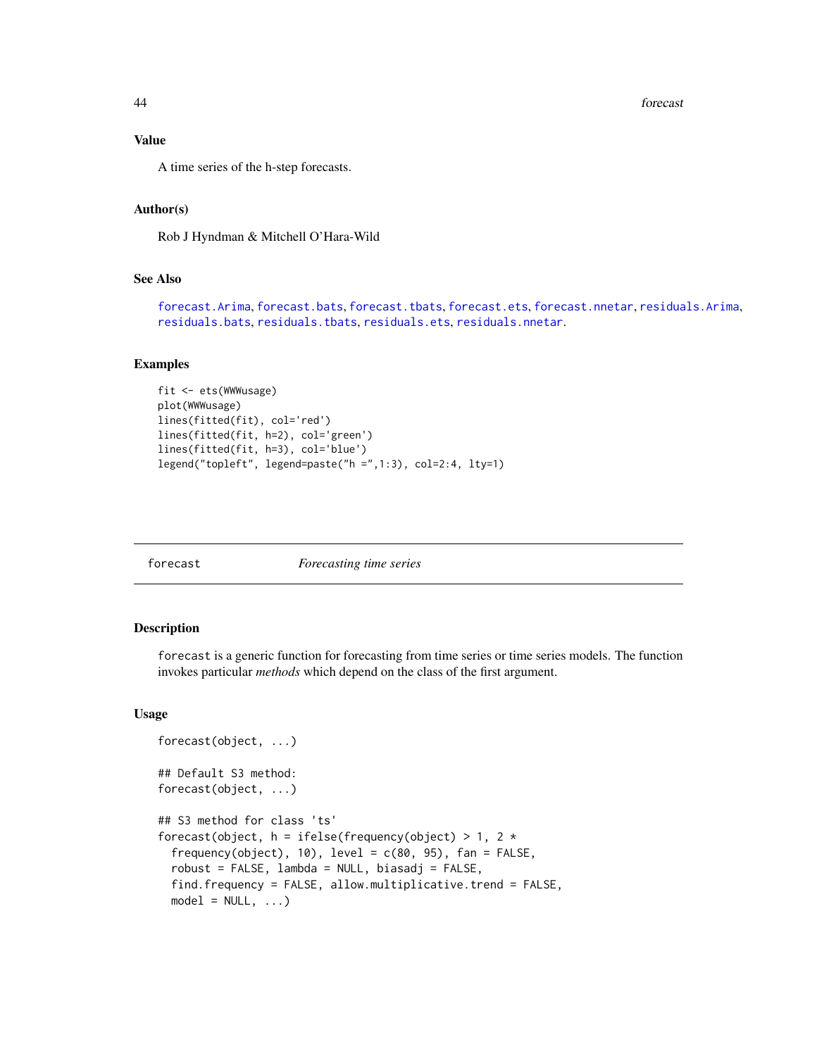### Value

A time series of the h-step forecasts.

### Author(s)

Rob J Hyndman & Mitchell O'Hara-Wild

### See Also

forecast.Arima, forecast.bats, forecast.tbats, forecast.ets, forecast.nnetar, residuals.Arima, residuals.bats, residuals.tbats, residuals.ets, residuals.nnetar.

### Examples

```
fit <- ets(WWWusage)
plot(WWWusage)
lines(fitted(fit), col='red')
lines(fitted(fit, h=2), col='green')
lines(fitted(fit, h=3), col='blue')
legend("topleft", legend=paste("h =",1:3), col=2:4, lty=1)
```

---

## forecast — *Forecasting time series*

### Description

`forecast` is a generic function for forecasting from time series or time series models. The function invokes particular *methods* which depend on the class of the first argument.

### Usage

```
forecast(object, ...)

## Default S3 method:
forecast(object, ...)

## S3 method for class 'ts'
forecast(object, h = ifelse(frequency(object) > 1, 2 *
  frequency(object), 10), level = c(80, 95), fan = FALSE,
  robust = FALSE, lambda = NULL, biasadj = FALSE,
  find.frequency = FALSE, allow.multiplicative.trend = FALSE,
  model = NULL, ...)
```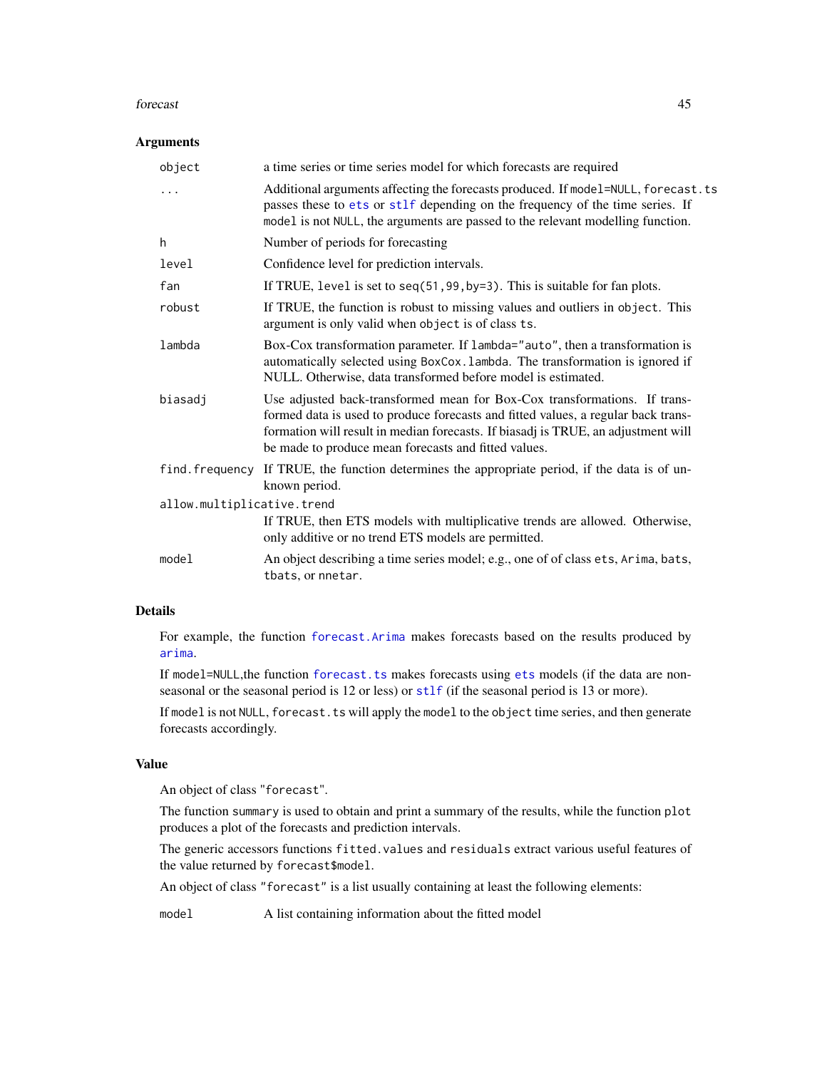### Arguments

| | |
|---|---|
| `object` | a time series or time series model for which forecasts are required |
| `...` | Additional arguments affecting the forecasts produced. If `model=NULL`, `forecast.ts` passes these to `ets` or `stlf` depending on the frequency of the time series. If `model` is not `NULL`, the arguments are passed to the relevant modelling function. |
| `h` | Number of periods for forecasting |
| `level` | Confidence level for prediction intervals. |
| `fan` | If TRUE, `level` is set to `seq(51,99,by=3)`. This is suitable for fan plots. |
| `robust` | If TRUE, the function is robust to missing values and outliers in `object`. This argument is only valid when `object` is of class `ts`. |
| `lambda` | Box-Cox transformation parameter. If `lambda="auto"`, then a transformation is automatically selected using `BoxCox.lambda`. The transformation is ignored if NULL. Otherwise, data transformed before model is estimated. |
| `biasadj` | Use adjusted back-transformed mean for Box-Cox transformations. If transformed data is used to produce forecasts and fitted values, a regular back transformation will result in median forecasts. If biasadj is TRUE, an adjustment will be made to produce mean forecasts and fitted values. |
| `find.frequency` | If TRUE, the function determines the appropriate period, if the data is of unknown period. |
| `allow.multiplicative.trend` | If TRUE, then ETS models with multiplicative trends are allowed. Otherwise, only additive or no trend ETS models are permitted. |
| `model` | An object describing a time series model; e.g., one of of class `ets`, `Arima`, `bats`, `tbats`, or `nnetar`. |

### Details

For example, the function `forecast.Arima` makes forecasts based on the results produced by `arima`.

If `model=NULL`,the function `forecast.ts` makes forecasts using `ets` models (if the data are non-seasonal or the seasonal period is 12 or less) or `stlf` (if the seasonal period is 13 or more).

If `model` is not `NULL`, `forecast.ts` will apply the `model` to the `object` time series, and then generate forecasts accordingly.

### Value

An object of class "`forecast`".

The function `summary` is used to obtain and print a summary of the results, while the function `plot` produces a plot of the forecasts and prediction intervals.

The generic accessors functions `fitted.values` and `residuals` extract various useful features of the value returned by `forecast$model`.

An object of class "`forecast`" is a list usually containing at least the following elements:

| | |
|---|---|
| `model` | A list containing information about the fitted model |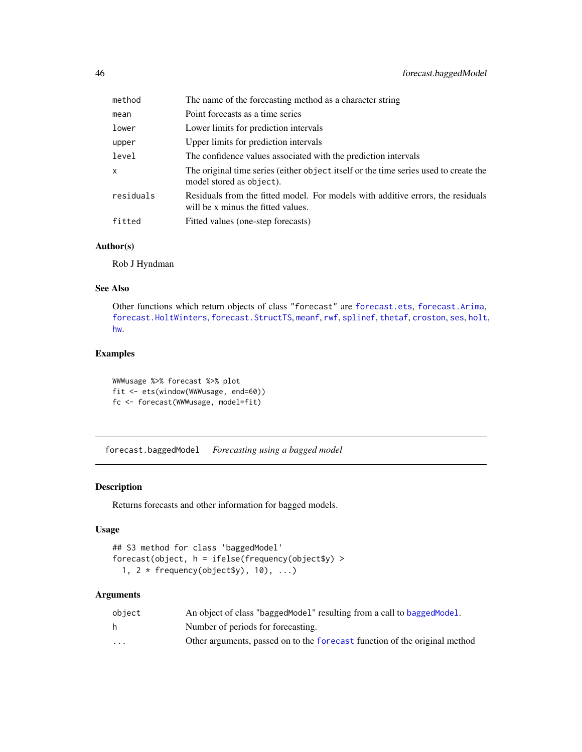| | |
|---|---|
| method | The name of the forecasting method as a character string |
| mean | Point forecasts as a time series |
| lower | Lower limits for prediction intervals |
| upper | Upper limits for prediction intervals |
| level | The confidence values associated with the prediction intervals |
| x | The original time series (either object itself or the time series used to create the model stored as object). |
| residuals | Residuals from the fitted model. For models with additive errors, the residuals will be x minus the fitted values. |
| fitted | Fitted values (one-step forecasts) |

### Author(s)

Rob J Hyndman

### See Also

Other functions which return objects of class "forecast" are forecast.ets, forecast.Arima, forecast.HoltWinters, forecast.StructTS, meanf, rwf, splinef, thetaf, croston, ses, holt, hw.

### Examples

```
WWWusage %>% forecast %>% plot
fit <- ets(window(WWWusage, end=60))
fc <- forecast(WWWusage, model=fit)
```

---

## forecast.baggedModel    *Forecasting using a bagged model*

### Description

Returns forecasts and other information for bagged models.

### Usage

```
## S3 method for class 'baggedModel'
forecast(object, h = ifelse(frequency(object$y) >
  1, 2 * frequency(object$y), 10), ...)
```

### Arguments

| | |
|---|---|
| object | An object of class "baggedModel" resulting from a call to baggedModel. |
| h | Number of periods for forecasting. |
| ... | Other arguments, passed on to the forecast function of the original method |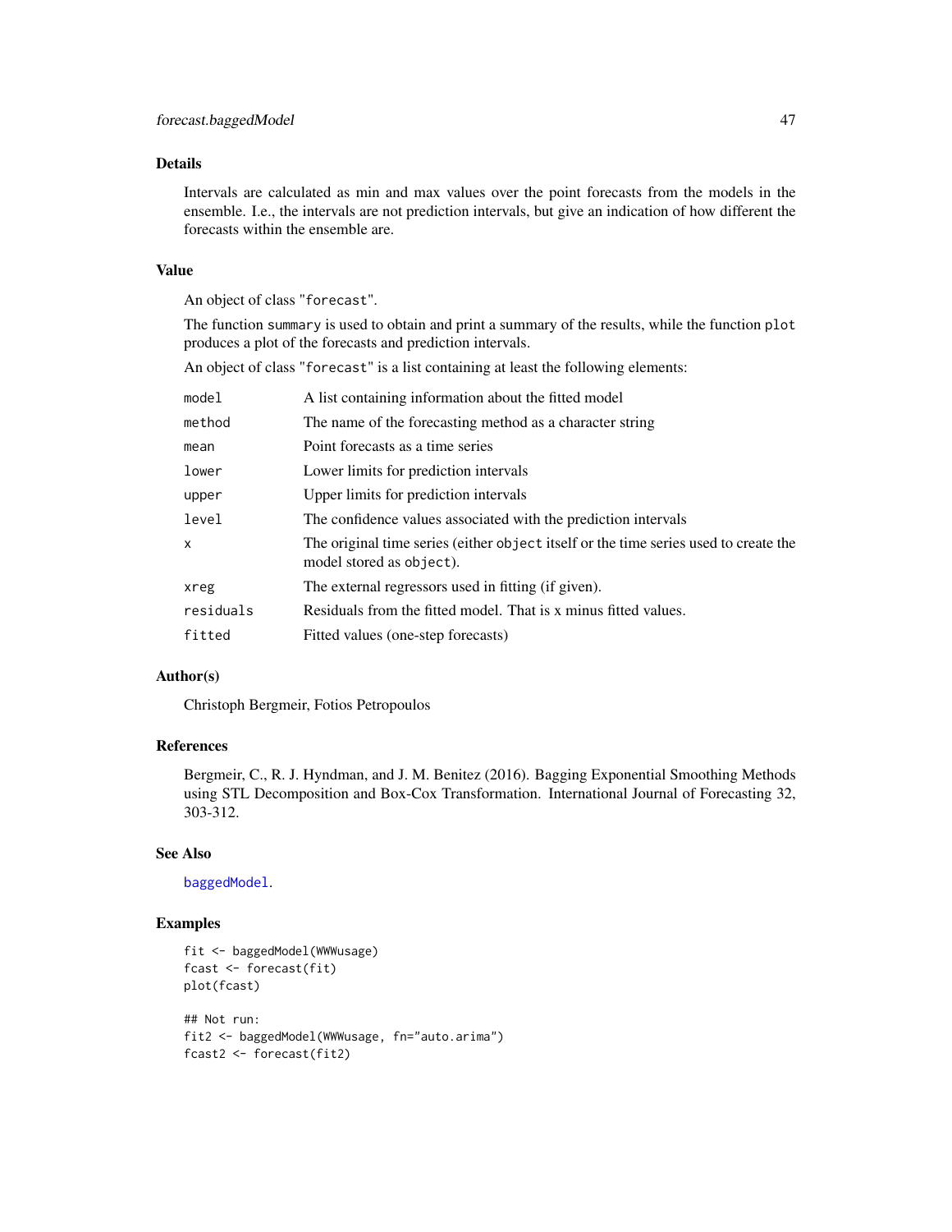### Details

Intervals are calculated as min and max values over the point forecasts from the models in the ensemble. I.e., the intervals are not prediction intervals, but give an indication of how different the forecasts within the ensemble are.

### Value

An object of class "forecast".

The function summary is used to obtain and print a summary of the results, while the function plot produces a plot of the forecasts and prediction intervals.

An object of class "forecast" is a list containing at least the following elements:

| | |
|---|---|
| model | A list containing information about the fitted model |
| method | The name of the forecasting method as a character string |
| mean | Point forecasts as a time series |
| lower | Lower limits for prediction intervals |
| upper | Upper limits for prediction intervals |
| level | The confidence values associated with the prediction intervals |
| x | The original time series (either object itself or the time series used to create the model stored as object). |
| xreg | The external regressors used in fitting (if given). |
| residuals | Residuals from the fitted model. That is x minus fitted values. |
| fitted | Fitted values (one-step forecasts) |

### Author(s)

Christoph Bergmeir, Fotios Petropoulos

### References

Bergmeir, C., R. J. Hyndman, and J. M. Benitez (2016). Bagging Exponential Smoothing Methods using STL Decomposition and Box-Cox Transformation. International Journal of Forecasting 32, 303-312.

### See Also

baggedModel.

### Examples

```
fit <- baggedModel(WWWusage)
fcast <- forecast(fit)
plot(fcast)

## Not run:
fit2 <- baggedModel(WWWusage, fn="auto.arima")
fcast2 <- forecast(fit2)
```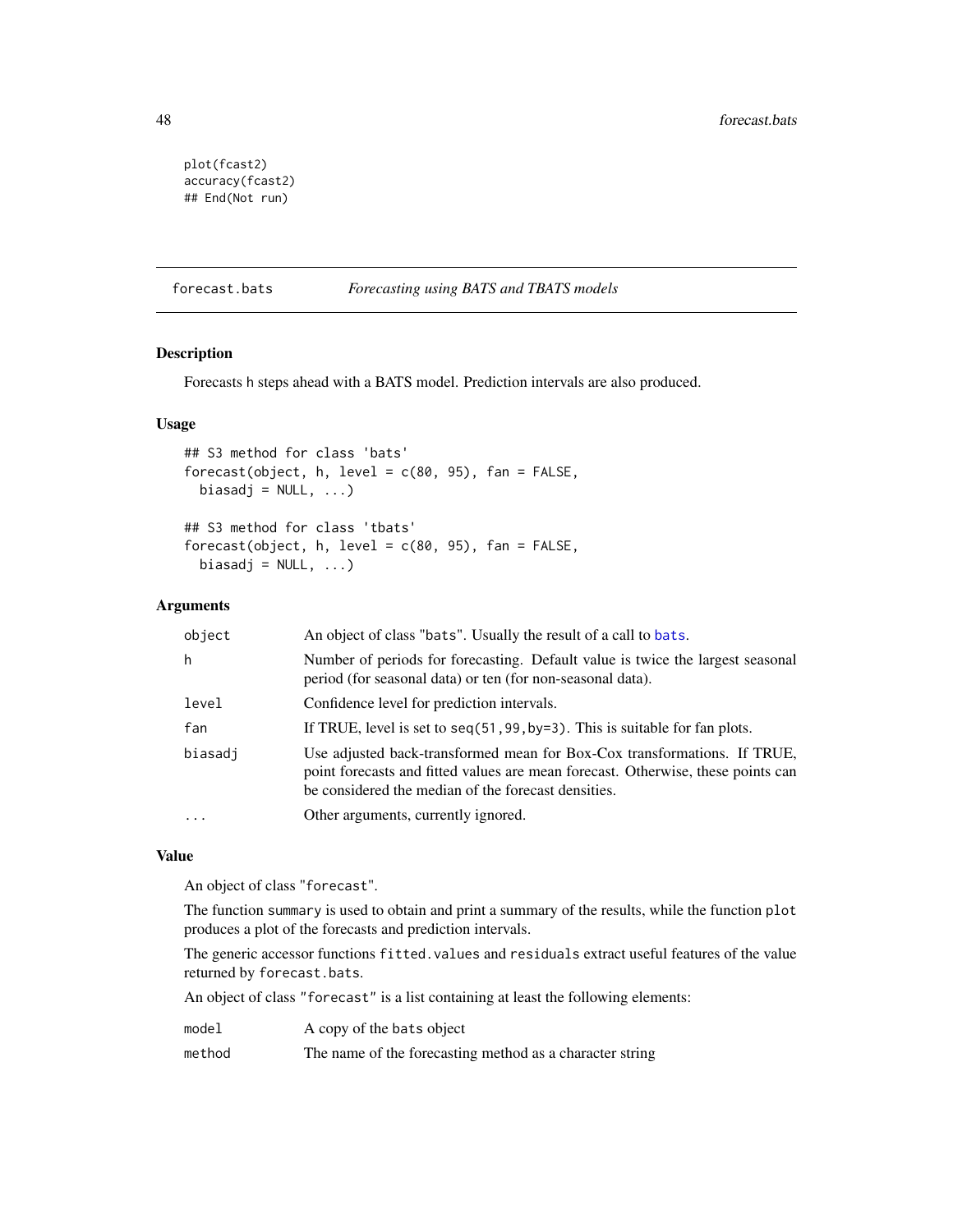```
plot(fcast2)
accuracy(fcast2)
## End(Not run)
```

---

## forecast.bats *Forecasting using BATS and TBATS models*

### Description

Forecasts h steps ahead with a BATS model. Prediction intervals are also produced.

### Usage

```
## S3 method for class 'bats'
forecast(object, h, level = c(80, 95), fan = FALSE,
  biasadj = NULL, ...)

## S3 method for class 'tbats'
forecast(object, h, level = c(80, 95), fan = FALSE,
  biasadj = NULL, ...)
```

### Arguments

| | |
|---|---|
| object | An object of class "bats". Usually the result of a call to bats. |
| h | Number of periods for forecasting. Default value is twice the largest seasonal period (for seasonal data) or ten (for non-seasonal data). |
| level | Confidence level for prediction intervals. |
| fan | If TRUE, level is set to seq(51,99,by=3). This is suitable for fan plots. |
| biasadj | Use adjusted back-transformed mean for Box-Cox transformations. If TRUE, point forecasts and fitted values are mean forecast. Otherwise, these points can be considered the median of the forecast densities. |
| ... | Other arguments, currently ignored. |

### Value

An object of class "forecast".

The function summary is used to obtain and print a summary of the results, while the function plot produces a plot of the forecasts and prediction intervals.

The generic accessor functions fitted.values and residuals extract useful features of the value returned by forecast.bats.

An object of class "forecast" is a list containing at least the following elements:

| | |
|---|---|
| model | A copy of the bats object |
| method | The name of the forecasting method as a character string |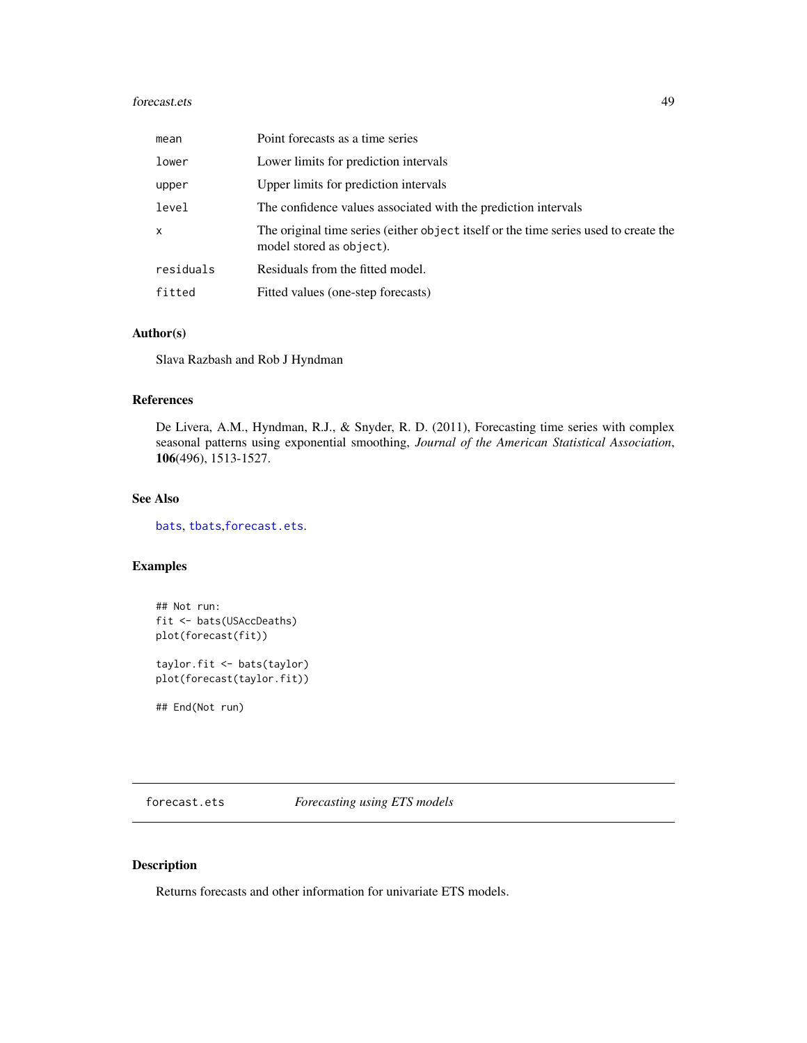| | |
|---|---|
| `mean` | Point forecasts as a time series |
| `lower` | Lower limits for prediction intervals |
| `upper` | Upper limits for prediction intervals |
| `level` | The confidence values associated with the prediction intervals |
| `x` | The original time series (either `object` itself or the time series used to create the model stored as `object`). |
| `residuals` | Residuals from the fitted model. |
| `fitted` | Fitted values (one-step forecasts) |

### Author(s)

Slava Razbash and Rob J Hyndman

### References

De Livera, A.M., Hyndman, R.J., & Snyder, R. D. (2011), Forecasting time series with complex seasonal patterns using exponential smoothing, *Journal of the American Statistical Association*, **106**(496), 1513-1527.

### See Also

`bats`, `tbats`,`forecast.ets`.

### Examples

```
## Not run:
fit <- bats(USAccDeaths)
plot(forecast(fit))

taylor.fit <- bats(taylor)
plot(forecast(taylor.fit))

## End(Not run)
```

---

## `forecast.ets` *Forecasting using ETS models*

### Description

Returns forecasts and other information for univariate ETS models.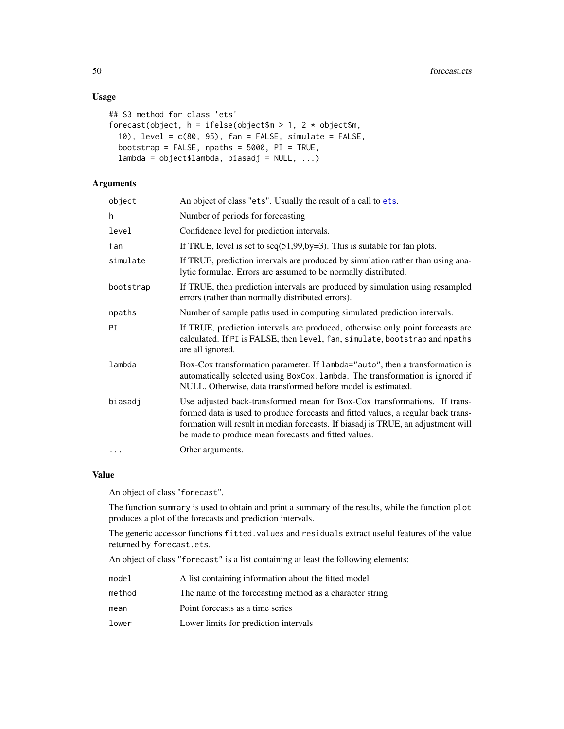## Usage

```
## S3 method for class 'ets'
forecast(object, h = ifelse(object$m > 1, 2 * object$m,
  10), level = c(80, 95), fan = FALSE, simulate = FALSE,
  bootstrap = FALSE, npaths = 5000, PI = TRUE,
  lambda = object$lambda, biasadj = NULL, ...)
```

## Arguments

| | |
|---|---|
| object | An object of class "ets". Usually the result of a call to ets. |
| h | Number of periods for forecasting |
| level | Confidence level for prediction intervals. |
| fan | If TRUE, level is set to seq(51,99,by=3). This is suitable for fan plots. |
| simulate | If TRUE, prediction intervals are produced by simulation rather than using analytic formulae. Errors are assumed to be normally distributed. |
| bootstrap | If TRUE, then prediction intervals are produced by simulation using resampled errors (rather than normally distributed errors). |
| npaths | Number of sample paths used in computing simulated prediction intervals. |
| PI | If TRUE, prediction intervals are produced, otherwise only point forecasts are calculated. If PI is FALSE, then level, fan, simulate, bootstrap and npaths are all ignored. |
| lambda | Box-Cox transformation parameter. If lambda="auto", then a transformation is automatically selected using BoxCox.lambda. The transformation is ignored if NULL. Otherwise, data transformed before model is estimated. |
| biasadj | Use adjusted back-transformed mean for Box-Cox transformations. If transformed data is used to produce forecasts and fitted values, a regular back transformation will result in median forecasts. If biasadj is TRUE, an adjustment will be made to produce mean forecasts and fitted values. |
| ... | Other arguments. |

## Value

An object of class "forecast".

The function summary is used to obtain and print a summary of the results, while the function plot produces a plot of the forecasts and prediction intervals.

The generic accessor functions fitted.values and residuals extract useful features of the value returned by forecast.ets.

An object of class "forecast" is a list containing at least the following elements:

| | |
|---|---|
| model | A list containing information about the fitted model |
| method | The name of the forecasting method as a character string |
| mean | Point forecasts as a time series |
| lower | Lower limits for prediction intervals |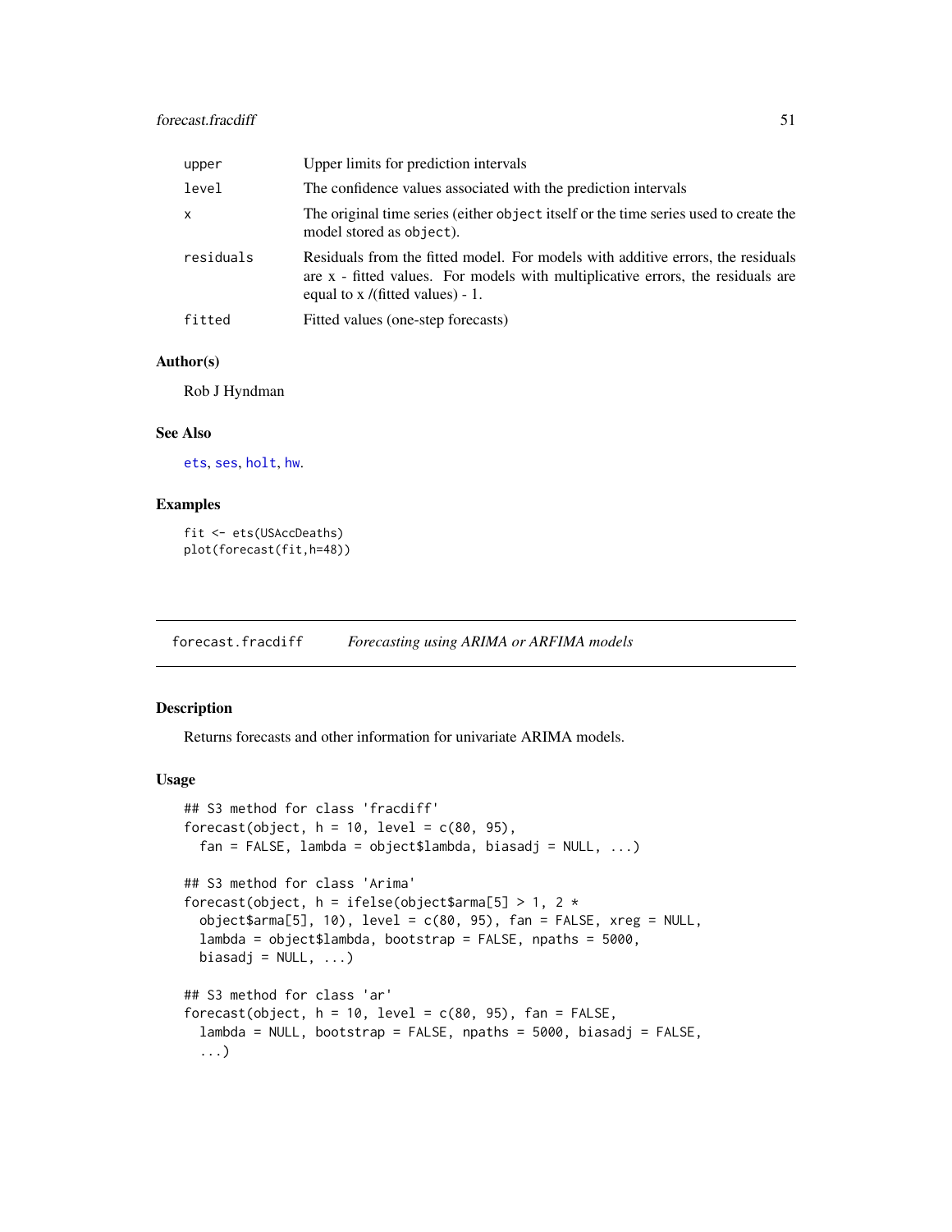| | |
|---|---|
| upper | Upper limits for prediction intervals |
| level | The confidence values associated with the prediction intervals |
| x | The original time series (either `object` itself or the time series used to create the model stored as `object`). |
| residuals | Residuals from the fitted model. For models with additive errors, the residuals are x - fitted values. For models with multiplicative errors, the residuals are equal to x /(fitted values) - 1. |
| fitted | Fitted values (one-step forecasts) |

### Author(s)

Rob J Hyndman

### See Also

ets, ses, holt, hw.

### Examples

```
fit <- ets(USAccDeaths)
plot(forecast(fit,h=48))
```

## forecast.fracdiff *Forecasting using ARIMA or ARFIMA models*

### Description

Returns forecasts and other information for univariate ARIMA models.

### Usage

```
## S3 method for class 'fracdiff'
forecast(object, h = 10, level = c(80, 95),
  fan = FALSE, lambda = object$lambda, biasadj = NULL, ...)

## S3 method for class 'Arima'
forecast(object, h = ifelse(object$arma[5] > 1, 2 *
  object$arma[5], 10), level = c(80, 95), fan = FALSE, xreg = NULL,
  lambda = object$lambda, bootstrap = FALSE, npaths = 5000,
  biasadj = NULL, ...)

## S3 method for class 'ar'
forecast(object, h = 10, level = c(80, 95), fan = FALSE,
  lambda = NULL, bootstrap = FALSE, npaths = 5000, biasadj = FALSE,
  ...)
```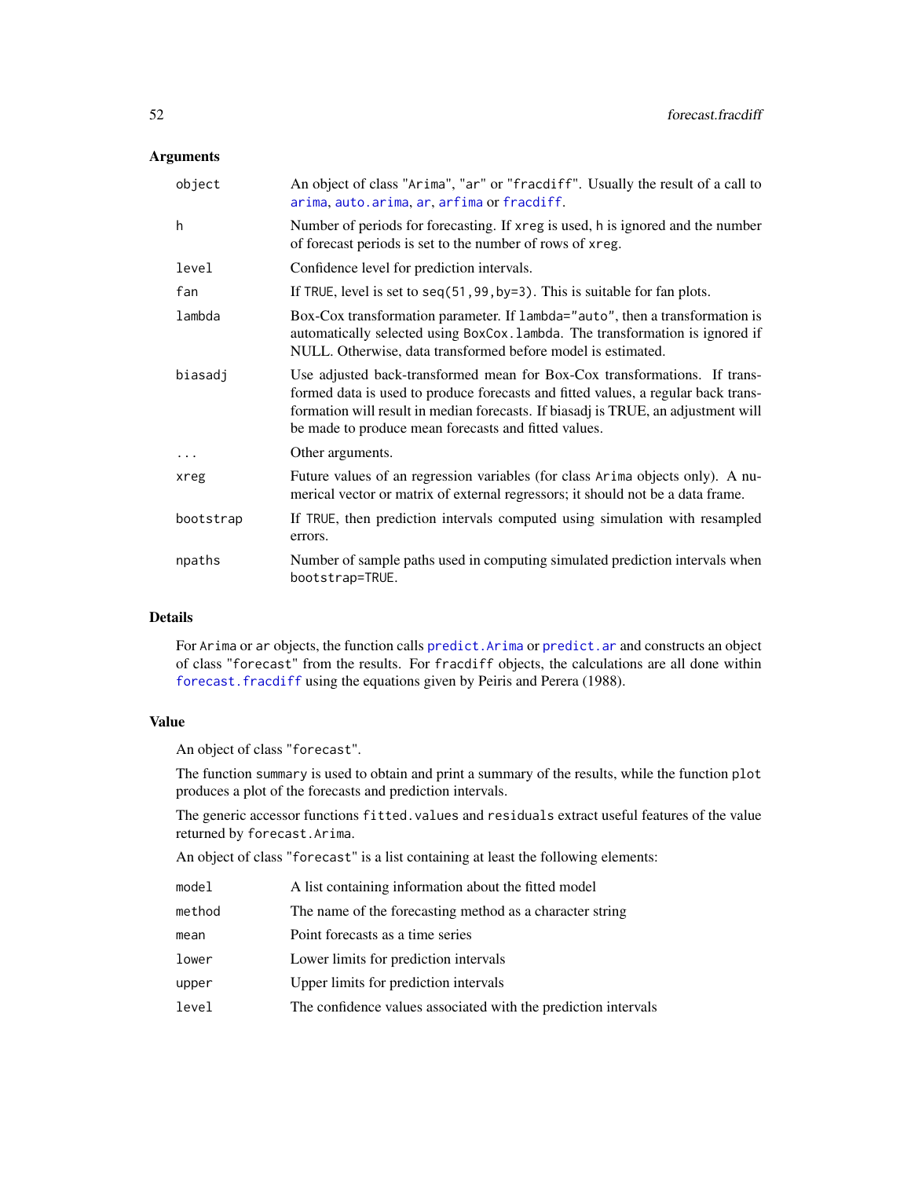## Arguments

| | |
|---|---|
| object | An object of class "Arima", "ar" or "fracdiff". Usually the result of a call to `arima`, `auto.arima`, `ar`, `arfima` or `fracdiff`. |
| h | Number of periods for forecasting. If `xreg` is used, `h` is ignored and the number of forecast periods is set to the number of rows of `xreg`. |
| level | Confidence level for prediction intervals. |
| fan | If `TRUE`, level is set to `seq(51,99,by=3)`. This is suitable for fan plots. |
| lambda | Box-Cox transformation parameter. If `lambda="auto"`, then a transformation is automatically selected using `BoxCox.lambda`. The transformation is ignored if NULL. Otherwise, data transformed before model is estimated. |
| biasadj | Use adjusted back-transformed mean for Box-Cox transformations. If transformed data is used to produce forecasts and fitted values, a regular back transformation will result in median forecasts. If biasadj is TRUE, an adjustment will be made to produce mean forecasts and fitted values. |
| ... | Other arguments. |
| xreg | Future values of an regression variables (for class `Arima` objects only). A numerical vector or matrix of external regressors; it should not be a data frame. |
| bootstrap | If `TRUE`, then prediction intervals computed using simulation with resampled errors. |
| npaths | Number of sample paths used in computing simulated prediction intervals when `bootstrap=TRUE`. |

## Details

For `Arima` or `ar` objects, the function calls `predict.Arima` or `predict.ar` and constructs an object of class "forecast" from the results. For `fracdiff` objects, the calculations are all done within `forecast.fracdiff` using the equations given by Peiris and Perera (1988).

## Value

An object of class "forecast".

The function `summary` is used to obtain and print a summary of the results, while the function `plot` produces a plot of the forecasts and prediction intervals.

The generic accessor functions `fitted.values` and `residuals` extract useful features of the value returned by `forecast.Arima`.

An object of class "forecast" is a list containing at least the following elements:

| | |
|---|---|
| model | A list containing information about the fitted model |
| method | The name of the forecasting method as a character string |
| mean | Point forecasts as a time series |
| lower | Lower limits for prediction intervals |
| upper | Upper limits for prediction intervals |
| level | The confidence values associated with the prediction intervals |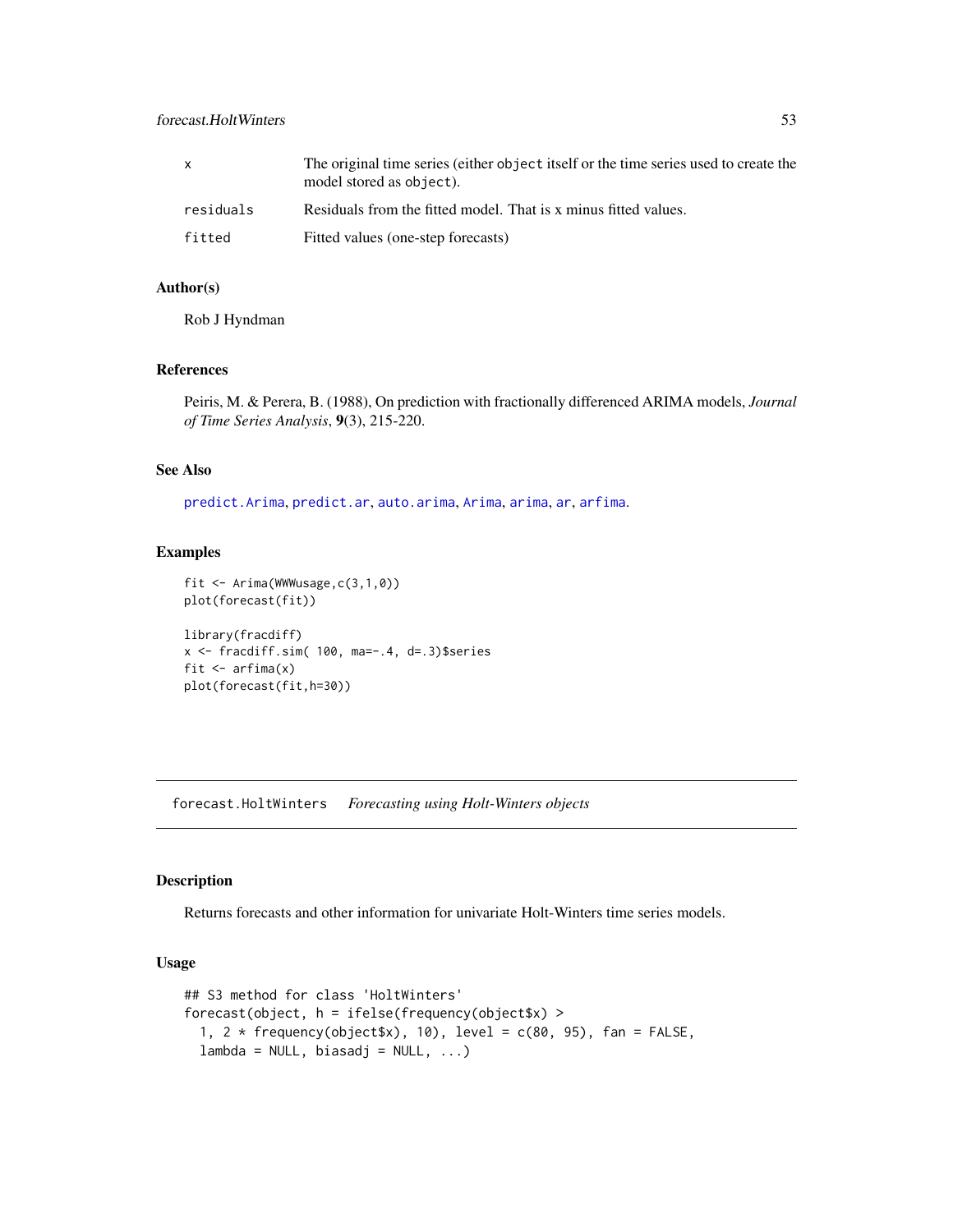| | |
|---|---|
| x | The original time series (either object itself or the time series used to create the model stored as object). |
| residuals | Residuals from the fitted model. That is x minus fitted values. |
| fitted | Fitted values (one-step forecasts) |

### Author(s)

Rob J Hyndman

### References

Peiris, M. & Perera, B. (1988), On prediction with fractionally differenced ARIMA models, *Journal of Time Series Analysis*, **9**(3), 215-220.

### See Also

predict.Arima, predict.ar, auto.arima, Arima, arima, ar, arfima.

### Examples

```
fit <- Arima(WWWusage,c(3,1,0))
plot(forecast(fit))

library(fracdiff)
x <- fracdiff.sim( 100, ma=-.4, d=.3)$series
fit <- arfima(x)
plot(forecast(fit,h=30))
```

---

## forecast.HoltWinters *Forecasting using Holt-Winters objects*

---

### Description

Returns forecasts and other information for univariate Holt-Winters time series models.

### Usage

```
## S3 method for class 'HoltWinters'
forecast(object, h = ifelse(frequency(object$x) >
  1, 2 * frequency(object$x), 10), level = c(80, 95), fan = FALSE,
  lambda = NULL, biasadj = NULL, ...)
```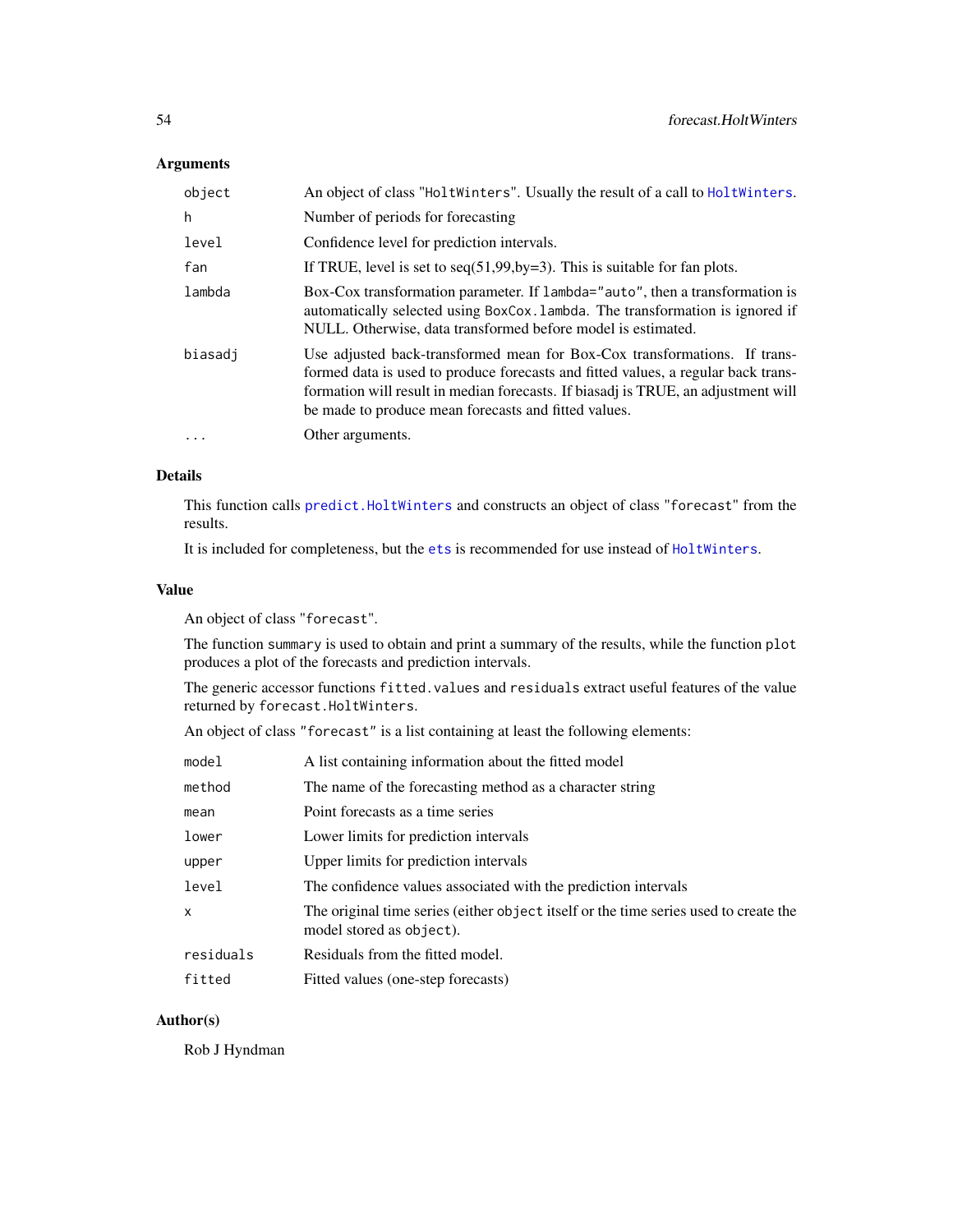## Arguments

| | |
|---|---|
| `object` | An object of class "`HoltWinters`". Usually the result of a call to `HoltWinters`. |
| `h` | Number of periods for forecasting |
| `level` | Confidence level for prediction intervals. |
| `fan` | If TRUE, level is set to seq(51,99,by=3). This is suitable for fan plots. |
| `lambda` | Box-Cox transformation parameter. If `lambda="auto"`, then a transformation is automatically selected using `BoxCox.lambda`. The transformation is ignored if NULL. Otherwise, data transformed before model is estimated. |
| `biasadj` | Use adjusted back-transformed mean for Box-Cox transformations. If transformed data is used to produce forecasts and fitted values, a regular back transformation will result in median forecasts. If biasadj is TRUE, an adjustment will be made to produce mean forecasts and fitted values. |
| `...` | Other arguments. |

## Details

This function calls `predict.HoltWinters` and constructs an object of class "`forecast`" from the results.

It is included for completeness, but the `ets` is recommended for use instead of `HoltWinters`.

## Value

An object of class "`forecast`".

The function `summary` is used to obtain and print a summary of the results, while the function `plot` produces a plot of the forecasts and prediction intervals.

The generic accessor functions `fitted.values` and `residuals` extract useful features of the value returned by `forecast.HoltWinters`.

An object of class `"forecast"` is a list containing at least the following elements:

| | |
|---|---|
| `model` | A list containing information about the fitted model |
| `method` | The name of the forecasting method as a character string |
| `mean` | Point forecasts as a time series |
| `lower` | Lower limits for prediction intervals |
| `upper` | Upper limits for prediction intervals |
| `level` | The confidence values associated with the prediction intervals |
| `x` | The original time series (either `object` itself or the time series used to create the model stored as `object`). |
| `residuals` | Residuals from the fitted model. |
| `fitted` | Fitted values (one-step forecasts) |

## Author(s)

Rob J Hyndman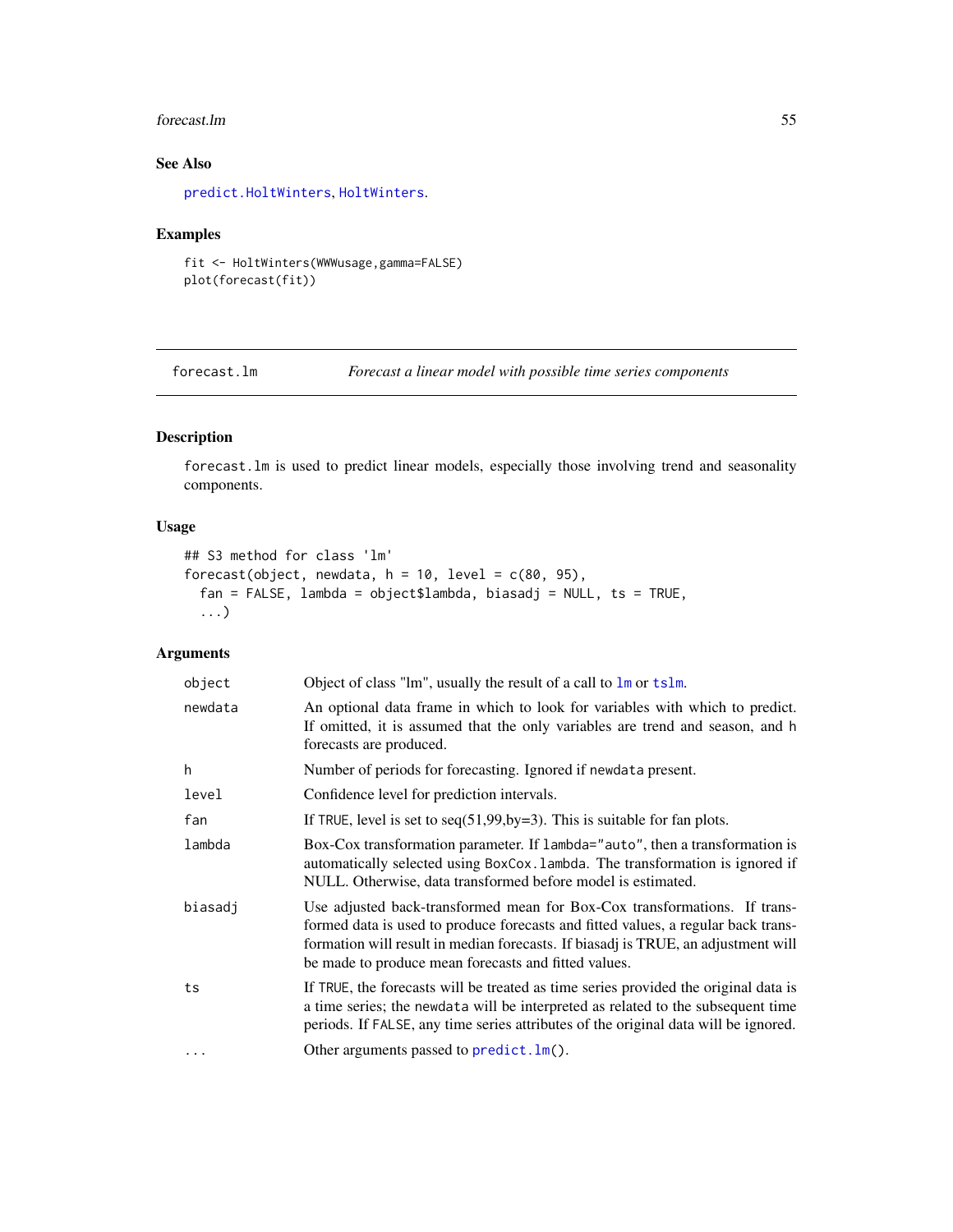## See Also

predict.HoltWinters, HoltWinters.

## Examples

```
fit <- HoltWinters(WWWusage,gamma=FALSE)
plot(forecast(fit))
```

---

# forecast.lm — *Forecast a linear model with possible time series components*

## Description

forecast.lm is used to predict linear models, especially those involving trend and seasonality components.

## Usage

```
## S3 method for class 'lm'
forecast(object, newdata, h = 10, level = c(80, 95),
  fan = FALSE, lambda = object$lambda, biasadj = NULL, ts = TRUE,
  ...)
```

## Arguments

| | |
|---|---|
| object | Object of class "lm", usually the result of a call to lm or tslm. |
| newdata | An optional data frame in which to look for variables with which to predict. If omitted, it is assumed that the only variables are trend and season, and h forecasts are produced. |
| h | Number of periods for forecasting. Ignored if newdata present. |
| level | Confidence level for prediction intervals. |
| fan | If TRUE, level is set to seq(51,99,by=3). This is suitable for fan plots. |
| lambda | Box-Cox transformation parameter. If lambda="auto", then a transformation is automatically selected using BoxCox.lambda. The transformation is ignored if NULL. Otherwise, data transformed before model is estimated. |
| biasadj | Use adjusted back-transformed mean for Box-Cox transformations. If transformed data is used to produce forecasts and fitted values, a regular back transformation will result in median forecasts. If biasadj is TRUE, an adjustment will be made to produce mean forecasts and fitted values. |
| ts | If TRUE, the forecasts will be treated as time series provided the original data is a time series; the newdata will be interpreted as related to the subsequent time periods. If FALSE, any time series attributes of the original data will be ignored. |
| ... | Other arguments passed to predict.lm(). |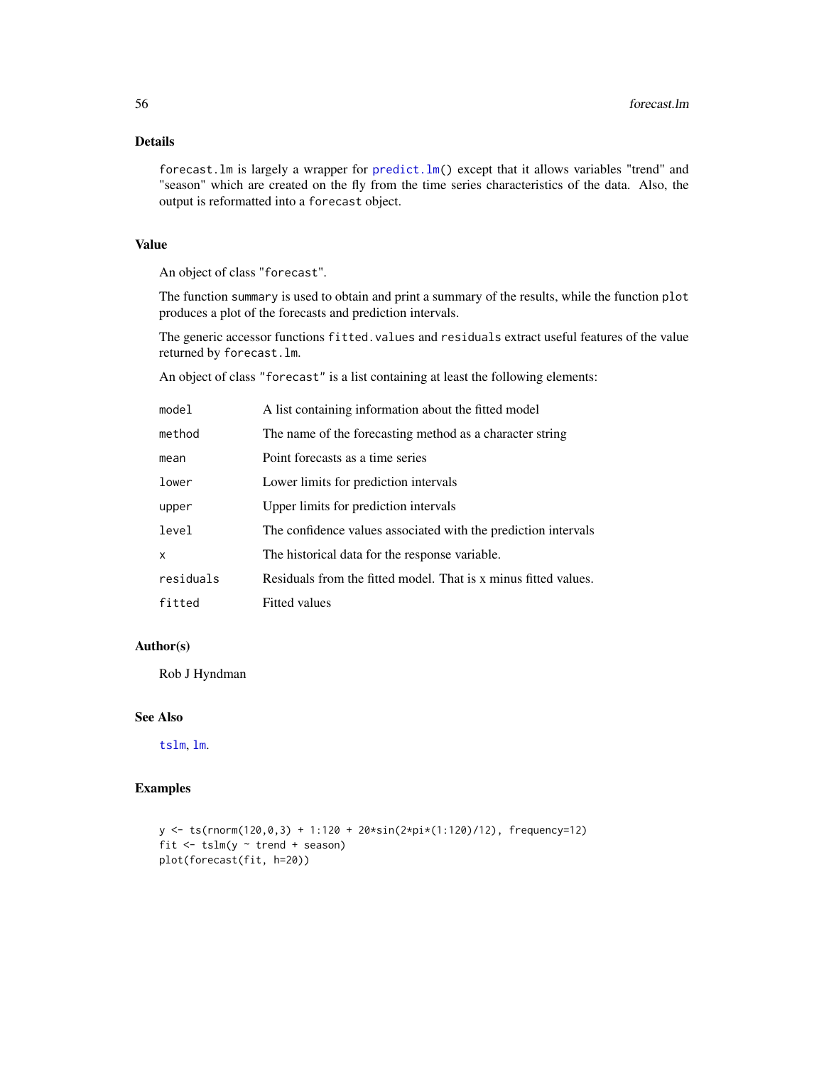## Details

`forecast.lm` is largely a wrapper for `predict.lm()` except that it allows variables "trend" and "season" which are created on the fly from the time series characteristics of the data. Also, the output is reformatted into a `forecast` object.

## Value

An object of class "`forecast`".

The function `summary` is used to obtain and print a summary of the results, while the function `plot` produces a plot of the forecasts and prediction intervals.

The generic accessor functions `fitted.values` and `residuals` extract useful features of the value returned by `forecast.lm`.

An object of class "`forecast`" is a list containing at least the following elements:

| | |
|---|---|
| `model` | A list containing information about the fitted model |
| `method` | The name of the forecasting method as a character string |
| `mean` | Point forecasts as a time series |
| `lower` | Lower limits for prediction intervals |
| `upper` | Upper limits for prediction intervals |
| `level` | The confidence values associated with the prediction intervals |
| `x` | The historical data for the response variable. |
| `residuals` | Residuals from the fitted model. That is x minus fitted values. |
| `fitted` | Fitted values |

## Author(s)

Rob J Hyndman

## See Also

`tslm`, `lm`.

## Examples

```
y <- ts(rnorm(120,0,3) + 1:120 + 20*sin(2*pi*(1:120)/12), frequency=12)
fit <- tslm(y ~ trend + season)
plot(forecast(fit, h=20))
```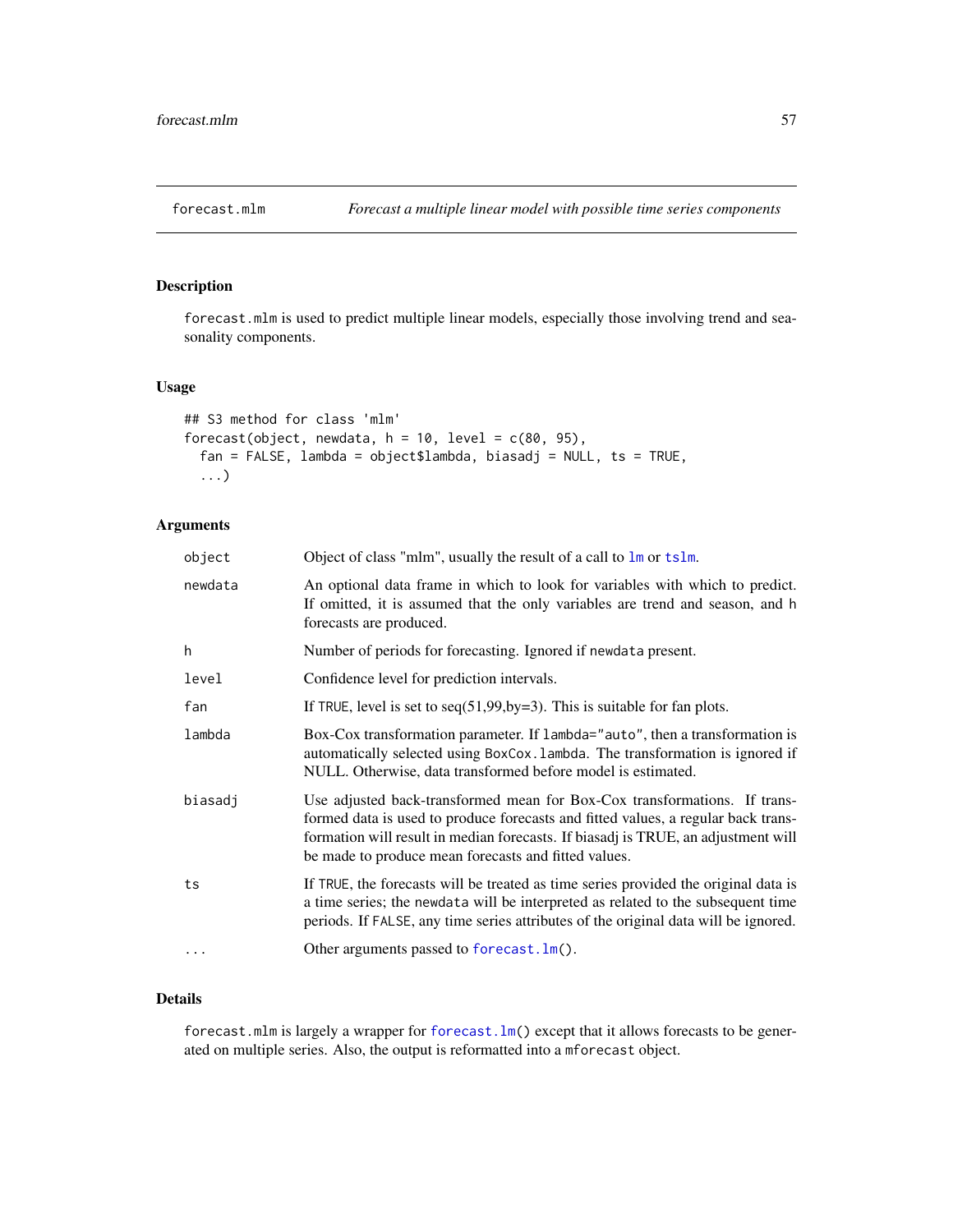# forecast.mlm

*Forecast a multiple linear model with possible time series components*

## Description

forecast.mlm is used to predict multiple linear models, especially those involving trend and seasonality components.

## Usage

```
## S3 method for class 'mlm'
forecast(object, newdata, h = 10, level = c(80, 95),
  fan = FALSE, lambda = object$lambda, biasadj = NULL, ts = TRUE,
  ...)
```

## Arguments

| | |
|---|---|
| object | Object of class "mlm", usually the result of a call to lm or tslm. |
| newdata | An optional data frame in which to look for variables with which to predict. If omitted, it is assumed that the only variables are trend and season, and h forecasts are produced. |
| h | Number of periods for forecasting. Ignored if newdata present. |
| level | Confidence level for prediction intervals. |
| fan | If TRUE, level is set to seq(51,99,by=3). This is suitable for fan plots. |
| lambda | Box-Cox transformation parameter. If lambda="auto", then a transformation is automatically selected using BoxCox.lambda. The transformation is ignored if NULL. Otherwise, data transformed before model is estimated. |
| biasadj | Use adjusted back-transformed mean for Box-Cox transformations. If transformed data is used to produce forecasts and fitted values, a regular back transformation will result in median forecasts. If biasadj is TRUE, an adjustment will be made to produce mean forecasts and fitted values. |
| ts | If TRUE, the forecasts will be treated as time series provided the original data is a time series; the newdata will be interpreted as related to the subsequent time periods. If FALSE, any time series attributes of the original data will be ignored. |
| ... | Other arguments passed to forecast.lm(). |

## Details

forecast.mlm is largely a wrapper for forecast.lm() except that it allows forecasts to be generated on multiple series. Also, the output is reformatted into a mforecast object.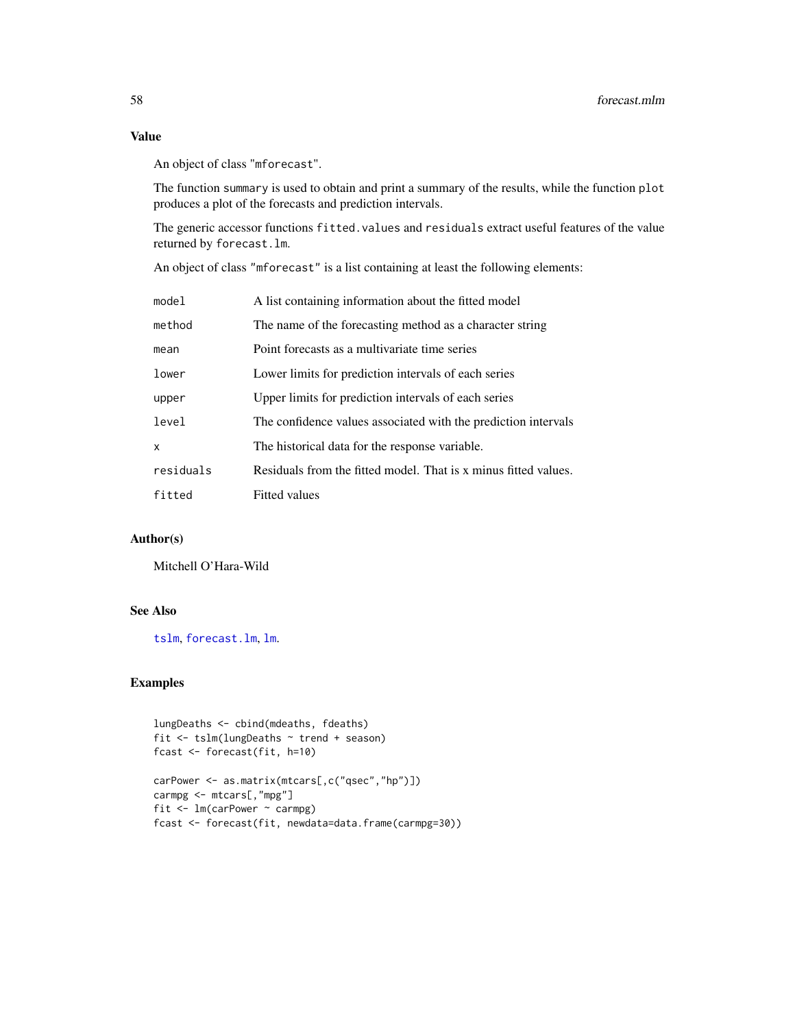## Value

An object of class "mforecast".

The function summary is used to obtain and print a summary of the results, while the function plot produces a plot of the forecasts and prediction intervals.

The generic accessor functions fitted.values and residuals extract useful features of the value returned by forecast.lm.

An object of class "mforecast" is a list containing at least the following elements:

| | |
|---|---|
| model | A list containing information about the fitted model |
| method | The name of the forecasting method as a character string |
| mean | Point forecasts as a multivariate time series |
| lower | Lower limits for prediction intervals of each series |
| upper | Upper limits for prediction intervals of each series |
| level | The confidence values associated with the prediction intervals |
| x | The historical data for the response variable. |
| residuals | Residuals from the fitted model. That is x minus fitted values. |
| fitted | Fitted values |

## Author(s)

Mitchell O'Hara-Wild

## See Also

tslm, forecast.lm, lm.

## Examples

```
lungDeaths <- cbind(mdeaths, fdeaths)
fit <- tslm(lungDeaths ~ trend + season)
fcast <- forecast(fit, h=10)

carPower <- as.matrix(mtcars[,c("qsec","hp")])
carmpg <- mtcars[,"mpg"]
fit <- lm(carPower ~ carmpg)
fcast <- forecast(fit, newdata=data.frame(carmpg=30))
```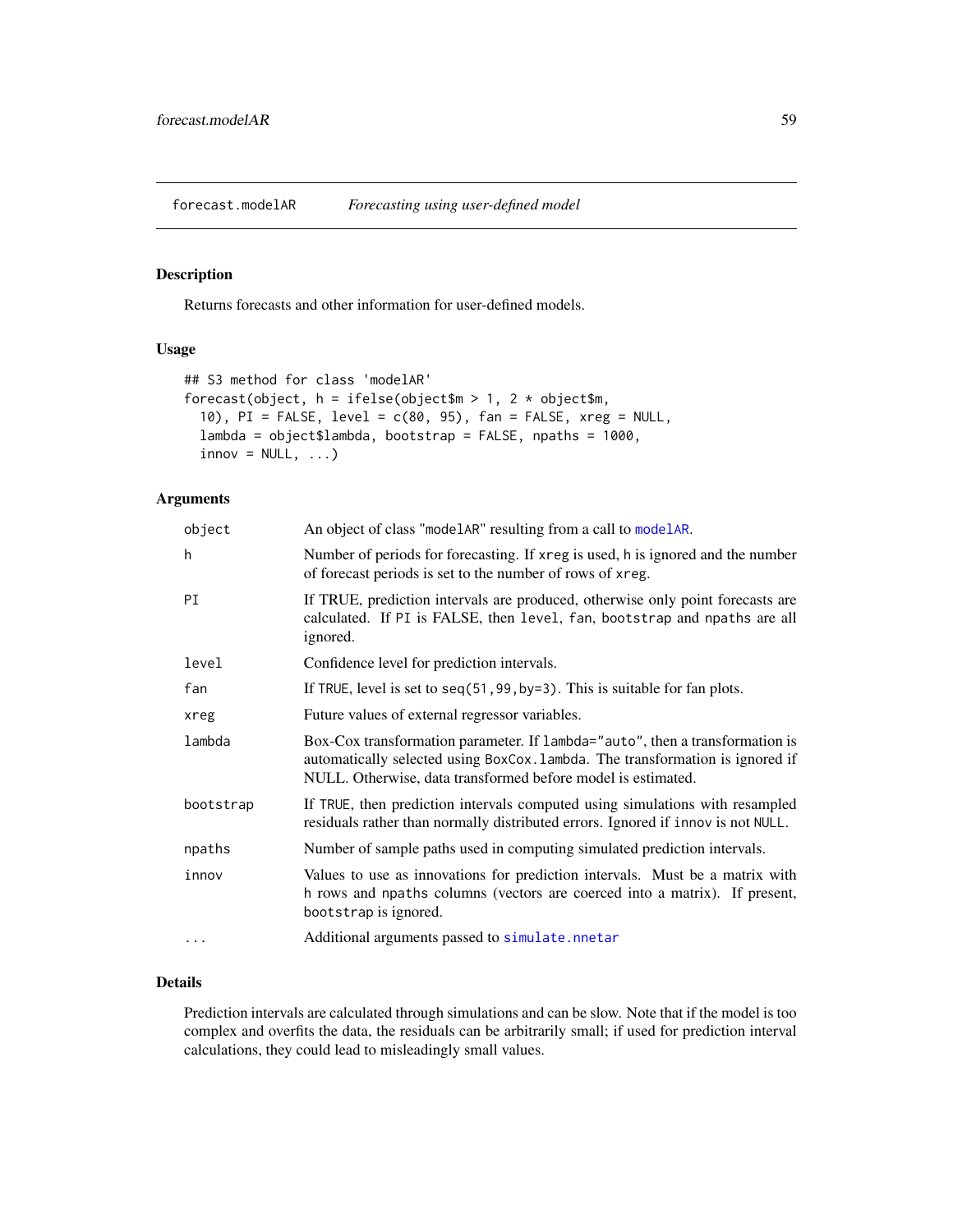## forecast.modelAR *Forecasting using user-defined model*

### Description

Returns forecasts and other information for user-defined models.

### Usage

```
## S3 method for class 'modelAR'
forecast(object, h = ifelse(object$m > 1, 2 * object$m,
  10), PI = FALSE, level = c(80, 95), fan = FALSE, xreg = NULL,
  lambda = object$lambda, bootstrap = FALSE, npaths = 1000,
  innov = NULL, ...)
```

### Arguments

| | |
|---|---|
| `object` | An object of class "modelAR" resulting from a call to `modelAR`. |
| `h` | Number of periods for forecasting. If `xreg` is used, `h` is ignored and the number of forecast periods is set to the number of rows of `xreg`. |
| `PI` | If TRUE, prediction intervals are produced, otherwise only point forecasts are calculated. If `PI` is FALSE, then `level`, `fan`, `bootstrap` and `npaths` are all ignored. |
| `level` | Confidence level for prediction intervals. |
| `fan` | If `TRUE`, level is set to `seq(51,99,by=3)`. This is suitable for fan plots. |
| `xreg` | Future values of external regressor variables. |
| `lambda` | Box-Cox transformation parameter. If `lambda="auto"`, then a transformation is automatically selected using `BoxCox.lambda`. The transformation is ignored if NULL. Otherwise, data transformed before model is estimated. |
| `bootstrap` | If `TRUE`, then prediction intervals computed using simulations with resampled residuals rather than normally distributed errors. Ignored if `innov` is not `NULL`. |
| `npaths` | Number of sample paths used in computing simulated prediction intervals. |
| `innov` | Values to use as innovations for prediction intervals. Must be a matrix with `h` rows and `npaths` columns (vectors are coerced into a matrix). If present, `bootstrap` is ignored. |
| `...` | Additional arguments passed to `simulate.nnetar` |

### Details

Prediction intervals are calculated through simulations and can be slow. Note that if the model is too complex and overfits the data, the residuals can be arbitrarily small; if used for prediction interval calculations, they could lead to misleadingly small values.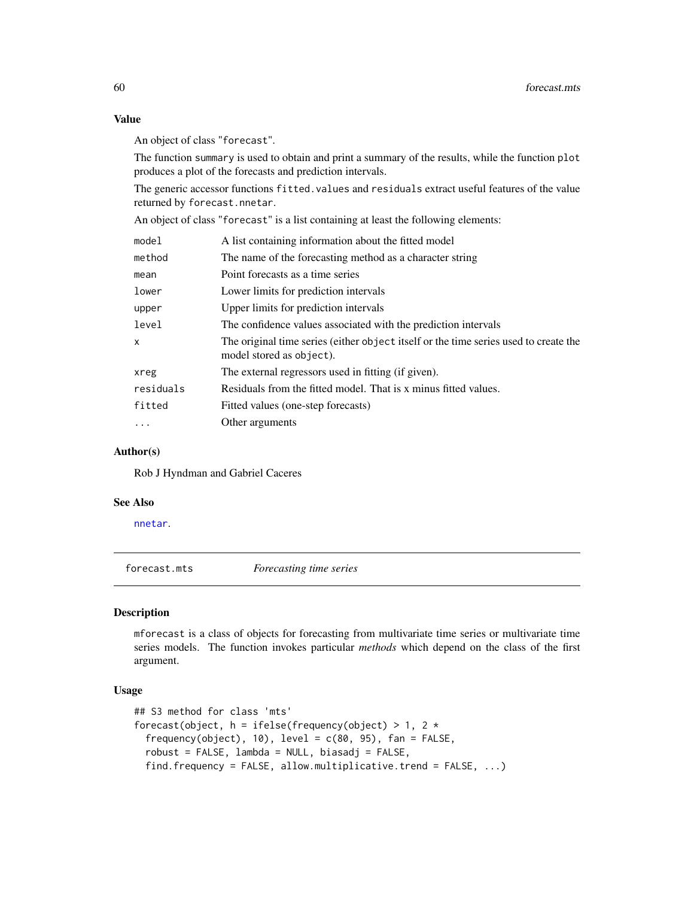### Value

An object of class "forecast".

The function summary is used to obtain and print a summary of the results, while the function plot produces a plot of the forecasts and prediction intervals.

The generic accessor functions fitted.values and residuals extract useful features of the value returned by forecast.nnetar.

An object of class "forecast" is a list containing at least the following elements:

| | |
|---|---|
| model | A list containing information about the fitted model |
| method | The name of the forecasting method as a character string |
| mean | Point forecasts as a time series |
| lower | Lower limits for prediction intervals |
| upper | Upper limits for prediction intervals |
| level | The confidence values associated with the prediction intervals |
| x | The original time series (either object itself or the time series used to create the model stored as object). |
| xreg | The external regressors used in fitting (if given). |
| residuals | Residuals from the fitted model. That is x minus fitted values. |
| fitted | Fitted values (one-step forecasts) |
| ... | Other arguments |

### Author(s)

Rob J Hyndman and Gabriel Caceres

### See Also

nnetar.

---

## forecast.mts *Forecasting time series*

### Description

mforecast is a class of objects for forecasting from multivariate time series or multivariate time series models. The function invokes particular *methods* which depend on the class of the first argument.

### Usage

```
## S3 method for class 'mts'
forecast(object, h = ifelse(frequency(object) > 1, 2 *
  frequency(object), 10), level = c(80, 95), fan = FALSE,
  robust = FALSE, lambda = NULL, biasadj = FALSE,
  find.frequency = FALSE, allow.multiplicative.trend = FALSE, ...)
```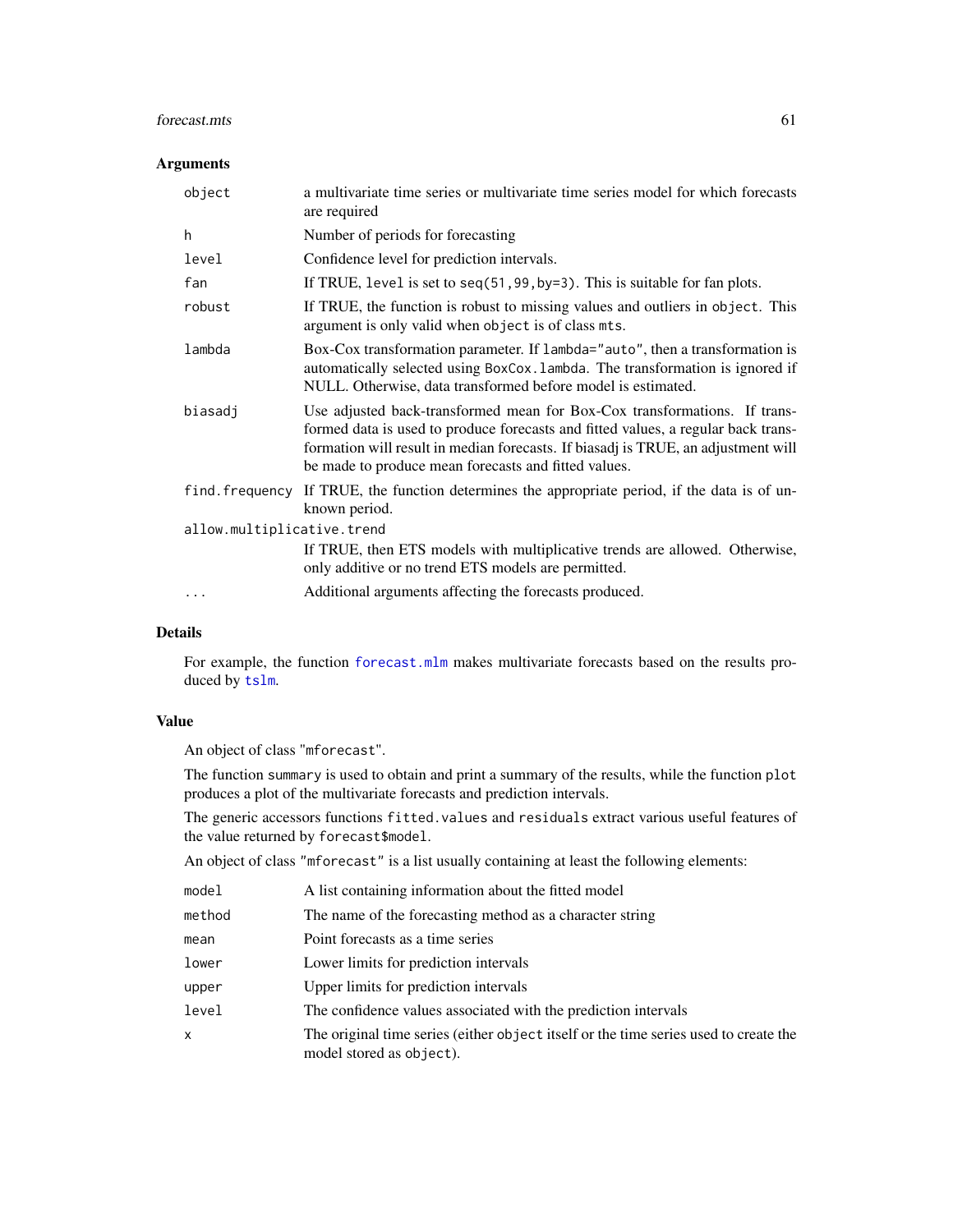## Arguments

| | |
|---|---|
| `object` | a multivariate time series or multivariate time series model for which forecasts are required |
| `h` | Number of periods for forecasting |
| `level` | Confidence level for prediction intervals. |
| `fan` | If TRUE, `level` is set to `seq(51,99,by=3)`. This is suitable for fan plots. |
| `robust` | If TRUE, the function is robust to missing values and outliers in `object`. This argument is only valid when `object` is of class `mts`. |
| `lambda` | Box-Cox transformation parameter. If `lambda="auto"`, then a transformation is automatically selected using `BoxCox.lambda`. The transformation is ignored if NULL. Otherwise, data transformed before model is estimated. |
| `biasadj` | Use adjusted back-transformed mean for Box-Cox transformations. If transformed data is used to produce forecasts and fitted values, a regular back transformation will result in median forecasts. If biasadj is TRUE, an adjustment will be made to produce mean forecasts and fitted values. |
| `find.frequency` | If TRUE, the function determines the appropriate period, if the data is of unknown period. |
| `allow.multiplicative.trend` | If TRUE, then ETS models with multiplicative trends are allowed. Otherwise, only additive or no trend ETS models are permitted. |
| `...` | Additional arguments affecting the forecasts produced. |

## Details

For example, the function `forecast.mlm` makes multivariate forecasts based on the results produced by `tslm`.

## Value

An object of class "`mforecast`".

The function `summary` is used to obtain and print a summary of the results, while the function `plot` produces a plot of the multivariate forecasts and prediction intervals.

The generic accessors functions `fitted.values` and `residuals` extract various useful features of the value returned by `forecast$model`.

An object of class "`mforecast`" is a list usually containing at least the following elements:

| | |
|---|---|
| `model` | A list containing information about the fitted model |
| `method` | The name of the forecasting method as a character string |
| `mean` | Point forecasts as a time series |
| `lower` | Lower limits for prediction intervals |
| `upper` | Upper limits for prediction intervals |
| `level` | The confidence values associated with the prediction intervals |
| `x` | The original time series (either `object` itself or the time series used to create the model stored as `object`). |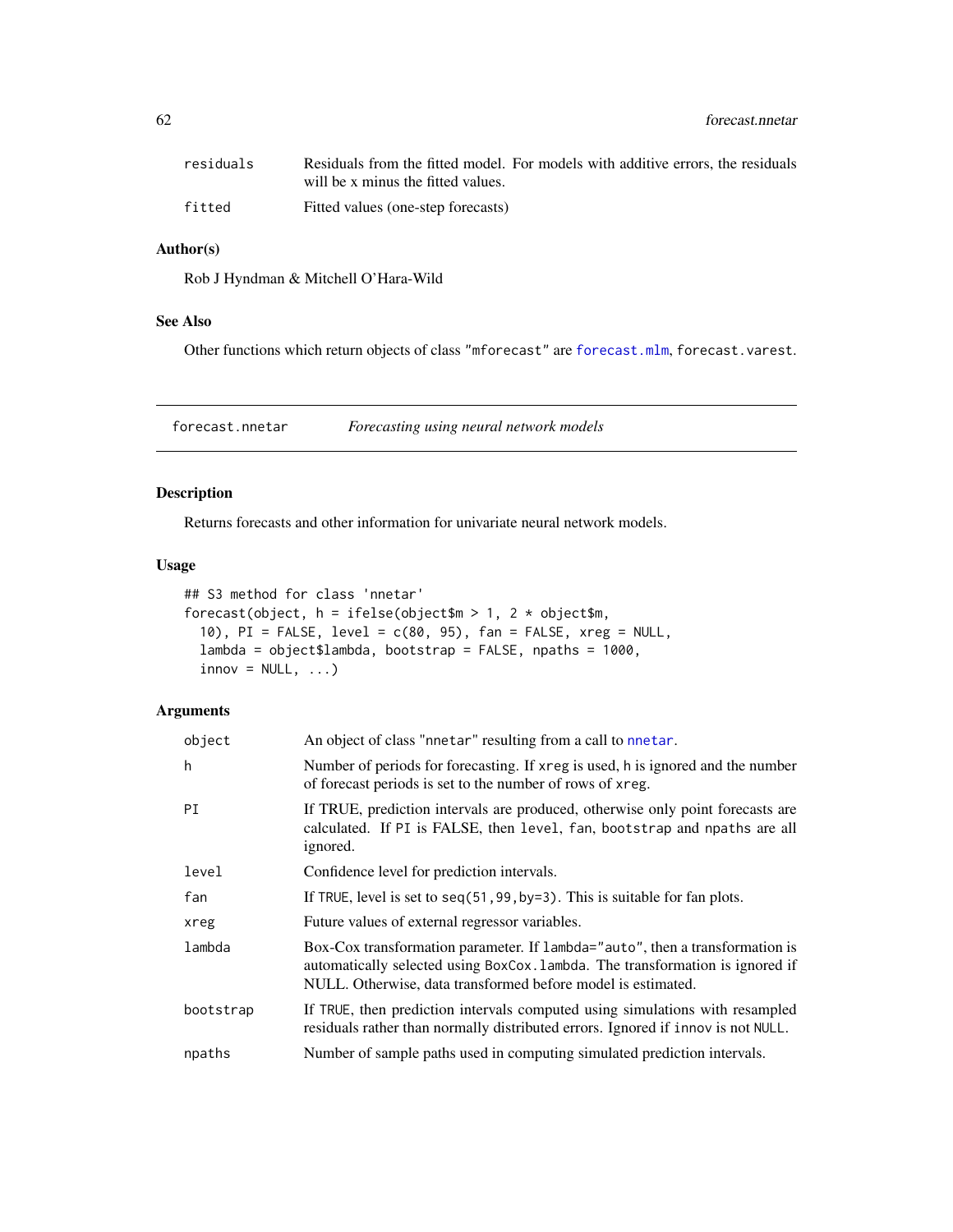| | |
|---|---|
| residuals | Residuals from the fitted model. For models with additive errors, the residuals will be x minus the fitted values. |
| fitted | Fitted values (one-step forecasts) |

### Author(s)

Rob J Hyndman & Mitchell O'Hara-Wild

### See Also

Other functions which return objects of class "mforecast" are forecast.mlm, forecast.varest.

---

## forecast.nnetar *Forecasting using neural network models*

### Description

Returns forecasts and other information for univariate neural network models.

### Usage

```
## S3 method for class 'nnetar'
forecast(object, h = ifelse(object$m > 1, 2 * object$m,
  10), PI = FALSE, level = c(80, 95), fan = FALSE, xreg = NULL,
  lambda = object$lambda, bootstrap = FALSE, npaths = 1000,
  innov = NULL, ...)
```

### Arguments

| | |
|---|---|
| object | An object of class "nnetar" resulting from a call to nnetar. |
| h | Number of periods for forecasting. If xreg is used, h is ignored and the number of forecast periods is set to the number of rows of xreg. |
| PI | If TRUE, prediction intervals are produced, otherwise only point forecasts are calculated. If PI is FALSE, then level, fan, bootstrap and npaths are all ignored. |
| level | Confidence level for prediction intervals. |
| fan | If TRUE, level is set to seq(51,99,by=3). This is suitable for fan plots. |
| xreg | Future values of external regressor variables. |
| lambda | Box-Cox transformation parameter. If lambda="auto", then a transformation is automatically selected using BoxCox.lambda. The transformation is ignored if NULL. Otherwise, data transformed before model is estimated. |
| bootstrap | If TRUE, then prediction intervals computed using simulations with resampled residuals rather than normally distributed errors. Ignored if innov is not NULL. |
| npaths | Number of sample paths used in computing simulated prediction intervals. |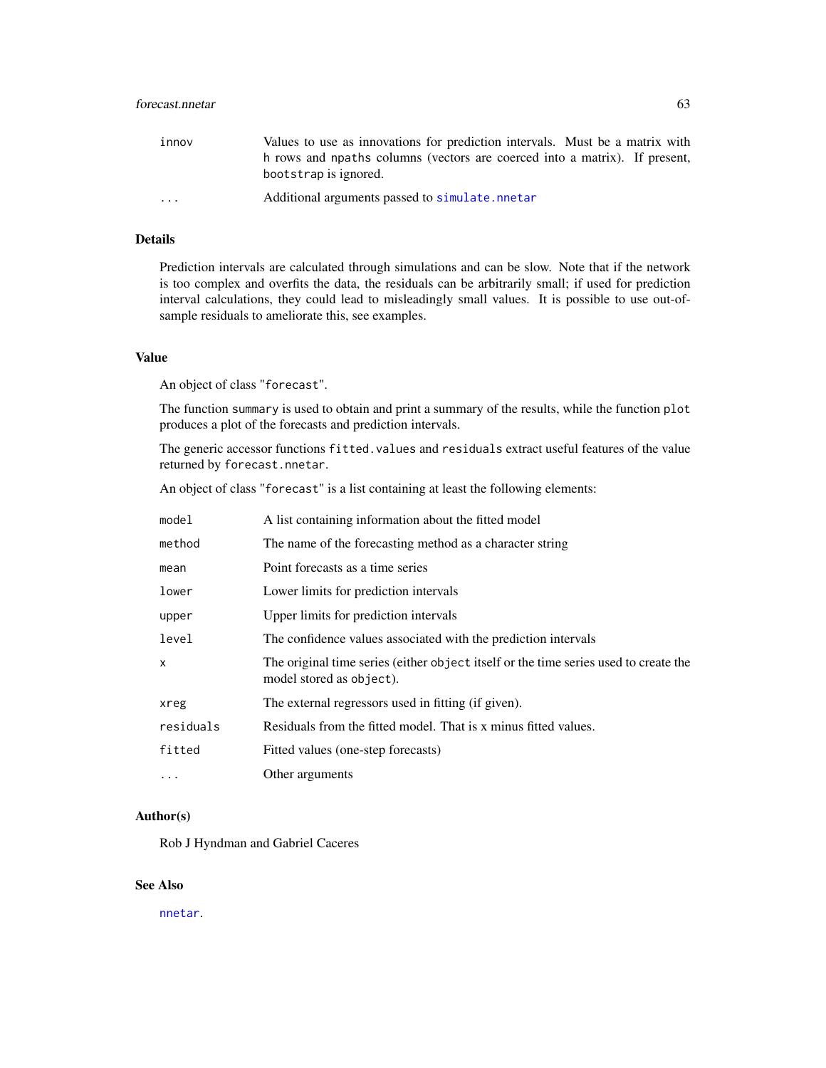| | |
|---|---|
| `innov` | Values to use as innovations for prediction intervals. Must be a matrix with `h` rows and `npaths` columns (vectors are coerced into a matrix). If present, `bootstrap` is ignored. |
| `...` | Additional arguments passed to `simulate.nnetar` |

## Details

Prediction intervals are calculated through simulations and can be slow. Note that if the network is too complex and overfits the data, the residuals can be arbitrarily small; if used for prediction interval calculations, they could lead to misleadingly small values. It is possible to use out-of-sample residuals to ameliorate this, see examples.

## Value

An object of class "`forecast`".

The function `summary` is used to obtain and print a summary of the results, while the function `plot` produces a plot of the forecasts and prediction intervals.

The generic accessor functions `fitted.values` and `residuals` extract useful features of the value returned by `forecast.nnetar`.

An object of class "`forecast`" is a list containing at least the following elements:

| | |
|---|---|
| `model` | A list containing information about the fitted model |
| `method` | The name of the forecasting method as a character string |
| `mean` | Point forecasts as a time series |
| `lower` | Lower limits for prediction intervals |
| `upper` | Upper limits for prediction intervals |
| `level` | The confidence values associated with the prediction intervals |
| `x` | The original time series (either `object` itself or the time series used to create the model stored as `object`). |
| `xreg` | The external regressors used in fitting (if given). |
| `residuals` | Residuals from the fitted model. That is x minus fitted values. |
| `fitted` | Fitted values (one-step forecasts) |
| `...` | Other arguments |

## Author(s)

Rob J Hyndman and Gabriel Caceres

## See Also

`nnetar`.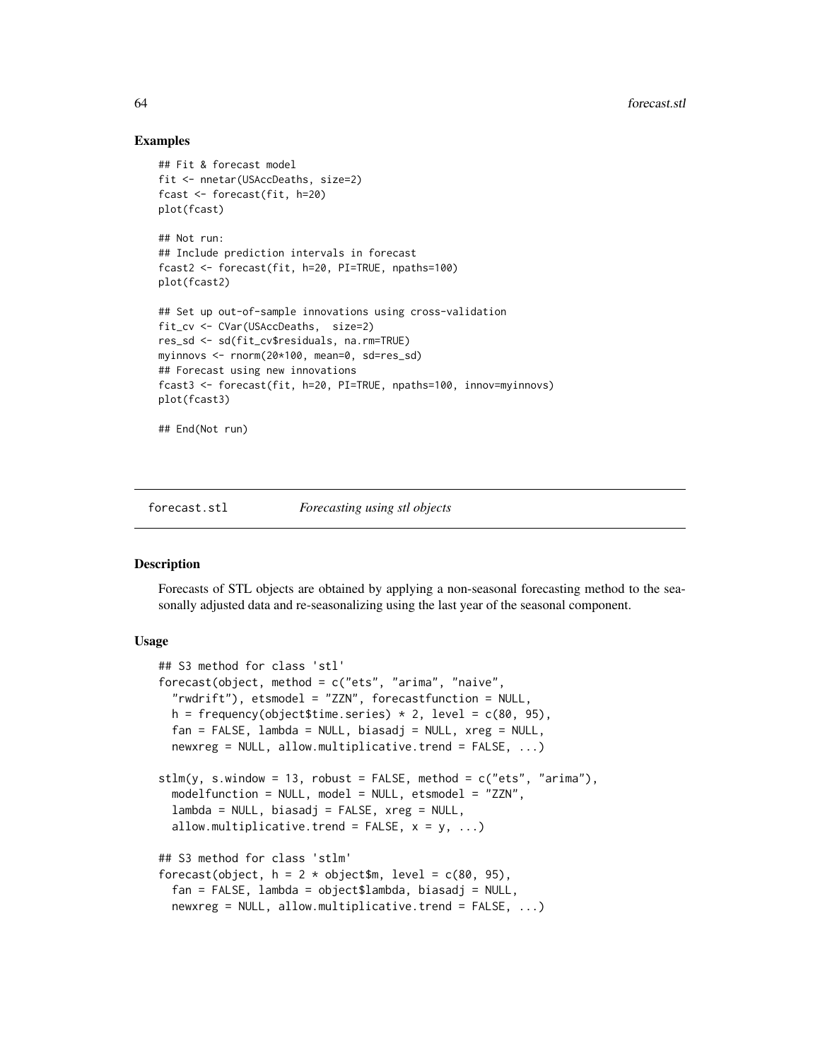## Examples

```
## Fit & forecast model
fit <- nnetar(USAccDeaths, size=2)
fcast <- forecast(fit, h=20)
plot(fcast)

## Not run:
## Include prediction intervals in forecast
fcast2 <- forecast(fit, h=20, PI=TRUE, npaths=100)
plot(fcast2)

## Set up out-of-sample innovations using cross-validation
fit_cv <- CVar(USAccDeaths,  size=2)
res_sd <- sd(fit_cv$residuals, na.rm=TRUE)
myinnovs <- rnorm(20*100, mean=0, sd=res_sd)
## Forecast using new innovations
fcast3 <- forecast(fit, h=20, PI=TRUE, npaths=100, innov=myinnovs)
plot(fcast3)

## End(Not run)
```

---

`forecast.stl` *Forecasting using stl objects*

---

## Description

Forecasts of STL objects are obtained by applying a non-seasonal forecasting method to the seasonally adjusted data and re-seasonalizing using the last year of the seasonal component.

## Usage

```
## S3 method for class 'stl'
forecast(object, method = c("ets", "arima", "naive",
  "rwdrift"), etsmodel = "ZZN", forecastfunction = NULL,
  h = frequency(object$time.series) * 2, level = c(80, 95),
  fan = FALSE, lambda = NULL, biasadj = NULL, xreg = NULL,
  newxreg = NULL, allow.multiplicative.trend = FALSE, ...)

stlm(y, s.window = 13, robust = FALSE, method = c("ets", "arima"),
  modelfunction = NULL, model = NULL, etsmodel = "ZZN",
  lambda = NULL, biasadj = FALSE, xreg = NULL,
  allow.multiplicative.trend = FALSE, x = y, ...)

## S3 method for class 'stlm'
forecast(object, h = 2 * object$m, level = c(80, 95),
  fan = FALSE, lambda = object$lambda, biasadj = NULL,
  newxreg = NULL, allow.multiplicative.trend = FALSE, ...)
```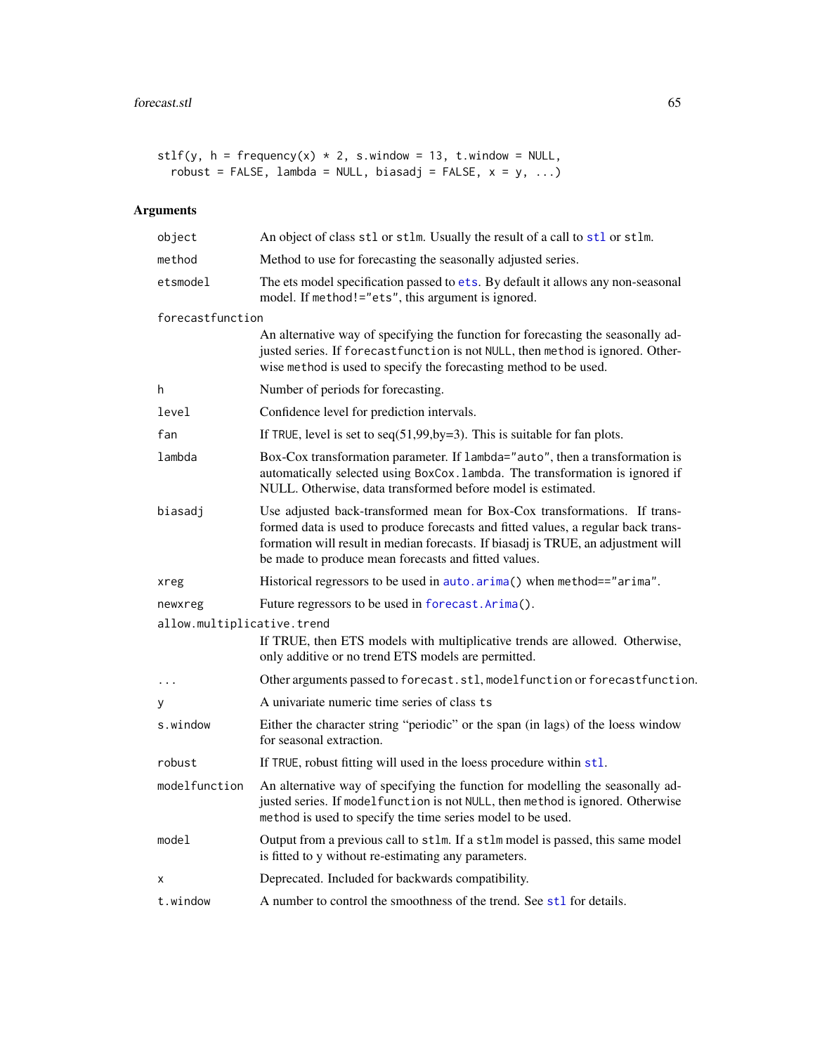```
stlf(y, h = frequency(x) * 2, s.window = 13, t.window = NULL,
  robust = FALSE, lambda = NULL, biasadj = FALSE, x = y, ...)
```

## Arguments

| | |
|---|---|
| object | An object of class stl or stlm. Usually the result of a call to stl or stlm. |
| method | Method to use for forecasting the seasonally adjusted series. |
| etsmodel | The ets model specification passed to ets. By default it allows any non-seasonal model. If method!="ets", this argument is ignored. |
| forecastfunction | An alternative way of specifying the function for forecasting the seasonally adjusted series. If forecastfunction is not NULL, then method is ignored. Otherwise method is used to specify the forecasting method to be used. |
| h | Number of periods for forecasting. |
| level | Confidence level for prediction intervals. |
| fan | If TRUE, level is set to seq(51,99,by=3). This is suitable for fan plots. |
| lambda | Box-Cox transformation parameter. If lambda="auto", then a transformation is automatically selected using BoxCox.lambda. The transformation is ignored if NULL. Otherwise, data transformed before model is estimated. |
| biasadj | Use adjusted back-transformed mean for Box-Cox transformations. If transformed data is used to produce forecasts and fitted values, a regular back transformation will result in median forecasts. If biasadj is TRUE, an adjustment will be made to produce mean forecasts and fitted values. |
| xreg | Historical regressors to be used in auto.arima() when method=="arima". |
| newxreg | Future regressors to be used in forecast.Arima(). |
| allow.multiplicative.trend | If TRUE, then ETS models with multiplicative trends are allowed. Otherwise, only additive or no trend ETS models are permitted. |
| ... | Other arguments passed to forecast.stl, modelfunction or forecastfunction. |
| y | A univariate numeric time series of class ts |
| s.window | Either the character string "periodic" or the span (in lags) of the loess window for seasonal extraction. |
| robust | If TRUE, robust fitting will used in the loess procedure within stl. |
| modelfunction | An alternative way of specifying the function for modelling the seasonally adjusted series. If modelfunction is not NULL, then method is ignored. Otherwise method is used to specify the time series model to be used. |
| model | Output from a previous call to stlm. If a stlm model is passed, this same model is fitted to y without re-estimating any parameters. |
| x | Deprecated. Included for backwards compatibility. |
| t.window | A number to control the smoothness of the trend. See stl for details. |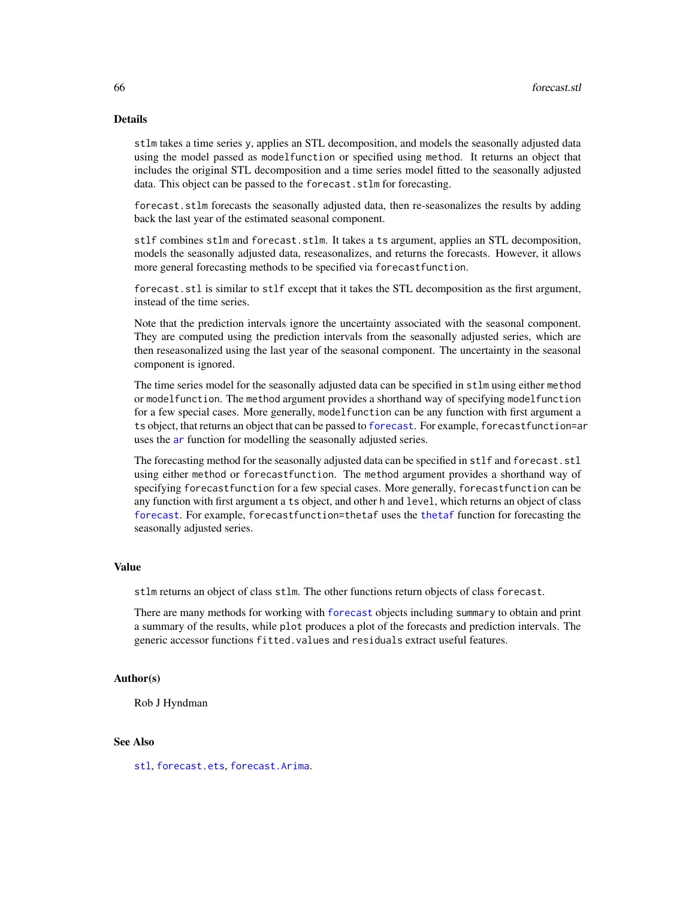## Details

`stlm` takes a time series `y`, applies an STL decomposition, and models the seasonally adjusted data using the model passed as `modelfunction` or specified using `method`. It returns an object that includes the original STL decomposition and a time series model fitted to the seasonally adjusted data. This object can be passed to the `forecast.stlm` for forecasting.

`forecast.stlm` forecasts the seasonally adjusted data, then re-seasonalizes the results by adding back the last year of the estimated seasonal component.

`stlf` combines `stlm` and `forecast.stlm`. It takes a `ts` argument, applies an STL decomposition, models the seasonally adjusted data, reseasonalizes, and returns the forecasts. However, it allows more general forecasting methods to be specified via `forecastfunction`.

`forecast.stl` is similar to `stlf` except that it takes the STL decomposition as the first argument, instead of the time series.

Note that the prediction intervals ignore the uncertainty associated with the seasonal component. They are computed using the prediction intervals from the seasonally adjusted series, which are then reseasonalized using the last year of the seasonal component. The uncertainty in the seasonal component is ignored.

The time series model for the seasonally adjusted data can be specified in `stlm` using either `method` or `modelfunction`. The `method` argument provides a shorthand way of specifying `modelfunction` for a few special cases. More generally, `modelfunction` can be any function with first argument a `ts` object, that returns an object that can be passed to `forecast`. For example, `forecastfunction=ar` uses the `ar` function for modelling the seasonally adjusted series.

The forecasting method for the seasonally adjusted data can be specified in `stlf` and `forecast.stl` using either `method` or `forecastfunction`. The `method` argument provides a shorthand way of specifying `forecastfunction` for a few special cases. More generally, `forecastfunction` can be any function with first argument a `ts` object, and other `h` and `level`, which returns an object of class `forecast`. For example, `forecastfunction=thetaf` uses the `thetaf` function for forecasting the seasonally adjusted series.

## Value

`stlm` returns an object of class `stlm`. The other functions return objects of class `forecast`.

There are many methods for working with `forecast` objects including `summary` to obtain and print a summary of the results, while `plot` produces a plot of the forecasts and prediction intervals. The generic accessor functions `fitted.values` and `residuals` extract useful features.

## Author(s)

Rob J Hyndman

## See Also

`stl`, `forecast.ets`, `forecast.Arima`.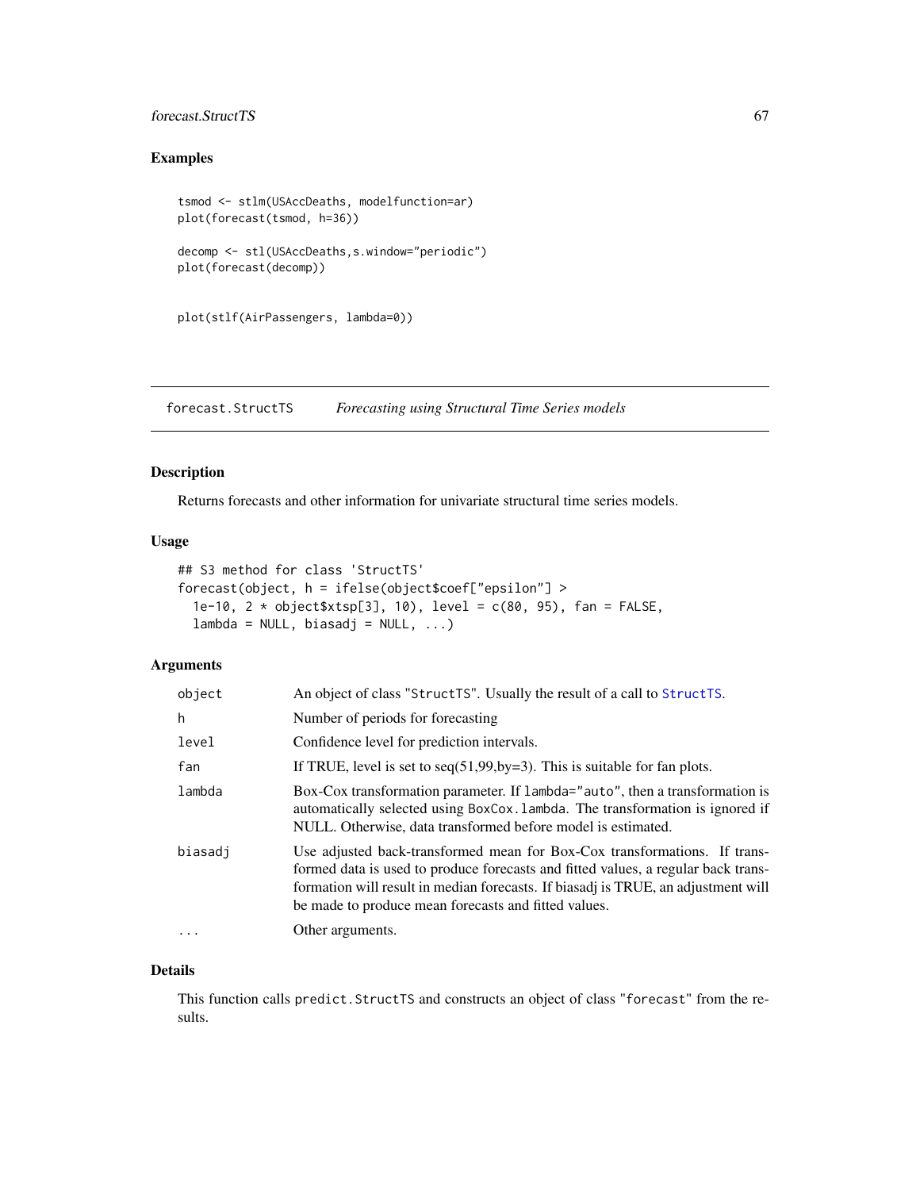## Examples

```
tsmod <- stlm(USAccDeaths, modelfunction=ar)
plot(forecast(tsmod, h=36))

decomp <- stl(USAccDeaths,s.window="periodic")
plot(forecast(decomp))


plot(stlf(AirPassengers, lambda=0))
```

---

# forecast.StructTS *Forecasting using Structural Time Series models*

## Description

Returns forecasts and other information for univariate structural time series models.

## Usage

```
## S3 method for class 'StructTS'
forecast(object, h = ifelse(object$coef["epsilon"] >
  1e-10, 2 * object$xtsp[3], 10), level = c(80, 95), fan = FALSE,
  lambda = NULL, biasadj = NULL, ...)
```

## Arguments

| | |
|---|---|
| `object` | An object of class "StructTS". Usually the result of a call to `StructTS`. |
| `h` | Number of periods for forecasting |
| `level` | Confidence level for prediction intervals. |
| `fan` | If TRUE, level is set to seq(51,99,by=3). This is suitable for fan plots. |
| `lambda` | Box-Cox transformation parameter. If `lambda="auto"`, then a transformation is automatically selected using `BoxCox.lambda`. The transformation is ignored if NULL. Otherwise, data transformed before model is estimated. |
| `biasadj` | Use adjusted back-transformed mean for Box-Cox transformations. If transformed data is used to produce forecasts and fitted values, a regular back transformation will result in median forecasts. If biasadj is TRUE, an adjustment will be made to produce mean forecasts and fitted values. |
| `...` | Other arguments. |

## Details

This function calls `predict.StructTS` and constructs an object of class "forecast" from the results.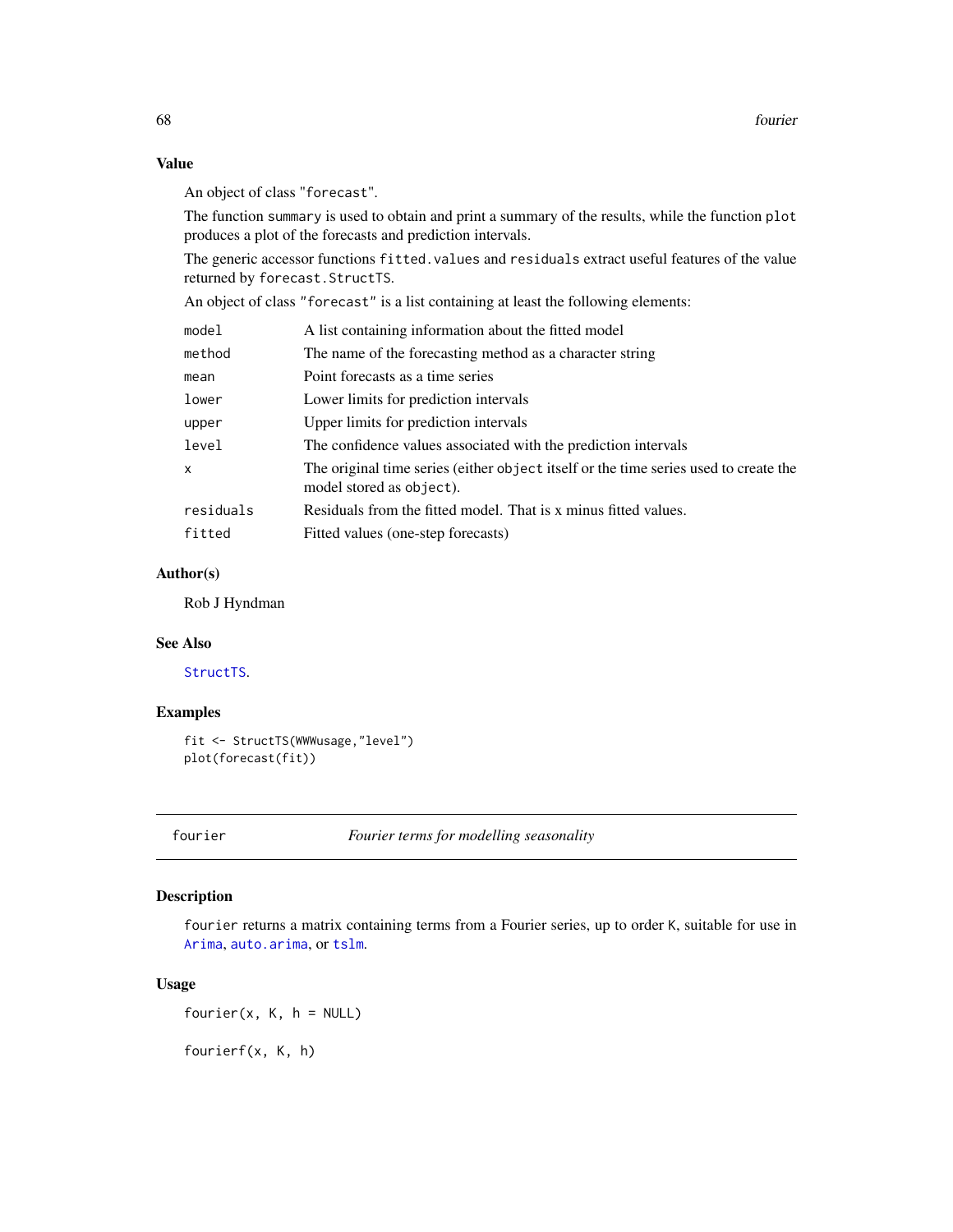### Value

An object of class "forecast".

The function summary is used to obtain and print a summary of the results, while the function plot produces a plot of the forecasts and prediction intervals.

The generic accessor functions fitted.values and residuals extract useful features of the value returned by forecast.StructTS.

An object of class "forecast" is a list containing at least the following elements:

| | |
|---|---|
| model | A list containing information about the fitted model |
| method | The name of the forecasting method as a character string |
| mean | Point forecasts as a time series |
| lower | Lower limits for prediction intervals |
| upper | Upper limits for prediction intervals |
| level | The confidence values associated with the prediction intervals |
| x | The original time series (either object itself or the time series used to create the model stored as object). |
| residuals | Residuals from the fitted model. That is x minus fitted values. |
| fitted | Fitted values (one-step forecasts) |

### Author(s)

Rob J Hyndman

### See Also

StructTS.

### Examples

```
fit <- StructTS(WWWusage,"level")
plot(forecast(fit))
```

---

## fourier — *Fourier terms for modelling seasonality*

---

### Description

fourier returns a matrix containing terms from a Fourier series, up to order K, suitable for use in Arima, auto.arima, or tslm.

### Usage

```
fourier(x, K, h = NULL)

fourierf(x, K, h)
```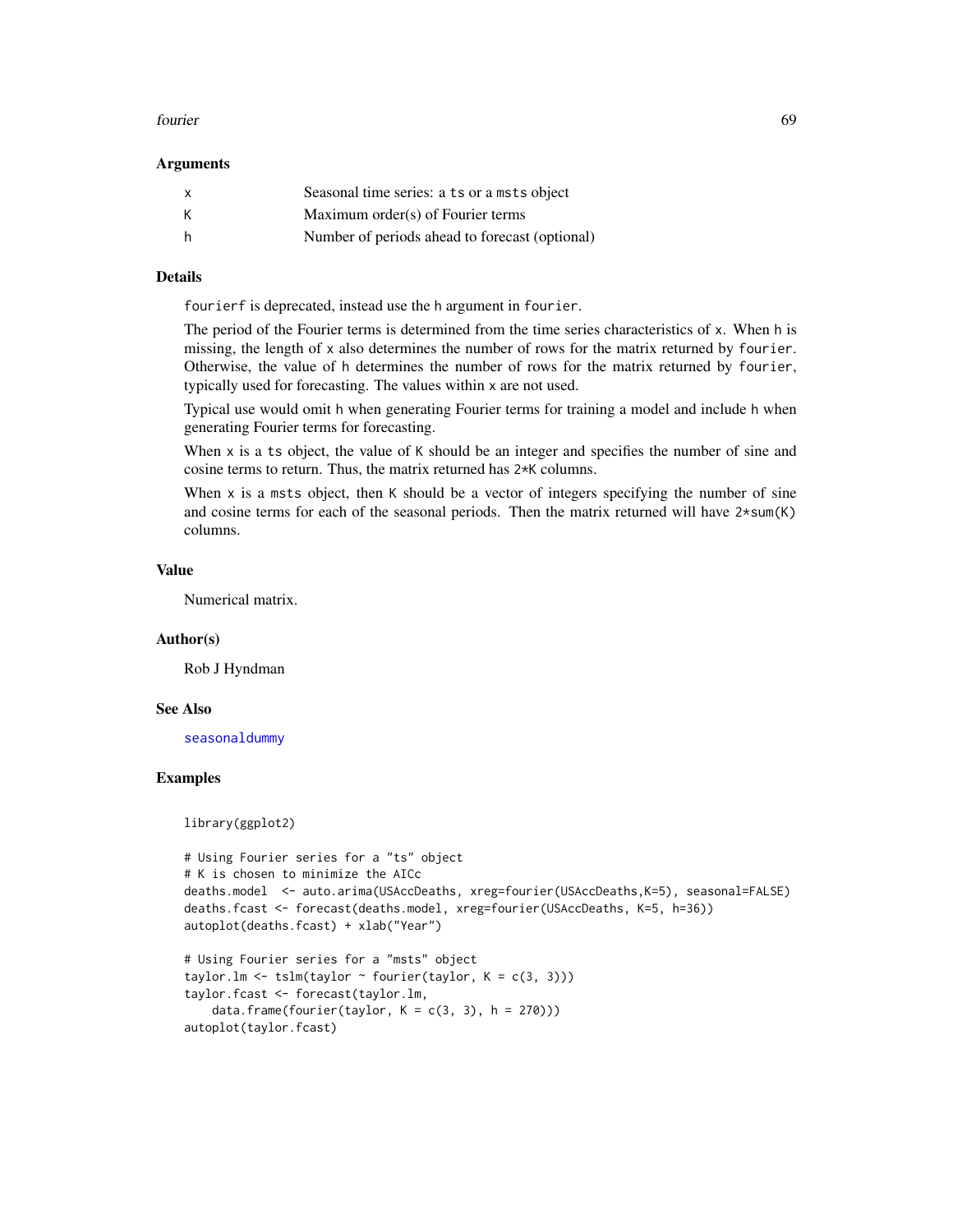## Arguments

| | |
|---|---|
| x | Seasonal time series: a ts or a msts object |
| K | Maximum order(s) of Fourier terms |
| h | Number of periods ahead to forecast (optional) |

## Details

fourierf is deprecated, instead use the h argument in fourier.

The period of the Fourier terms is determined from the time series characteristics of x. When h is missing, the length of x also determines the number of rows for the matrix returned by fourier. Otherwise, the value of h determines the number of rows for the matrix returned by fourier, typically used for forecasting. The values within x are not used.

Typical use would omit h when generating Fourier terms for training a model and include h when generating Fourier terms for forecasting.

When x is a ts object, the value of K should be an integer and specifies the number of sine and cosine terms to return. Thus, the matrix returned has 2*K columns.

When x is a msts object, then K should be a vector of integers specifying the number of sine and cosine terms for each of the seasonal periods. Then the matrix returned will have 2*sum(K) columns.

## Value

Numerical matrix.

## Author(s)

Rob J Hyndman

## See Also

seasonaldummy

## Examples

```
library(ggplot2)

# Using Fourier series for a "ts" object
# K is chosen to minimize the AICc
deaths.model  <- auto.arima(USAccDeaths, xreg=fourier(USAccDeaths,K=5), seasonal=FALSE)
deaths.fcast <- forecast(deaths.model, xreg=fourier(USAccDeaths, K=5, h=36))
autoplot(deaths.fcast) + xlab("Year")

# Using Fourier series for a "msts" object
taylor.lm <- tslm(taylor ~ fourier(taylor, K = c(3, 3)))
taylor.fcast <- forecast(taylor.lm,
    data.frame(fourier(taylor, K = c(3, 3), h = 270)))
autoplot(taylor.fcast)
```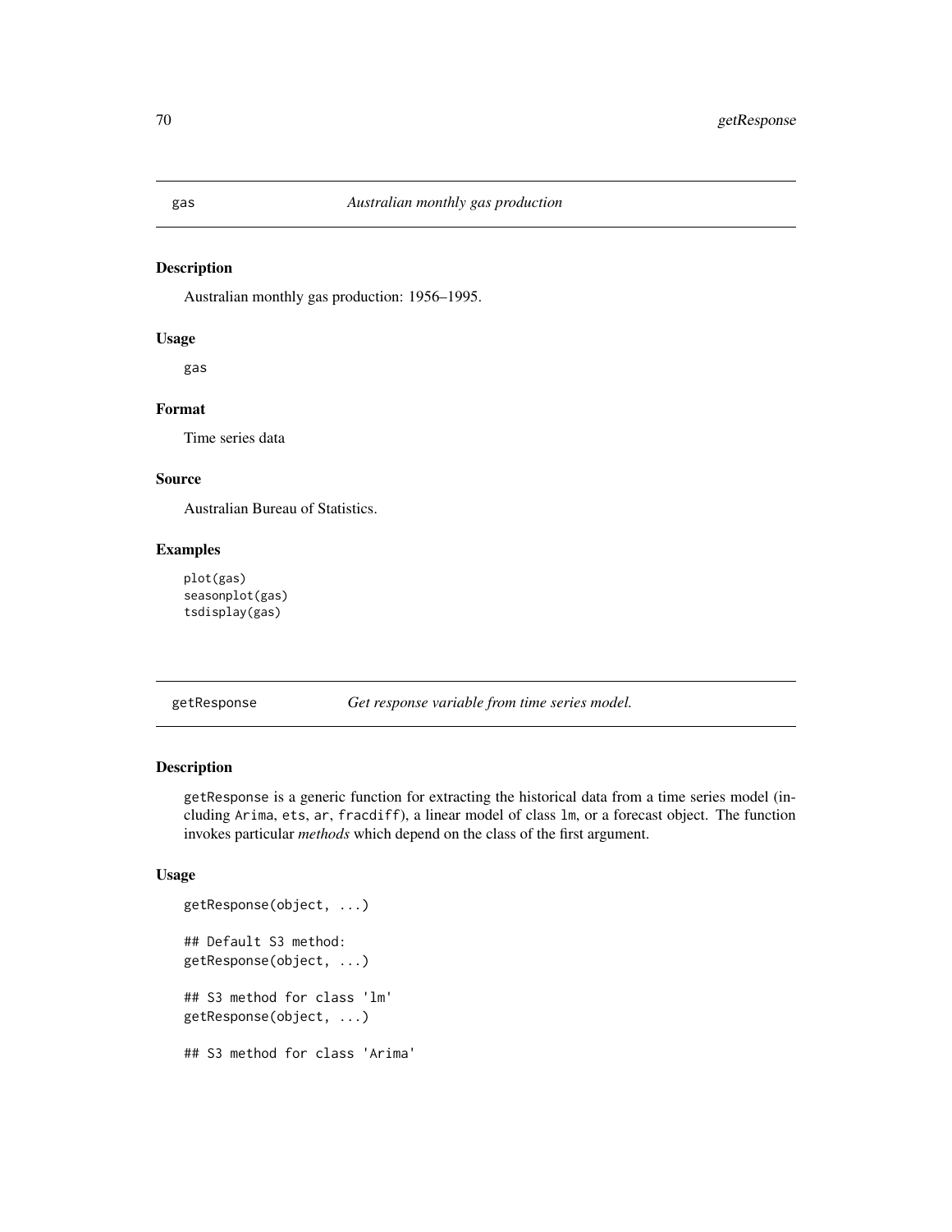## gas — *Australian monthly gas production*

### Description

Australian monthly gas production: 1956–1995.

### Usage

```
gas
```

### Format

Time series data

### Source

Australian Bureau of Statistics.

### Examples

```
plot(gas)
seasonplot(gas)
tsdisplay(gas)
```

## getResponse — *Get response variable from time series model.*

### Description

getResponse is a generic function for extracting the historical data from a time series model (including Arima, ets, ar, fracdiff), a linear model of class lm, or a forecast object. The function invokes particular *methods* which depend on the class of the first argument.

### Usage

```
getResponse(object, ...)

## Default S3 method:
getResponse(object, ...)

## S3 method for class 'lm'
getResponse(object, ...)

## S3 method for class 'Arima'
```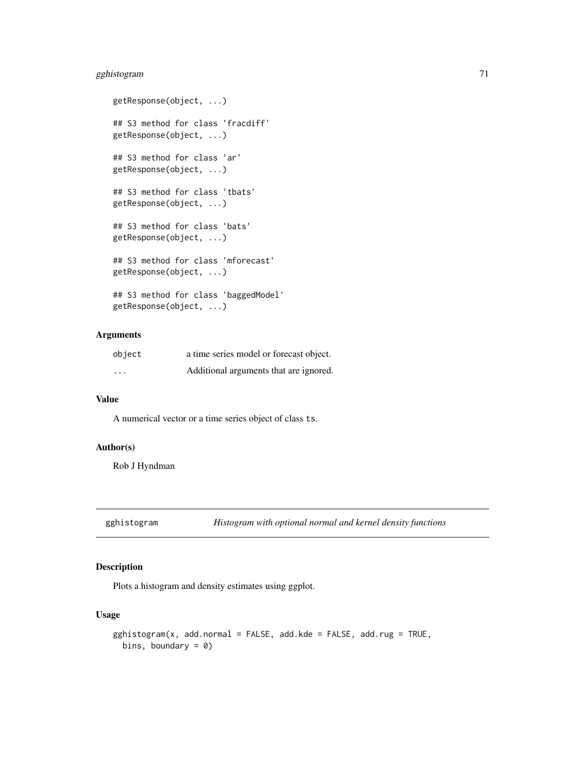```
getResponse(object, ...)

## S3 method for class 'fracdiff'
getResponse(object, ...)

## S3 method for class 'ar'
getResponse(object, ...)

## S3 method for class 'tbats'
getResponse(object, ...)

## S3 method for class 'bats'
getResponse(object, ...)

## S3 method for class 'mforecast'
getResponse(object, ...)

## S3 method for class 'baggedModel'
getResponse(object, ...)
```

### Arguments

| | |
|---|---|
| `object` | a time series model or forecast object. |
| `...` | Additional arguments that are ignored. |

### Value

A numerical vector or a time series object of class `ts`.

### Author(s)

Rob J Hyndman

---

## gghistogram — *Histogram with optional normal and kernel density functions*

### Description

Plots a histogram and density estimates using ggplot.

### Usage

```
gghistogram(x, add.normal = FALSE, add.kde = FALSE, add.rug = TRUE,
  bins, boundary = 0)
```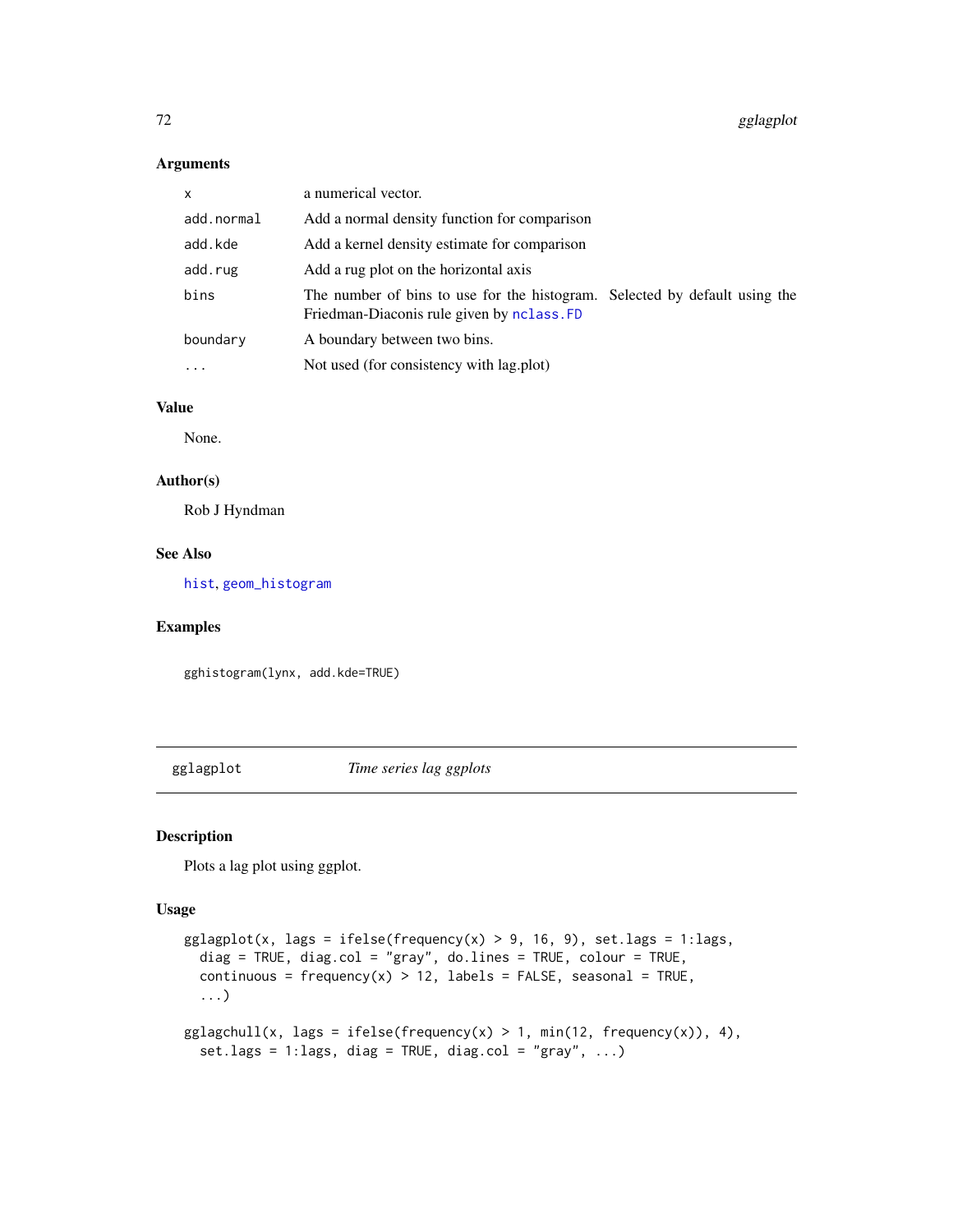## Arguments

| | |
|---|---|
| x | a numerical vector. |
| add.normal | Add a normal density function for comparison |
| add.kde | Add a kernel density estimate for comparison |
| add.rug | Add a rug plot on the horizontal axis |
| bins | The number of bins to use for the histogram. Selected by default using the Friedman-Diaconis rule given by nclass.FD |
| boundary | A boundary between two bins. |
| ... | Not used (for consistency with lag.plot) |

## Value

None.

## Author(s)

Rob J Hyndman

## See Also

hist, geom_histogram

## Examples

```
gghistogram(lynx, add.kde=TRUE)
```

---

# gglagplot — *Time series lag ggplots*

## Description

Plots a lag plot using ggplot.

## Usage

```
gglagplot(x, lags = ifelse(frequency(x) > 9, 16, 9), set.lags = 1:lags,
  diag = TRUE, diag.col = "gray", do.lines = TRUE, colour = TRUE,
  continuous = frequency(x) > 12, labels = FALSE, seasonal = TRUE,
  ...)

gglagchull(x, lags = ifelse(frequency(x) > 1, min(12, frequency(x)), 4),
  set.lags = 1:lags, diag = TRUE, diag.col = "gray", ...)
```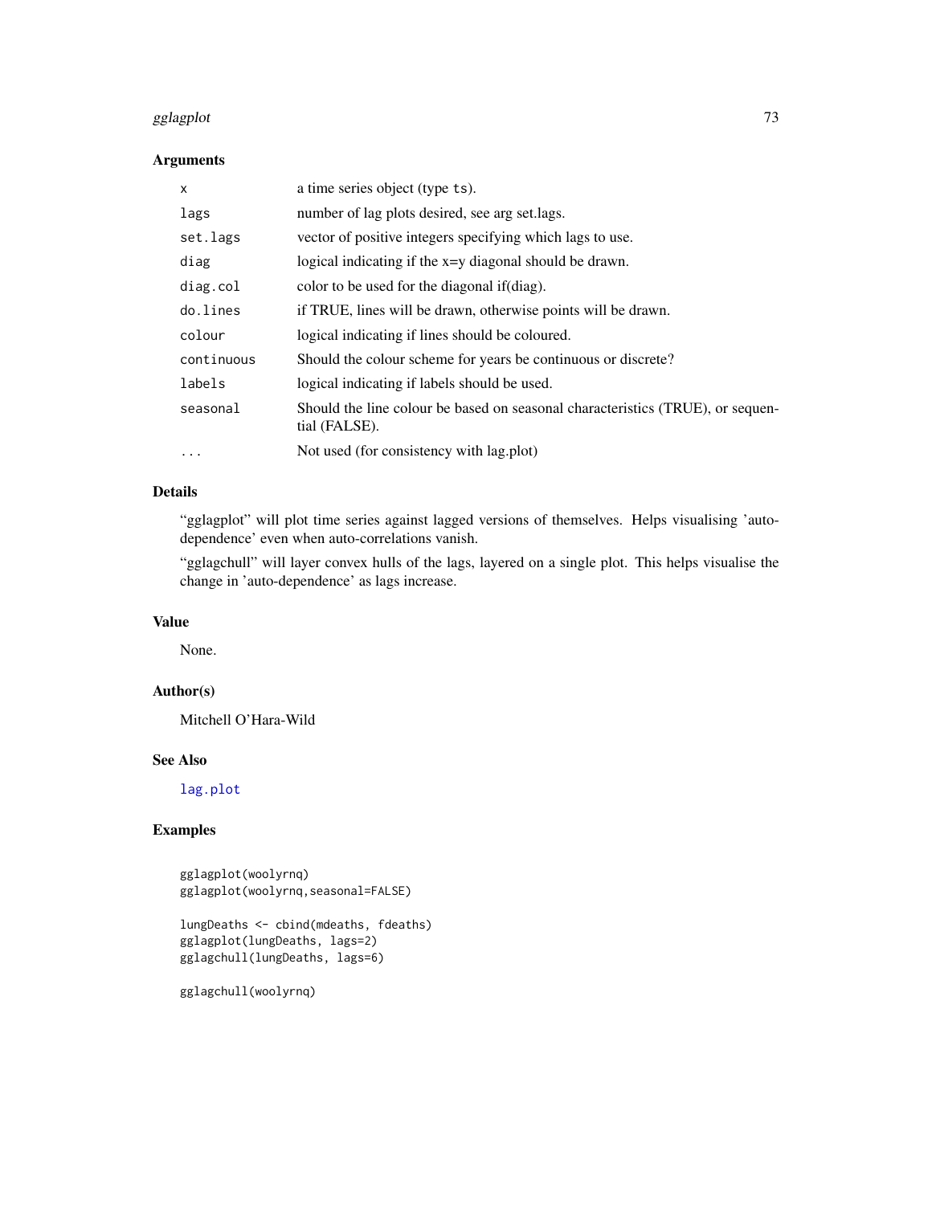### Arguments

| | |
|---|---|
| `x` | a time series object (type `ts`). |
| `lags` | number of lag plots desired, see arg set.lags. |
| `set.lags` | vector of positive integers specifying which lags to use. |
| `diag` | logical indicating if the x=y diagonal should be drawn. |
| `diag.col` | color to be used for the diagonal if(diag). |
| `do.lines` | if TRUE, lines will be drawn, otherwise points will be drawn. |
| `colour` | logical indicating if lines should be coloured. |
| `continuous` | Should the colour scheme for years be continuous or discrete? |
| `labels` | logical indicating if labels should be used. |
| `seasonal` | Should the line colour be based on seasonal characteristics (TRUE), or sequential (FALSE). |
| `...` | Not used (for consistency with lag.plot) |

### Details

"gglagplot" will plot time series against lagged versions of themselves. Helps visualising 'auto-dependence' even when auto-correlations vanish.

"gglagchull" will layer convex hulls of the lags, layered on a single plot. This helps visualise the change in 'auto-dependence' as lags increase.

### Value

None.

### Author(s)

Mitchell O'Hara-Wild

### See Also

`lag.plot`

### Examples

```
gglagplot(woolyrnq)
gglagplot(woolyrnq,seasonal=FALSE)

lungDeaths <- cbind(mdeaths, fdeaths)
gglagplot(lungDeaths, lags=2)
gglagchull(lungDeaths, lags=6)

gglagchull(woolyrnq)
```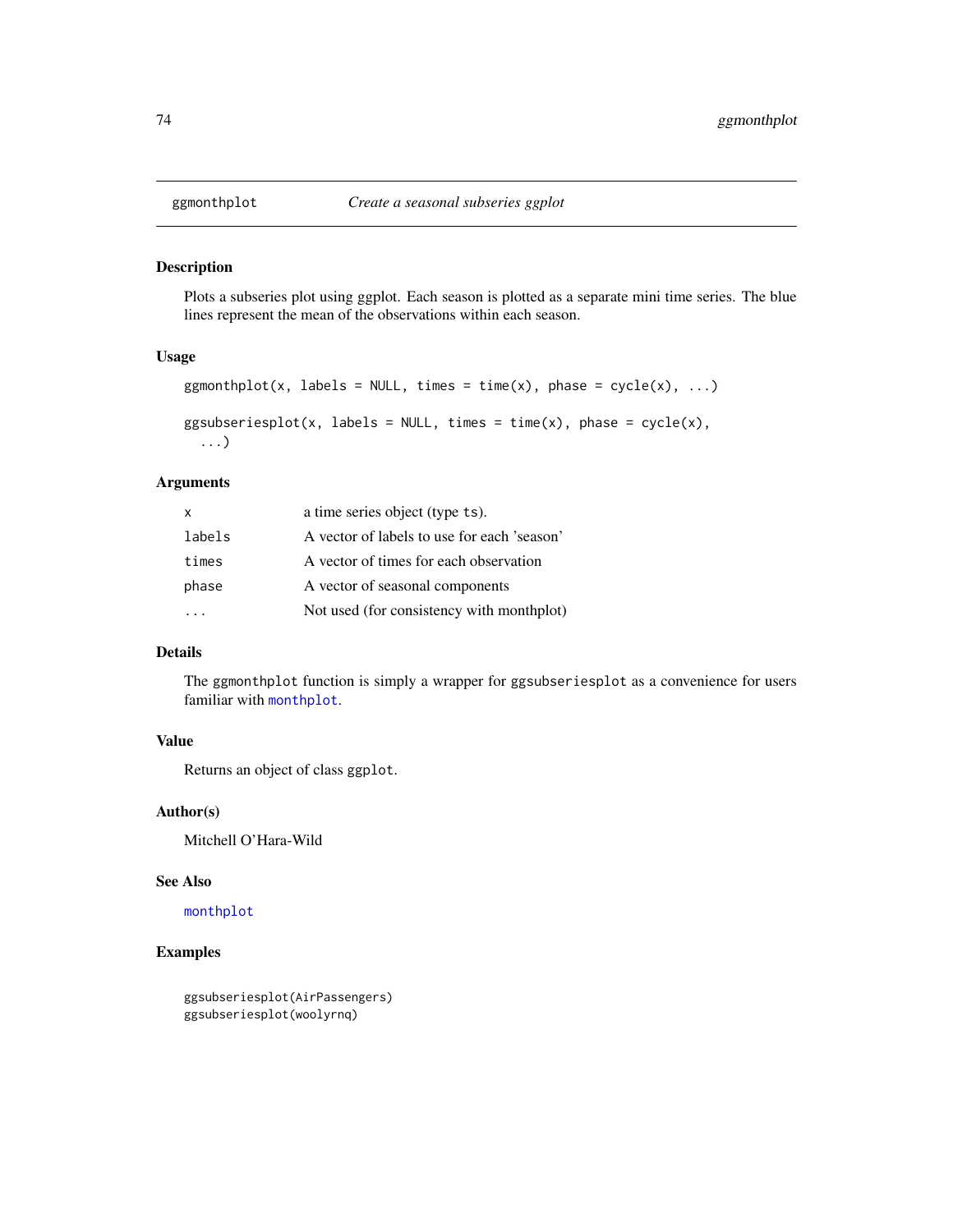# ggmonthplot — *Create a seasonal subseries ggplot*

## Description

Plots a subseries plot using ggplot. Each season is plotted as a separate mini time series. The blue lines represent the mean of the observations within each season.

## Usage

```
ggmonthplot(x, labels = NULL, times = time(x), phase = cycle(x), ...)

ggsubseriesplot(x, labels = NULL, times = time(x), phase = cycle(x),
  ...)
```

## Arguments

| | |
|---|---|
| `x` | a time series object (type `ts`). |
| `labels` | A vector of labels to use for each 'season' |
| `times` | A vector of times for each observation |
| `phase` | A vector of seasonal components |
| `...` | Not used (for consistency with monthplot) |

## Details

The `ggmonthplot` function is simply a wrapper for `ggsubseriesplot` as a convenience for users familiar with `monthplot`.

## Value

Returns an object of class `ggplot`.

## Author(s)

Mitchell O'Hara-Wild

## See Also

`monthplot`

## Examples

```
ggsubseriesplot(AirPassengers)
ggsubseriesplot(woolyrnq)
```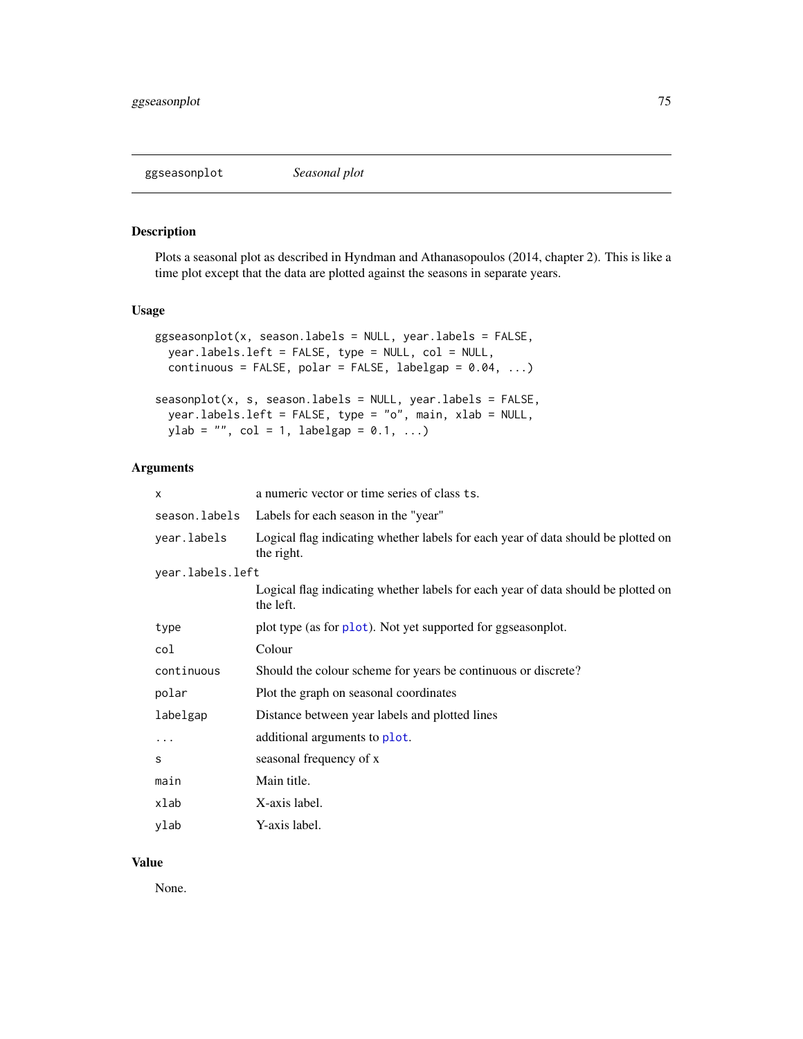## ggseasonplot *Seasonal plot*

### Description

Plots a seasonal plot as described in Hyndman and Athanasopoulos (2014, chapter 2). This is like a time plot except that the data are plotted against the seasons in separate years.

### Usage

```
ggseasonplot(x, season.labels = NULL, year.labels = FALSE,
  year.labels.left = FALSE, type = NULL, col = NULL,
  continuous = FALSE, polar = FALSE, labelgap = 0.04, ...)

seasonplot(x, s, season.labels = NULL, year.labels = FALSE,
  year.labels.left = FALSE, type = "o", main, xlab = NULL,
  ylab = "", col = 1, labelgap = 0.1, ...)
```

### Arguments

| | |
|---|---|
| `x` | a numeric vector or time series of class `ts`. |
| `season.labels` | Labels for each season in the "year" |
| `year.labels` | Logical flag indicating whether labels for each year of data should be plotted on the right. |
| `year.labels.left` | Logical flag indicating whether labels for each year of data should be plotted on the left. |
| `type` | plot type (as for `plot`). Not yet supported for ggseasonplot. |
| `col` | Colour |
| `continuous` | Should the colour scheme for years be continuous or discrete? |
| `polar` | Plot the graph on seasonal coordinates |
| `labelgap` | Distance between year labels and plotted lines |
| `...` | additional arguments to `plot`. |
| `s` | seasonal frequency of x |
| `main` | Main title. |
| `xlab` | X-axis label. |
| `ylab` | Y-axis label. |

### Value

None.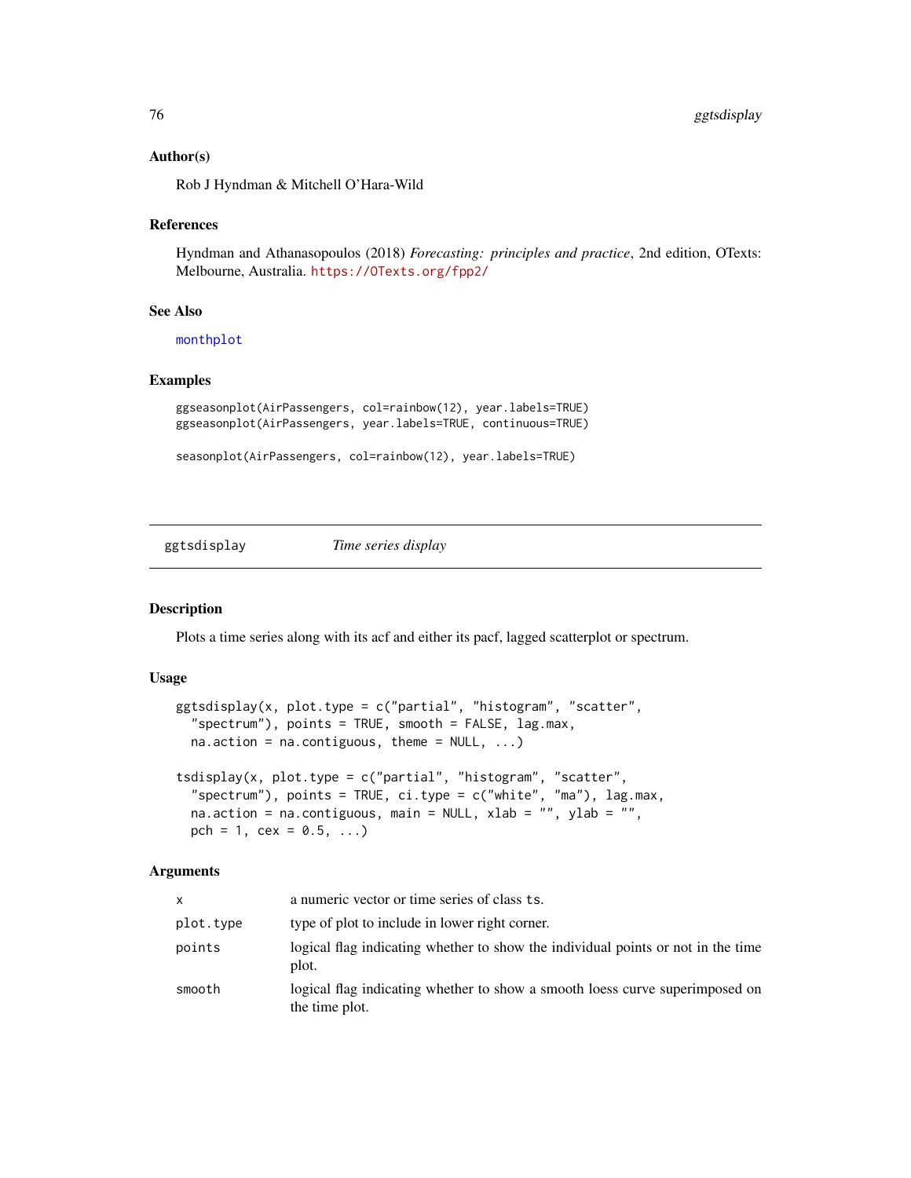### Author(s)

Rob J Hyndman & Mitchell O'Hara-Wild

### References

Hyndman and Athanasopoulos (2018) *Forecasting: principles and practice*, 2nd edition, OTexts: Melbourne, Australia. https://OTexts.org/fpp2/

### See Also

monthplot

### Examples

```
ggseasonplot(AirPassengers, col=rainbow(12), year.labels=TRUE)
ggseasonplot(AirPassengers, year.labels=TRUE, continuous=TRUE)

seasonplot(AirPassengers, col=rainbow(12), year.labels=TRUE)
```

---

## ggtsdisplay — *Time series display*

### Description

Plots a time series along with its acf and either its pacf, lagged scatterplot or spectrum.

### Usage

```
ggtsdisplay(x, plot.type = c("partial", "histogram", "scatter",
  "spectrum"), points = TRUE, smooth = FALSE, lag.max,
  na.action = na.contiguous, theme = NULL, ...)

tsdisplay(x, plot.type = c("partial", "histogram", "scatter",
  "spectrum"), points = TRUE, ci.type = c("white", "ma"), lag.max,
  na.action = na.contiguous, main = NULL, xlab = "", ylab = "",
  pch = 1, cex = 0.5, ...)
```

### Arguments

| | |
|---|---|
| x | a numeric vector or time series of class ts. |
| plot.type | type of plot to include in lower right corner. |
| points | logical flag indicating whether to show the individual points or not in the time plot. |
| smooth | logical flag indicating whether to show a smooth loess curve superimposed on the time plot. |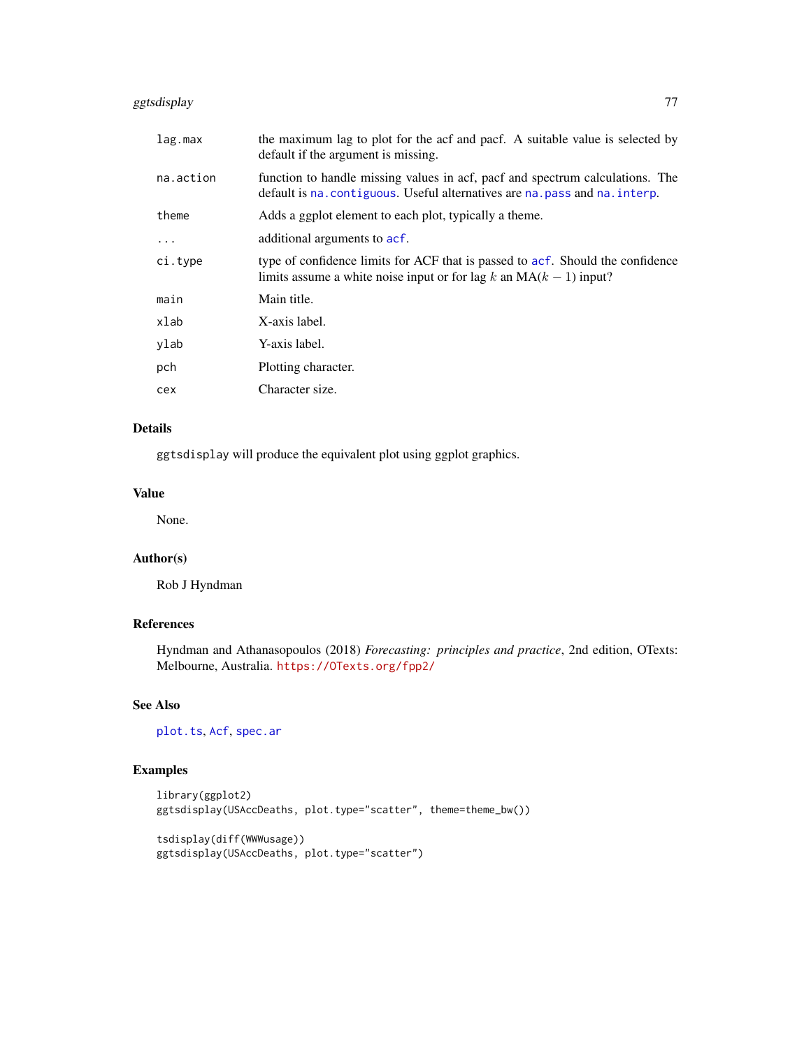| | |
|---|---|
| lag.max | the maximum lag to plot for the acf and pacf. A suitable value is selected by default if the argument is missing. |
| na.action | function to handle missing values in acf, pacf and spectrum calculations. The default is na.contiguous. Useful alternatives are na.pass and na.interp. |
| theme | Adds a ggplot element to each plot, typically a theme. |
| ... | additional arguments to acf. |
| ci.type | type of confidence limits for ACF that is passed to acf. Should the confidence limits assume a white noise input or for lag $k$ an MA($k-1$) input? |
| main | Main title. |
| xlab | X-axis label. |
| ylab | Y-axis label. |
| pch | Plotting character. |
| cex | Character size. |

## Details

ggtsdisplay will produce the equivalent plot using ggplot graphics.

## Value

None.

## Author(s)

Rob J Hyndman

## References

Hyndman and Athanasopoulos (2018) *Forecasting: principles and practice*, 2nd edition, OTexts: Melbourne, Australia. https://OTexts.org/fpp2/

## See Also

plot.ts, Acf, spec.ar

## Examples

```
library(ggplot2)
ggtsdisplay(USAccDeaths, plot.type="scatter", theme=theme_bw())

tsdisplay(diff(WWWusage))
ggtsdisplay(USAccDeaths, plot.type="scatter")
```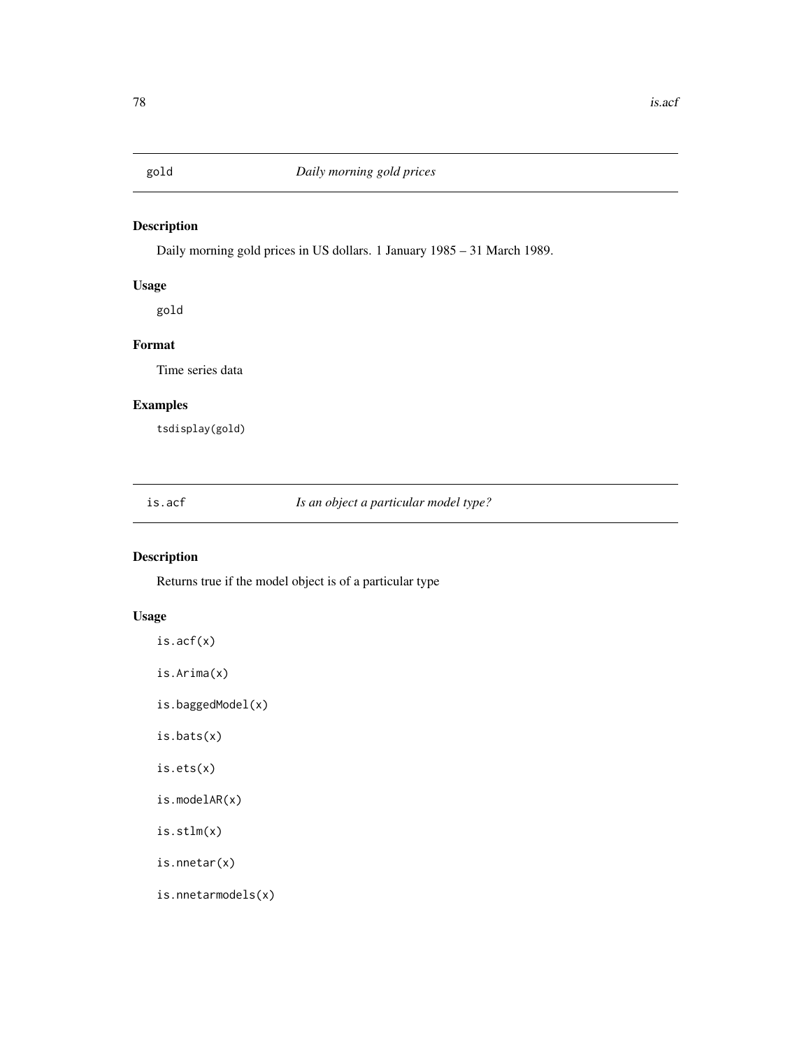## gold — *Daily morning gold prices*

### Description

Daily morning gold prices in US dollars. 1 January 1985 – 31 March 1989.

### Usage

```
gold
```

### Format

Time series data

### Examples

```
tsdisplay(gold)
```

## is.acf — *Is an object a particular model type?*

### Description

Returns true if the model object is of a particular type

### Usage

```
is.acf(x)

is.Arima(x)

is.baggedModel(x)

is.bats(x)

is.ets(x)

is.modelAR(x)

is.stlm(x)

is.nnetar(x)

is.nnetarmodels(x)
```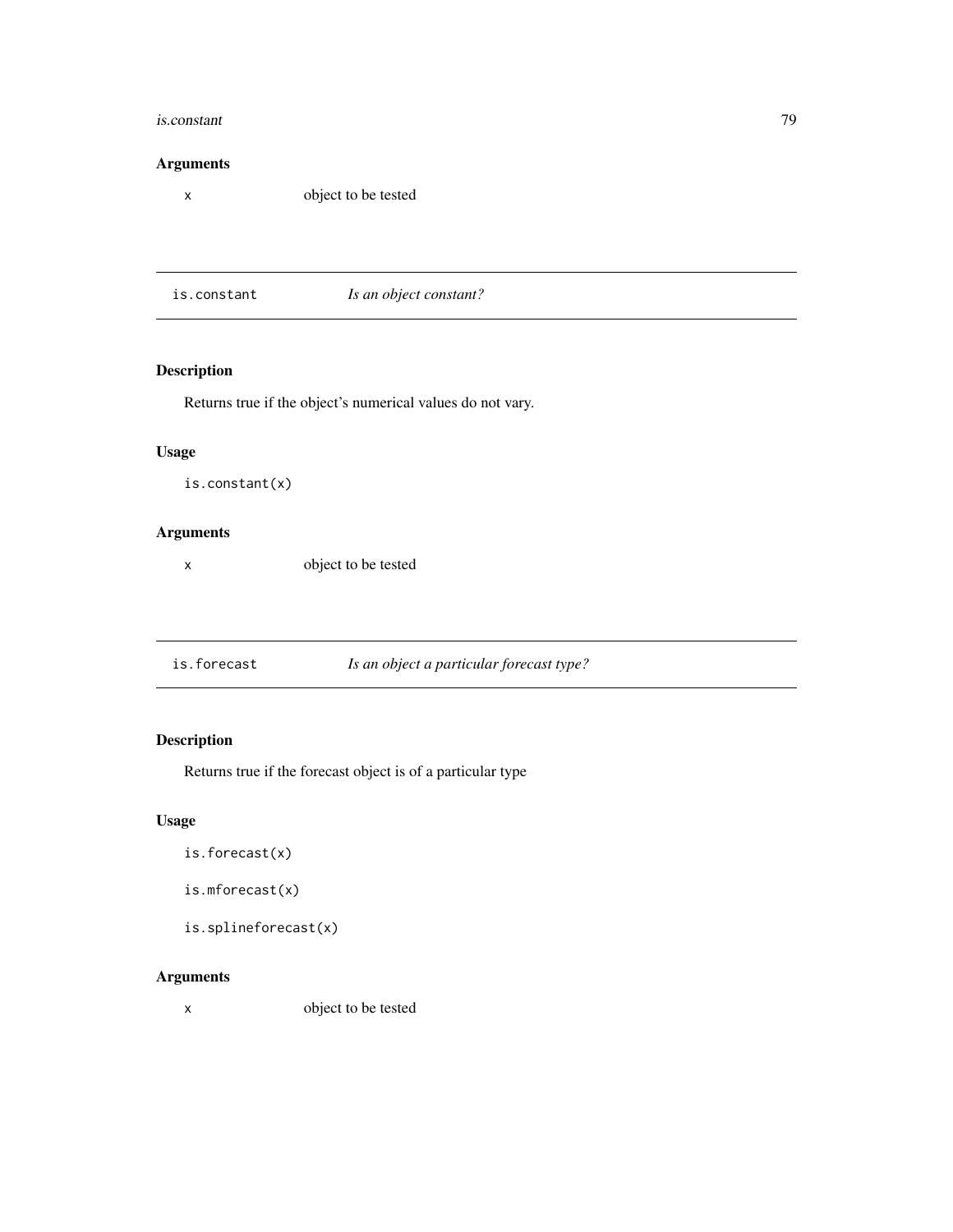## Arguments

| | |
|---|---|
| `x` | object to be tested |

## is.constant — *Is an object constant?*

### Description

Returns true if the object's numerical values do not vary.

### Usage

```
is.constant(x)
```

### Arguments

| | |
|---|---|
| `x` | object to be tested |

## is.forecast — *Is an object a particular forecast type?*

### Description

Returns true if the forecast object is of a particular type

### Usage

```
is.forecast(x)

is.mforecast(x)

is.splineforecast(x)
```

### Arguments

| | |
|---|---|
| `x` | object to be tested |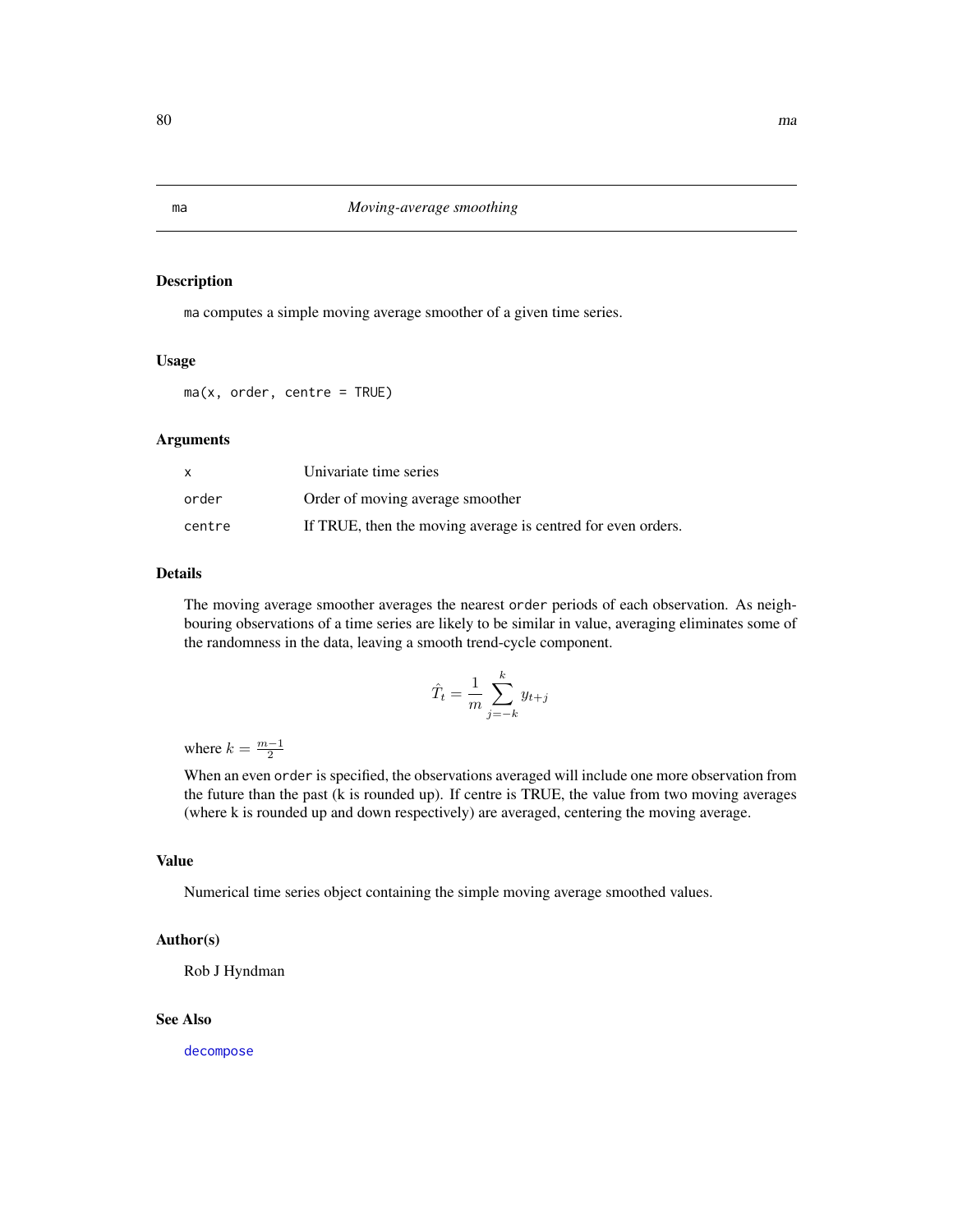## ma — *Moving-average smoothing*

### Description

ma computes a simple moving average smoother of a given time series.

### Usage

```
ma(x, order, centre = TRUE)
```

### Arguments

| | |
|---|---|
| x | Univariate time series |
| order | Order of moving average smoother |
| centre | If TRUE, then the moving average is centred for even orders. |

### Details

The moving average smoother averages the nearest order periods of each observation. As neighbouring observations of a time series are likely to be similar in value, averaging eliminates some of the randomness in the data, leaving a smooth trend-cycle component.

$$\hat{T}_t = \frac{1}{m} \sum_{j=-k}^{k} y_{t+j}$$

where $k = \frac{m-1}{2}$

When an even order is specified, the observations averaged will include one more observation from the future than the past (k is rounded up). If centre is TRUE, the value from two moving averages (where k is rounded up and down respectively) are averaged, centering the moving average.

### Value

Numerical time series object containing the simple moving average smoothed values.

### Author(s)

Rob J Hyndman

### See Also

decompose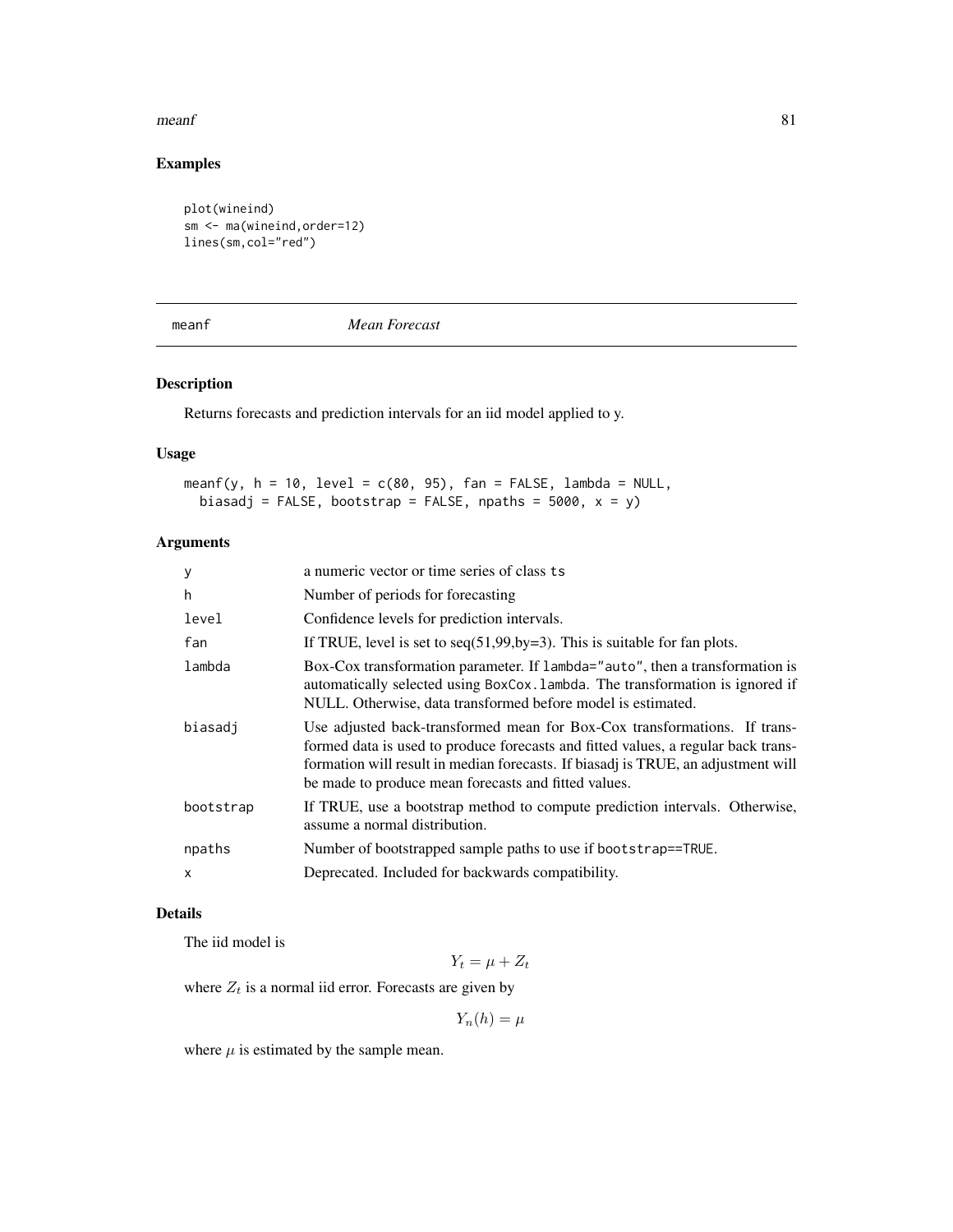## Examples

```
plot(wineind)
sm <- ma(wineind,order=12)
lines(sm,col="red")
```

---

# meanf *Mean Forecast*

---

### Description

Returns forecasts and prediction intervals for an iid model applied to y.

### Usage

```
meanf(y, h = 10, level = c(80, 95), fan = FALSE, lambda = NULL,
  biasadj = FALSE, bootstrap = FALSE, npaths = 5000, x = y)
```

### Arguments

| | |
|---|---|
| y | a numeric vector or time series of class ts |
| h | Number of periods for forecasting |
| level | Confidence levels for prediction intervals. |
| fan | If TRUE, level is set to seq(51,99,by=3). This is suitable for fan plots. |
| lambda | Box-Cox transformation parameter. If lambda="auto", then a transformation is automatically selected using BoxCox.lambda. The transformation is ignored if NULL. Otherwise, data transformed before model is estimated. |
| biasadj | Use adjusted back-transformed mean for Box-Cox transformations. If transformed data is used to produce forecasts and fitted values, a regular back transformation will result in median forecasts. If biasadj is TRUE, an adjustment will be made to produce mean forecasts and fitted values. |
| bootstrap | If TRUE, use a bootstrap method to compute prediction intervals. Otherwise, assume a normal distribution. |
| npaths | Number of bootstrapped sample paths to use if bootstrap==TRUE. |
| x | Deprecated. Included for backwards compatibility. |

### Details

The iid model is

$$Y_t = \mu + Z_t$$

where $Z_t$ is a normal iid error. Forecasts are given by

$$Y_n(h) = \mu$$

where $\mu$ is estimated by the sample mean.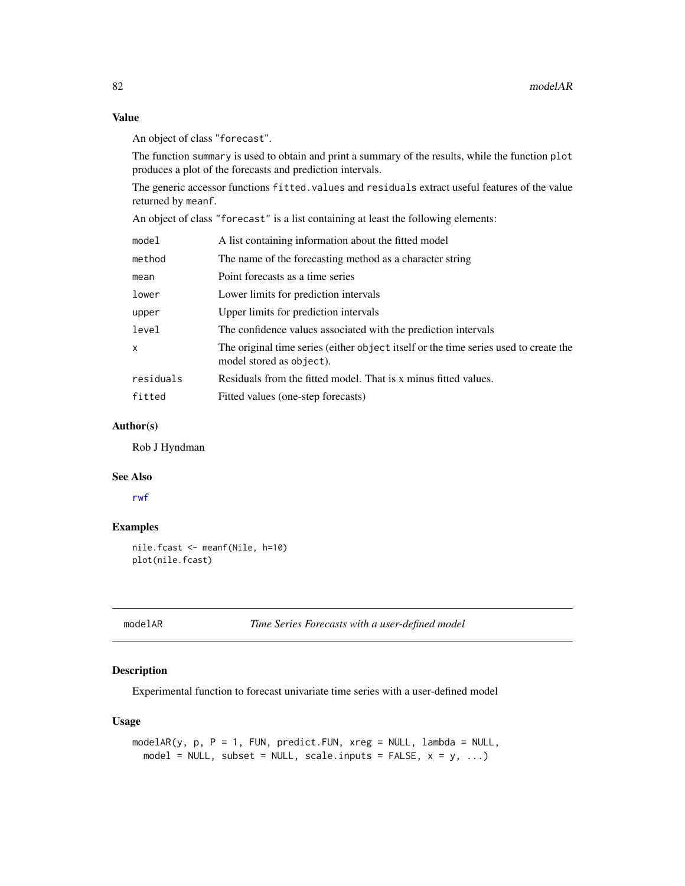### Value

An object of class "forecast".

The function summary is used to obtain and print a summary of the results, while the function plot produces a plot of the forecasts and prediction intervals.

The generic accessor functions fitted.values and residuals extract useful features of the value returned by meanf.

An object of class "forecast" is a list containing at least the following elements:

| | |
|---|---|
| model | A list containing information about the fitted model |
| method | The name of the forecasting method as a character string |
| mean | Point forecasts as a time series |
| lower | Lower limits for prediction intervals |
| upper | Upper limits for prediction intervals |
| level | The confidence values associated with the prediction intervals |
| x | The original time series (either object itself or the time series used to create the model stored as object). |
| residuals | Residuals from the fitted model. That is x minus fitted values. |
| fitted | Fitted values (one-step forecasts) |

### Author(s)

Rob J Hyndman

### See Also

rwf

### Examples

```
nile.fcast <- meanf(Nile, h=10)
plot(nile.fcast)
```

## modelAR *Time Series Forecasts with a user-defined model*

### Description

Experimental function to forecast univariate time series with a user-defined model

### Usage

```
modelAR(y, p, P = 1, FUN, predict.FUN, xreg = NULL, lambda = NULL,
  model = NULL, subset = NULL, scale.inputs = FALSE, x = y, ...)
```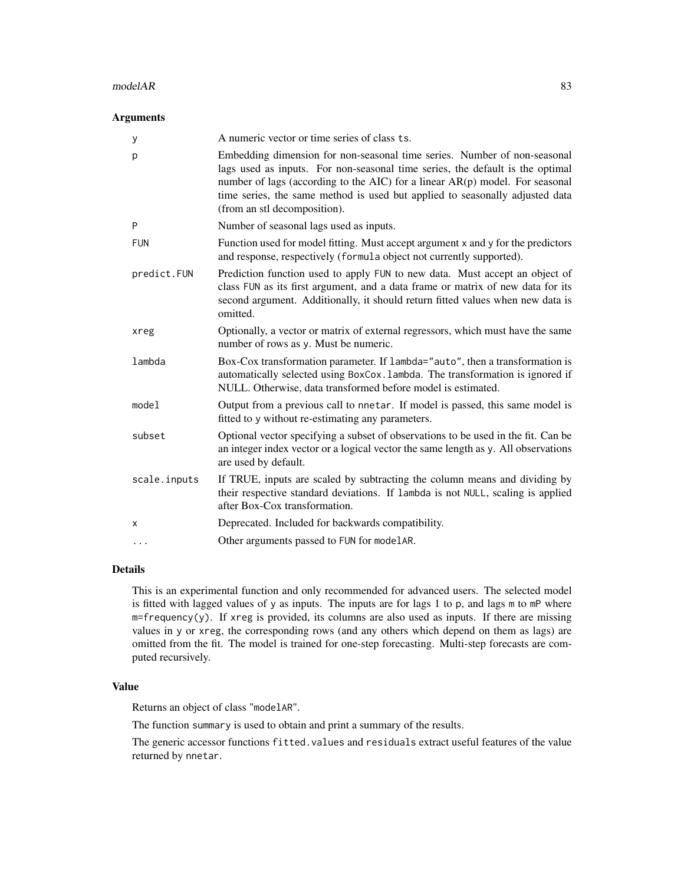## Arguments

| | |
|---|---|
| y | A numeric vector or time series of class ts. |
| p | Embedding dimension for non-seasonal time series. Number of non-seasonal lags used as inputs. For non-seasonal time series, the default is the optimal number of lags (according to the AIC) for a linear AR(p) model. For seasonal time series, the same method is used but applied to seasonally adjusted data (from an stl decomposition). |
| P | Number of seasonal lags used as inputs. |
| FUN | Function used for model fitting. Must accept argument x and y for the predictors and response, respectively (formula object not currently supported). |
| predict.FUN | Prediction function used to apply FUN to new data. Must accept an object of class FUN as its first argument, and a data frame or matrix of new data for its second argument. Additionally, it should return fitted values when new data is omitted. |
| xreg | Optionally, a vector or matrix of external regressors, which must have the same number of rows as y. Must be numeric. |
| lambda | Box-Cox transformation parameter. If lambda="auto", then a transformation is automatically selected using BoxCox.lambda. The transformation is ignored if NULL. Otherwise, data transformed before model is estimated. |
| model | Output from a previous call to nnetar. If model is passed, this same model is fitted to y without re-estimating any parameters. |
| subset | Optional vector specifying a subset of observations to be used in the fit. Can be an integer index vector or a logical vector the same length as y. All observations are used by default. |
| scale.inputs | If TRUE, inputs are scaled by subtracting the column means and dividing by their respective standard deviations. If lambda is not NULL, scaling is applied after Box-Cox transformation. |
| x | Deprecated. Included for backwards compatibility. |
| ... | Other arguments passed to FUN for modelAR. |

## Details

This is an experimental function and only recommended for advanced users. The selected model is fitted with lagged values of y as inputs. The inputs are for lags 1 to p, and lags m to mP where m=frequency(y). If xreg is provided, its columns are also used as inputs. If there are missing values in y or xreg, the corresponding rows (and any others which depend on them as lags) are omitted from the fit. The model is trained for one-step forecasting. Multi-step forecasts are computed recursively.

## Value

Returns an object of class "modelAR".

The function summary is used to obtain and print a summary of the results.

The generic accessor functions fitted.values and residuals extract useful features of the value returned by nnetar.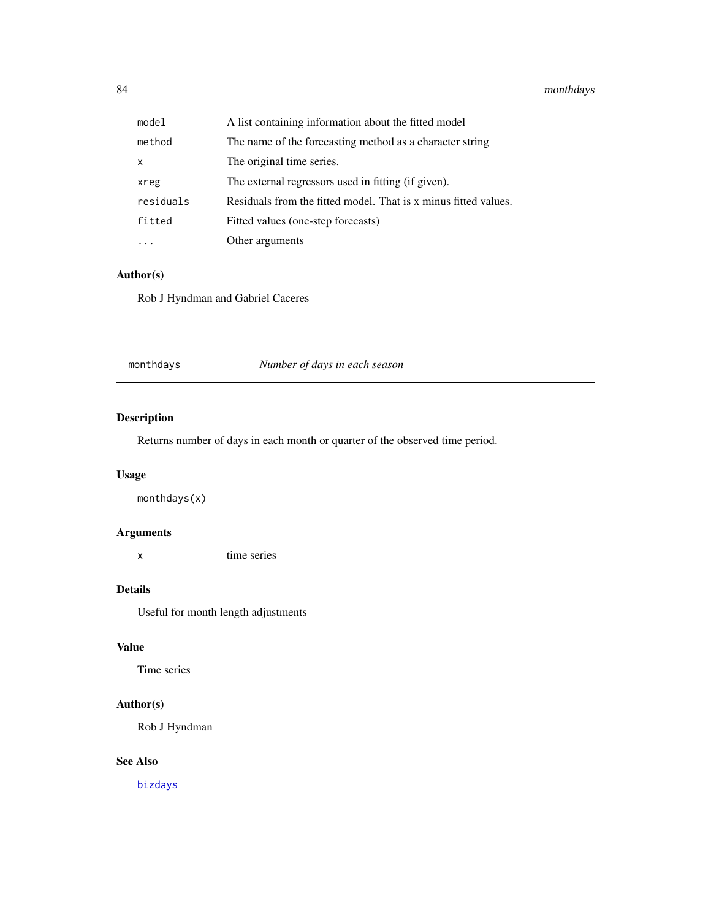| | |
|---|---|
| `model` | A list containing information about the fitted model |
| `method` | The name of the forecasting method as a character string |
| `x` | The original time series. |
| `xreg` | The external regressors used in fitting (if given). |
| `residuals` | Residuals from the fitted model. That is x minus fitted values. |
| `fitted` | Fitted values (one-step forecasts) |
| `...` | Other arguments |

### Author(s)

Rob J Hyndman and Gabriel Caceres

---

## monthdays — *Number of days in each season*

---

### Description

Returns number of days in each month or quarter of the observed time period.

### Usage

```
monthdays(x)
```

### Arguments

| | |
|---|---|
| `x` | time series |

### Details

Useful for month length adjustments

### Value

Time series

### Author(s)

Rob J Hyndman

### See Also

`bizdays`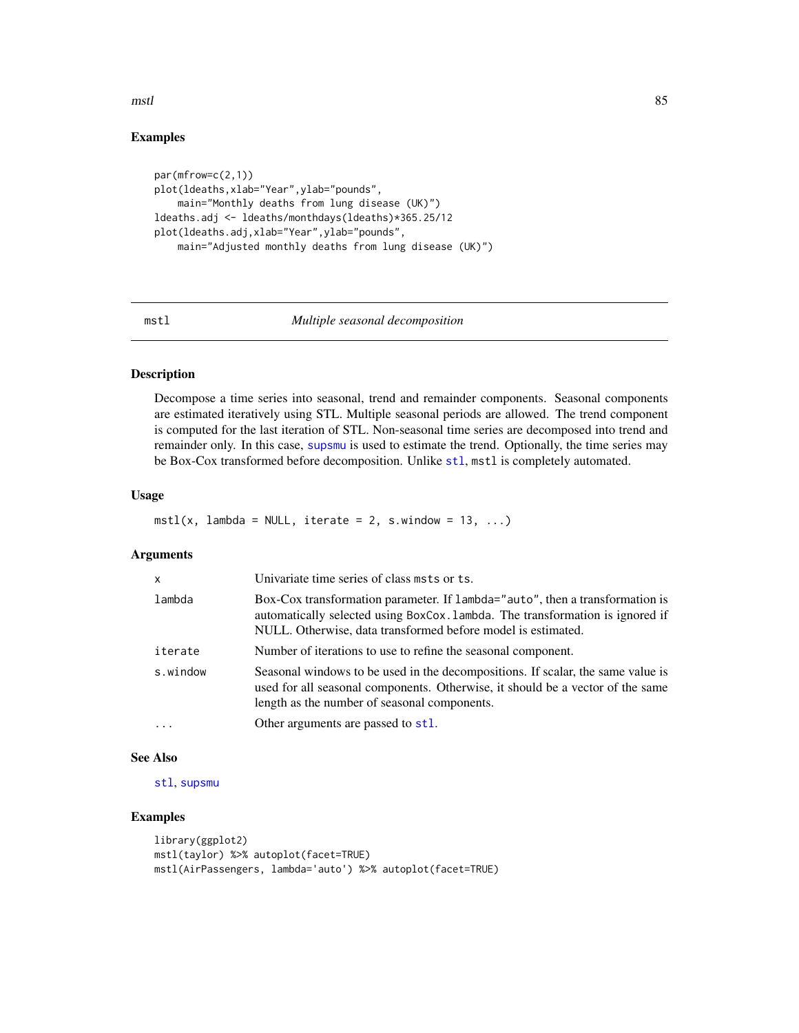## Examples

```
par(mfrow=c(2,1))
plot(ldeaths,xlab="Year",ylab="pounds",
    main="Monthly deaths from lung disease (UK)")
ldeaths.adj <- ldeaths/monthdays(ldeaths)*365.25/12
plot(ldeaths.adj,xlab="Year",ylab="pounds",
    main="Adjusted monthly deaths from lung disease (UK)")
```

---

# mstl — *Multiple seasonal decomposition*

---

## Description

Decompose a time series into seasonal, trend and remainder components. Seasonal components are estimated iteratively using STL. Multiple seasonal periods are allowed. The trend component is computed for the last iteration of STL. Non-seasonal time series are decomposed into trend and remainder only. In this case, supsmu is used to estimate the trend. Optionally, the time series may be Box-Cox transformed before decomposition. Unlike stl, mstl is completely automated.

## Usage

```
mstl(x, lambda = NULL, iterate = 2, s.window = 13, ...)
```

## Arguments

| | |
|---|---|
| x | Univariate time series of class msts or ts. |
| lambda | Box-Cox transformation parameter. If lambda="auto", then a transformation is automatically selected using BoxCox.lambda. The transformation is ignored if NULL. Otherwise, data transformed before model is estimated. |
| iterate | Number of iterations to use to refine the seasonal component. |
| s.window | Seasonal windows to be used in the decompositions. If scalar, the same value is used for all seasonal components. Otherwise, it should be a vector of the same length as the number of seasonal components. |
| ... | Other arguments are passed to stl. |

## See Also

stl, supsmu

## Examples

```
library(ggplot2)
mstl(taylor) %>% autoplot(facet=TRUE)
mstl(AirPassengers, lambda='auto') %>% autoplot(facet=TRUE)
```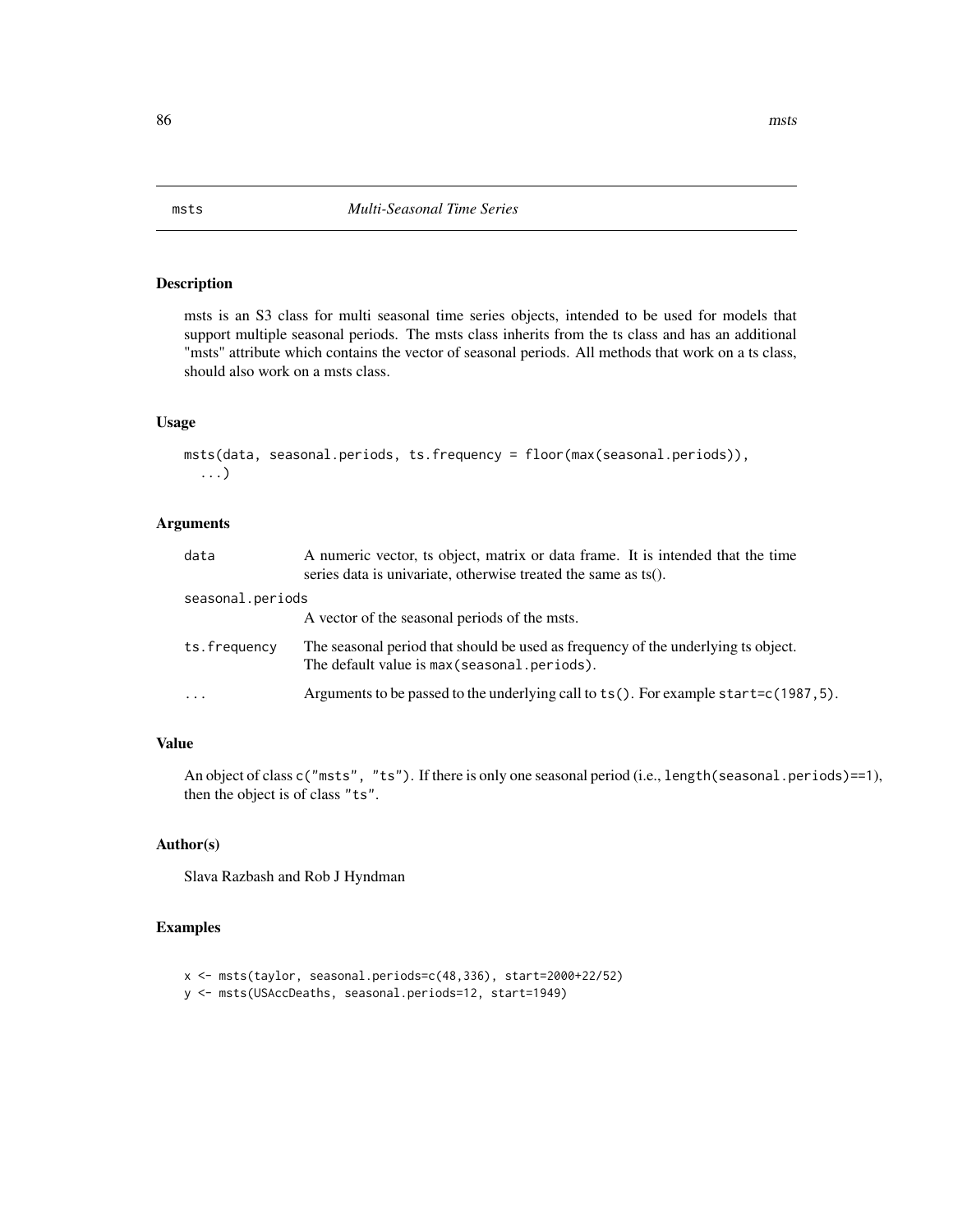# msts *Multi-Seasonal Time Series*

## Description

msts is an S3 class for multi seasonal time series objects, intended to be used for models that support multiple seasonal periods. The msts class inherits from the ts class and has an additional "msts" attribute which contains the vector of seasonal periods. All methods that work on a ts class, should also work on a msts class.

## Usage

```
msts(data, seasonal.periods, ts.frequency = floor(max(seasonal.periods)),
  ...)
```

## Arguments

| | |
|---|---|
| `data` | A numeric vector, ts object, matrix or data frame. It is intended that the time series data is univariate, otherwise treated the same as ts(). |
| `seasonal.periods` | A vector of the seasonal periods of the msts. |
| `ts.frequency` | The seasonal period that should be used as frequency of the underlying ts object. The default value is `max(seasonal.periods)`. |
| `...` | Arguments to be passed to the underlying call to `ts()`. For example `start=c(1987,5)`. |

## Value

An object of class `c("msts", "ts")`. If there is only one seasonal period (i.e., `length(seasonal.periods)==1`), then the object is of class `"ts"`.

## Author(s)

Slava Razbash and Rob J Hyndman

## Examples

```
x <- msts(taylor, seasonal.periods=c(48,336), start=2000+22/52)
y <- msts(USAccDeaths, seasonal.periods=12, start=1949)
```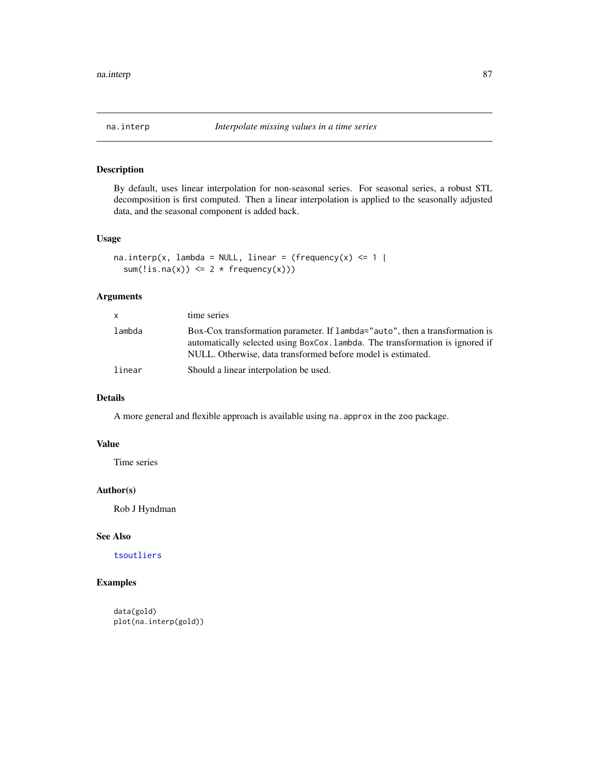## na.interp — *Interpolate missing values in a time series*

### Description

By default, uses linear interpolation for non-seasonal series. For seasonal series, a robust STL decomposition is first computed. Then a linear interpolation is applied to the seasonally adjusted data, and the seasonal component is added back.

### Usage

```
na.interp(x, lambda = NULL, linear = (frequency(x) <= 1 |
  sum(!is.na(x)) <= 2 * frequency(x)))
```

### Arguments

| | |
|---|---|
| `x` | time series |
| `lambda` | Box-Cox transformation parameter. If `lambda="auto"`, then a transformation is automatically selected using `BoxCox.lambda`. The transformation is ignored if NULL. Otherwise, data transformed before model is estimated. |
| `linear` | Should a linear interpolation be used. |

### Details

A more general and flexible approach is available using `na.approx` in the `zoo` package.

### Value

Time series

### Author(s)

Rob J Hyndman

### See Also

`tsoutliers`

### Examples

```
data(gold)
plot(na.interp(gold))
```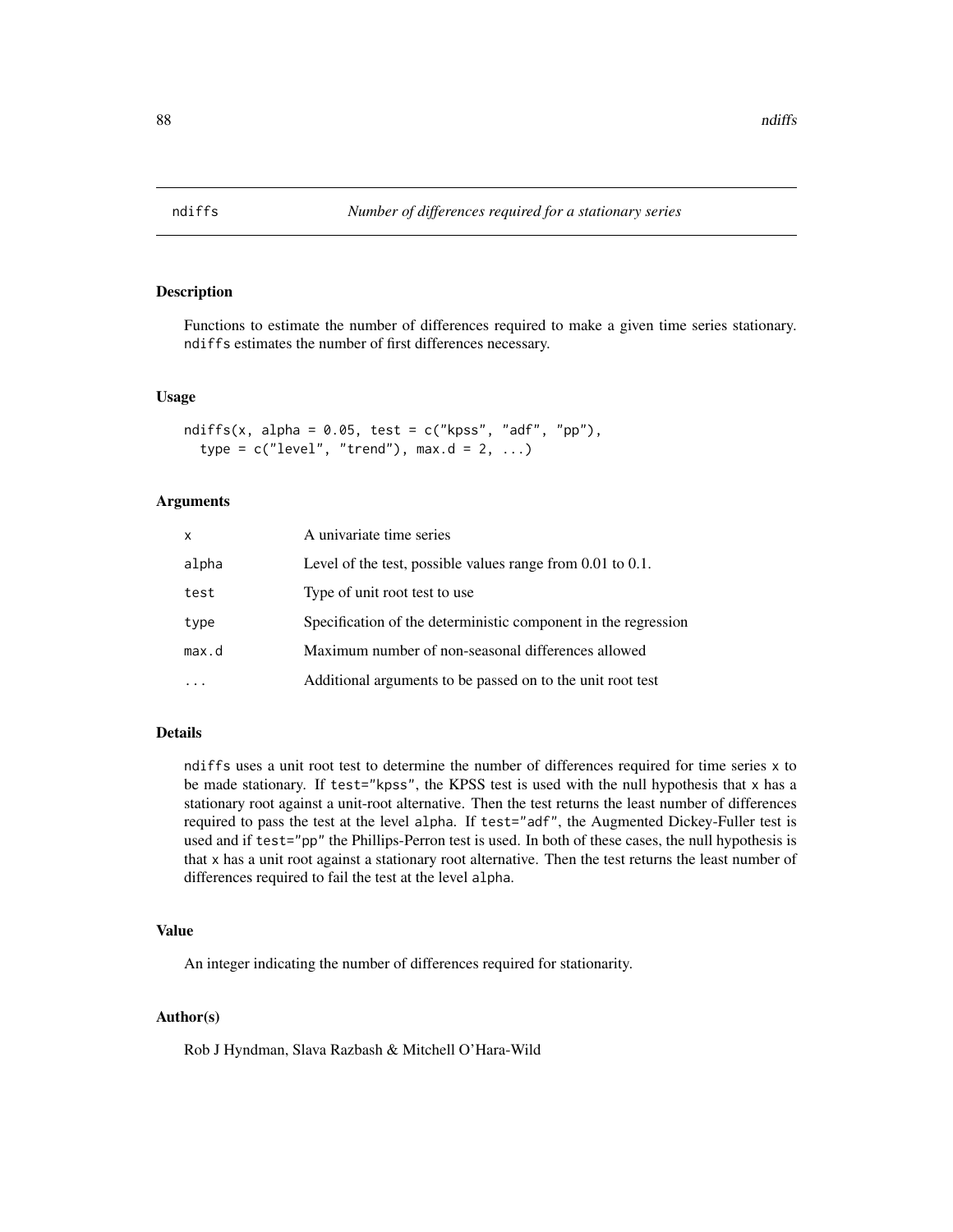## ndiffs — *Number of differences required for a stationary series*

### Description

Functions to estimate the number of differences required to make a given time series stationary. `ndiffs` estimates the number of first differences necessary.

### Usage

```
ndiffs(x, alpha = 0.05, test = c("kpss", "adf", "pp"),
  type = c("level", "trend"), max.d = 2, ...)
```

### Arguments

| | |
|---|---|
| x | A univariate time series |
| alpha | Level of the test, possible values range from 0.01 to 0.1. |
| test | Type of unit root test to use |
| type | Specification of the deterministic component in the regression |
| max.d | Maximum number of non-seasonal differences allowed |
| ... | Additional arguments to be passed on to the unit root test |

### Details

`ndiffs` uses a unit root test to determine the number of differences required for time series `x` to be made stationary. If `test="kpss"`, the KPSS test is used with the null hypothesis that `x` has a stationary root against a unit-root alternative. Then the test returns the least number of differences required to pass the test at the level `alpha`. If `test="adf"`, the Augmented Dickey-Fuller test is used and if `test="pp"` the Phillips-Perron test is used. In both of these cases, the null hypothesis is that `x` has a unit root against a stationary root alternative. Then the test returns the least number of differences required to fail the test at the level `alpha`.

### Value

An integer indicating the number of differences required for stationarity.

### Author(s)

Rob J Hyndman, Slava Razbash & Mitchell O'Hara-Wild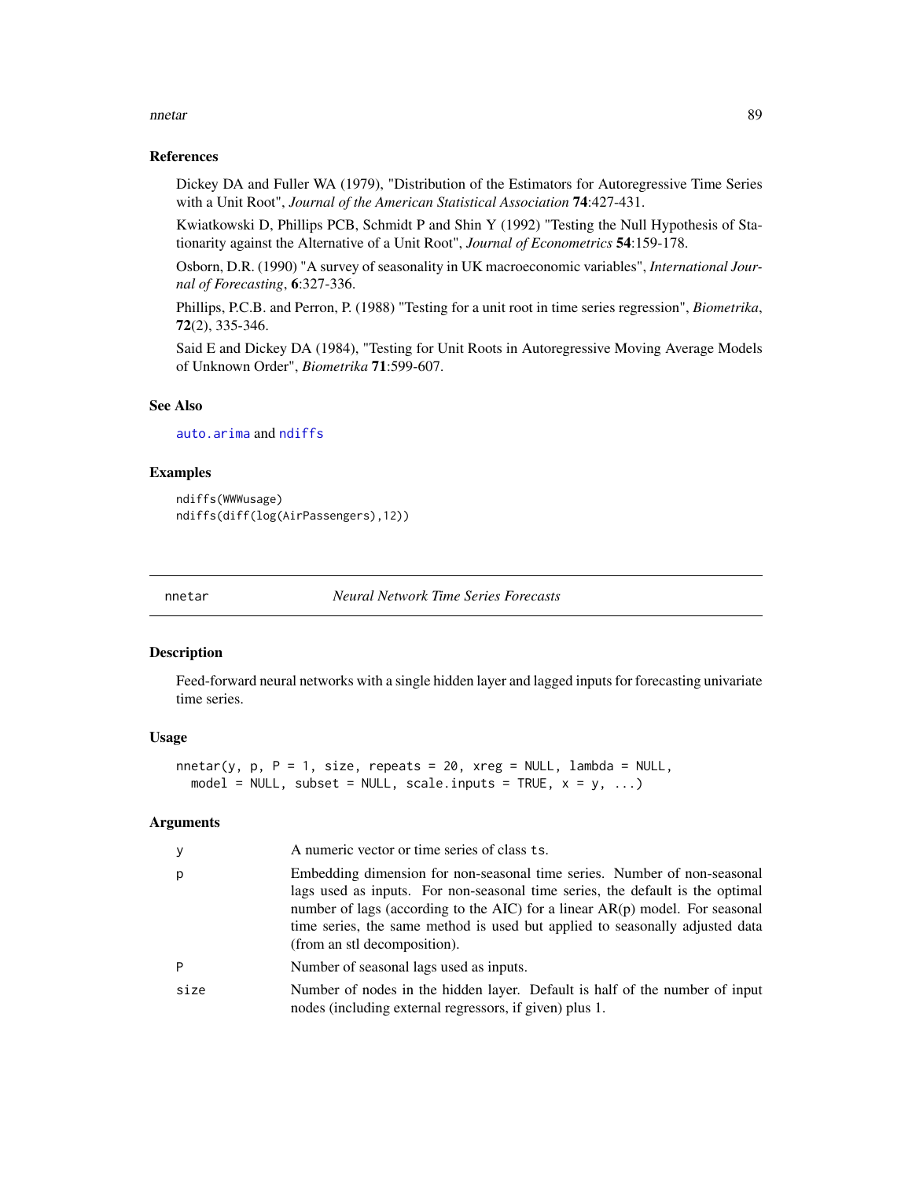### References

Dickey DA and Fuller WA (1979), "Distribution of the Estimators for Autoregressive Time Series with a Unit Root", *Journal of the American Statistical Association* **74**:427-431.

Kwiatkowski D, Phillips PCB, Schmidt P and Shin Y (1992) "Testing the Null Hypothesis of Stationarity against the Alternative of a Unit Root", *Journal of Econometrics* **54**:159-178.

Osborn, D.R. (1990) "A survey of seasonality in UK macroeconomic variables", *International Journal of Forecasting*, **6**:327-336.

Phillips, P.C.B. and Perron, P. (1988) "Testing for a unit root in time series regression", *Biometrika*, **72**(2), 335-346.

Said E and Dickey DA (1984), "Testing for Unit Roots in Autoregressive Moving Average Models of Unknown Order", *Biometrika* **71**:599-607.

### See Also

`auto.arima` and `ndiffs`

### Examples

```
ndiffs(WWWusage)
ndiffs(diff(log(AirPassengers),12))
```

## nnetar — *Neural Network Time Series Forecasts*

### Description

Feed-forward neural networks with a single hidden layer and lagged inputs for forecasting univariate time series.

### Usage

```
nnetar(y, p, P = 1, size, repeats = 20, xreg = NULL, lambda = NULL,
  model = NULL, subset = NULL, scale.inputs = TRUE, x = y, ...)
```

### Arguments

| | |
|---|---|
| `y` | A numeric vector or time series of class `ts`. |
| `p` | Embedding dimension for non-seasonal time series. Number of non-seasonal lags used as inputs. For non-seasonal time series, the default is the optimal number of lags (according to the AIC) for a linear AR(p) model. For seasonal time series, the same method is used but applied to seasonally adjusted data (from an stl decomposition). |
| `P` | Number of seasonal lags used as inputs. |
| `size` | Number of nodes in the hidden layer. Default is half of the number of input nodes (including external regressors, if given) plus 1. |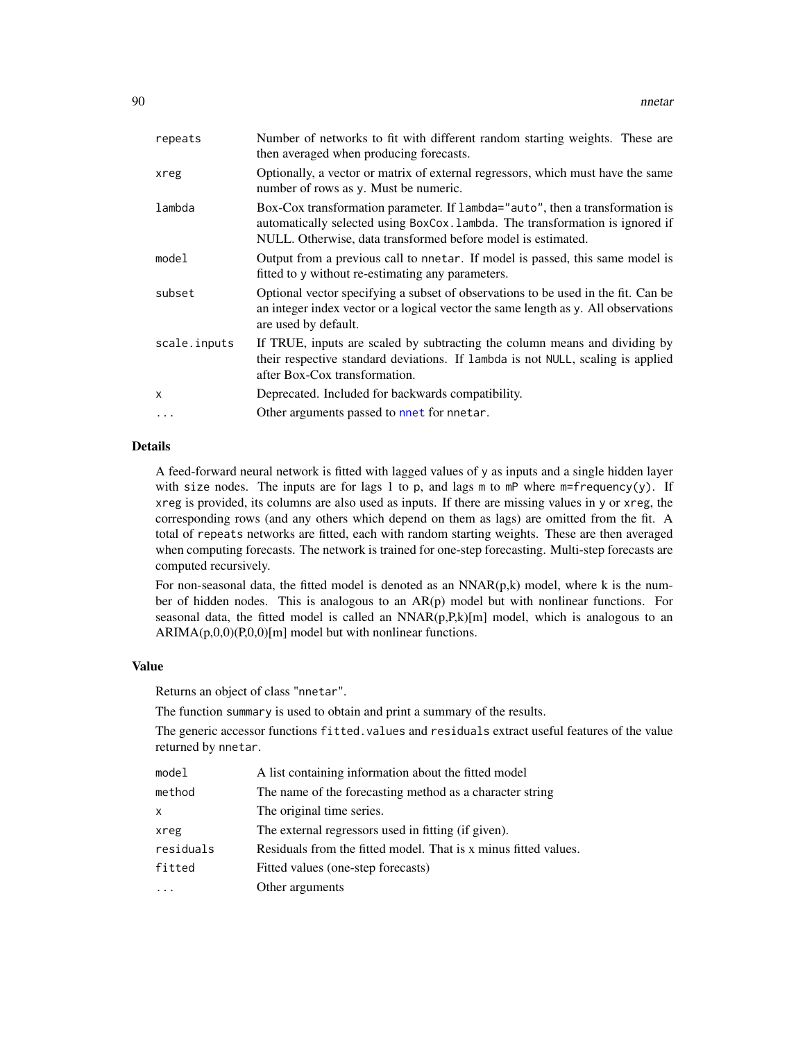| | |
|---|---|
| repeats | Number of networks to fit with different random starting weights. These are then averaged when producing forecasts. |
| xreg | Optionally, a vector or matrix of external regressors, which must have the same number of rows as y. Must be numeric. |
| lambda | Box-Cox transformation parameter. If lambda="auto", then a transformation is automatically selected using BoxCox.lambda. The transformation is ignored if NULL. Otherwise, data transformed before model is estimated. |
| model | Output from a previous call to nnetar. If model is passed, this same model is fitted to y without re-estimating any parameters. |
| subset | Optional vector specifying a subset of observations to be used in the fit. Can be an integer index vector or a logical vector the same length as y. All observations are used by default. |
| scale.inputs | If TRUE, inputs are scaled by subtracting the column means and dividing by their respective standard deviations. If lambda is not NULL, scaling is applied after Box-Cox transformation. |
| x | Deprecated. Included for backwards compatibility. |
| ... | Other arguments passed to nnet for nnetar. |

## Details

A feed-forward neural network is fitted with lagged values of y as inputs and a single hidden layer with size nodes. The inputs are for lags 1 to p, and lags m to mP where m=frequency(y). If xreg is provided, its columns are also used as inputs. If there are missing values in y or xreg, the corresponding rows (and any others which depend on them as lags) are omitted from the fit. A total of repeats networks are fitted, each with random starting weights. These are then averaged when computing forecasts. The network is trained for one-step forecasting. Multi-step forecasts are computed recursively.

For non-seasonal data, the fitted model is denoted as an NNAR(p,k) model, where k is the number of hidden nodes. This is analogous to an AR(p) model but with nonlinear functions. For seasonal data, the fitted model is called an NNAR(p,P,k)[m] model, which is analogous to an ARIMA(p,0,0)(P,0,0)[m] model but with nonlinear functions.

## Value

Returns an object of class "nnetar".

The function summary is used to obtain and print a summary of the results.

The generic accessor functions fitted.values and residuals extract useful features of the value returned by nnetar.

| | |
|---|---|
| model | A list containing information about the fitted model |
| method | The name of the forecasting method as a character string |
| x | The original time series. |
| xreg | The external regressors used in fitting (if given). |
| residuals | Residuals from the fitted model. That is x minus fitted values. |
| fitted | Fitted values (one-step forecasts) |
| ... | Other arguments |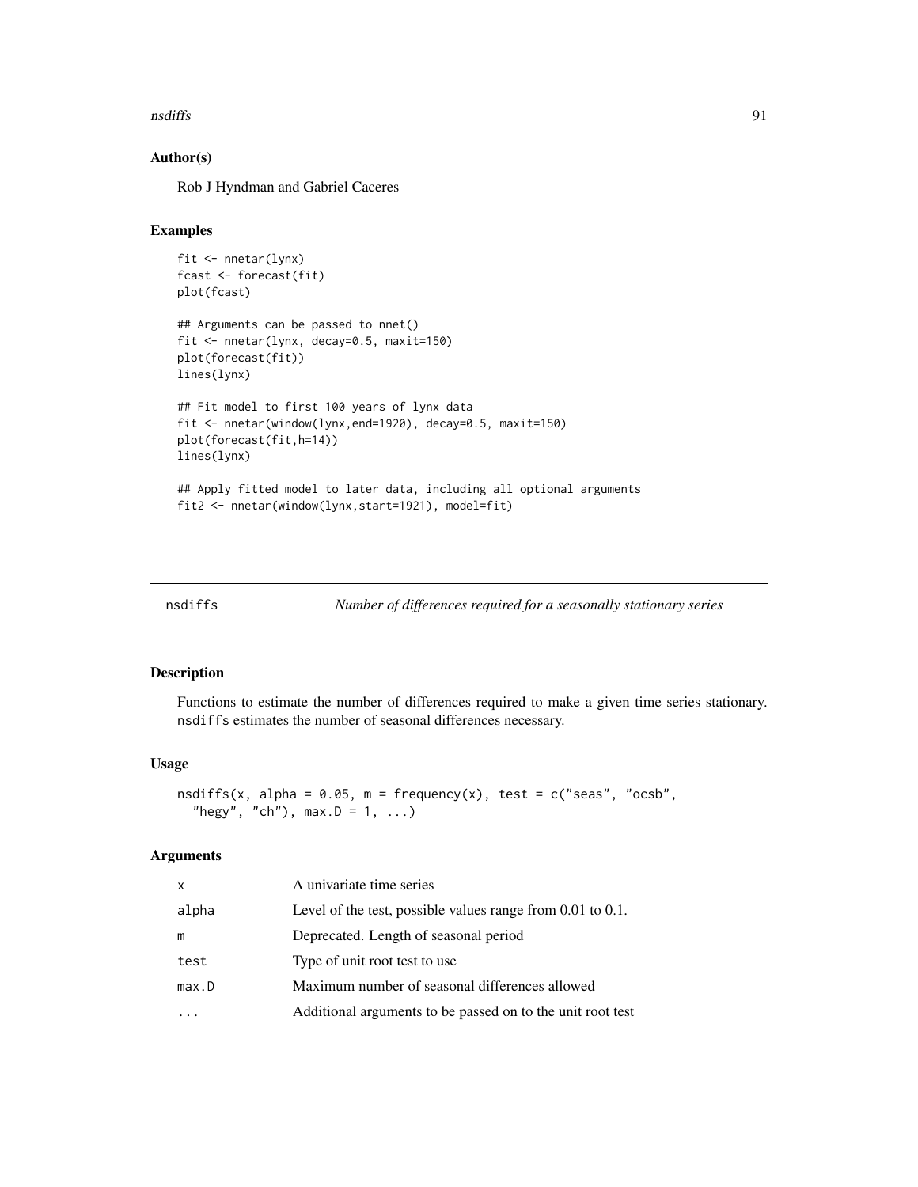### Author(s)

Rob J Hyndman and Gabriel Caceres

### Examples

```
fit <- nnetar(lynx)
fcast <- forecast(fit)
plot(fcast)

## Arguments can be passed to nnet()
fit <- nnetar(lynx, decay=0.5, maxit=150)
plot(forecast(fit))
lines(lynx)

## Fit model to first 100 years of lynx data
fit <- nnetar(window(lynx,end=1920), decay=0.5, maxit=150)
plot(forecast(fit,h=14))
lines(lynx)

## Apply fitted model to later data, including all optional arguments
fit2 <- nnetar(window(lynx,start=1921), model=fit)
```

---

## nsdiffs — *Number of differences required for a seasonally stationary series*

---

### Description

Functions to estimate the number of differences required to make a given time series stationary. `nsdiffs` estimates the number of seasonal differences necessary.

### Usage

```
nsdiffs(x, alpha = 0.05, m = frequency(x), test = c("seas", "ocsb",
  "hegy", "ch"), max.D = 1, ...)
```

### Arguments

| | |
|---|---|
| x | A univariate time series |
| alpha | Level of the test, possible values range from 0.01 to 0.1. |
| m | Deprecated. Length of seasonal period |
| test | Type of unit root test to use |
| max.D | Maximum number of seasonal differences allowed |
| ... | Additional arguments to be passed on to the unit root test |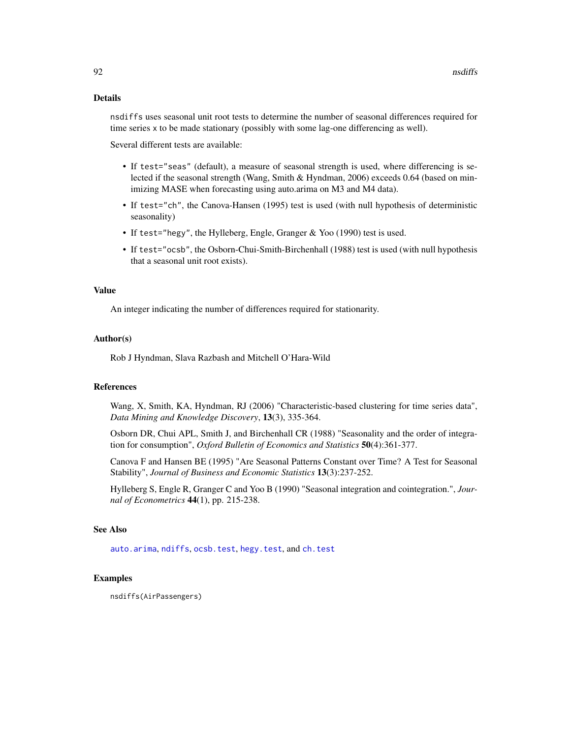## Details

nsdiffs uses seasonal unit root tests to determine the number of seasonal differences required for time series x to be made stationary (possibly with some lag-one differencing as well).

Several different tests are available:

- If test="seas" (default), a measure of seasonal strength is used, where differencing is selected if the seasonal strength (Wang, Smith & Hyndman, 2006) exceeds 0.64 (based on minimizing MASE when forecasting using auto.arima on M3 and M4 data).
- If test="ch", the Canova-Hansen (1995) test is used (with null hypothesis of deterministic seasonality)
- If test="hegy", the Hylleberg, Engle, Granger & Yoo (1990) test is used.
- If test="ocsb", the Osborn-Chui-Smith-Birchenhall (1988) test is used (with null hypothesis that a seasonal unit root exists).

## Value

An integer indicating the number of differences required for stationarity.

## Author(s)

Rob J Hyndman, Slava Razbash and Mitchell O'Hara-Wild

## References

Wang, X, Smith, KA, Hyndman, RJ (2006) "Characteristic-based clustering for time series data", *Data Mining and Knowledge Discovery*, **13**(3), 335-364.

Osborn DR, Chui APL, Smith J, and Birchenhall CR (1988) "Seasonality and the order of integration for consumption", *Oxford Bulletin of Economics and Statistics* **50**(4):361-377.

Canova F and Hansen BE (1995) "Are Seasonal Patterns Constant over Time? A Test for Seasonal Stability", *Journal of Business and Economic Statistics* **13**(3):237-252.

Hylleberg S, Engle R, Granger C and Yoo B (1990) "Seasonal integration and cointegration.", *Journal of Econometrics* **44**(1), pp. 215-238.

## See Also

auto.arima, ndiffs, ocsb.test, hegy.test, and ch.test

## Examples

```
nsdiffs(AirPassengers)
```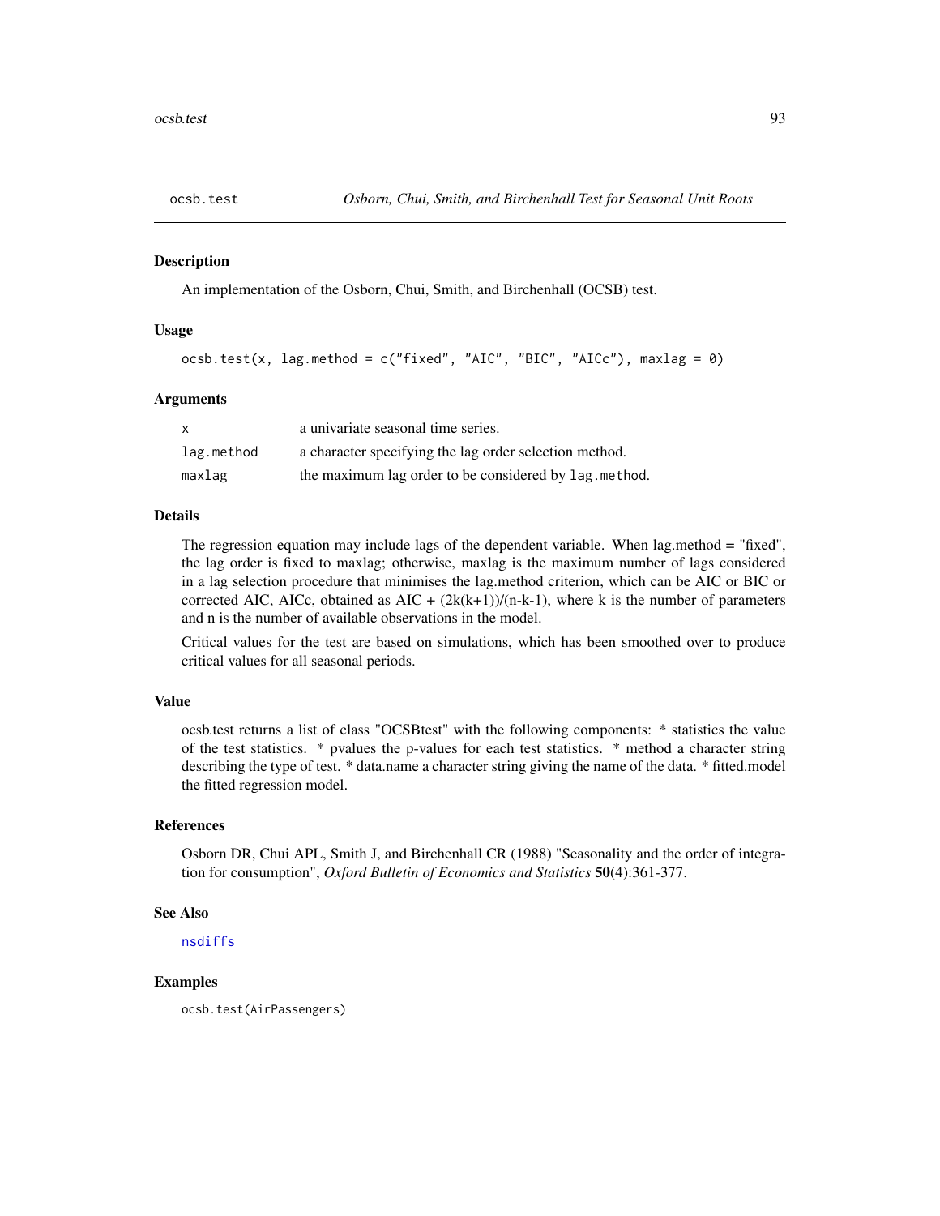# ocsb.test

*Osborn, Chui, Smith, and Birchenhall Test for Seasonal Unit Roots*

## Description

An implementation of the Osborn, Chui, Smith, and Birchenhall (OCSB) test.

## Usage

```
ocsb.test(x, lag.method = c("fixed", "AIC", "BIC", "AICc"), maxlag = 0)
```

## Arguments

| | |
|---|---|
| x | a univariate seasonal time series. |
| lag.method | a character specifying the lag order selection method. |
| maxlag | the maximum lag order to be considered by lag.method. |

## Details

The regression equation may include lags of the dependent variable. When lag.method = "fixed", the lag order is fixed to maxlag; otherwise, maxlag is the maximum number of lags considered in a lag selection procedure that minimises the lag.method criterion, which can be AIC or BIC or corrected AIC, AICc, obtained as AIC + (2k(k+1))/(n-k-1), where k is the number of parameters and n is the number of available observations in the model.

Critical values for the test are based on simulations, which has been smoothed over to produce critical values for all seasonal periods.

## Value

ocsb.test returns a list of class "OCSBtest" with the following components: * statistics the value of the test statistics. * pvalues the p-values for each test statistics. * method a character string describing the type of test. * data.name a character string giving the name of the data. * fitted.model the fitted regression model.

## References

Osborn DR, Chui APL, Smith J, and Birchenhall CR (1988) "Seasonality and the order of integration for consumption", *Oxford Bulletin of Economics and Statistics* **50**(4):361-377.

## See Also

nsdiffs

## Examples

```
ocsb.test(AirPassengers)
```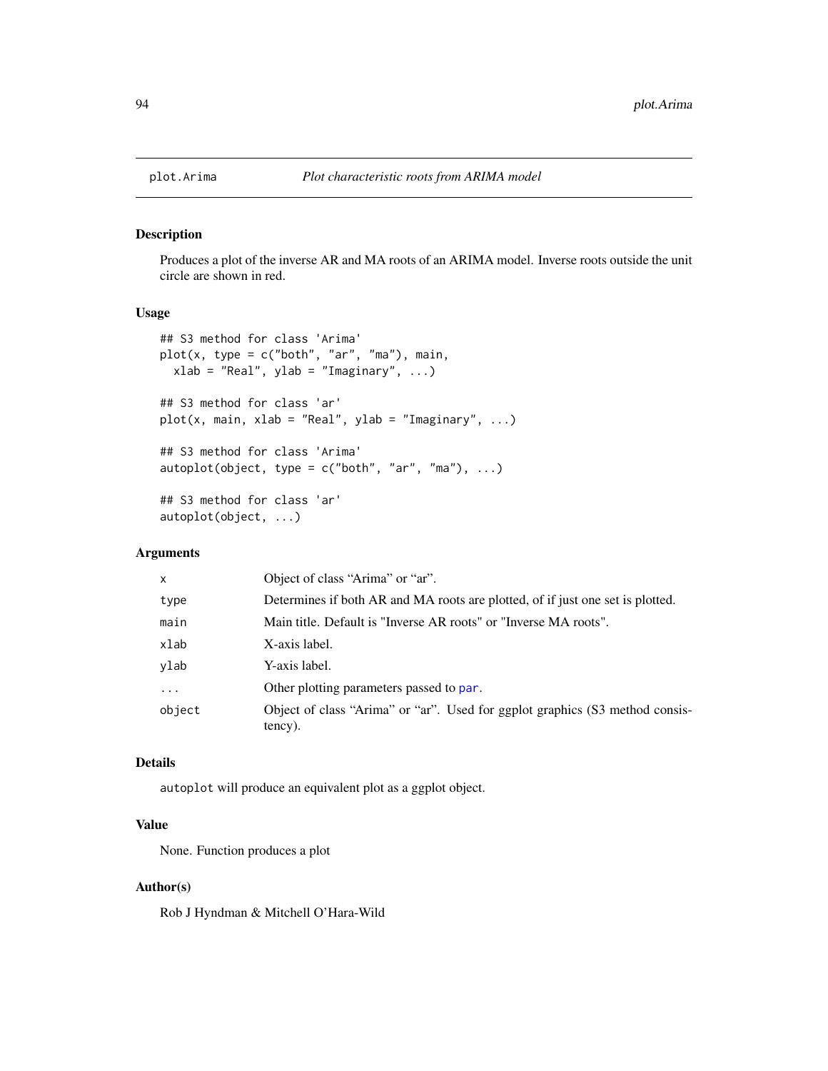## plot.Arima — *Plot characteristic roots from ARIMA model*

### Description

Produces a plot of the inverse AR and MA roots of an ARIMA model. Inverse roots outside the unit circle are shown in red.

### Usage

```
## S3 method for class 'Arima'
plot(x, type = c("both", "ar", "ma"), main,
  xlab = "Real", ylab = "Imaginary", ...)

## S3 method for class 'ar'
plot(x, main, xlab = "Real", ylab = "Imaginary", ...)

## S3 method for class 'Arima'
autoplot(object, type = c("both", "ar", "ma"), ...)

## S3 method for class 'ar'
autoplot(object, ...)
```

### Arguments

| | |
|---|---|
| `x` | Object of class "Arima" or "ar". |
| `type` | Determines if both AR and MA roots are plotted, of if just one set is plotted. |
| `main` | Main title. Default is "Inverse AR roots" or "Inverse MA roots". |
| `xlab` | X-axis label. |
| `ylab` | Y-axis label. |
| `...` | Other plotting parameters passed to `par`. |
| `object` | Object of class "Arima" or "ar". Used for ggplot graphics (S3 method consistency). |

### Details

`autoplot` will produce an equivalent plot as a ggplot object.

### Value

None. Function produces a plot

### Author(s)

Rob J Hyndman & Mitchell O'Hara-Wild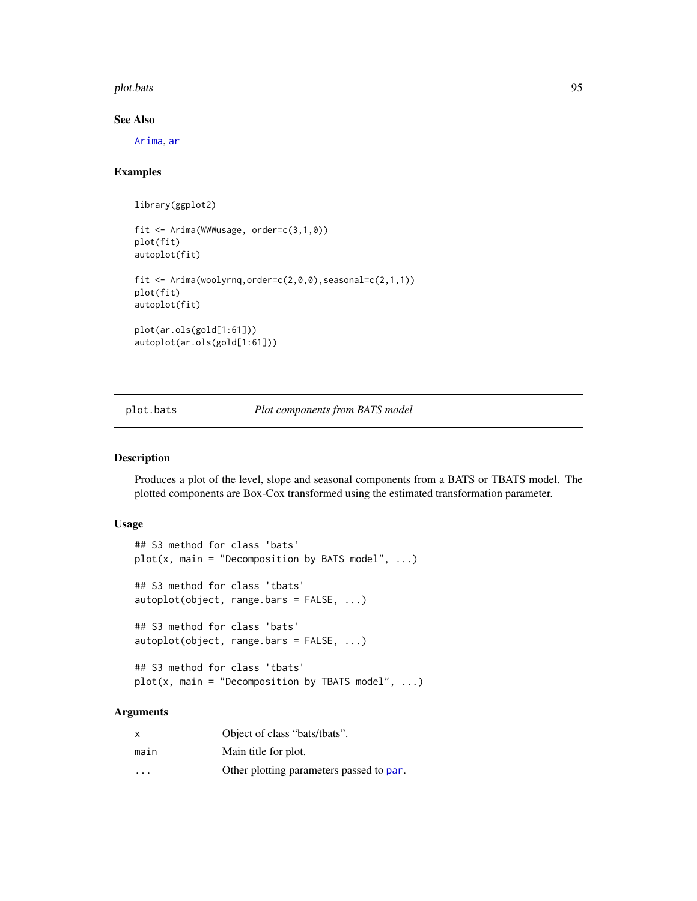## See Also

Arima, ar

## Examples

```
library(ggplot2)

fit <- Arima(WWWusage, order=c(3,1,0))
plot(fit)
autoplot(fit)

fit <- Arima(woolyrnq,order=c(2,0,0),seasonal=c(2,1,1))
plot(fit)
autoplot(fit)

plot(ar.ols(gold[1:61]))
autoplot(ar.ols(gold[1:61]))
```

---

# plot.bats — *Plot components from BATS model*

## Description

Produces a plot of the level, slope and seasonal components from a BATS or TBATS model. The plotted components are Box-Cox transformed using the estimated transformation parameter.

## Usage

```
## S3 method for class 'bats'
plot(x, main = "Decomposition by BATS model", ...)

## S3 method for class 'tbats'
autoplot(object, range.bars = FALSE, ...)

## S3 method for class 'bats'
autoplot(object, range.bars = FALSE, ...)

## S3 method for class 'tbats'
plot(x, main = "Decomposition by TBATS model", ...)
```

## Arguments

| | |
|---|---|
| x | Object of class “bats/tbats”. |
| main | Main title for plot. |
| ... | Other plotting parameters passed to par. |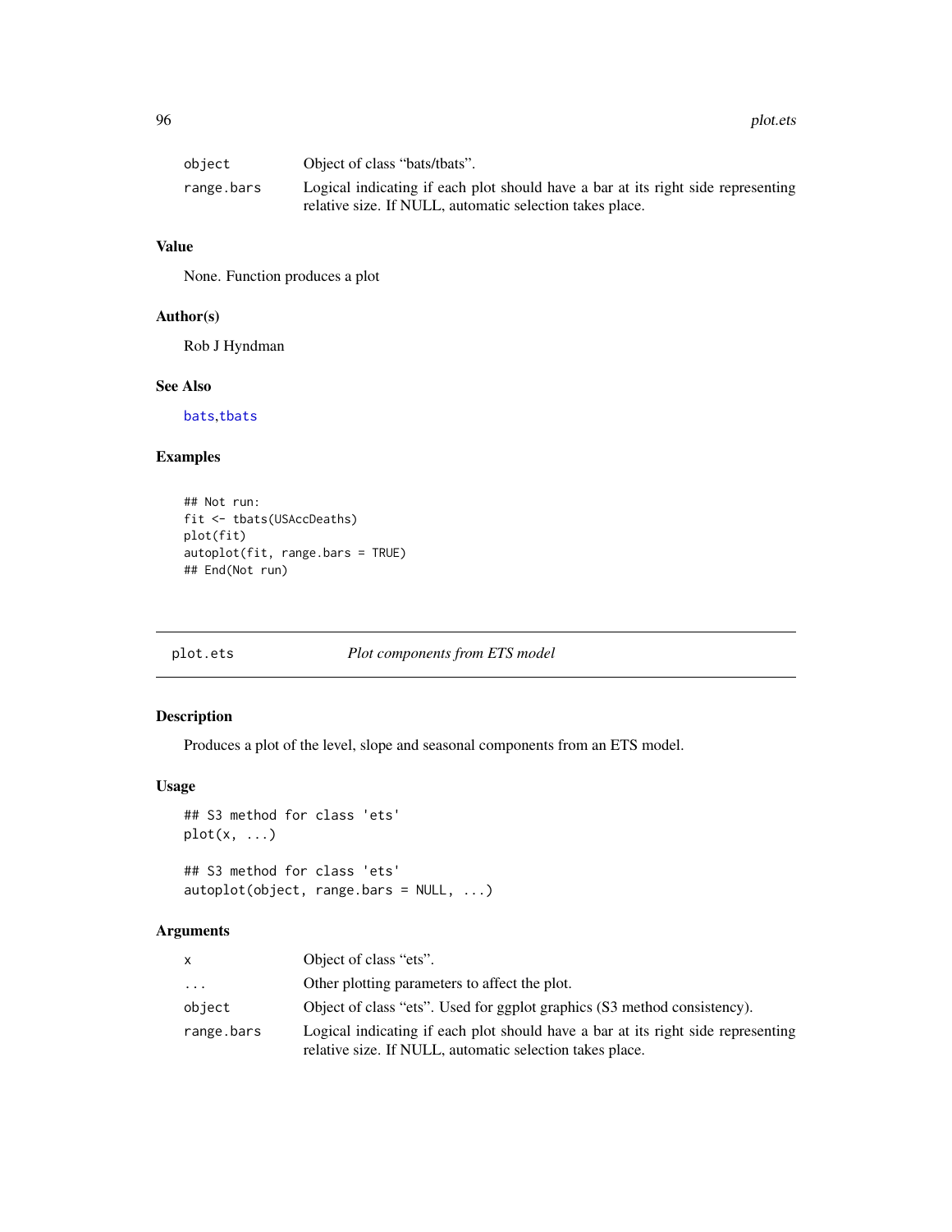| | |
|---|---|
| object | Object of class “bats/tbats”. |
| range.bars | Logical indicating if each plot should have a bar at its right side representing relative size. If NULL, automatic selection takes place. |

### Value

None. Function produces a plot

### Author(s)

Rob J Hyndman

### See Also

bats,tbats

### Examples

```
## Not run:
fit <- tbats(USAccDeaths)
plot(fit)
autoplot(fit, range.bars = TRUE)
## End(Not run)
```

---

## plot.ets — *Plot components from ETS model*

### Description

Produces a plot of the level, slope and seasonal components from an ETS model.

### Usage

```
## S3 method for class 'ets'
plot(x, ...)

## S3 method for class 'ets'
autoplot(object, range.bars = NULL, ...)
```

### Arguments

| | |
|---|---|
| x | Object of class “ets”. |
| ... | Other plotting parameters to affect the plot. |
| object | Object of class “ets”. Used for ggplot graphics (S3 method consistency). |
| range.bars | Logical indicating if each plot should have a bar at its right side representing relative size. If NULL, automatic selection takes place. |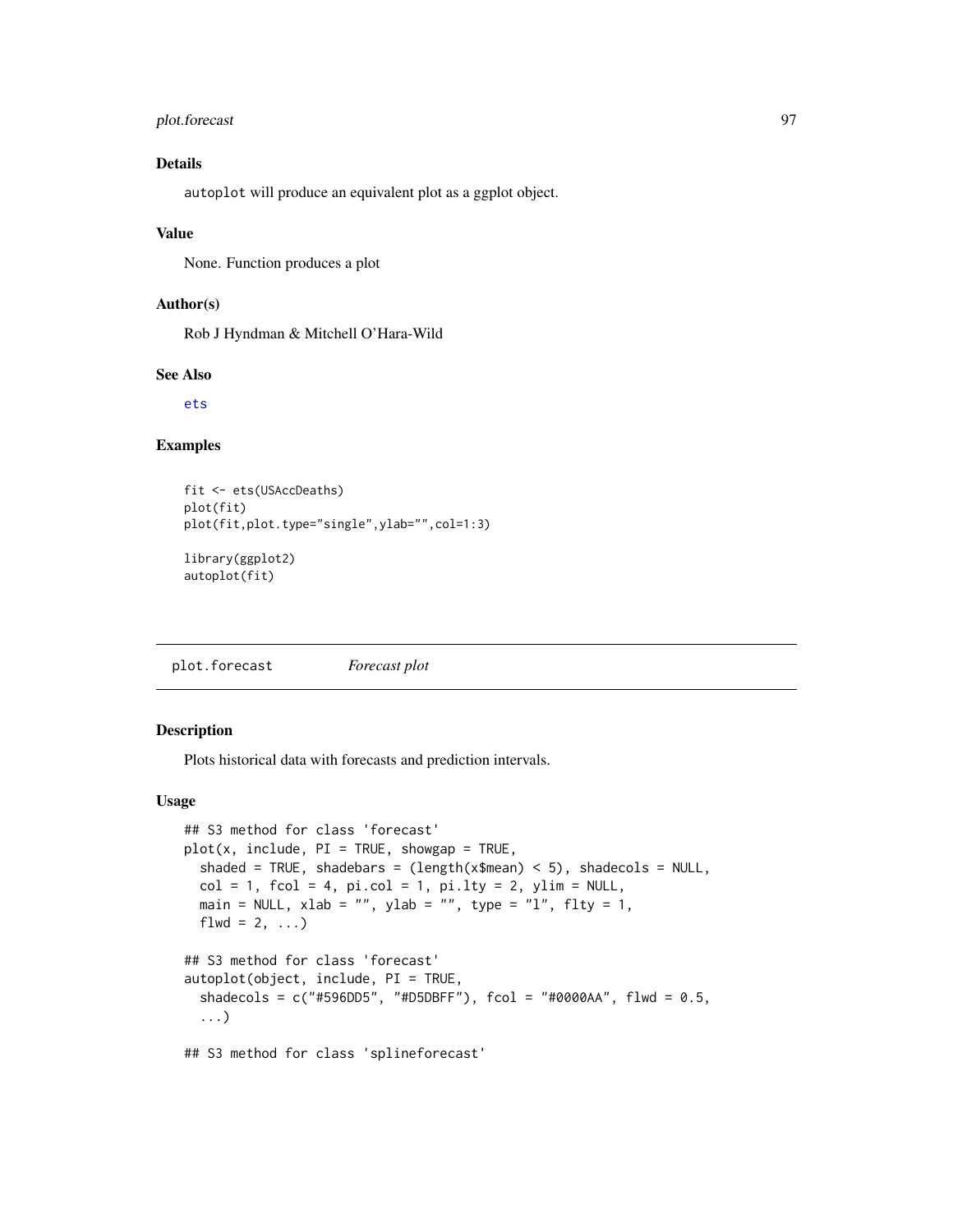## Details

autoplot will produce an equivalent plot as a ggplot object.

## Value

None. Function produces a plot

## Author(s)

Rob J Hyndman & Mitchell O'Hara-Wild

## See Also

ets

## Examples

```
fit <- ets(USAccDeaths)
plot(fit)
plot(fit,plot.type="single",ylab="",col=1:3)

library(ggplot2)
autoplot(fit)
```

---

# plot.forecast *Forecast plot*

## Description

Plots historical data with forecasts and prediction intervals.

## Usage

```
## S3 method for class 'forecast'
plot(x, include, PI = TRUE, showgap = TRUE,
  shaded = TRUE, shadebars = (length(x$mean) < 5), shadecols = NULL,
  col = 1, fcol = 4, pi.col = 1, pi.lty = 2, ylim = NULL,
  main = NULL, xlab = "", ylab = "", type = "l", flty = 1,
  flwd = 2, ...)

## S3 method for class 'forecast'
autoplot(object, include, PI = TRUE,
  shadecols = c("#596DD5", "#D5DBFF"), fcol = "#0000AA", flwd = 0.5,
  ...)

## S3 method for class 'splineforecast'
```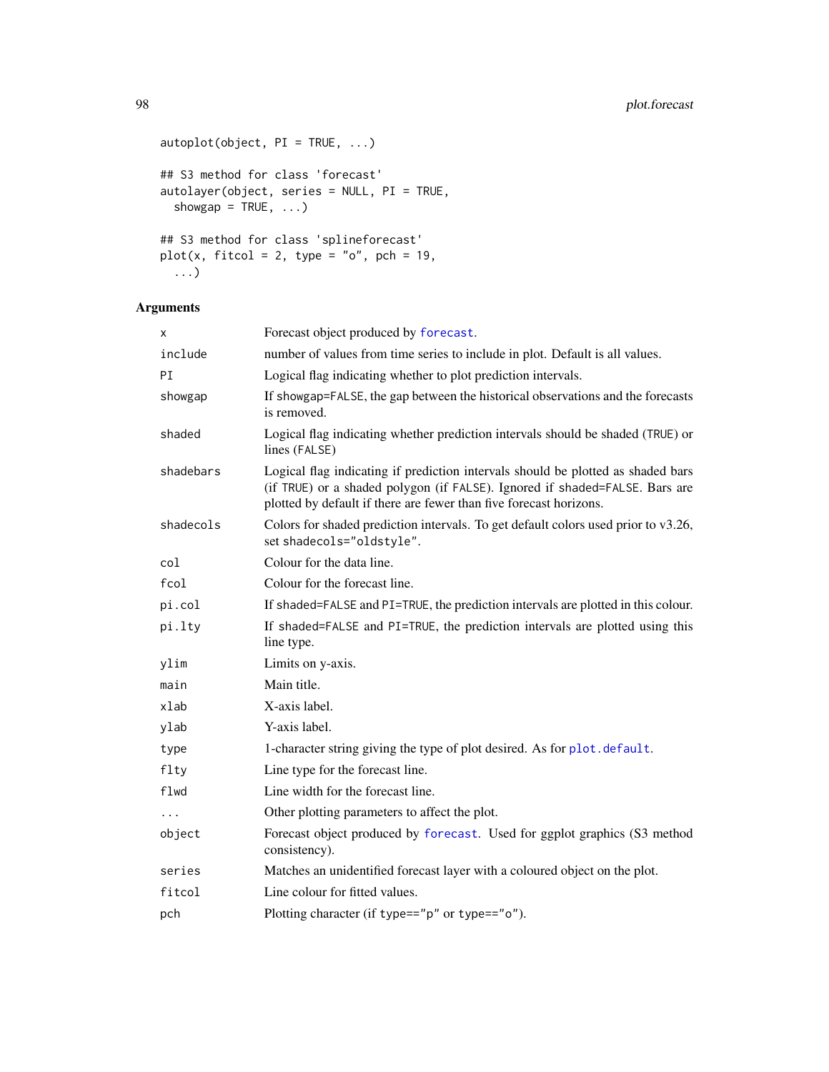```
autoplot(object, PI = TRUE, ...)

## S3 method for class 'forecast'
autolayer(object, series = NULL, PI = TRUE,
  showgap = TRUE, ...)

## S3 method for class 'splineforecast'
plot(x, fitcol = 2, type = "o", pch = 19,
  ...)
```

## Arguments

| | |
|---|---|
| `x` | Forecast object produced by `forecast`. |
| `include` | number of values from time series to include in plot. Default is all values. |
| `PI` | Logical flag indicating whether to plot prediction intervals. |
| `showgap` | If `showgap=FALSE`, the gap between the historical observations and the forecasts is removed. |
| `shaded` | Logical flag indicating whether prediction intervals should be shaded (`TRUE`) or lines (`FALSE`) |
| `shadebars` | Logical flag indicating if prediction intervals should be plotted as shaded bars (if `TRUE`) or a shaded polygon (if `FALSE`). Ignored if `shaded=FALSE`. Bars are plotted by default if there are fewer than five forecast horizons. |
| `shadecols` | Colors for shaded prediction intervals. To get default colors used prior to v3.26, set `shadecols="oldstyle"`. |
| `col` | Colour for the data line. |
| `fcol` | Colour for the forecast line. |
| `pi.col` | If `shaded=FALSE` and `PI=TRUE`, the prediction intervals are plotted in this colour. |
| `pi.lty` | If `shaded=FALSE` and `PI=TRUE`, the prediction intervals are plotted using this line type. |
| `ylim` | Limits on y-axis. |
| `main` | Main title. |
| `xlab` | X-axis label. |
| `ylab` | Y-axis label. |
| `type` | 1-character string giving the type of plot desired. As for `plot.default`. |
| `flty` | Line type for the forecast line. |
| `flwd` | Line width for the forecast line. |
| `...` | Other plotting parameters to affect the plot. |
| `object` | Forecast object produced by `forecast`. Used for ggplot graphics (S3 method consistency). |
| `series` | Matches an unidentified forecast layer with a coloured object on the plot. |
| `fitcol` | Line colour for fitted values. |
| `pch` | Plotting character (if `type=="p"` or `type=="o"`). |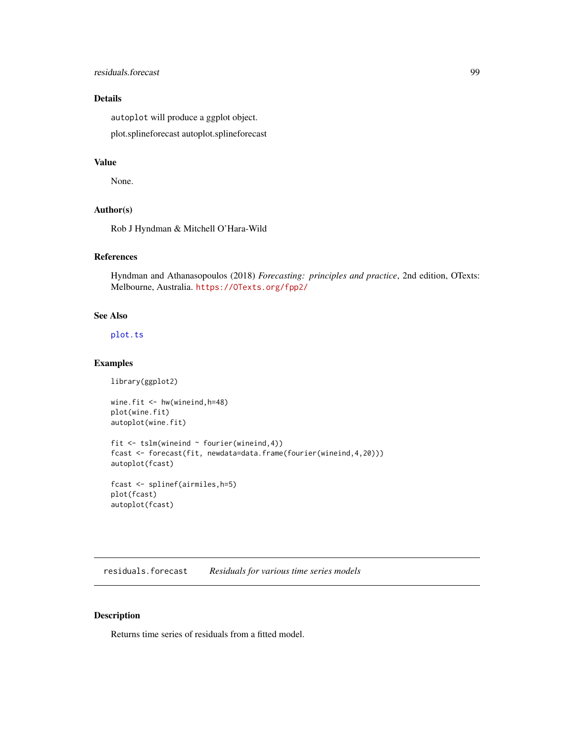## Details

autoplot will produce a ggplot object.

plot.splineforecast autoplot.splineforecast

## Value

None.

## Author(s)

Rob J Hyndman & Mitchell O'Hara-Wild

## References

Hyndman and Athanasopoulos (2018) *Forecasting: principles and practice*, 2nd edition, OTexts: Melbourne, Australia. https://OTexts.org/fpp2/

## See Also

plot.ts

## Examples

```
library(ggplot2)

wine.fit <- hw(wineind,h=48)
plot(wine.fit)
autoplot(wine.fit)

fit <- tslm(wineind ~ fourier(wineind,4))
fcast <- forecast(fit, newdata=data.frame(fourier(wineind,4,20)))
autoplot(fcast)

fcast <- splinef(airmiles,h=5)
plot(fcast)
autoplot(fcast)
```

---

# residuals.forecast *Residuals for various time series models*

## Description

Returns time series of residuals from a fitted model.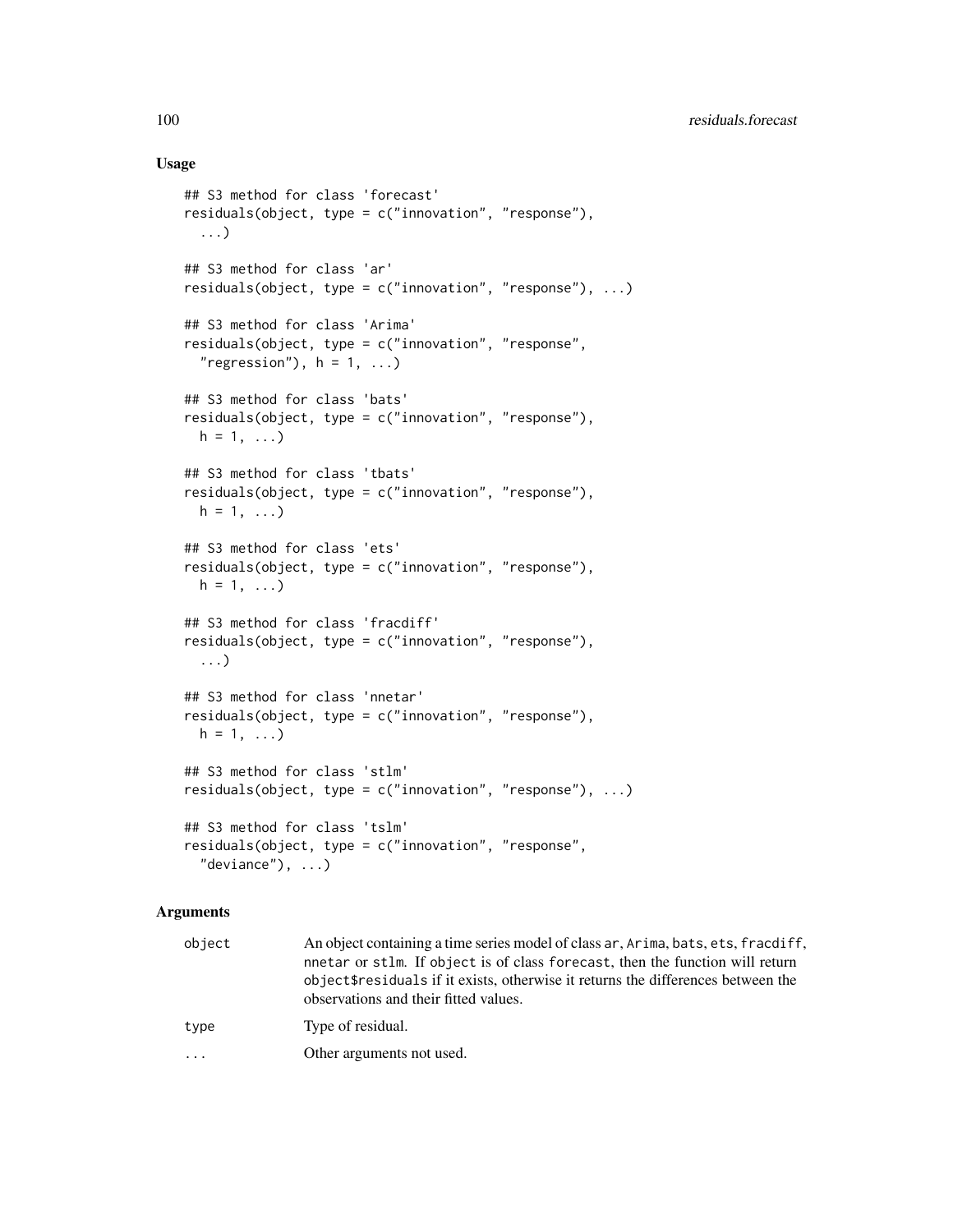## Usage

```
## S3 method for class 'forecast'
residuals(object, type = c("innovation", "response"),
  ...)

## S3 method for class 'ar'
residuals(object, type = c("innovation", "response"), ...)

## S3 method for class 'Arima'
residuals(object, type = c("innovation", "response",
  "regression"), h = 1, ...)

## S3 method for class 'bats'
residuals(object, type = c("innovation", "response"),
  h = 1, ...)

## S3 method for class 'tbats'
residuals(object, type = c("innovation", "response"),
  h = 1, ...)

## S3 method for class 'ets'
residuals(object, type = c("innovation", "response"),
  h = 1, ...)

## S3 method for class 'fracdiff'
residuals(object, type = c("innovation", "response"),
  ...)

## S3 method for class 'nnetar'
residuals(object, type = c("innovation", "response"),
  h = 1, ...)

## S3 method for class 'stlm'
residuals(object, type = c("innovation", "response"), ...)

## S3 method for class 'tslm'
residuals(object, type = c("innovation", "response",
  "deviance"), ...)
```

## Arguments

| | |
|---|---|
| `object` | An object containing a time series model of class `ar`, `Arima`, `bats`, `ets`, `fracdiff`, `nnetar` or `stlm`. If `object` is of class `forecast`, then the function will return `object$residuals` if it exists, otherwise it returns the differences between the observations and their fitted values. |
| `type` | Type of residual. |
| `...` | Other arguments not used. |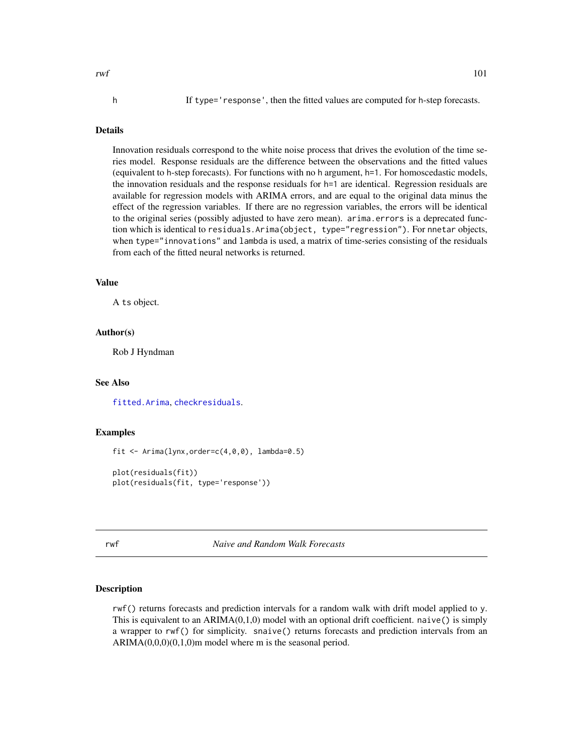h If type='response', then the fitted values are computed for h-step forecasts.

### Details

Innovation residuals correspond to the white noise process that drives the evolution of the time series model. Response residuals are the difference between the observations and the fitted values (equivalent to h-step forecasts). For functions with no h argument, h=1. For homoscedastic models, the innovation residuals and the response residuals for h=1 are identical. Regression residuals are available for regression models with ARIMA errors, and are equal to the original data minus the effect of the regression variables. If there are no regression variables, the errors will be identical to the original series (possibly adjusted to have zero mean). arima.errors is a deprecated function which is identical to residuals.Arima(object, type="regression"). For nnetar objects, when type="innovations" and lambda is used, a matrix of time-series consisting of the residuals from each of the fitted neural networks is returned.

### Value

A ts object.

### Author(s)

Rob J Hyndman

### See Also

fitted.Arima, checkresiduals.

### Examples

```
fit <- Arima(lynx,order=c(4,0,0), lambda=0.5)

plot(residuals(fit))
plot(residuals(fit, type='response'))
```

---

## rwf *Naive and Random Walk Forecasts*

### Description

rwf() returns forecasts and prediction intervals for a random walk with drift model applied to y. This is equivalent to an ARIMA(0,1,0) model with an optional drift coefficient. naive() is simply a wrapper to rwf() for simplicity. snaive() returns forecasts and prediction intervals from an ARIMA(0,0,0)(0,1,0)m model where m is the seasonal period.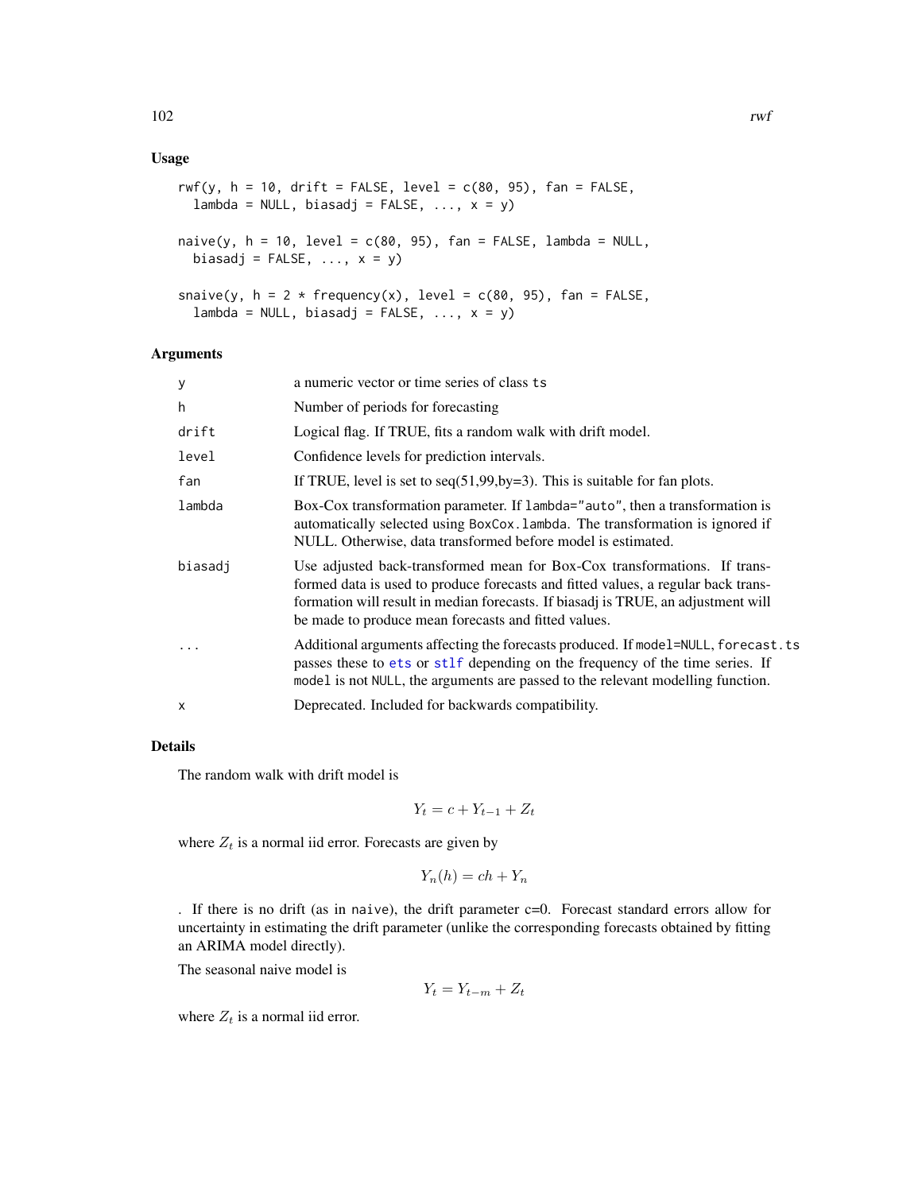## Usage

```
rwf(y, h = 10, drift = FALSE, level = c(80, 95), fan = FALSE,
  lambda = NULL, biasadj = FALSE, ..., x = y)

naive(y, h = 10, level = c(80, 95), fan = FALSE, lambda = NULL,
  biasadj = FALSE, ..., x = y)

snaive(y, h = 2 * frequency(x), level = c(80, 95), fan = FALSE,
  lambda = NULL, biasadj = FALSE, ..., x = y)
```

## Arguments

| | |
|---|---|
| y | a numeric vector or time series of class ts |
| h | Number of periods for forecasting |
| drift | Logical flag. If TRUE, fits a random walk with drift model. |
| level | Confidence levels for prediction intervals. |
| fan | If TRUE, level is set to seq(51,99,by=3). This is suitable for fan plots. |
| lambda | Box-Cox transformation parameter. If lambda="auto", then a transformation is automatically selected using BoxCox.lambda. The transformation is ignored if NULL. Otherwise, data transformed before model is estimated. |
| biasadj | Use adjusted back-transformed mean for Box-Cox transformations. If transformed data is used to produce forecasts and fitted values, a regular back transformation will result in median forecasts. If biasadj is TRUE, an adjustment will be made to produce mean forecasts and fitted values. |
| ... | Additional arguments affecting the forecasts produced. If model=NULL, forecast.ts passes these to ets or stlf depending on the frequency of the time series. If model is not NULL, the arguments are passed to the relevant modelling function. |
| x | Deprecated. Included for backwards compatibility. |

## Details

The random walk with drift model is

$$Y_t = c + Y_{t-1} + Z_t$$

where $Z_t$ is a normal iid error. Forecasts are given by

$$Y_n(h) = ch + Y_n$$

. If there is no drift (as in naive), the drift parameter c=0. Forecast standard errors allow for uncertainty in estimating the drift parameter (unlike the corresponding forecasts obtained by fitting an ARIMA model directly).

The seasonal naive model is

$$Y_t = Y_{t-m} + Z_t$$

where $Z_t$ is a normal iid error.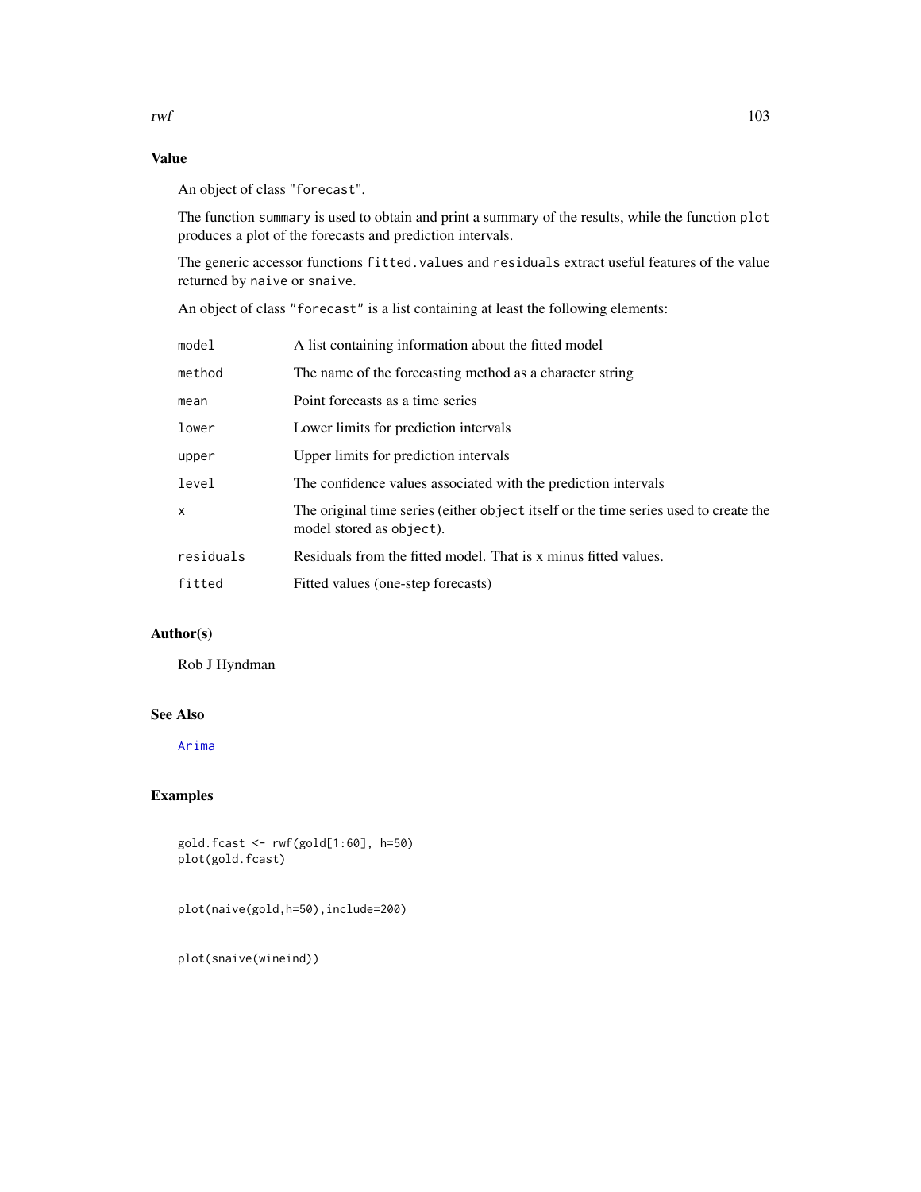## Value

An object of class "forecast".

The function summary is used to obtain and print a summary of the results, while the function plot produces a plot of the forecasts and prediction intervals.

The generic accessor functions fitted.values and residuals extract useful features of the value returned by naive or snaive.

An object of class "forecast" is a list containing at least the following elements:

| | |
|---|---|
| model | A list containing information about the fitted model |
| method | The name of the forecasting method as a character string |
| mean | Point forecasts as a time series |
| lower | Lower limits for prediction intervals |
| upper | Upper limits for prediction intervals |
| level | The confidence values associated with the prediction intervals |
| x | The original time series (either object itself or the time series used to create the model stored as object). |
| residuals | Residuals from the fitted model. That is x minus fitted values. |
| fitted | Fitted values (one-step forecasts) |

## Author(s)

Rob J Hyndman

## See Also

Arima

## Examples

```
gold.fcast <- rwf(gold[1:60], h=50)
plot(gold.fcast)


plot(naive(gold,h=50),include=200)


plot(snaive(wineind))
```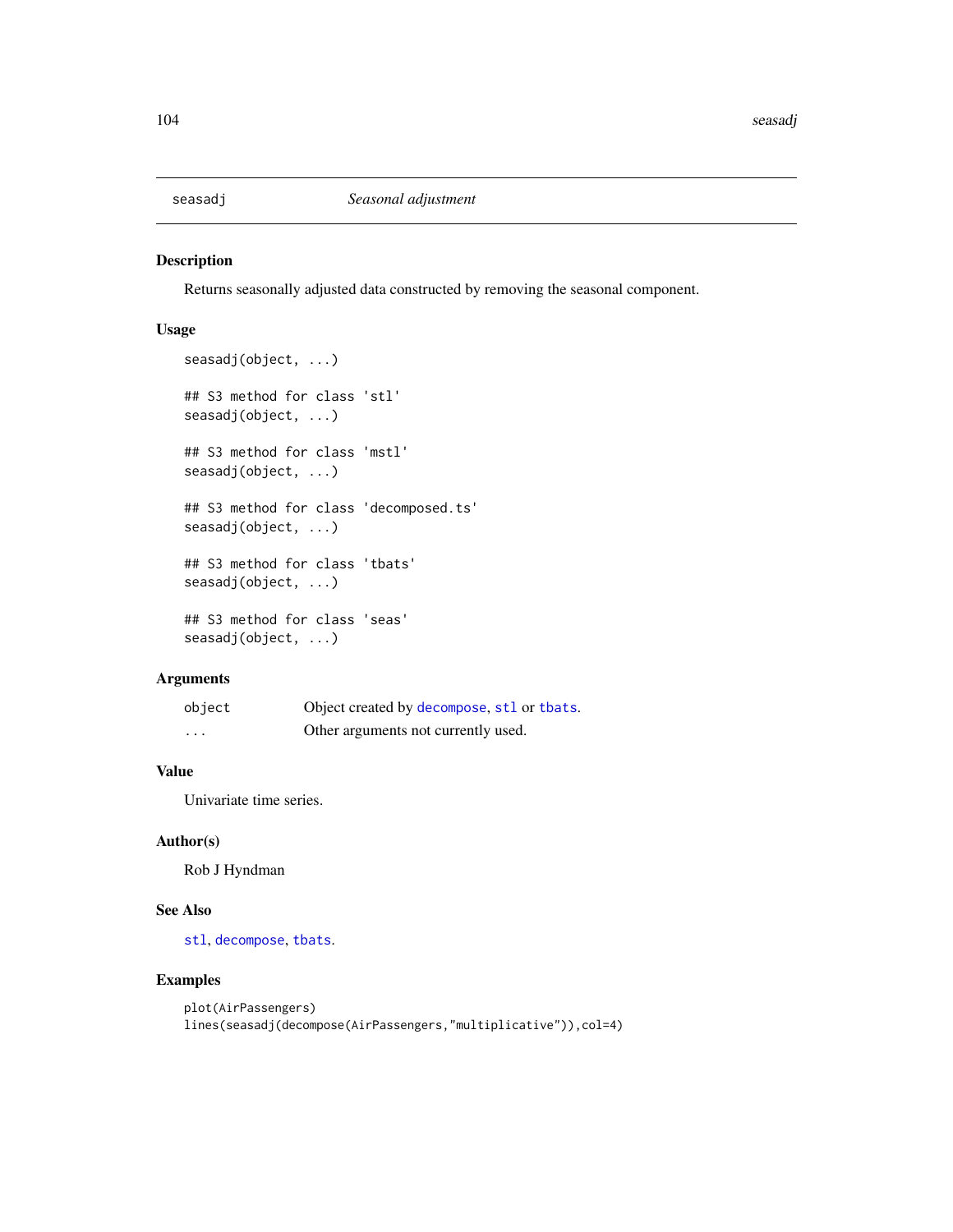# seasadj *Seasonal adjustment*

## Description

Returns seasonally adjusted data constructed by removing the seasonal component.

## Usage

```
seasadj(object, ...)

## S3 method for class 'stl'
seasadj(object, ...)

## S3 method for class 'mstl'
seasadj(object, ...)

## S3 method for class 'decomposed.ts'
seasadj(object, ...)

## S3 method for class 'tbats'
seasadj(object, ...)

## S3 method for class 'seas'
seasadj(object, ...)
```

## Arguments

| | |
|---|---|
| `object` | Object created by `decompose`, `stl` or `tbats`. |
| `...` | Other arguments not currently used. |

## Value

Univariate time series.

## Author(s)

Rob J Hyndman

## See Also

`stl`, `decompose`, `tbats`.

## Examples

```
plot(AirPassengers)
lines(seasadj(decompose(AirPassengers,"multiplicative")),col=4)
```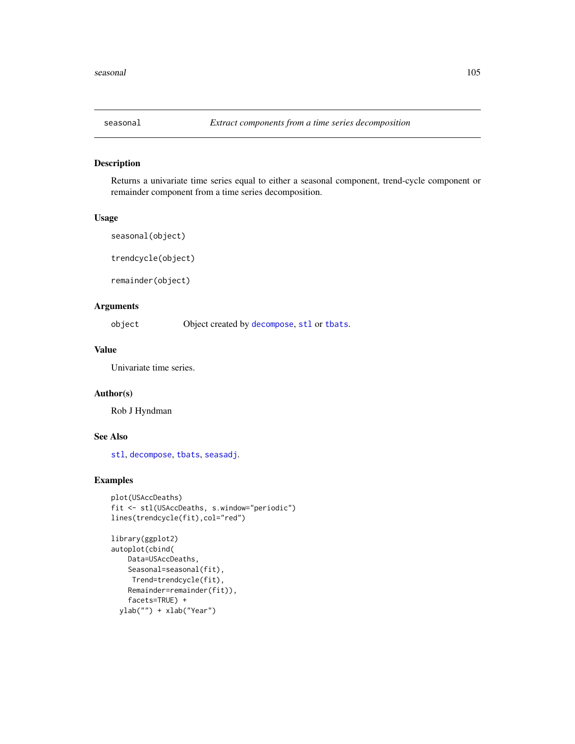# seasonal — *Extract components from a time series decomposition*

## Description

Returns a univariate time series equal to either a seasonal component, trend-cycle component or remainder component from a time series decomposition.

## Usage

```
seasonal(object)

trendcycle(object)

remainder(object)
```

## Arguments

| | |
|---|---|
| object | Object created by decompose, stl or tbats. |

## Value

Univariate time series.

## Author(s)

Rob J Hyndman

## See Also

stl, decompose, tbats, seasadj.

## Examples

```
plot(USAccDeaths)
fit <- stl(USAccDeaths, s.window="periodic")
lines(trendcycle(fit),col="red")

library(ggplot2)
autoplot(cbind(
    Data=USAccDeaths,
    Seasonal=seasonal(fit),
     Trend=trendcycle(fit),
    Remainder=remainder(fit)),
    facets=TRUE) +
  ylab("") + xlab("Year")
```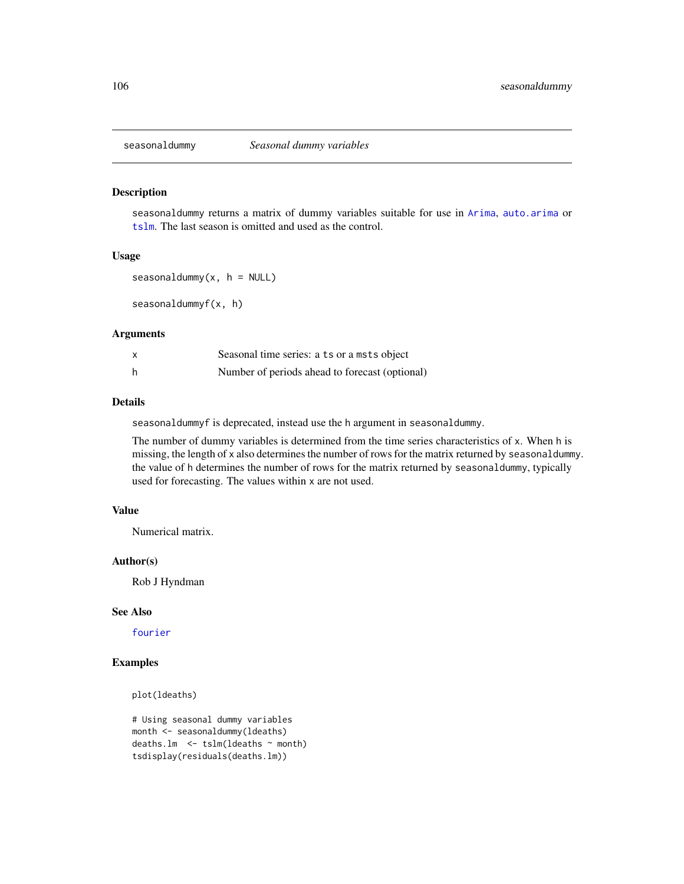## seasonaldummy *Seasonal dummy variables*

### Description

seasonaldummy returns a matrix of dummy variables suitable for use in Arima, auto.arima or tslm. The last season is omitted and used as the control.

### Usage

```
seasonaldummy(x, h = NULL)

seasonaldummyf(x, h)
```

### Arguments

| | |
|---|---|
| x | Seasonal time series: a ts or a msts object |
| h | Number of periods ahead to forecast (optional) |

### Details

seasonaldummyf is deprecated, instead use the h argument in seasonaldummy.

The number of dummy variables is determined from the time series characteristics of x. When h is missing, the length of x also determines the number of rows for the matrix returned by seasonaldummy. the value of h determines the number of rows for the matrix returned by seasonaldummy, typically used for forecasting. The values within x are not used.

### Value

Numerical matrix.

### Author(s)

Rob J Hyndman

### See Also

fourier

### Examples

```
plot(ldeaths)

# Using seasonal dummy variables
month <- seasonaldummy(ldeaths)
deaths.lm  <- tslm(ldeaths ~ month)
tsdisplay(residuals(deaths.lm))
```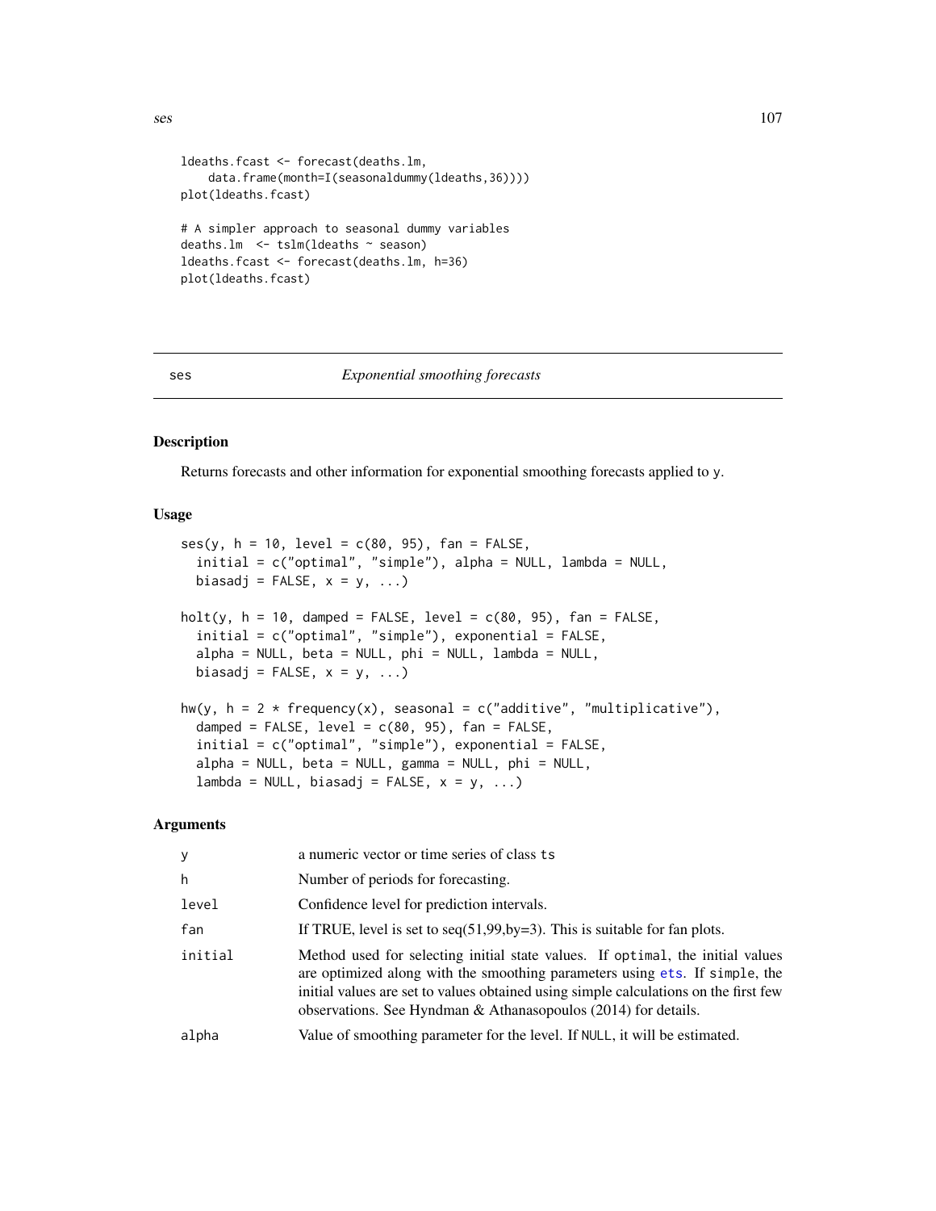```
ldeaths.fcast <- forecast(deaths.lm,
    data.frame(month=I(seasonaldummy(ldeaths,36))))
plot(ldeaths.fcast)

# A simpler approach to seasonal dummy variables
deaths.lm  <- tslm(ldeaths ~ season)
ldeaths.fcast <- forecast(deaths.lm, h=36)
plot(ldeaths.fcast)
```

---

ses *Exponential smoothing forecasts*

---

## Description

Returns forecasts and other information for exponential smoothing forecasts applied to y.

## Usage

```
ses(y, h = 10, level = c(80, 95), fan = FALSE,
  initial = c("optimal", "simple"), alpha = NULL, lambda = NULL,
  biasadj = FALSE, x = y, ...)

holt(y, h = 10, damped = FALSE, level = c(80, 95), fan = FALSE,
  initial = c("optimal", "simple"), exponential = FALSE,
  alpha = NULL, beta = NULL, phi = NULL, lambda = NULL,
  biasadj = FALSE, x = y, ...)

hw(y, h = 2 * frequency(x), seasonal = c("additive", "multiplicative"),
  damped = FALSE, level = c(80, 95), fan = FALSE,
  initial = c("optimal", "simple"), exponential = FALSE,
  alpha = NULL, beta = NULL, gamma = NULL, phi = NULL,
  lambda = NULL, biasadj = FALSE, x = y, ...)
```

## Arguments

| | |
|---|---|
| y | a numeric vector or time series of class ts |
| h | Number of periods for forecasting. |
| level | Confidence level for prediction intervals. |
| fan | If TRUE, level is set to seq(51,99,by=3). This is suitable for fan plots. |
| initial | Method used for selecting initial state values. If optimal, the initial values are optimized along with the smoothing parameters using ets. If simple, the initial values are set to values obtained using simple calculations on the first few observations. See Hyndman & Athanasopoulos (2014) for details. |
| alpha | Value of smoothing parameter for the level. If NULL, it will be estimated. |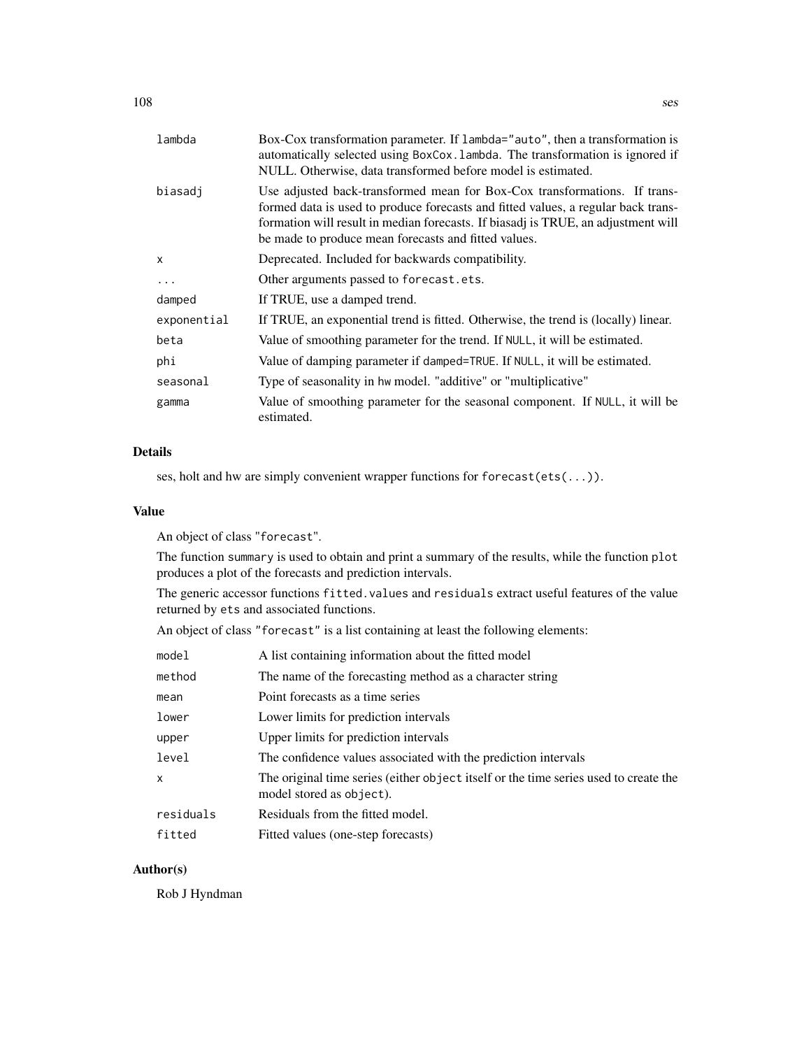| | |
|---|---|
| lambda | Box-Cox transformation parameter. If lambda="auto", then a transformation is automatically selected using BoxCox.lambda. The transformation is ignored if NULL. Otherwise, data transformed before model is estimated. |
| biasadj | Use adjusted back-transformed mean for Box-Cox transformations. If transformed data is used to produce forecasts and fitted values, a regular back transformation will result in median forecasts. If biasadj is TRUE, an adjustment will be made to produce mean forecasts and fitted values. |
| x | Deprecated. Included for backwards compatibility. |
| ... | Other arguments passed to forecast.ets. |
| damped | If TRUE, use a damped trend. |
| exponential | If TRUE, an exponential trend is fitted. Otherwise, the trend is (locally) linear. |
| beta | Value of smoothing parameter for the trend. If NULL, it will be estimated. |
| phi | Value of damping parameter if damped=TRUE. If NULL, it will be estimated. |
| seasonal | Type of seasonality in hw model. "additive" or "multiplicative" |
| gamma | Value of smoothing parameter for the seasonal component. If NULL, it will be estimated. |

## Details

ses, holt and hw are simply convenient wrapper functions for forecast(ets(...)).

## Value

An object of class "forecast".

The function summary is used to obtain and print a summary of the results, while the function plot produces a plot of the forecasts and prediction intervals.

The generic accessor functions fitted.values and residuals extract useful features of the value returned by ets and associated functions.

An object of class "forecast" is a list containing at least the following elements:

| | |
|---|---|
| model | A list containing information about the fitted model |
| method | The name of the forecasting method as a character string |
| mean | Point forecasts as a time series |
| lower | Lower limits for prediction intervals |
| upper | Upper limits for prediction intervals |
| level | The confidence values associated with the prediction intervals |
| x | The original time series (either object itself or the time series used to create the model stored as object). |
| residuals | Residuals from the fitted model. |
| fitted | Fitted values (one-step forecasts) |

## Author(s)

Rob J Hyndman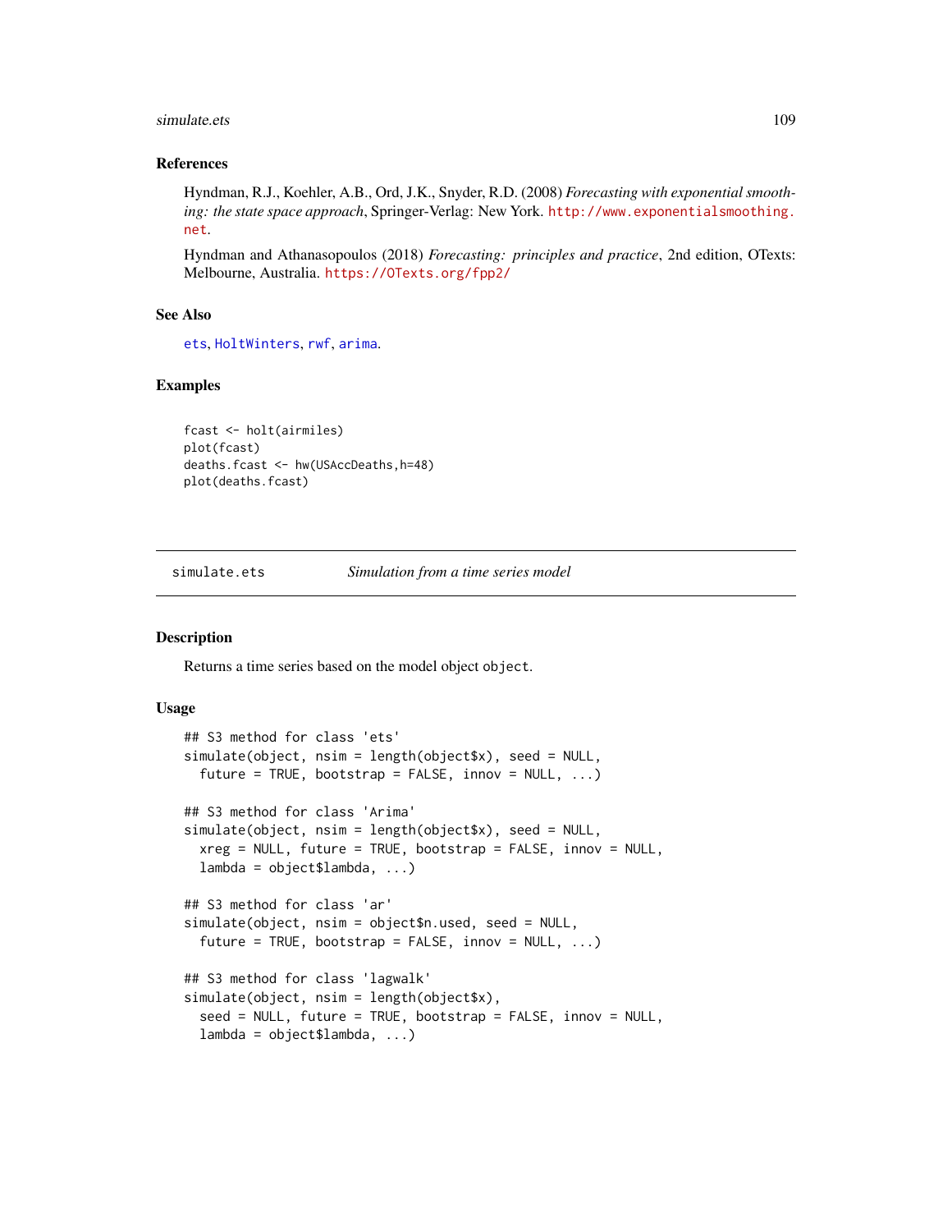### References

Hyndman, R.J., Koehler, A.B., Ord, J.K., Snyder, R.D. (2008) *Forecasting with exponential smoothing: the state space approach*, Springer-Verlag: New York. http://www.exponentialsmoothing.net.

Hyndman and Athanasopoulos (2018) *Forecasting: principles and practice*, 2nd edition, OTexts: Melbourne, Australia. https://OTexts.org/fpp2/

### See Also

ets, HoltWinters, rwf, arima.

### Examples

```
fcast <- holt(airmiles)
plot(fcast)
deaths.fcast <- hw(USAccDeaths,h=48)
plot(deaths.fcast)
```

---

## simulate.ets — *Simulation from a time series model*

---

### Description

Returns a time series based on the model object `object`.

### Usage

```
## S3 method for class 'ets'
simulate(object, nsim = length(object$x), seed = NULL,
  future = TRUE, bootstrap = FALSE, innov = NULL, ...)

## S3 method for class 'Arima'
simulate(object, nsim = length(object$x), seed = NULL,
  xreg = NULL, future = TRUE, bootstrap = FALSE, innov = NULL,
  lambda = object$lambda, ...)

## S3 method for class 'ar'
simulate(object, nsim = object$n.used, seed = NULL,
  future = TRUE, bootstrap = FALSE, innov = NULL, ...)

## S3 method for class 'lagwalk'
simulate(object, nsim = length(object$x),
  seed = NULL, future = TRUE, bootstrap = FALSE, innov = NULL,
  lambda = object$lambda, ...)
```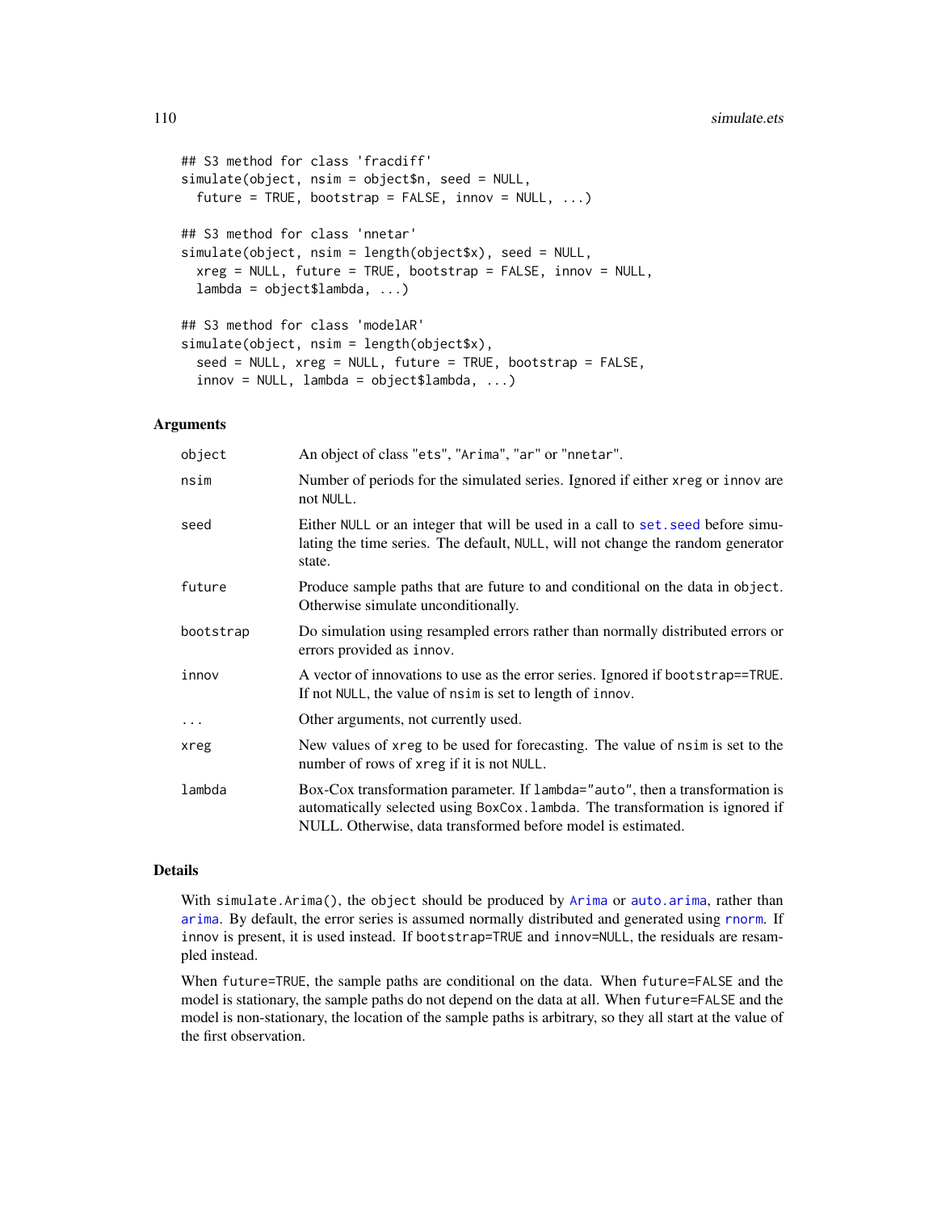```
## S3 method for class 'fracdiff'
simulate(object, nsim = object$n, seed = NULL,
  future = TRUE, bootstrap = FALSE, innov = NULL, ...)

## S3 method for class 'nnetar'
simulate(object, nsim = length(object$x), seed = NULL,
  xreg = NULL, future = TRUE, bootstrap = FALSE, innov = NULL,
  lambda = object$lambda, ...)

## S3 method for class 'modelAR'
simulate(object, nsim = length(object$x),
  seed = NULL, xreg = NULL, future = TRUE, bootstrap = FALSE,
  innov = NULL, lambda = object$lambda, ...)
```

### Arguments

| | |
|---|---|
| `object` | An object of class "ets", "Arima", "ar" or "nnetar". |
| `nsim` | Number of periods for the simulated series. Ignored if either `xreg` or `innov` are not `NULL`. |
| `seed` | Either `NULL` or an integer that will be used in a call to `set.seed` before simulating the time series. The default, `NULL`, will not change the random generator state. |
| `future` | Produce sample paths that are future to and conditional on the data in `object`. Otherwise simulate unconditionally. |
| `bootstrap` | Do simulation using resampled errors rather than normally distributed errors or errors provided as `innov`. |
| `innov` | A vector of innovations to use as the error series. Ignored if `bootstrap==TRUE`. If not `NULL`, the value of `nsim` is set to length of `innov`. |
| `...` | Other arguments, not currently used. |
| `xreg` | New values of `xreg` to be used for forecasting. The value of `nsim` is set to the number of rows of `xreg` if it is not `NULL`. |
| `lambda` | Box-Cox transformation parameter. If `lambda="auto"`, then a transformation is automatically selected using `BoxCox.lambda`. The transformation is ignored if NULL. Otherwise, data transformed before model is estimated. |

### Details

With `simulate.Arima()`, the `object` should be produced by `Arima` or `auto.arima`, rather than `arima`. By default, the error series is assumed normally distributed and generated using `rnorm`. If `innov` is present, it is used instead. If `bootstrap=TRUE` and `innov=NULL`, the residuals are resampled instead.

When `future=TRUE`, the sample paths are conditional on the data. When `future=FALSE` and the model is stationary, the sample paths do not depend on the data at all. When `future=FALSE` and the model is non-stationary, the location of the sample paths is arbitrary, so they all start at the value of the first observation.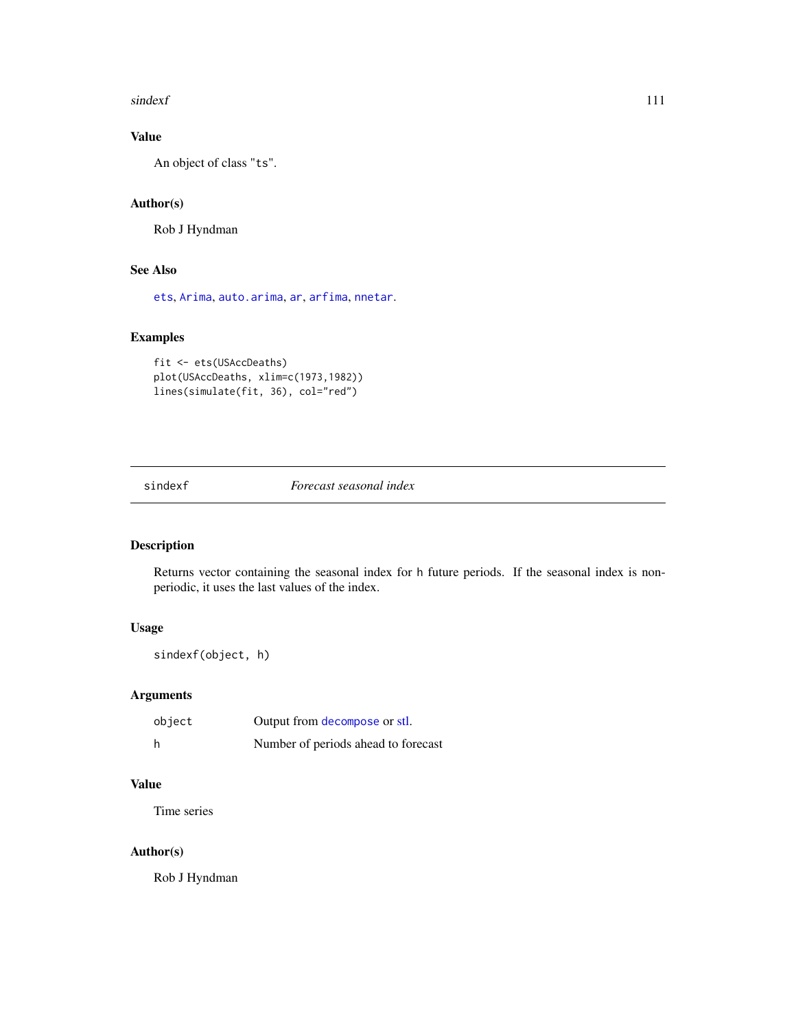## Value

An object of class "ts".

## Author(s)

Rob J Hyndman

## See Also

ets, Arima, auto.arima, ar, arfima, nnetar.

## Examples

```
fit <- ets(USAccDeaths)
plot(USAccDeaths, xlim=c(1973,1982))
lines(simulate(fit, 36), col="red")
```

---

# sindexf &nbsp;&nbsp;&nbsp;&nbsp;&nbsp;&nbsp; *Forecast seasonal index*

---

## Description

Returns vector containing the seasonal index for h future periods. If the seasonal index is non-periodic, it uses the last values of the index.

## Usage

```
sindexf(object, h)
```

## Arguments

| | |
|---|---|
| object | Output from decompose or stl. |
| h | Number of periods ahead to forecast |

## Value

Time series

## Author(s)

Rob J Hyndman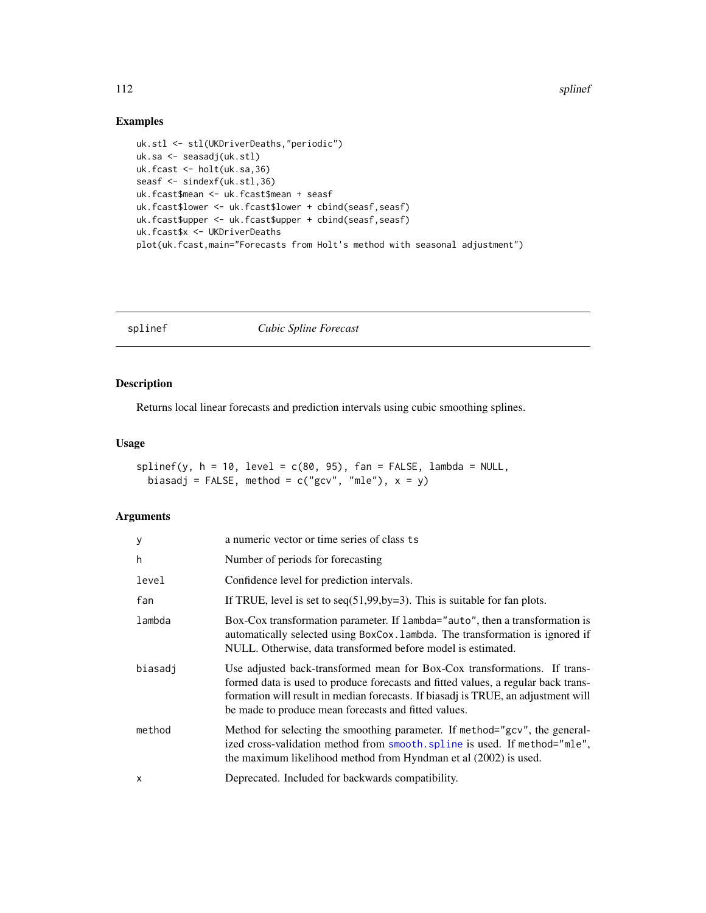## Examples

```
uk.stl <- stl(UKDriverDeaths,"periodic")
uk.sa <- seasadj(uk.stl)
uk.fcast <- holt(uk.sa,36)
seasf <- sindexf(uk.stl,36)
uk.fcast$mean <- uk.fcast$mean + seasf
uk.fcast$lower <- uk.fcast$lower + cbind(seasf,seasf)
uk.fcast$upper <- uk.fcast$upper + cbind(seasf,seasf)
uk.fcast$x <- UKDriverDeaths
plot(uk.fcast,main="Forecasts from Holt's method with seasonal adjustment")
```

---

# splinef *Cubic Spline Forecast*

---

## Description

Returns local linear forecasts and prediction intervals using cubic smoothing splines.

## Usage

```
splinef(y, h = 10, level = c(80, 95), fan = FALSE, lambda = NULL,
  biasadj = FALSE, method = c("gcv", "mle"), x = y)
```

## Arguments

| | |
|---|---|
| y | a numeric vector or time series of class ts |
| h | Number of periods for forecasting |
| level | Confidence level for prediction intervals. |
| fan | If TRUE, level is set to seq(51,99,by=3). This is suitable for fan plots. |
| lambda | Box-Cox transformation parameter. If lambda="auto", then a transformation is automatically selected using BoxCox.lambda. The transformation is ignored if NULL. Otherwise, data transformed before model is estimated. |
| biasadj | Use adjusted back-transformed mean for Box-Cox transformations. If transformed data is used to produce forecasts and fitted values, a regular back transformation will result in median forecasts. If biasadj is TRUE, an adjustment will be made to produce mean forecasts and fitted values. |
| method | Method for selecting the smoothing parameter. If method="gcv", the generalized cross-validation method from smooth.spline is used. If method="mle", the maximum likelihood method from Hyndman et al (2002) is used. |
| x | Deprecated. Included for backwards compatibility. |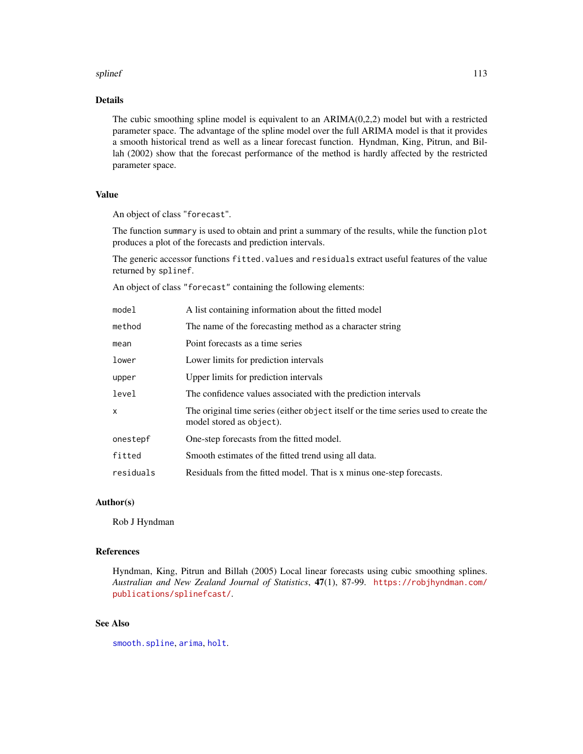## Details

The cubic smoothing spline model is equivalent to an ARIMA(0,2,2) model but with a restricted parameter space. The advantage of the spline model over the full ARIMA model is that it provides a smooth historical trend as well as a linear forecast function. Hyndman, King, Pitrun, and Billah (2002) show that the forecast performance of the method is hardly affected by the restricted parameter space.

## Value

An object of class "forecast".

The function `summary` is used to obtain and print a summary of the results, while the function `plot` produces a plot of the forecasts and prediction intervals.

The generic accessor functions `fitted.values` and `residuals` extract useful features of the value returned by `splinef`.

An object of class "forecast" containing the following elements:

| | |
|---|---|
| `model` | A list containing information about the fitted model |
| `method` | The name of the forecasting method as a character string |
| `mean` | Point forecasts as a time series |
| `lower` | Lower limits for prediction intervals |
| `upper` | Upper limits for prediction intervals |
| `level` | The confidence values associated with the prediction intervals |
| `x` | The original time series (either `object` itself or the time series used to create the model stored as `object`). |
| `onestepf` | One-step forecasts from the fitted model. |
| `fitted` | Smooth estimates of the fitted trend using all data. |
| `residuals` | Residuals from the fitted model. That is x minus one-step forecasts. |

## Author(s)

Rob J Hyndman

## References

Hyndman, King, Pitrun and Billah (2005) Local linear forecasts using cubic smoothing splines. *Australian and New Zealand Journal of Statistics*, **47**(1), 87-99. https://robjhyndman.com/publications/splinefcast/.

## See Also

`smooth.spline`, `arima`, `holt`.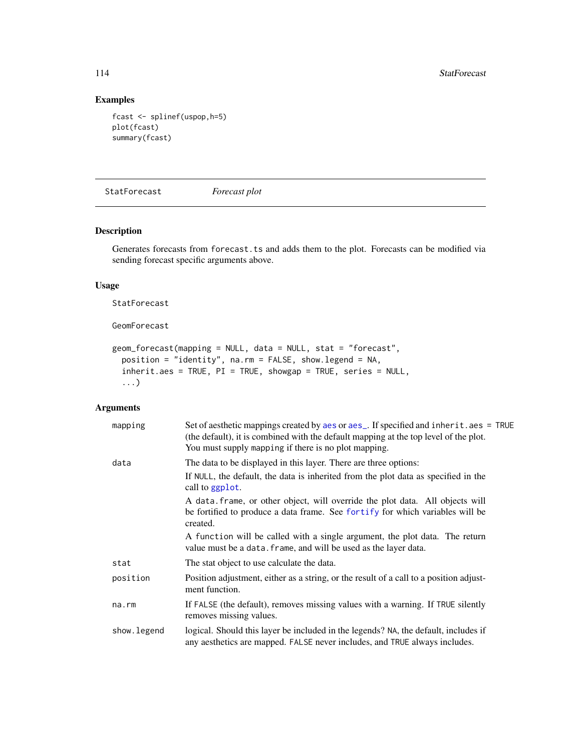## Examples

```
fcast <- splinef(uspop,h=5)
plot(fcast)
summary(fcast)
```

---

StatForecast *Forecast plot*

---

## Description

Generates forecasts from `forecast.ts` and adds them to the plot. Forecasts can be modified via sending forecast specific arguments above.

## Usage

```
StatForecast

GeomForecast

geom_forecast(mapping = NULL, data = NULL, stat = "forecast",
  position = "identity", na.rm = FALSE, show.legend = NA,
  inherit.aes = TRUE, PI = TRUE, showgap = TRUE, series = NULL,
  ...)
```

## Arguments

| | |
|---|---|
| `mapping` | Set of aesthetic mappings created by `aes` or `aes_`. If specified and `inherit.aes = TRUE` (the default), it is combined with the default mapping at the top level of the plot. You must supply `mapping` if there is no plot mapping. |
| `data` | The data to be displayed in this layer. There are three options: <br> If `NULL`, the default, the data is inherited from the plot data as specified in the call to `ggplot`. <br> A `data.frame`, or other object, will override the plot data. All objects will be fortified to produce a data frame. See `fortify` for which variables will be created. <br> A `function` will be called with a single argument, the plot data. The return value must be a `data.frame`, and will be used as the layer data. |
| `stat` | The stat object to use calculate the data. |
| `position` | Position adjustment, either as a string, or the result of a call to a position adjustment function. |
| `na.rm` | If `FALSE` (the default), removes missing values with a warning. If `TRUE` silently removes missing values. |
| `show.legend` | logical. Should this layer be included in the legends? `NA`, the default, includes if any aesthetics are mapped. `FALSE` never includes, and `TRUE` always includes. |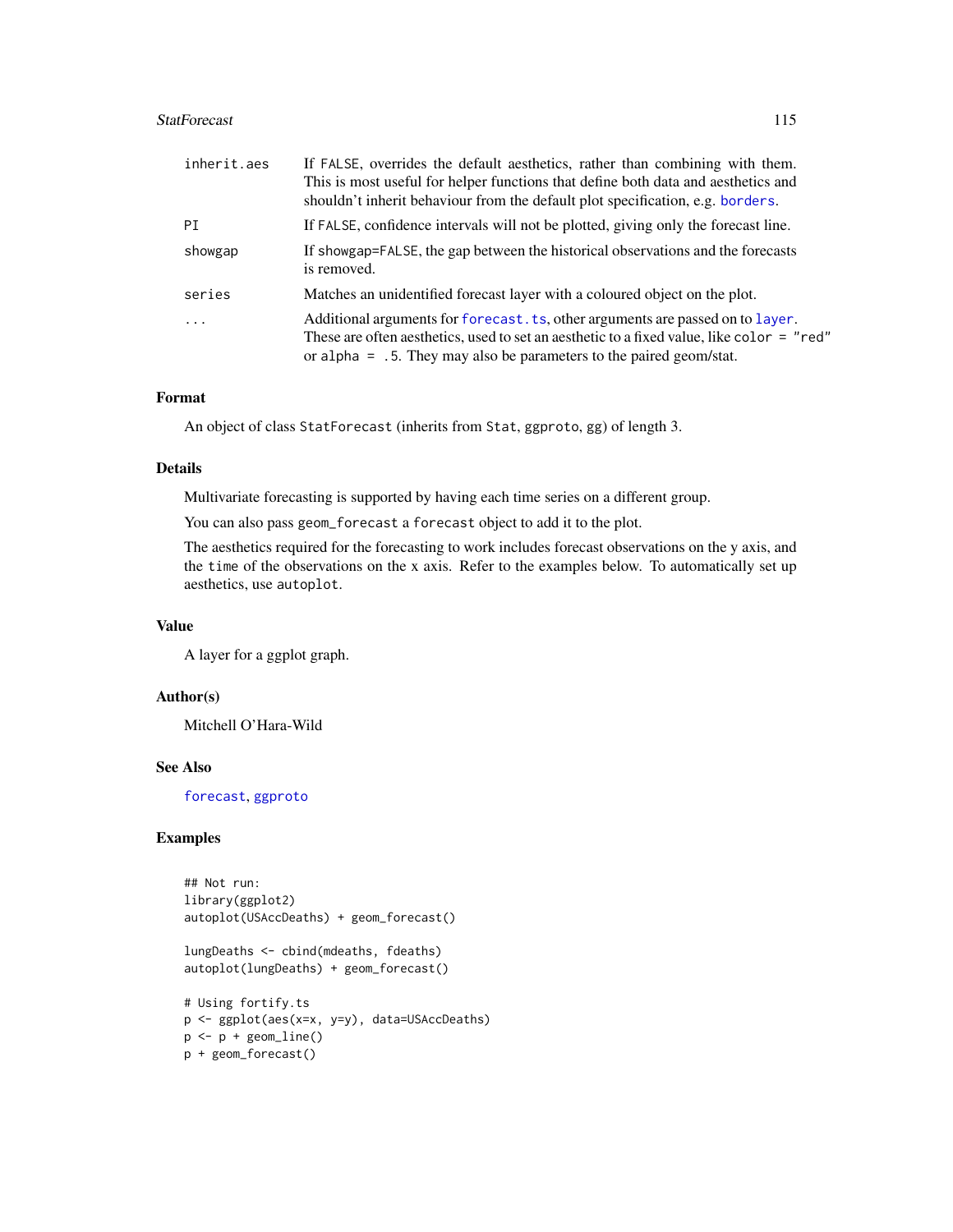| | |
|---|---|
| inherit.aes | If FALSE, overrides the default aesthetics, rather than combining with them. This is most useful for helper functions that define both data and aesthetics and shouldn't inherit behaviour from the default plot specification, e.g. borders. |
| PI | If FALSE, confidence intervals will not be plotted, giving only the forecast line. |
| showgap | If showgap=FALSE, the gap between the historical observations and the forecasts is removed. |
| series | Matches an unidentified forecast layer with a coloured object on the plot. |
| ... | Additional arguments for forecast.ts, other arguments are passed on to layer. These are often aesthetics, used to set an aesthetic to a fixed value, like color = "red" or alpha = .5. They may also be parameters to the paired geom/stat. |

## Format

An object of class StatForecast (inherits from Stat, ggproto, gg) of length 3.

## Details

Multivariate forecasting is supported by having each time series on a different group.

You can also pass geom_forecast a forecast object to add it to the plot.

The aesthetics required for the forecasting to work includes forecast observations on the y axis, and the time of the observations on the x axis. Refer to the examples below. To automatically set up aesthetics, use autoplot.

## Value

A layer for a ggplot graph.

## Author(s)

Mitchell O'Hara-Wild

## See Also

forecast, ggproto

## Examples

```
## Not run:
library(ggplot2)
autoplot(USAccDeaths) + geom_forecast()

lungDeaths <- cbind(mdeaths, fdeaths)
autoplot(lungDeaths) + geom_forecast()

# Using fortify.ts
p <- ggplot(aes(x=x, y=y), data=USAccDeaths)
p <- p + geom_line()
p + geom_forecast()
```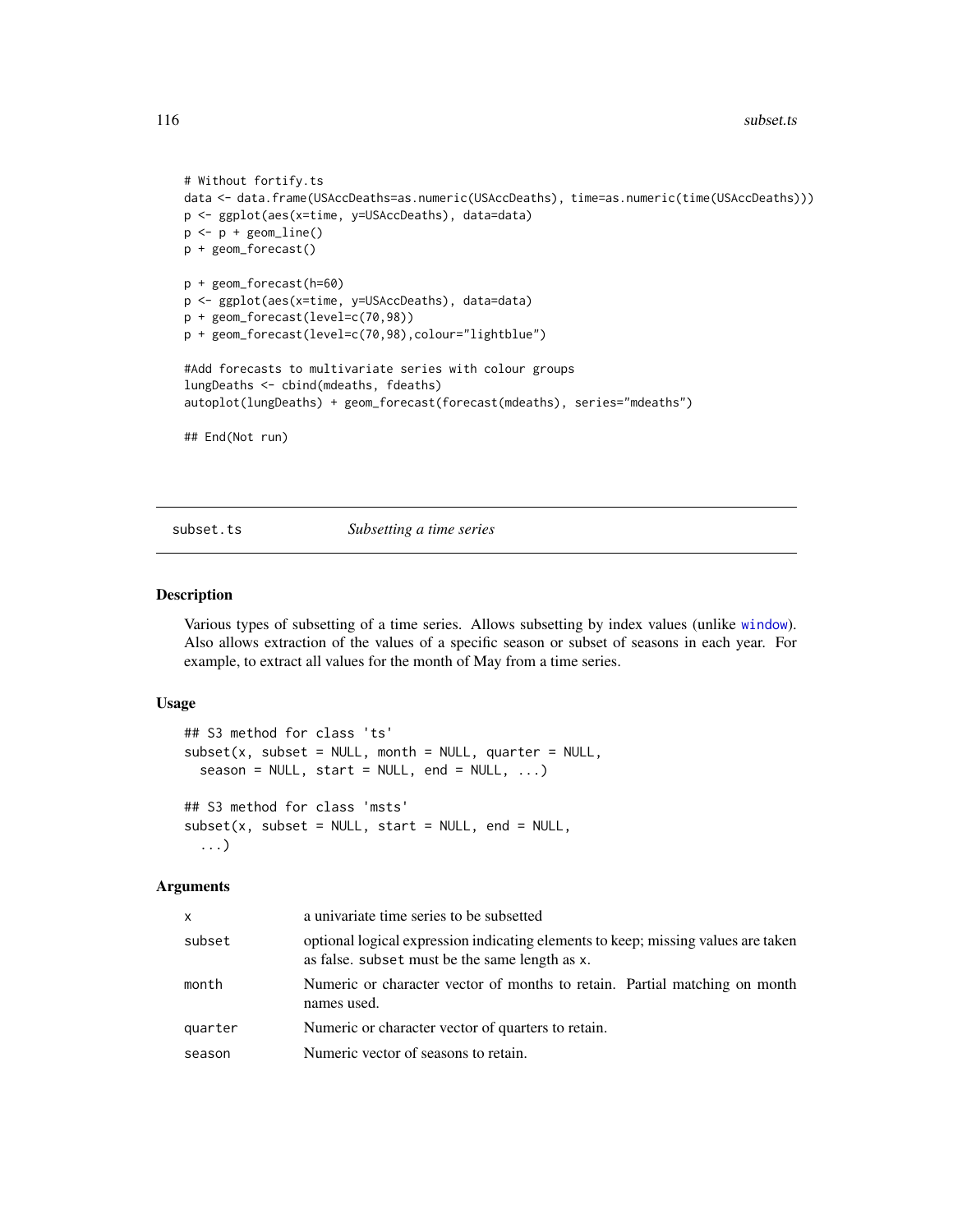```
# Without fortify.ts
data <- data.frame(USAccDeaths=as.numeric(USAccDeaths), time=as.numeric(time(USAccDeaths)))
p <- ggplot(aes(x=time, y=USAccDeaths), data=data)
p <- p + geom_line()
p + geom_forecast()

p + geom_forecast(h=60)
p <- ggplot(aes(x=time, y=USAccDeaths), data=data)
p + geom_forecast(level=c(70,98))
p + geom_forecast(level=c(70,98),colour="lightblue")

#Add forecasts to multivariate series with colour groups
lungDeaths <- cbind(mdeaths, fdeaths)
autoplot(lungDeaths) + geom_forecast(forecast(mdeaths), series="mdeaths")

## End(Not run)
```

---

## subset.ts — *Subsetting a time series*

### Description

Various types of subsetting of a time series. Allows subsetting by index values (unlike window). Also allows extraction of the values of a specific season or subset of seasons in each year. For example, to extract all values for the month of May from a time series.

### Usage

```
## S3 method for class 'ts'
subset(x, subset = NULL, month = NULL, quarter = NULL,
  season = NULL, start = NULL, end = NULL, ...)

## S3 method for class 'msts'
subset(x, subset = NULL, start = NULL, end = NULL,
  ...)
```

### Arguments

| | |
|---|---|
| x | a univariate time series to be subsetted |
| subset | optional logical expression indicating elements to keep; missing values are taken as false. subset must be the same length as x. |
| month | Numeric or character vector of months to retain. Partial matching on month names used. |
| quarter | Numeric or character vector of quarters to retain. |
| season | Numeric vector of seasons to retain. |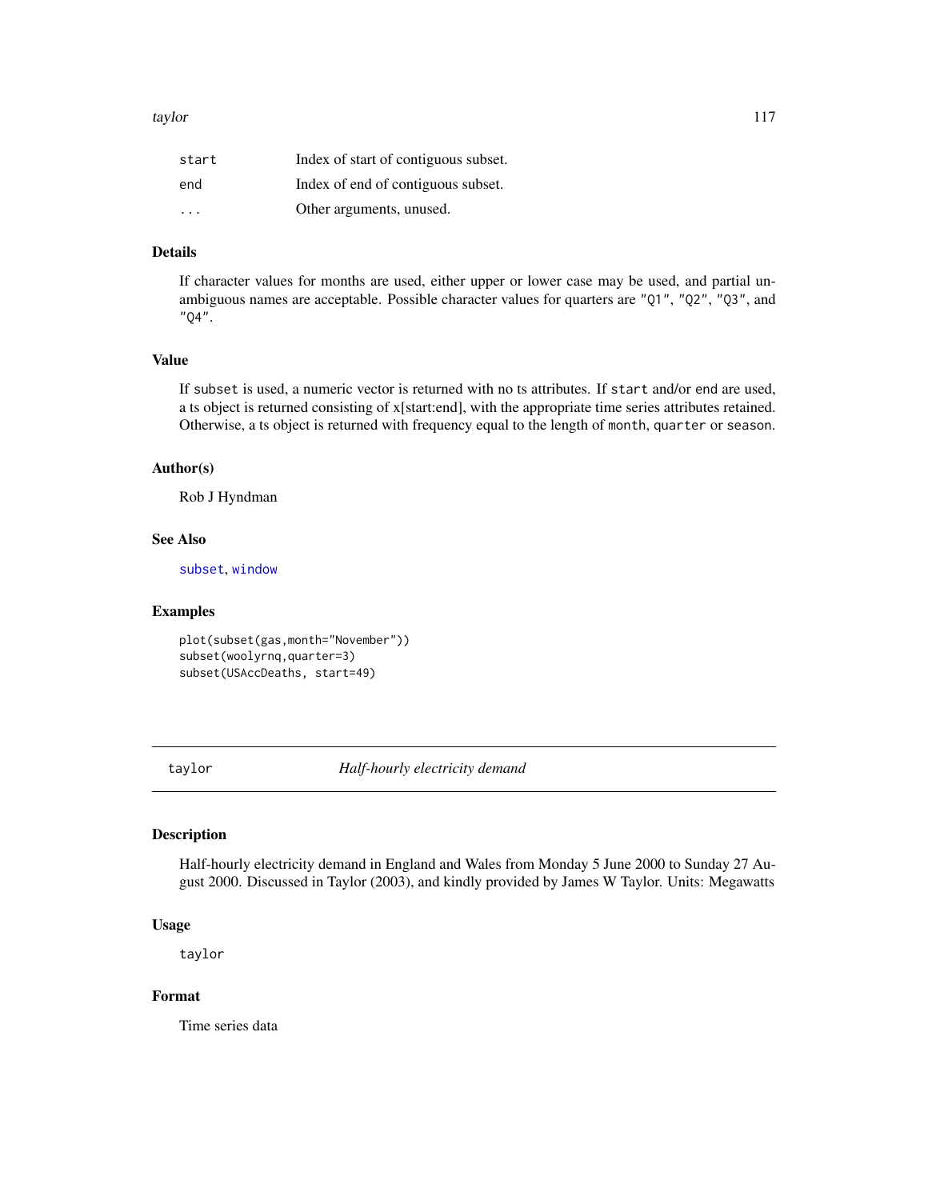| | |
|---|---|
| start | Index of start of contiguous subset. |
| end | Index of end of contiguous subset. |
| ... | Other arguments, unused. |

### Details

If character values for months are used, either upper or lower case may be used, and partial unambiguous names are acceptable. Possible character values for quarters are "Q1", "Q2", "Q3", and "Q4".

### Value

If subset is used, a numeric vector is returned with no ts attributes. If start and/or end are used, a ts object is returned consisting of x[start:end], with the appropriate time series attributes retained. Otherwise, a ts object is returned with frequency equal to the length of month, quarter or season.

### Author(s)

Rob J Hyndman

### See Also

subset, window

### Examples

```
plot(subset(gas,month="November"))
subset(woolyrnq,quarter=3)
subset(USAccDeaths, start=49)
```

## taylor *Half-hourly electricity demand*

### Description

Half-hourly electricity demand in England and Wales from Monday 5 June 2000 to Sunday 27 August 2000. Discussed in Taylor (2003), and kindly provided by James W Taylor. Units: Megawatts

### Usage

```
taylor
```

### Format

Time series data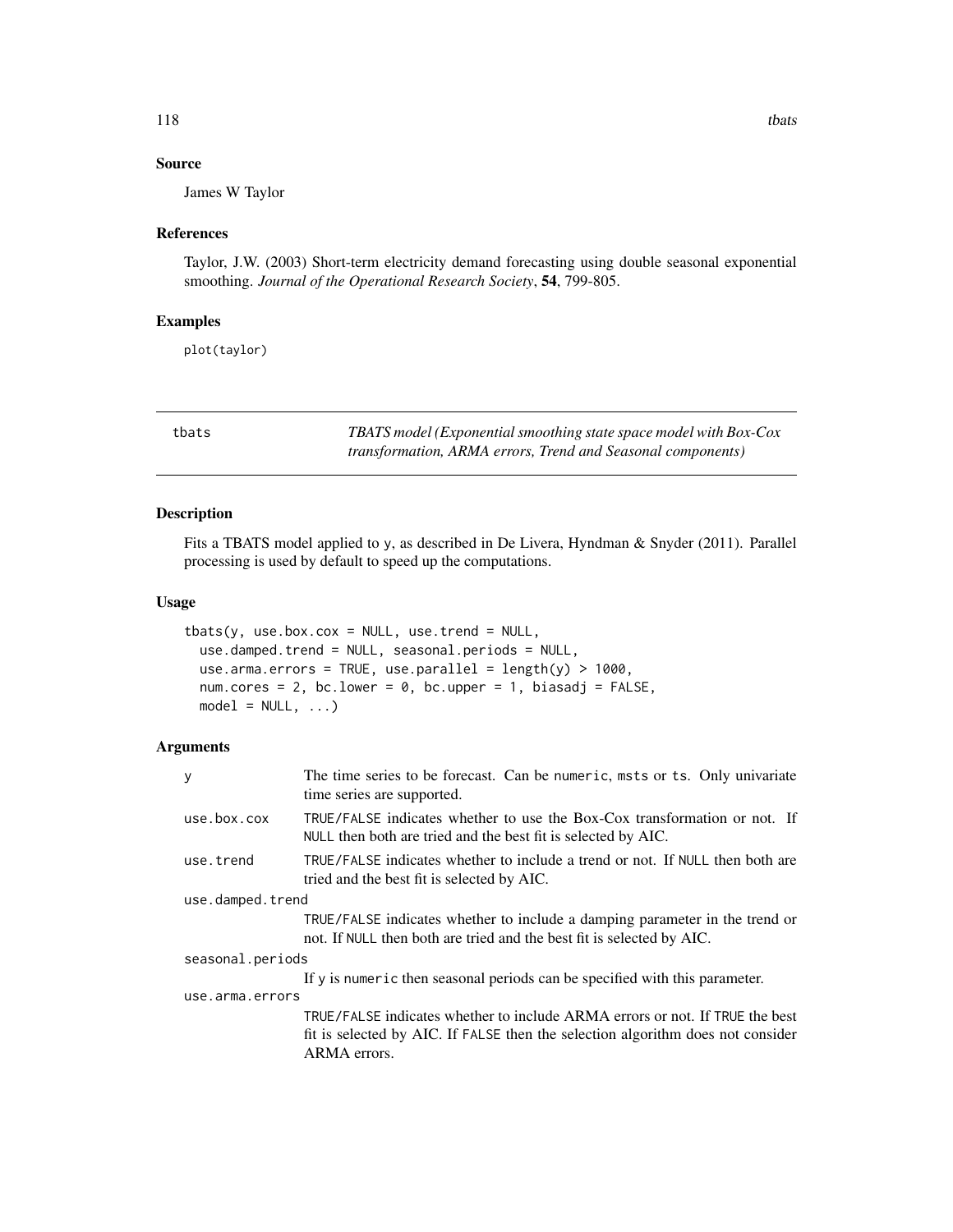### Source

James W Taylor

### References

Taylor, J.W. (2003) Short-term electricity demand forecasting using double seasonal exponential smoothing. *Journal of the Operational Research Society*, **54**, 799-805.

### Examples

```
plot(taylor)
```

---

## tbats — *TBATS model (Exponential smoothing state space model with Box-Cox transformation, ARMA errors, Trend and Seasonal components)*

---

### Description

Fits a TBATS model applied to y, as described in De Livera, Hyndman & Snyder (2011). Parallel processing is used by default to speed up the computations.

### Usage

```
tbats(y, use.box.cox = NULL, use.trend = NULL,
  use.damped.trend = NULL, seasonal.periods = NULL,
  use.arma.errors = TRUE, use.parallel = length(y) > 1000,
  num.cores = 2, bc.lower = 0, bc.upper = 1, biasadj = FALSE,
  model = NULL, ...)
```

### Arguments

| Argument | Description |
|---|---|
| `y` | The time series to be forecast. Can be `numeric`, `msts` or `ts`. Only univariate time series are supported. |
| `use.box.cox` | `TRUE`/`FALSE` indicates whether to use the Box-Cox transformation or not. If `NULL` then both are tried and the best fit is selected by AIC. |
| `use.trend` | `TRUE`/`FALSE` indicates whether to include a trend or not. If `NULL` then both are tried and the best fit is selected by AIC. |
| `use.damped.trend` | `TRUE`/`FALSE` indicates whether to include a damping parameter in the trend or not. If `NULL` then both are tried and the best fit is selected by AIC. |
| `seasonal.periods` | If `y` is `numeric` then seasonal periods can be specified with this parameter. |
| `use.arma.errors` | `TRUE`/`FALSE` indicates whether to include ARMA errors or not. If `TRUE` the best fit is selected by AIC. If `FALSE` then the selection algorithm does not consider ARMA errors. |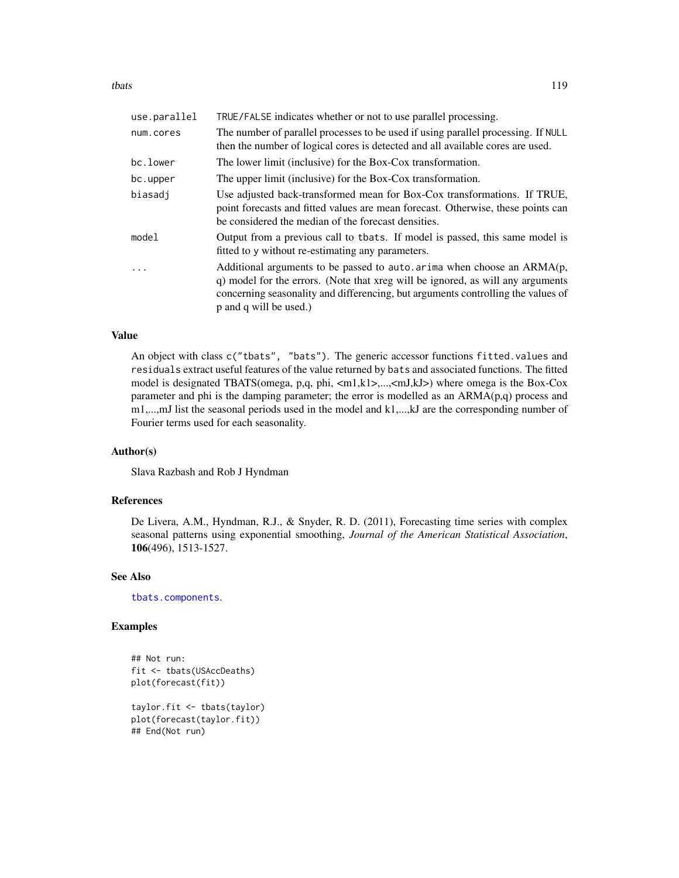| | |
|---|---|
| use.parallel | TRUE/FALSE indicates whether or not to use parallel processing. |
| num.cores | The number of parallel processes to be used if using parallel processing. If NULL then the number of logical cores is detected and all available cores are used. |
| bc.lower | The lower limit (inclusive) for the Box-Cox transformation. |
| bc.upper | The upper limit (inclusive) for the Box-Cox transformation. |
| biasadj | Use adjusted back-transformed mean for Box-Cox transformations. If TRUE, point forecasts and fitted values are mean forecast. Otherwise, these points can be considered the median of the forecast densities. |
| model | Output from a previous call to tbats. If model is passed, this same model is fitted to y without re-estimating any parameters. |
| ... | Additional arguments to be passed to auto.arima when choose an ARMA(p, q) model for the errors. (Note that xreg will be ignored, as will any arguments concerning seasonality and differencing, but arguments controlling the values of p and q will be used.) |

## Value

An object with class c("tbats", "bats"). The generic accessor functions fitted.values and residuals extract useful features of the value returned by bats and associated functions. The fitted model is designated TBATS(omega, p,q, phi, <m1,k1>,...,<mJ,kJ>) where omega is the Box-Cox parameter and phi is the damping parameter; the error is modelled as an ARMA(p,q) process and m1,...,mJ list the seasonal periods used in the model and k1,...,kJ are the corresponding number of Fourier terms used for each seasonality.

## Author(s)

Slava Razbash and Rob J Hyndman

## References

De Livera, A.M., Hyndman, R.J., & Snyder, R. D. (2011), Forecasting time series with complex seasonal patterns using exponential smoothing, *Journal of the American Statistical Association*, **106**(496), 1513-1527.

## See Also

tbats.components.

## Examples

```
## Not run:
fit <- tbats(USAccDeaths)
plot(forecast(fit))

taylor.fit <- tbats(taylor)
plot(forecast(taylor.fit))
## End(Not run)
```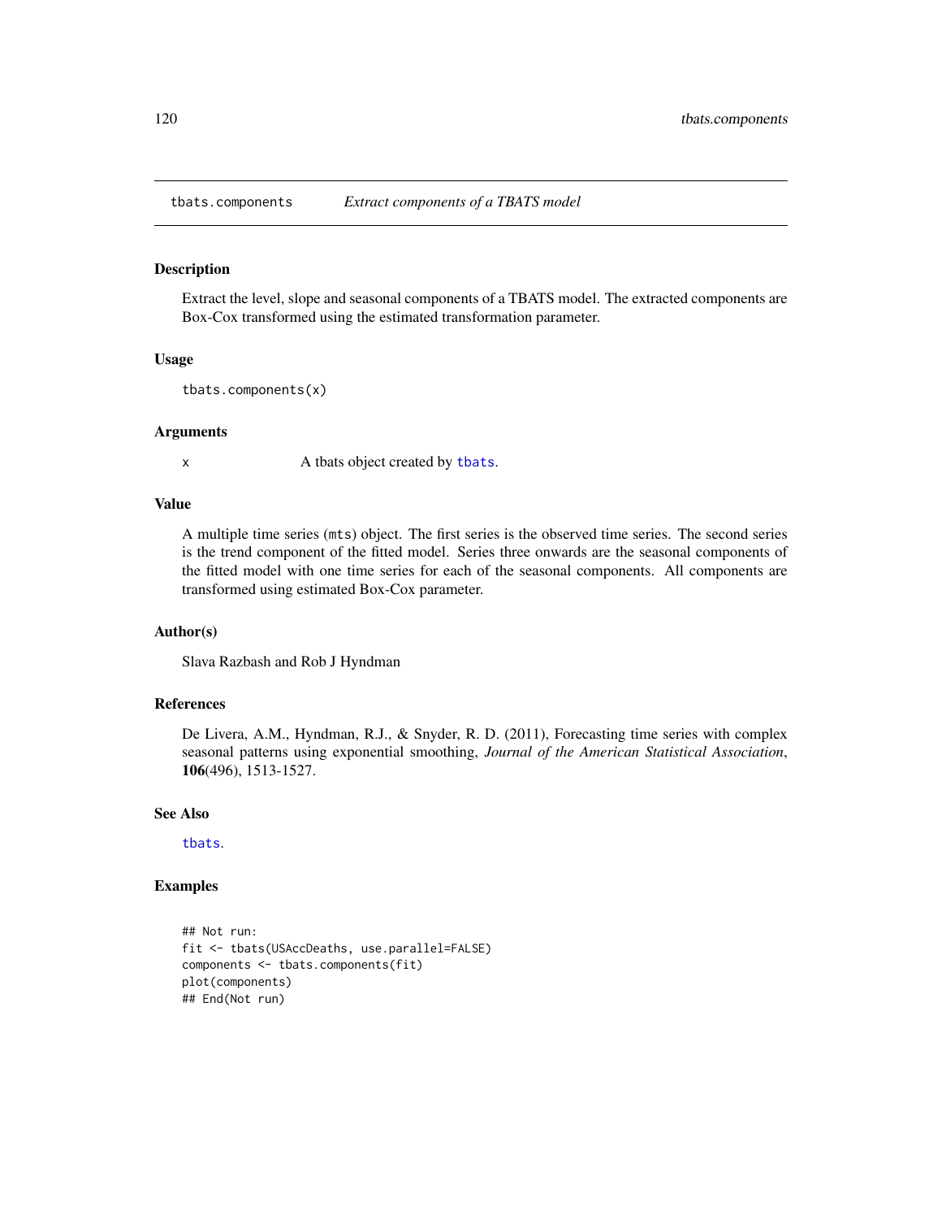`tbats.components` *Extract components of a TBATS model*

## Description

Extract the level, slope and seasonal components of a TBATS model. The extracted components are Box-Cox transformed using the estimated transformation parameter.

## Usage

```
tbats.components(x)
```

## Arguments

x  A tbats object created by `tbats`.

## Value

A multiple time series (`mts`) object. The first series is the observed time series. The second series is the trend component of the fitted model. Series three onwards are the seasonal components of the fitted model with one time series for each of the seasonal components. All components are transformed using estimated Box-Cox parameter.

## Author(s)

Slava Razbash and Rob J Hyndman

## References

De Livera, A.M., Hyndman, R.J., & Snyder, R. D. (2011), Forecasting time series with complex seasonal patterns using exponential smoothing, *Journal of the American Statistical Association*, **106**(496), 1513-1527.

## See Also

`tbats`.

## Examples

```
## Not run:
fit <- tbats(USAccDeaths, use.parallel=FALSE)
components <- tbats.components(fit)
plot(components)
## End(Not run)
```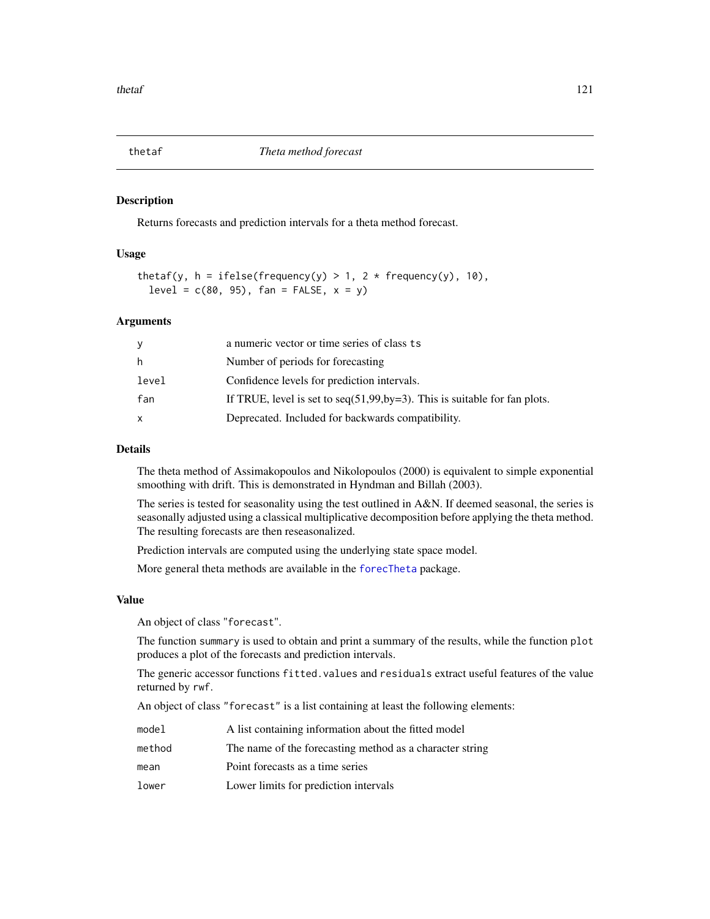## thetaf *Theta method forecast*

### Description

Returns forecasts and prediction intervals for a theta method forecast.

### Usage

```
thetaf(y, h = ifelse(frequency(y) > 1, 2 * frequency(y), 10),
  level = c(80, 95), fan = FALSE, x = y)
```

### Arguments

| | |
|---|---|
| y | a numeric vector or time series of class ts |
| h | Number of periods for forecasting |
| level | Confidence levels for prediction intervals. |
| fan | If TRUE, level is set to seq(51,99,by=3). This is suitable for fan plots. |
| x | Deprecated. Included for backwards compatibility. |

### Details

The theta method of Assimakopoulos and Nikolopoulos (2000) is equivalent to simple exponential smoothing with drift. This is demonstrated in Hyndman and Billah (2003).

The series is tested for seasonality using the test outlined in A&N. If deemed seasonal, the series is seasonally adjusted using a classical multiplicative decomposition before applying the theta method. The resulting forecasts are then reseasonalized.

Prediction intervals are computed using the underlying state space model.

More general theta methods are available in the forecTheta package.

### Value

An object of class "forecast".

The function summary is used to obtain and print a summary of the results, while the function plot produces a plot of the forecasts and prediction intervals.

The generic accessor functions fitted.values and residuals extract useful features of the value returned by rwf.

An object of class "forecast" is a list containing at least the following elements:

| | |
|---|---|
| model | A list containing information about the fitted model |
| method | The name of the forecasting method as a character string |
| mean | Point forecasts as a time series |
| lower | Lower limits for prediction intervals |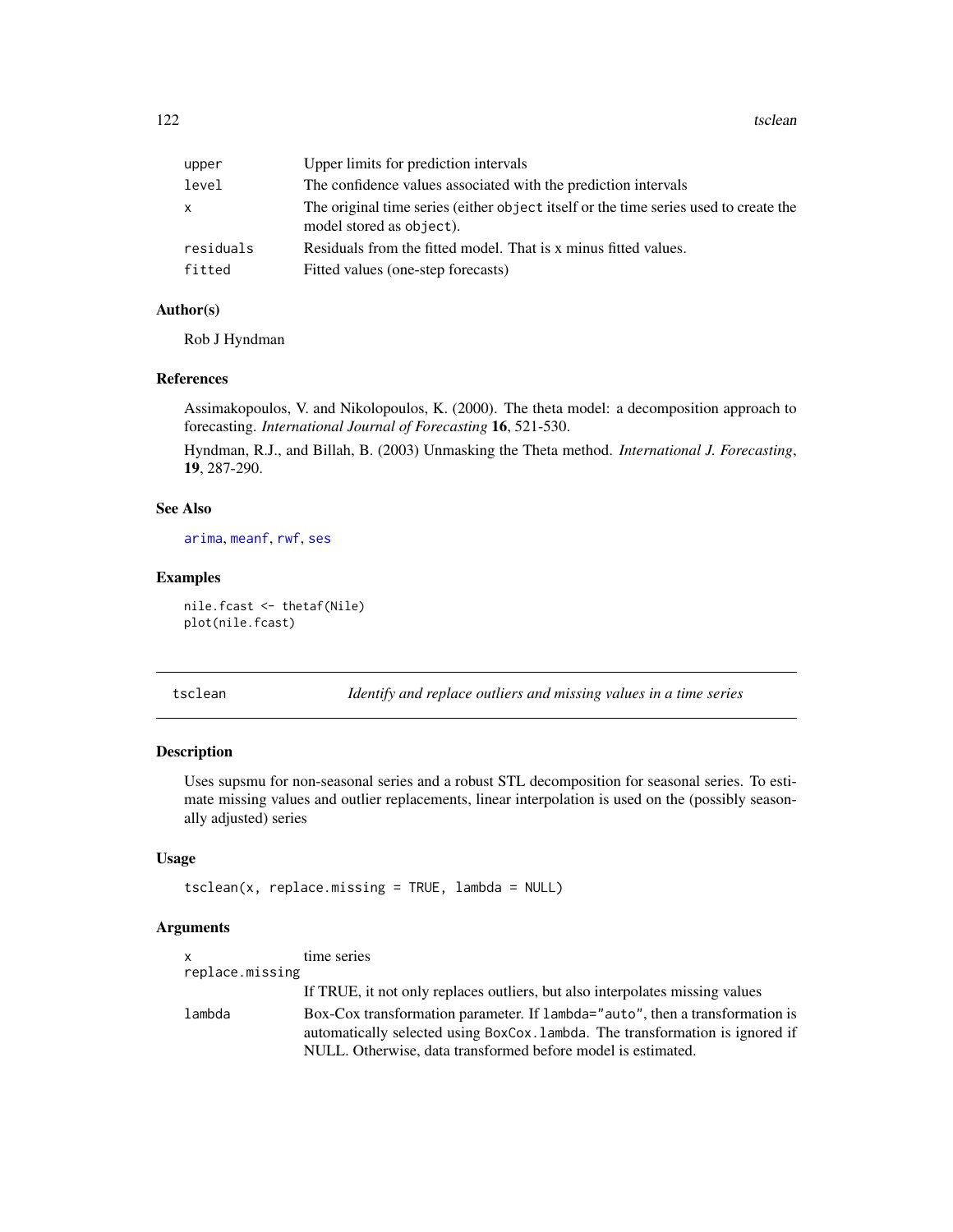| | |
|---|---|
| upper | Upper limits for prediction intervals |
| level | The confidence values associated with the prediction intervals |
| x | The original time series (either `object` itself or the time series used to create the model stored as `object`). |
| residuals | Residuals from the fitted model. That is x minus fitted values. |
| fitted | Fitted values (one-step forecasts) |

### Author(s)

Rob J Hyndman

### References

Assimakopoulos, V. and Nikolopoulos, K. (2000). The theta model: a decomposition approach to forecasting. *International Journal of Forecasting* **16**, 521-530.

Hyndman, R.J., and Billah, B. (2003) Unmasking the Theta method. *International J. Forecasting*, **19**, 287-290.

### See Also

`arima`, `meanf`, `rwf`, `ses`

### Examples

```
nile.fcast <- thetaf(Nile)
plot(nile.fcast)
```

---

## tsclean — *Identify and replace outliers and missing values in a time series*

### Description

Uses supsmu for non-seasonal series and a robust STL decomposition for seasonal series. To estimate missing values and outlier replacements, linear interpolation is used on the (possibly seasonally adjusted) series

### Usage

```
tsclean(x, replace.missing = TRUE, lambda = NULL)
```

### Arguments

| | |
|---|---|
| x | time series |
| replace.missing | If TRUE, it not only replaces outliers, but also interpolates missing values |
| lambda | Box-Cox transformation parameter. If `lambda="auto"`, then a transformation is automatically selected using `BoxCox.lambda`. The transformation is ignored if NULL. Otherwise, data transformed before model is estimated. |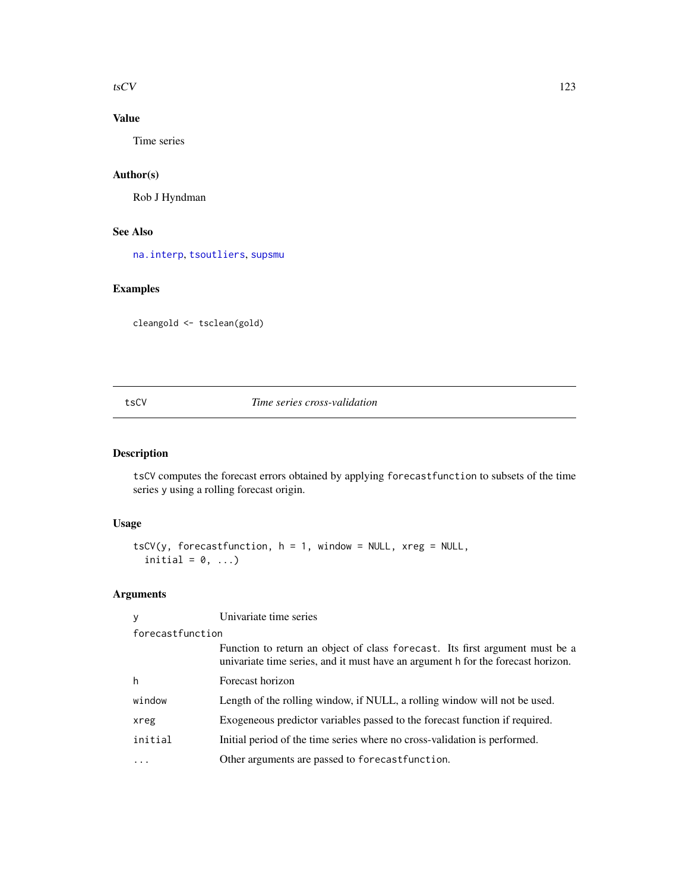### Value

Time series

### Author(s)

Rob J Hyndman

### See Also

na.interp, tsoutliers, supsmu

### Examples

```
cleangold <- tsclean(gold)
```

---

## tsCV — *Time series cross-validation*

### Description

tsCV computes the forecast errors obtained by applying forecastfunction to subsets of the time series y using a rolling forecast origin.

### Usage

```
tsCV(y, forecastfunction, h = 1, window = NULL, xreg = NULL,
  initial = 0, ...)
```

### Arguments

| | |
|---|---|
| y | Univariate time series |
| forecastfunction | Function to return an object of class forecast. Its first argument must be a univariate time series, and it must have an argument h for the forecast horizon. |
| h | Forecast horizon |
| window | Length of the rolling window, if NULL, a rolling window will not be used. |
| xreg | Exogeneous predictor variables passed to the forecast function if required. |
| initial | Initial period of the time series where no cross-validation is performed. |
| ... | Other arguments are passed to forecastfunction. |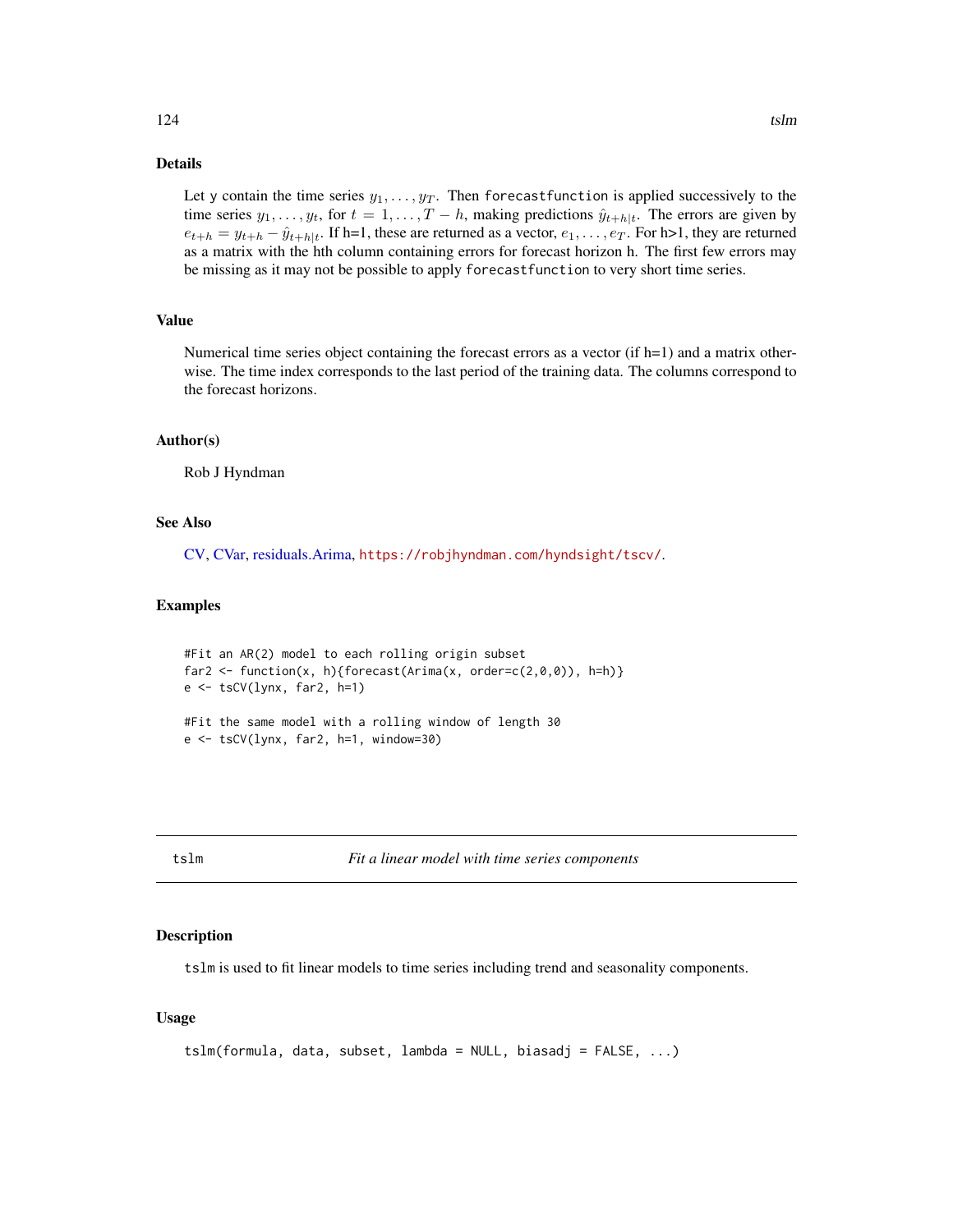## Details

Let `y` contain the time series $y_1, \ldots, y_T$. Then `forecastfunction` is applied successively to the time series $y_1, \ldots, y_t$, for $t = 1, \ldots, T - h$, making predictions $\hat{y}_{t+h|t}$. The errors are given by $e_{t+h} = y_{t+h} - \hat{y}_{t+h|t}$. If h=1, these are returned as a vector, $e_1, \ldots, e_T$. For h>1, they are returned as a matrix with the hth column containing errors for forecast horizon h. The first few errors may be missing as it may not be possible to apply `forecastfunction` to very short time series.

## Value

Numerical time series object containing the forecast errors as a vector (if h=1) and a matrix otherwise. The time index corresponds to the last period of the training data. The columns correspond to the forecast horizons.

## Author(s)

Rob J Hyndman

## See Also

CV, CVar, residuals.Arima, https://robjhyndman.com/hyndsight/tscv/.

## Examples

```
#Fit an AR(2) model to each rolling origin subset
far2 <- function(x, h){forecast(Arima(x, order=c(2,0,0)), h=h)}
e <- tsCV(lynx, far2, h=1)

#Fit the same model with a rolling window of length 30
e <- tsCV(lynx, far2, h=1, window=30)
```

---

# tslm — *Fit a linear model with time series components*

## Description

`tslm` is used to fit linear models to time series including trend and seasonality components.

## Usage

```
tslm(formula, data, subset, lambda = NULL, biasadj = FALSE, ...)
```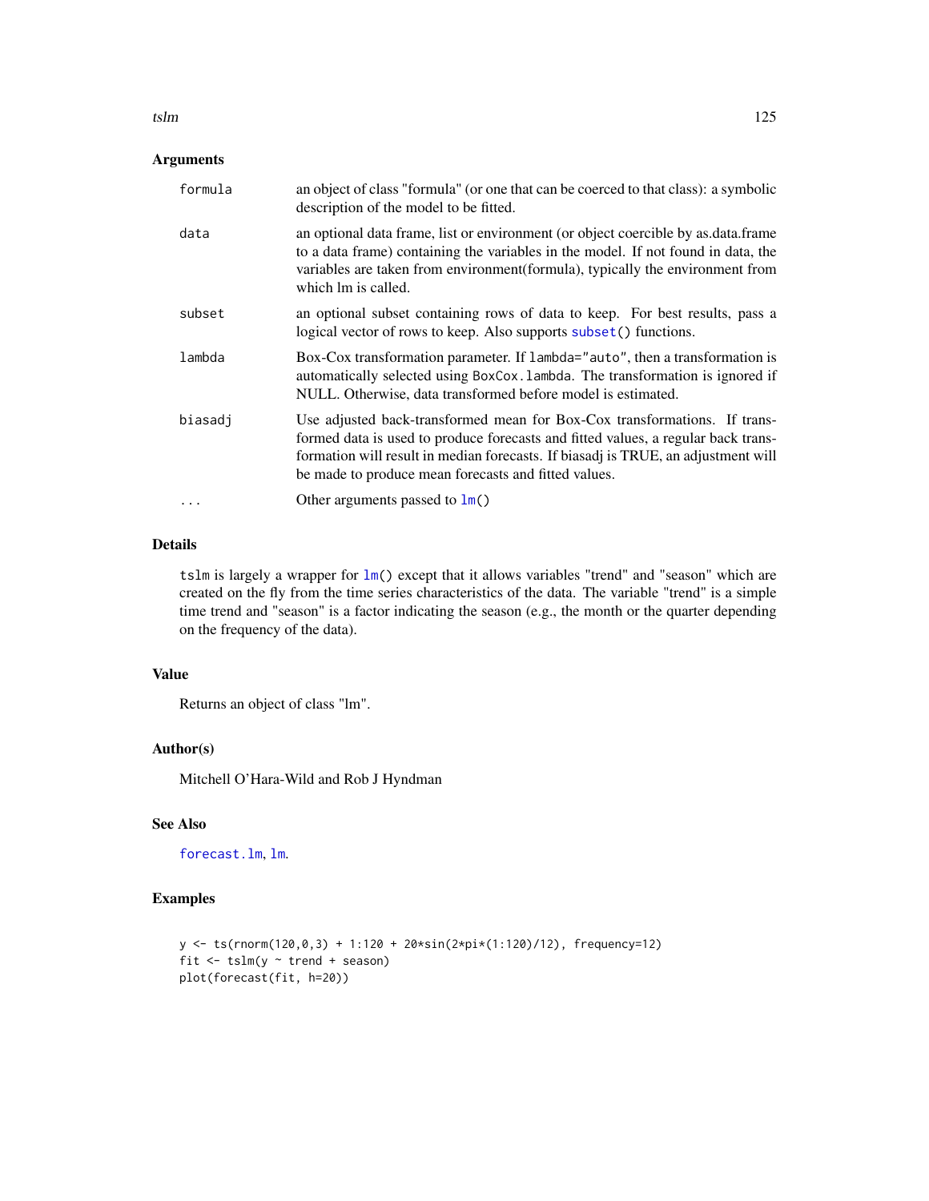## Arguments

| | |
|---|---|
| `formula` | an object of class "formula" (or one that can be coerced to that class): a symbolic description of the model to be fitted. |
| `data` | an optional data frame, list or environment (or object coercible by as.data.frame to a data frame) containing the variables in the model. If not found in data, the variables are taken from environment(formula), typically the environment from which lm is called. |
| `subset` | an optional subset containing rows of data to keep. For best results, pass a logical vector of rows to keep. Also supports `subset()` functions. |
| `lambda` | Box-Cox transformation parameter. If `lambda="auto"`, then a transformation is automatically selected using `BoxCox.lambda`. The transformation is ignored if NULL. Otherwise, data transformed before model is estimated. |
| `biasadj` | Use adjusted back-transformed mean for Box-Cox transformations. If transformed data is used to produce forecasts and fitted values, a regular back transformation will result in median forecasts. If biasadj is TRUE, an adjustment will be made to produce mean forecasts and fitted values. |
| `...` | Other arguments passed to `lm()` |

## Details

`tslm` is largely a wrapper for `lm()` except that it allows variables "trend" and "season" which are created on the fly from the time series characteristics of the data. The variable "trend" is a simple time trend and "season" is a factor indicating the season (e.g., the month or the quarter depending on the frequency of the data).

## Value

Returns an object of class "lm".

## Author(s)

Mitchell O'Hara-Wild and Rob J Hyndman

## See Also

`forecast.lm`, `lm`.

## Examples

```
y <- ts(rnorm(120,0,3) + 1:120 + 20*sin(2*pi*(1:120)/12), frequency=12)
fit <- tslm(y ~ trend + season)
plot(forecast(fit, h=20))
```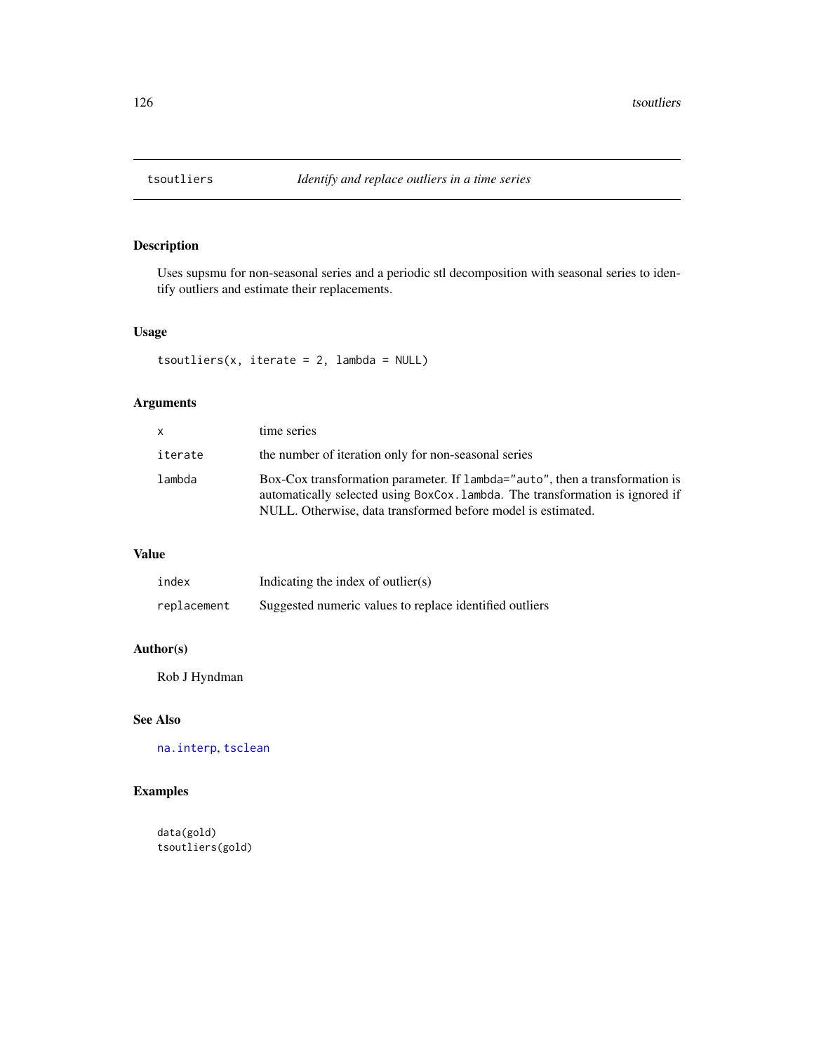## tsoutliers *Identify and replace outliers in a time series*

### Description

Uses supsmu for non-seasonal series and a periodic stl decomposition with seasonal series to identify outliers and estimate their replacements.

### Usage

```
tsoutliers(x, iterate = 2, lambda = NULL)
```

### Arguments

| | |
|---|---|
| x | time series |
| iterate | the number of iteration only for non-seasonal series |
| lambda | Box-Cox transformation parameter. If `lambda="auto"`, then a transformation is automatically selected using `BoxCox.lambda`. The transformation is ignored if NULL. Otherwise, data transformed before model is estimated. |

### Value

| | |
|---|---|
| index | Indicating the index of outlier(s) |
| replacement | Suggested numeric values to replace identified outliers |

### Author(s)

Rob J Hyndman

### See Also

`na.interp`, `tsclean`

### Examples

```
data(gold)
tsoutliers(gold)
```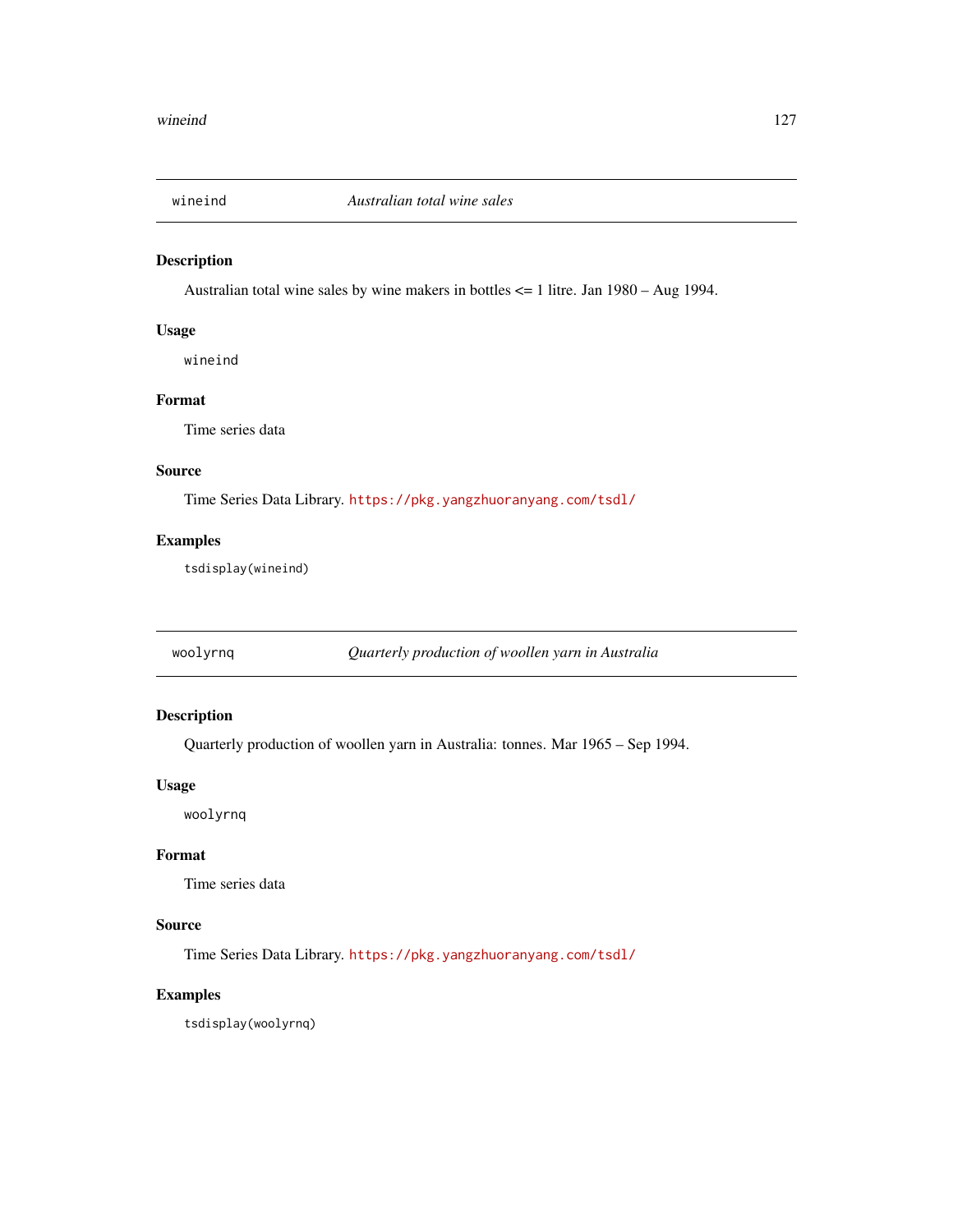## wineind — *Australian total wine sales*

### Description

Australian total wine sales by wine makers in bottles <= 1 litre. Jan 1980 – Aug 1994.

### Usage

```
wineind
```

### Format

Time series data

### Source

Time Series Data Library. https://pkg.yangzhuoranyang.com/tsdl/

### Examples

```
tsdisplay(wineind)
```

## woolyrnq — *Quarterly production of woollen yarn in Australia*

### Description

Quarterly production of woollen yarn in Australia: tonnes. Mar 1965 – Sep 1994.

### Usage

```
woolyrnq
```

### Format

Time series data

### Source

Time Series Data Library. https://pkg.yangzhuoranyang.com/tsdl/

### Examples

```
tsdisplay(woolyrnq)
```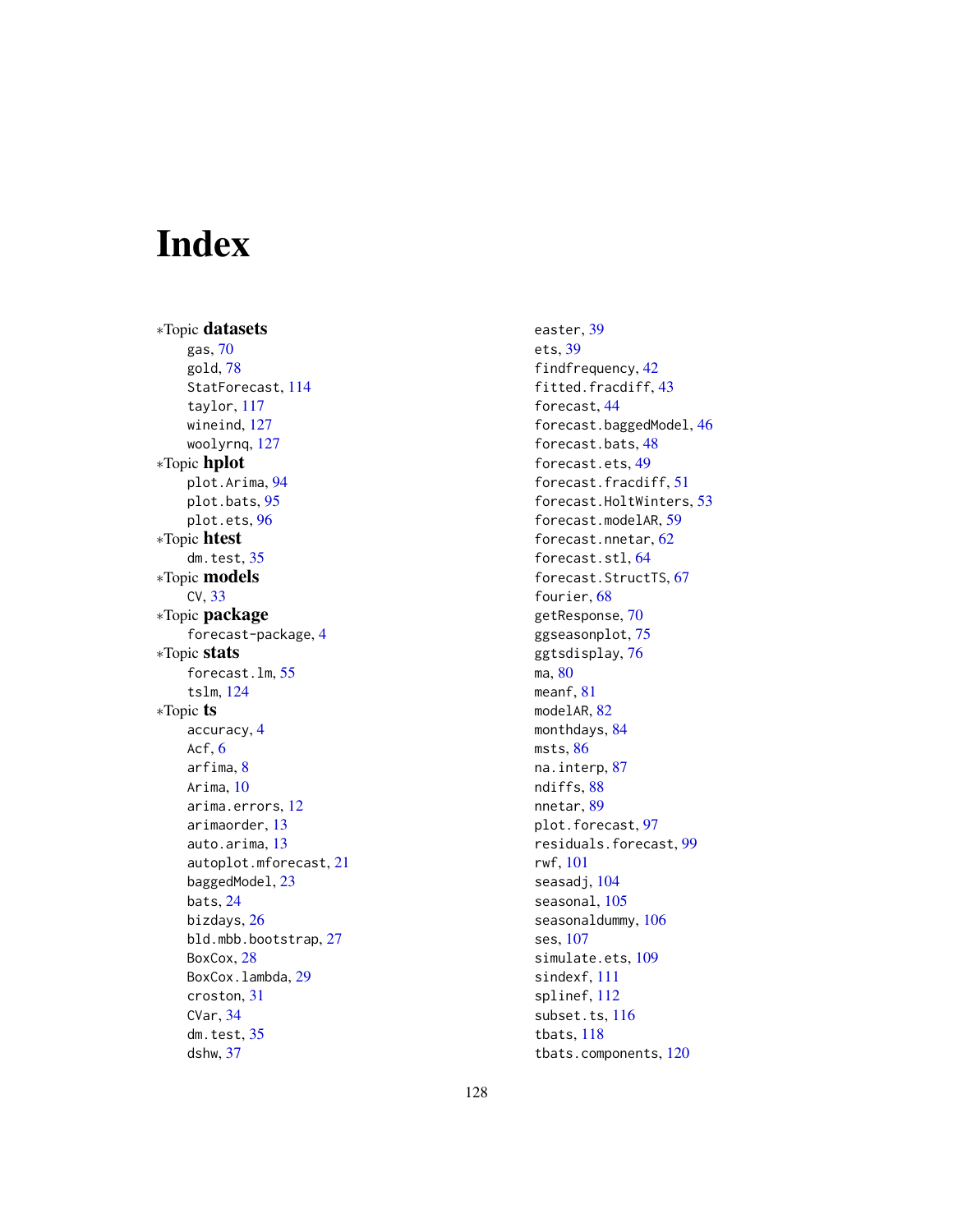# Index

*Topic **datasets**
- gas, 70
- gold, 78
- StatForecast, 114
- taylor, 117
- wineind, 127
- woolyrnq, 127

*Topic **hplot**
- plot.Arima, 94
- plot.bats, 95
- plot.ets, 96

*Topic **htest**
- dm.test, 35

*Topic **models**
- CV, 33

*Topic **package**
- forecast-package, 4

*Topic **stats**
- forecast.lm, 55
- tslm, 124

*Topic **ts**
- accuracy, 4
- Acf, 6
- arfima, 8
- Arima, 10
- arima.errors, 12
- arimaorder, 13
- auto.arima, 13
- autoplot.mforecast, 21
- baggedModel, 23
- bats, 24
- bizdays, 26
- bld.mbb.bootstrap, 27
- BoxCox, 28
- BoxCox.lambda, 29
- croston, 31
- CVar, 34
- dm.test, 35
- dshw, 37
- easter, 39
- ets, 39
- findfrequency, 42
- fitted.fracdiff, 43
- forecast, 44
- forecast.baggedModel, 46
- forecast.bats, 48
- forecast.ets, 49
- forecast.fracdiff, 51
- forecast.HoltWinters, 53
- forecast.modelAR, 59
- forecast.nnetar, 62
- forecast.stl, 64
- forecast.StructTS, 67
- fourier, 68
- getResponse, 70
- ggseasonplot, 75
- ggtsdisplay, 76
- ma, 80
- meanf, 81
- modelAR, 82
- monthdays, 84
- msts, 86
- na.interp, 87
- ndiffs, 88
- nnetar, 89
- plot.forecast, 97
- residuals.forecast, 99
- rwf, 101
- seasadj, 104
- seasonal, 105
- seasonaldummy, 106
- ses, 107
- simulate.ets, 109
- sindexf, 111
- splinef, 112
- subset.ts, 116
- tbats, 118
- tbats.components, 120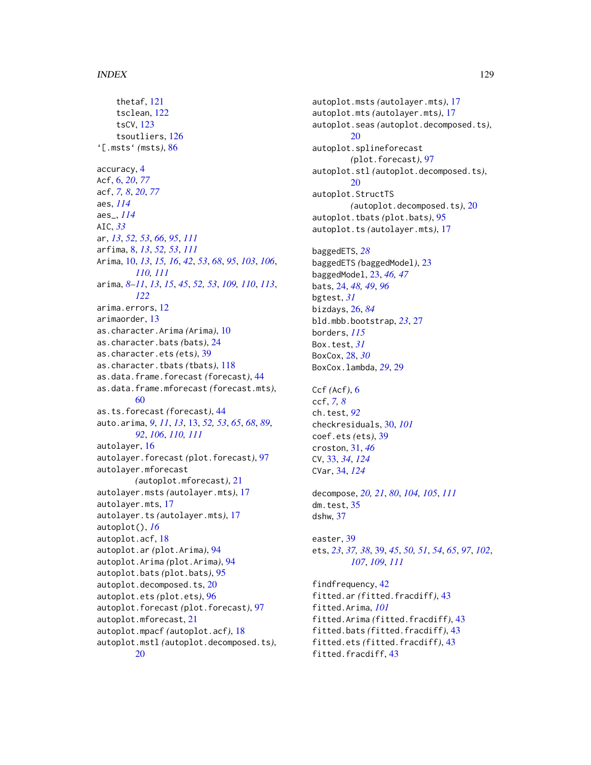thetaf, 121
tsclean, 122
tsCV, 123
tsoutliers, 126
‘[.msts‘ *(msts)*, 86

accuracy, 4
Acf, 6, *20*, *77*
acf, *7, 8*, *20*, *77*
aes, *114*
aes_, *114*
AIC, *33*
ar, *13*, *52, 53*, *66*, *95*, *111*
arfima, 8, *13*, *52, 53*, *111*
Arima, 10, *13*, *15, 16*, *42*, *53*, *68*, *95*, *103*, *106*, *110, 111*
arima, *8–11*, *13*, *15*, *45*, *52, 53*, *109, 110*, *113*, *122*
arima.errors, 12
arimaorder, 13
as.character.Arima *(Arima)*, 10
as.character.bats *(bats)*, 24
as.character.ets *(ets)*, 39
as.character.tbats *(tbats)*, 118
as.data.frame.forecast *(forecast)*, 44
as.data.frame.mforecast *(forecast.mts)*, 60
as.ts.forecast *(forecast)*, 44
auto.arima, *9*, *11*, *13*, 13, *52, 53*, *65*, *68*, *89*, *92*, *106*, *110, 111*
autolayer, 16
autolayer.forecast *(plot.forecast)*, 97
autolayer.mforecast *(autoplot.mforecast)*, 21
autolayer.msts *(autolayer.mts)*, 17
autolayer.mts, 17
autolayer.ts *(autolayer.mts)*, 17
autoplot(), *16*
autoplot.acf, 18
autoplot.ar *(plot.Arima)*, 94
autoplot.Arima *(plot.Arima)*, 94
autoplot.bats *(plot.bats)*, 95
autoplot.decomposed.ts, 20
autoplot.ets *(plot.ets)*, 96
autoplot.forecast *(plot.forecast)*, 97
autoplot.mforecast, 21
autoplot.mpacf *(autoplot.acf)*, 18
autoplot.mstl *(autoplot.decomposed.ts)*, 20
autoplot.msts *(autolayer.mts)*, 17
autoplot.mts *(autolayer.mts)*, 17
autoplot.seas *(autoplot.decomposed.ts)*, 20
autoplot.splineforecast *(plot.forecast)*, 97
autoplot.stl *(autoplot.decomposed.ts)*, 20
autoplot.StructTS *(autoplot.decomposed.ts)*, 20
autoplot.tbats *(plot.bats)*, 95
autoplot.ts *(autolayer.mts)*, 17

baggedETS, *28*
baggedETS *(baggedModel)*, 23
baggedModel, 23, *46, 47*
bats, 24, *48, 49*, *96*
bgtest, *31*
bizdays, 26, *84*
bld.mbb.bootstrap, *23*, 27
borders, *115*
Box.test, *31*
BoxCox, 28, *30*
BoxCox.lambda, *29*, 29

Ccf *(Acf)*, 6
ccf, *7, 8*
ch.test, *92*
checkresiduals, 30, *101*
coef.ets *(ets)*, 39
croston, 31, *46*
CV, 33, *34*, *124*
CVar, 34, *124*

decompose, *20, 21*, *80*, *104, 105*, *111*
dm.test, 35
dshw, 37

easter, 39
ets, *23*, *37, 38*, 39, *45*, *50, 51*, *54*, *65*, *97*, *102*, *107*, *109*, *111*

findfrequency, 42
fitted.ar *(fitted.fracdiff)*, 43
fitted.Arima, *101*
fitted.Arima *(fitted.fracdiff)*, 43
fitted.bats *(fitted.fracdiff)*, 43
fitted.ets *(fitted.fracdiff)*, 43
fitted.fracdiff, 43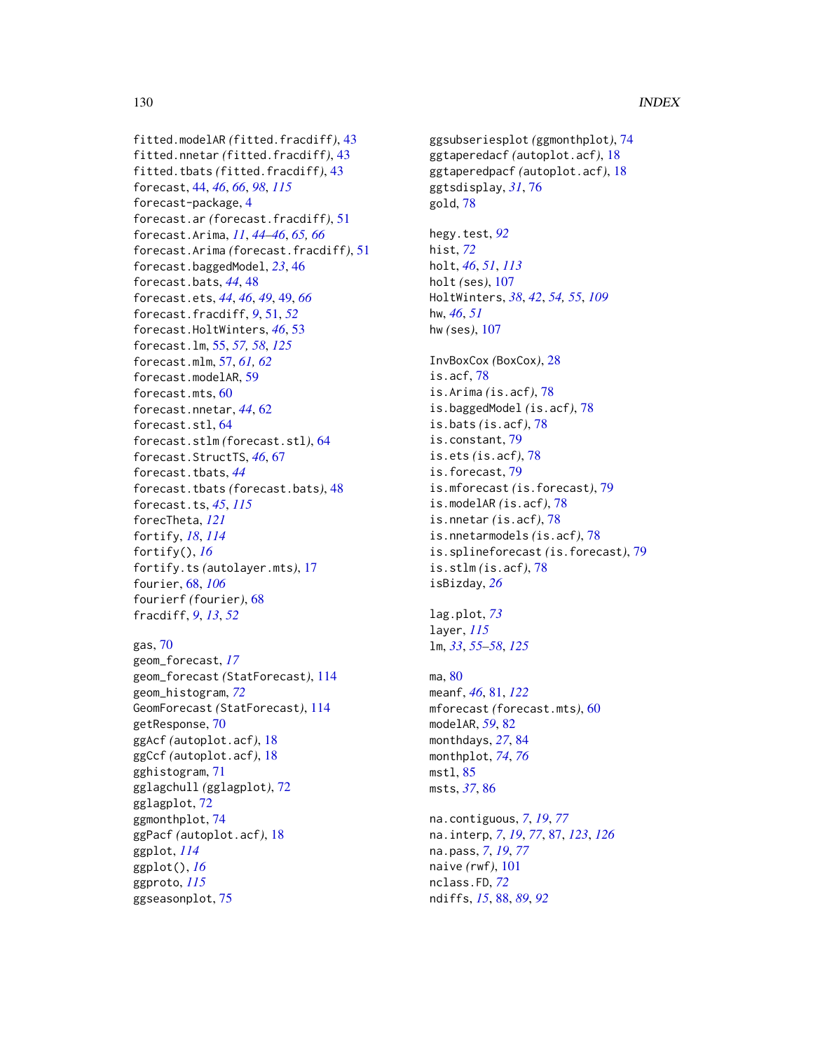fitted.modelAR *(fitted.fracdiff)*, 43
fitted.nnetar *(fitted.fracdiff)*, 43
fitted.tbats *(fitted.fracdiff)*, 43
forecast, 44, *46*, *66*, *98*, *115*
forecast-package, 4
forecast.ar *(forecast.fracdiff)*, 51
forecast.Arima, *11*, *44–46*, *65, 66*
forecast.Arima *(forecast.fracdiff)*, 51
forecast.baggedModel, *23*, 46
forecast.bats, *44*, 48
forecast.ets, *44*, *46*, *49*, 49, *66*
forecast.fracdiff, *9*, 51, *52*
forecast.HoltWinters, *46*, 53
forecast.lm, 55, *57, 58*, *125*
forecast.mlm, 57, *61, 62*
forecast.modelAR, 59
forecast.mts, 60
forecast.nnetar, *44*, 62
forecast.stl, 64
forecast.stlm *(forecast.stl)*, 64
forecast.StructTS, *46*, 67
forecast.tbats, *44*
forecast.tbats *(forecast.bats)*, 48
forecast.ts, *45*, *115*
forecTheta, *121*
fortify, *18*, *114*
fortify(), *16*
fortify.ts *(autolayer.mts)*, 17
fourier, 68, *106*
fourierf *(fourier)*, 68
fracdiff, *9*, *13*, *52*

gas, 70
geom_forecast, *17*
geom_forecast *(StatForecast)*, 114
geom_histogram, *72*
GeomForecast *(StatForecast)*, 114
getResponse, 70
ggAcf *(autoplot.acf)*, 18
ggCcf *(autoplot.acf)*, 18
gghistogram, 71
gglagchull *(gglagplot)*, 72
gglagplot, 72
ggmonthplot, 74
ggPacf *(autoplot.acf)*, 18
ggplot, *114*
ggplot(), *16*
ggproto, *115*
ggseasonplot, 75
ggsubseriesplot *(ggmonthplot)*, 74
ggtaperedacf *(autoplot.acf)*, 18
ggtaperedpacf *(autoplot.acf)*, 18
ggtsdisplay, *31*, 76
gold, 78

hegy.test, *92*
hist, *72*
holt, *46*, *51*, *113*
holt *(ses)*, 107
HoltWinters, *38*, *42*, *54, 55*, *109*
hw, *46*, *51*
hw *(ses)*, 107

InvBoxCox *(BoxCox)*, 28
is.acf, 78
is.Arima *(is.acf)*, 78
is.baggedModel *(is.acf)*, 78
is.bats *(is.acf)*, 78
is.constant, 79
is.ets *(is.acf)*, 78
is.forecast, 79
is.mforecast *(is.forecast)*, 79
is.modelAR *(is.acf)*, 78
is.nnetar *(is.acf)*, 78
is.nnetarmodels *(is.acf)*, 78
is.splineforecast *(is.forecast)*, 79
is.stlm *(is.acf)*, 78
isBizday, *26*

lag.plot, *73*
layer, *115*
lm, *33*, *55–58*, *125*

ma, 80
meanf, *46*, 81, *122*
mforecast *(forecast.mts)*, 60
modelAR, *59*, 82
monthdays, *27*, 84
monthplot, *74*, *76*
mstl, 85
msts, *37*, 86

na.contiguous, *7*, *19*, *77*
na.interp, *7*, *19*, *77*, 87, *123*, *126*
na.pass, *7*, *19*, *77*
naive *(rwf)*, 101
nclass.FD, *72*
ndiffs, *15*, 88, *89*, *92*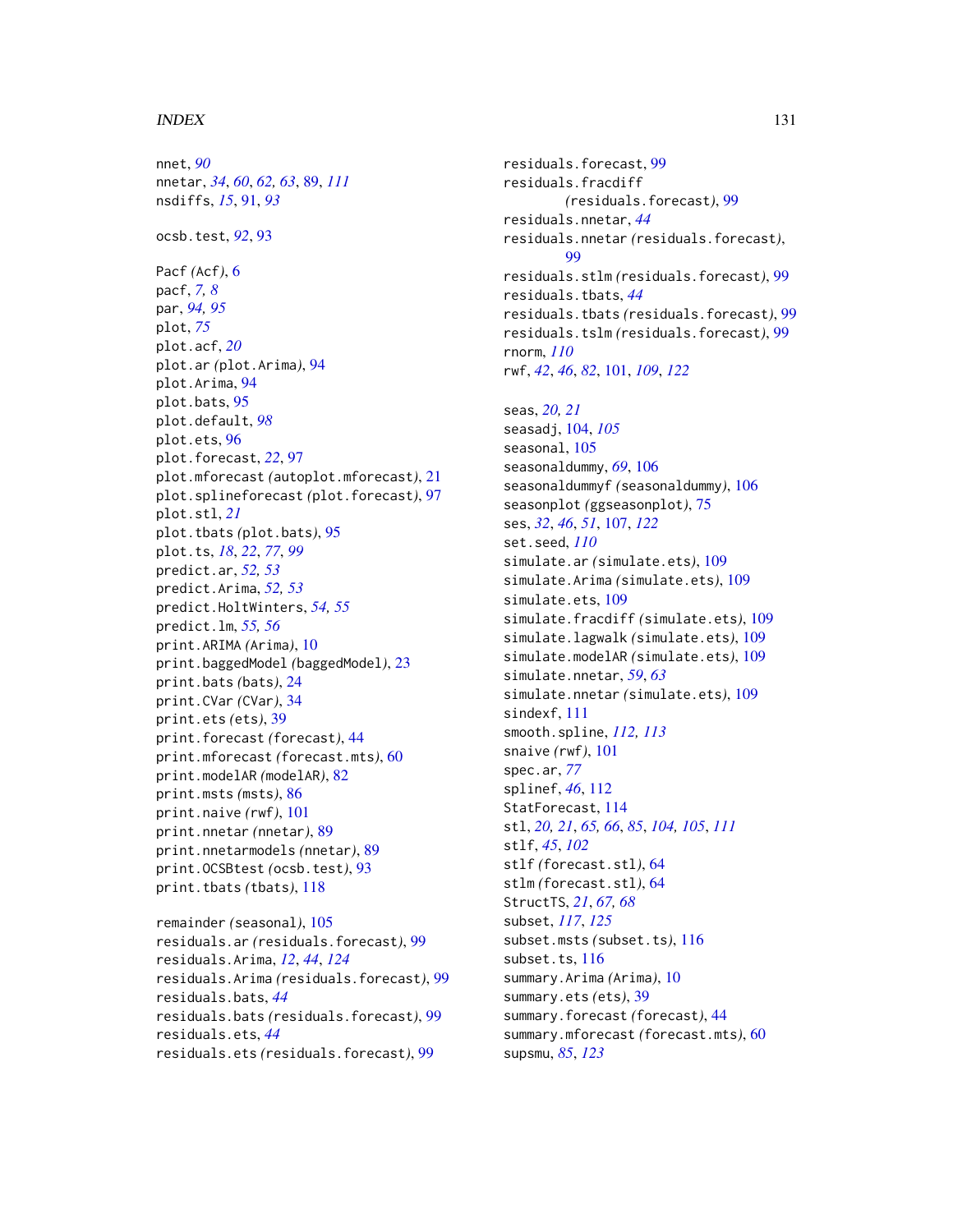nnet, *90*
nnetar, *34*, *60*, *62, 63*, 89, *111*
nsdiffs, *15*, 91, *93*

ocsb.test, *92*, 93

Pacf *(Acf)*, 6
pacf, *7, 8*
par, *94, 95*
plot, *75*
plot.acf, *20*
plot.ar *(plot.Arima)*, 94
plot.Arima, 94
plot.bats, 95
plot.default, *98*
plot.ets, 96
plot.forecast, *22*, 97
plot.mforecast *(autoplot.mforecast)*, 21
plot.splineforecast *(plot.forecast)*, 97
plot.stl, *21*
plot.tbats *(plot.bats)*, 95
plot.ts, *18*, *22*, *77*, *99*
predict.ar, *52, 53*
predict.Arima, *52, 53*
predict.HoltWinters, *54, 55*
predict.lm, *55, 56*
print.ARIMA *(Arima)*, 10
print.baggedModel *(baggedModel)*, 23
print.bats *(bats)*, 24
print.CVar *(CVar)*, 34
print.ets *(ets)*, 39
print.forecast *(forecast)*, 44
print.mforecast *(forecast.mts)*, 60
print.modelAR *(modelAR)*, 82
print.msts *(msts)*, 86
print.naive *(rwf)*, 101
print.nnetar *(nnetar)*, 89
print.nnetarmodels *(nnetar)*, 89
print.OCSBtest *(ocsb.test)*, 93
print.tbats *(tbats)*, 118

remainder *(seasonal)*, 105
residuals.ar *(residuals.forecast)*, 99
residuals.Arima, *12*, *44*, *124*
residuals.Arima *(residuals.forecast)*, 99
residuals.bats, *44*
residuals.bats *(residuals.forecast)*, 99
residuals.ets, *44*
residuals.ets *(residuals.forecast)*, 99
residuals.forecast, 99
residuals.fracdiff *(residuals.forecast)*, 99
residuals.nnetar, *44*
residuals.nnetar *(residuals.forecast)*, 99
residuals.stlm *(residuals.forecast)*, 99
residuals.tbats, *44*
residuals.tbats *(residuals.forecast)*, 99
residuals.tslm *(residuals.forecast)*, 99
rnorm, *110*
rwf, *42*, *46*, *82*, 101, *109*, *122*

seas, *20, 21*
seasadj, 104, *105*
seasonal, 105
seasonaldummy, *69*, 106
seasonaldummyf *(seasonaldummy)*, 106
seasonplot *(ggseasonplot)*, 75
ses, *32*, *46*, *51*, 107, *122*
set.seed, *110*
simulate.ar *(simulate.ets)*, 109
simulate.Arima *(simulate.ets)*, 109
simulate.ets, 109
simulate.fracdiff *(simulate.ets)*, 109
simulate.lagwalk *(simulate.ets)*, 109
simulate.modelAR *(simulate.ets)*, 109
simulate.nnetar, *59*, *63*
simulate.nnetar *(simulate.ets)*, 109
sindexf, 111
smooth.spline, *112, 113*
snaive *(rwf)*, 101
spec.ar, *77*
splinef, *46*, 112
StatForecast, 114
stl, *20, 21*, *65, 66*, *85*, *104, 105*, *111*
stlf, *45*, *102*
stlf *(forecast.stl)*, 64
stlm *(forecast.stl)*, 64
StructTS, *21*, *67, 68*
subset, *117*, *125*
subset.msts *(subset.ts)*, 116
subset.ts, 116
summary.Arima *(Arima)*, 10
summary.ets *(ets)*, 39
summary.forecast *(forecast)*, 44
summary.mforecast *(forecast.mts)*, 60
supsmu, *85*, *123*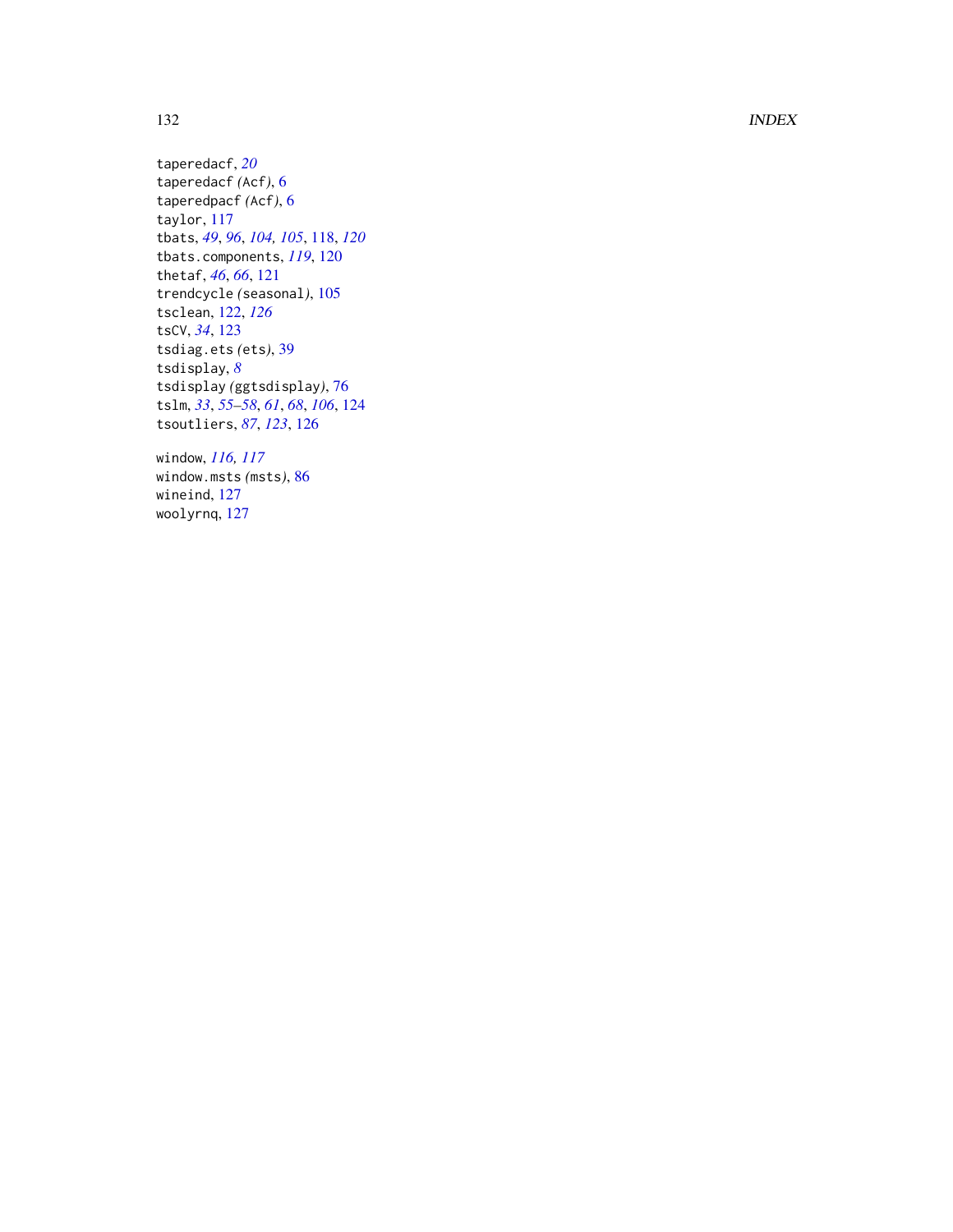taperedacf, *20*
taperedacf *(*Acf*)*, 6
taperedpacf *(*Acf*)*, 6
taylor, 117
tbats, *49*, *96*, *104*, *105*, 118, *120*
tbats.components, *119*, 120
thetaf, *46*, *66*, 121
trendcycle *(*seasonal*)*, 105
tsclean, 122, *126*
tsCV, *34*, 123
tsdiag.ets *(*ets*)*, 39
tsdisplay, *8*
tsdisplay *(*ggtsdisplay*)*, 76
tslm, *33*, *55–58*, *61*, *68*, *106*, 124
tsoutliers, *87*, *123*, 126

window, *116*, *117*
window.msts *(*msts*)*, 86
wineind, 127
woolyrnq, 127